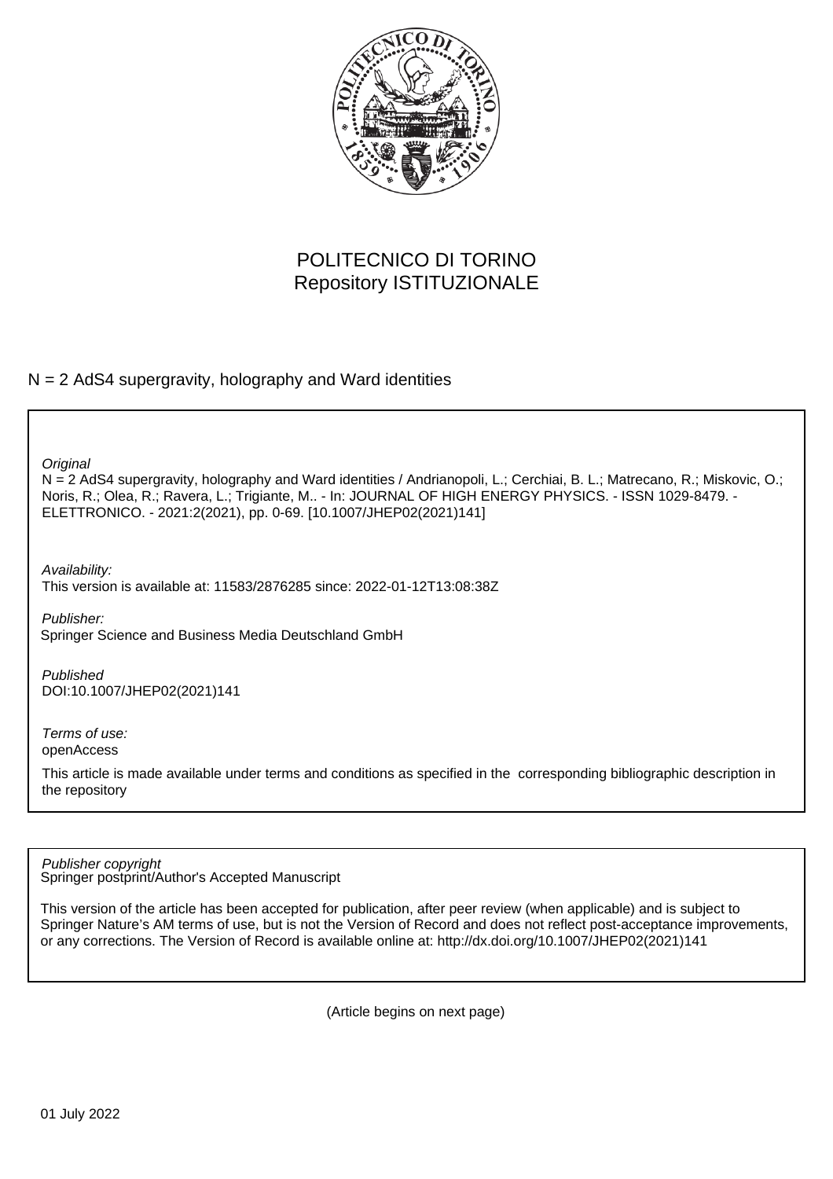POLITECNICO DI TORINO
Repository ISTITUZIONALE

N = 2 AdS4 supergravity, holography and Ward identities

*Original*

N = 2 AdS4 supergravity, holography and Ward identities / Andrianopoli, L.; Cerchiai, B. L.; Matrecano, R.; Miskovic, O.; Noris, R.; Olea, R.; Ravera, L.; Trigiante, M.. - In: JOURNAL OF HIGH ENERGY PHYSICS. - ISSN 1029-8479. - ELETTRONICO. - 2021:2(2021), pp. 0-69. [10.1007/JHEP02(2021)141]

*Availability:*

This version is available at: 11583/2876285 since: 2022-01-12T13:08:38Z

*Publisher:*

Springer Science and Business Media Deutschland GmbH

*Published*

DOI:10.1007/JHEP02(2021)141

*Terms of use:*

openAccess

This article is made available under terms and conditions as specified in the corresponding bibliographic description in the repository

*Publisher copyright*

Springer postprint/Author's Accepted Manuscript

This version of the article has been accepted for publication, after peer review (when applicable) and is subject to Springer Nature's AM terms of use, but is not the Version of Record and does not reflect post-acceptance improvements, or any corrections. The Version of Record is available online at: http://dx.doi.org/10.1007/JHEP02(2021)141

(Article begins on next page)

01 July 2022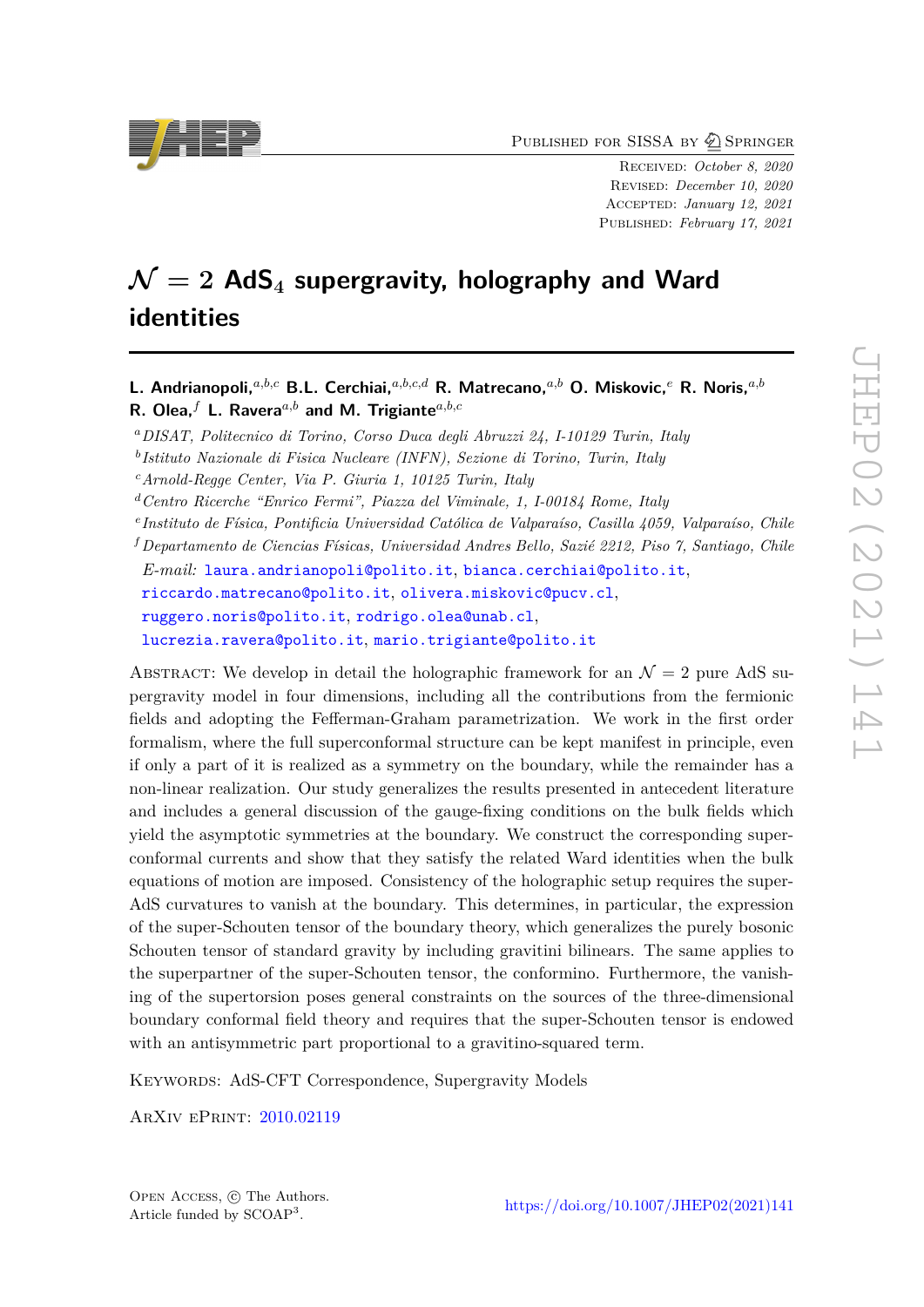# $\mathcal{N} = 2$ AdS$_4$ supergravity, holography and Ward identities

**L. Andrianopoli,**[a,b,c] **B.L. Cerchiai,**[a,b,c,d] **R. Matrecano,**[a,b] **O. Miskovic,**[e] **R. Noris,**[a,b] **R. Olea,**[f] **L. Ravera**[a,b] **and M. Trigiante**[a,b,c]

[a] *DISAT, Politecnico di Torino, Corso Duca degli Abruzzi 24, I-10129 Turin, Italy*

[b] *Istituto Nazionale di Fisica Nucleare (INFN), Sezione di Torino, Turin, Italy*

[c] *Arnold-Regge Center, Via P. Giuria 1, 10125 Turin, Italy*

[d] *Centro Ricerche "Enrico Fermi", Piazza del Viminale, 1, I-00184 Rome, Italy*

[e] *Instituto de Física, Pontificia Universidad Católica de Valparaíso, Casilla 4059, Valparaíso, Chile*

[f] *Departamento de Ciencias Físicas, Universidad Andres Bello, Sazié 2212, Piso 7, Santiago, Chile*

*E-mail:* laura.andrianopoli@polito.it, bianca.cerchiai@polito.it, riccardo.matrecano@polito.it, olivera.miskovic@pucv.cl, ruggero.noris@polito.it, rodrigo.olea@unab.cl, lucrezia.ravera@polito.it, mario.trigiante@polito.it

Abstract: We develop in detail the holographic framework for an $\mathcal{N} = 2$ pure AdS supergravity model in four dimensions, including all the contributions from the fermionic fields and adopting the Fefferman-Graham parametrization. We work in the first order formalism, where the full superconformal structure can be kept manifest in principle, even if only a part of it is realized as a symmetry on the boundary, while the remainder has a non-linear realization. Our study generalizes the results presented in antecedent literature and includes a general discussion of the gauge-fixing conditions on the bulk fields which yield the asymptotic symmetries at the boundary. We construct the corresponding superconformal currents and show that they satisfy the related Ward identities when the bulk equations of motion are imposed. Consistency of the holographic setup requires the super-AdS curvatures to vanish at the boundary. This determines, in particular, the expression of the super-Schouten tensor of the boundary theory, which generalizes the purely bosonic Schouten tensor of standard gravity by including gravitini bilinears. The same applies to the superpartner of the super-Schouten tensor, the conformino. Furthermore, the vanishing of the supertorsion poses general constraints on the sources of the three-dimensional boundary conformal field theory and requires that the super-Schouten tensor is endowed with an antisymmetric part proportional to a gravitino-squared term.

Keywords: AdS-CFT Correspondence, Supergravity Models

ArXiv ePrint: 2010.02119

Open Access, © The Authors.
Article funded by SCOAP[3].

https://doi.org/10.1007/JHEP02(2021)141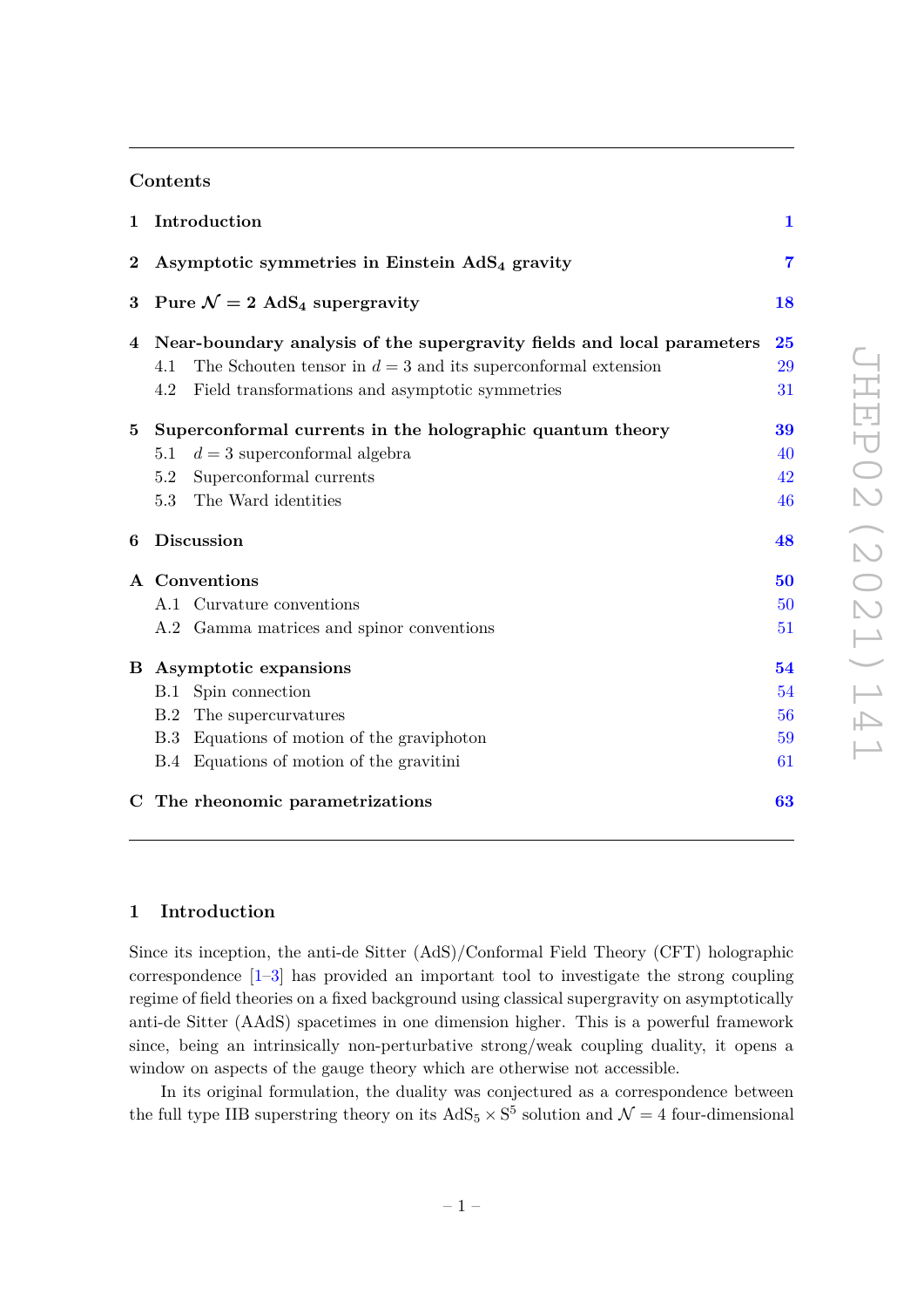## Contents

| | | |
|---|---|---|
| **1** | **Introduction** | **1** |
| **2** | **Asymptotic symmetries in Einstein $AdS_4$ gravity** | **7** |
| **3** | **Pure $\mathcal{N} = 2$ $AdS_4$ supergravity** | **18** |
| **4** | **Near-boundary analysis of the supergravity fields and local parameters** | **25** |
| | 4.1 The Schouten tensor in $d = 3$ and its superconformal extension | 29 |
| | 4.2 Field transformations and asymptotic symmetries | 31 |
| **5** | **Superconformal currents in the holographic quantum theory** | **39** |
| | 5.1 $d = 3$ superconformal algebra | 40 |
| | 5.2 Superconformal currents | 42 |
| | 5.3 The Ward identities | 46 |
| **6** | **Discussion** | **48** |
| **A** | **Conventions** | **50** |
| | A.1 Curvature conventions | 50 |
| | A.2 Gamma matrices and spinor conventions | 51 |
| **B** | **Asymptotic expansions** | **54** |
| | B.1 Spin connection | 54 |
| | B.2 The supercurvatures | 56 |
| | B.3 Equations of motion of the graviphoton | 59 |
| | B.4 Equations of motion of the gravitini | 61 |
| **C** | **The rheonomic parametrizations** | **63** |

# 1 Introduction

Since its inception, the anti-de Sitter (AdS)/Conformal Field Theory (CFT) holographic correspondence [1–3] has provided an important tool to investigate the strong coupling regime of field theories on a fixed background using classical supergravity on asymptotically anti-de Sitter (AAdS) spacetimes in one dimension higher. This is a powerful framework since, being an intrinsically non-perturbative strong/weak coupling duality, it opens a window on aspects of the gauge theory which are otherwise not accessible.

In its original formulation, the duality was conjectured as a correspondence between the full type IIB superstring theory on its $AdS_5 \times S^5$ solution and $\mathcal{N} = 4$ four-dimensional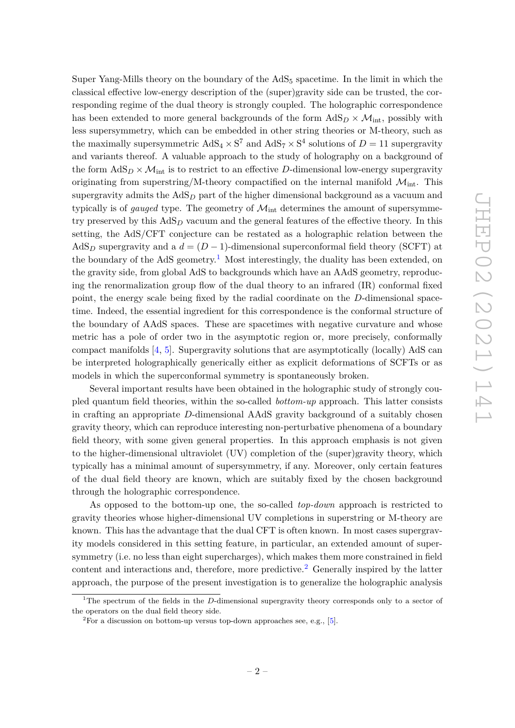Super Yang-Mills theory on the boundary of the $\mathrm{AdS}_5$ spacetime. In the limit in which the classical effective low-energy description of the (super)gravity side can be trusted, the corresponding regime of the dual theory is strongly coupled. The holographic correspondence has been extended to more general backgrounds of the form $\mathrm{AdS}_D \times \mathcal{M}_{\text{int}}$, possibly with less supersymmetry, which can be embedded in other string theories or M-theory, such as the maximally supersymmetric $\mathrm{AdS}_4 \times \mathrm{S}^7$ and $\mathrm{AdS}_7 \times \mathrm{S}^4$ solutions of $D = 11$ supergravity and variants thereof. A valuable approach to the study of holography on a background of the form $\mathrm{AdS}_D \times \mathcal{M}_{\text{int}}$ is to restrict to an effective $D$-dimensional low-energy supergravity originating from superstring/M-theory compactified on the internal manifold $\mathcal{M}_{\text{int}}$. This supergravity admits the $\mathrm{AdS}_D$ part of the higher dimensional background as a vacuum and typically is of *gauged* type. The geometry of $\mathcal{M}_{\text{int}}$ determines the amount of supersymmetry preserved by this $\mathrm{AdS}_D$ vacuum and the general features of the effective theory. In this setting, the AdS/CFT conjecture can be restated as a holographic relation between the $\mathrm{AdS}_D$ supergravity and a $d = (D-1)$-dimensional superconformal field theory (SCFT) at the boundary of the AdS geometry.[1] Most interestingly, the duality has been extended, on the gravity side, from global AdS to backgrounds which have an AAdS geometry, reproducing the renormalization group flow of the dual theory to an infrared (IR) conformal fixed point, the energy scale being fixed by the radial coordinate on the $D$-dimensional spacetime. Indeed, the essential ingredient for this correspondence is the conformal structure of the boundary of AAdS spaces. These are spacetimes with negative curvature and whose metric has a pole of order two in the asymptotic region or, more precisely, conformally compact manifolds [4, 5]. Supergravity solutions that are asymptotically (locally) AdS can be interpreted holographically generically either as explicit deformations of SCFTs or as models in which the superconformal symmetry is spontaneously broken.

Several important results have been obtained in the holographic study of strongly coupled quantum field theories, within the so-called *bottom-up* approach. This latter consists in crafting an appropriate $D$-dimensional AAdS gravity background of a suitably chosen gravity theory, which can reproduce interesting non-perturbative phenomena of a boundary field theory, with some given general properties. In this approach emphasis is not given to the higher-dimensional ultraviolet (UV) completion of the (super)gravity theory, which typically has a minimal amount of supersymmetry, if any. Moreover, only certain features of the dual field theory are known, which are suitably fixed by the chosen background through the holographic correspondence.

As opposed to the bottom-up one, the so-called *top-down* approach is restricted to gravity theories whose higher-dimensional UV completions in superstring or M-theory are known. This has the advantage that the dual CFT is often known. In most cases supergravity models considered in this setting feature, in particular, an extended amount of supersymmetry (i.e. no less than eight supercharges), which makes them more constrained in field content and interactions and, therefore, more predictive.[2] Generally inspired by the latter approach, the purpose of the present investigation is to generalize the holographic analysis

[1] The spectrum of the fields in the $D$-dimensional supergravity theory corresponds only to a sector of the operators on the dual field theory side.

[2] For a discussion on bottom-up versus top-down approaches see, e.g., [5].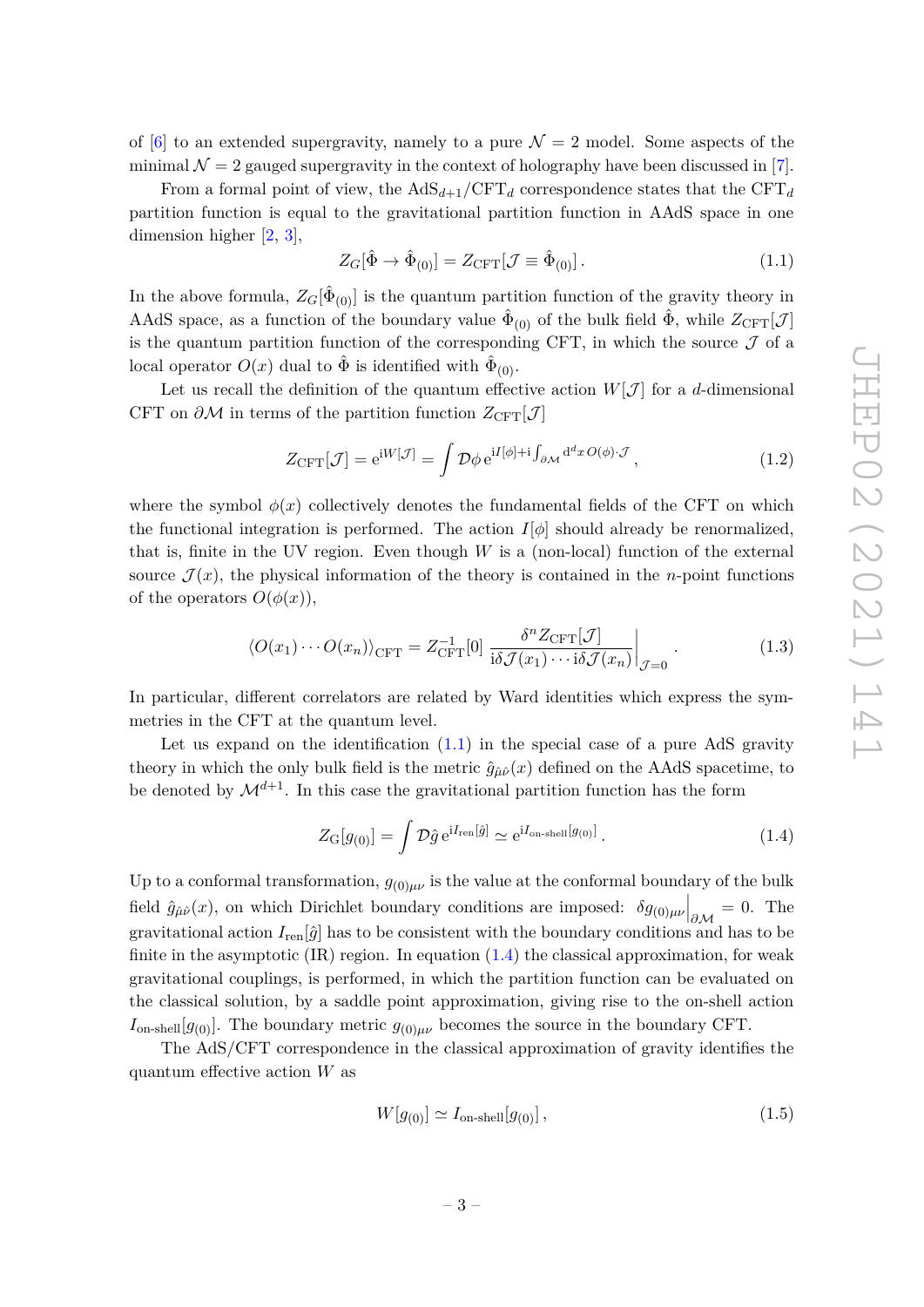of [6] to an extended supergravity, namely to a pure $\mathcal{N}=2$ model. Some aspects of the minimal $\mathcal{N}=2$ gauged supergravity in the context of holography have been discussed in [7].

From a formal point of view, the $\mathrm{AdS}_{d+1}/\mathrm{CFT}_d$ correspondence states that the $\mathrm{CFT}_d$ partition function is equal to the gravitational partition function in AAdS space in one dimension higher [2, 3],

$$Z_G[\hat{\Phi} \to \hat{\Phi}_{(0)}] = Z_{\mathrm{CFT}}[\mathcal{J} \equiv \hat{\Phi}_{(0)}]\,. \tag{1.1}$$

In the above formula, $Z_G[\hat{\Phi}_{(0)}]$ is the quantum partition function of the gravity theory in AAdS space, as a function of the boundary value $\hat{\Phi}_{(0)}$ of the bulk field $\hat{\Phi}$, while $Z_{\mathrm{CFT}}[\mathcal{J}]$ is the quantum partition function of the corresponding CFT, in which the source $\mathcal{J}$ of a local operator $O(x)$ dual to $\hat{\Phi}$ is identified with $\hat{\Phi}_{(0)}$.

Let us recall the definition of the quantum effective action $W[\mathcal{J}]$ for a $d$-dimensional CFT on $\partial\mathcal{M}$ in terms of the partition function $Z_{\mathrm{CFT}}[\mathcal{J}]$

$$Z_{\mathrm{CFT}}[\mathcal{J}] = \mathrm{e}^{\mathrm{i}W[\mathcal{J}]} = \int \mathcal{D}\phi\, \mathrm{e}^{\mathrm{i}I[\phi] + \mathrm{i}\int_{\partial\mathcal{M}} \mathrm{d}^d x\, O(\phi)\cdot\mathcal{J}}\,, \tag{1.2}$$

where the symbol $\phi(x)$ collectively denotes the fundamental fields of the CFT on which the functional integration is performed. The action $I[\phi]$ should already be renormalized, that is, finite in the UV region. Even though $W$ is a (non-local) function of the external source $\mathcal{J}(x)$, the physical information of the theory is contained in the $n$-point functions of the operators $O(\phi(x))$,

$$\langle O(x_1)\cdots O(x_n)\rangle_{\mathrm{CFT}} = Z^{-1}_{\mathrm{CFT}}[0]\, \frac{\delta^n Z_{\mathrm{CFT}}[\mathcal{J}]}{\mathrm{i}\delta\mathcal{J}(x_1)\cdots \mathrm{i}\delta\mathcal{J}(x_n)}\bigg|_{\mathcal{J}=0}\,. \tag{1.3}$$

In particular, different correlators are related by Ward identities which express the symmetries in the CFT at the quantum level.

Let us expand on the identification (1.1) in the special case of a pure AdS gravity theory in which the only bulk field is the metric $\hat{g}_{\hat{\mu}\hat{\nu}}(x)$ defined on the AAdS spacetime, to be denoted by $\mathcal{M}^{d+1}$. In this case the gravitational partition function has the form

$$Z_{\mathrm{G}}[g_{(0)}] = \int \mathcal{D}\hat{g}\, \mathrm{e}^{\mathrm{i}I_{\mathrm{ren}}[\hat{g}]} \simeq \mathrm{e}^{\mathrm{i}I_{\text{on-shell}}[g_{(0)}]}\,. \tag{1.4}$$

Up to a conformal transformation, $g_{(0)\mu\nu}$ is the value at the conformal boundary of the bulk field $\hat{g}_{\hat{\mu}\hat{\nu}}(x)$, on which Dirichlet boundary conditions are imposed: $\delta g_{(0)\mu\nu}\Big|_{\partial\mathcal{M}} = 0$. The gravitational action $I_{\mathrm{ren}}[\hat{g}]$ has to be consistent with the boundary conditions and has to be finite in the asymptotic (IR) region. In equation (1.4) the classical approximation, for weak gravitational couplings, is performed, in which the partition function can be evaluated on the classical solution, by a saddle point approximation, giving rise to the on-shell action $I_{\text{on-shell}}[g_{(0)}]$. The boundary metric $g_{(0)\mu\nu}$ becomes the source in the boundary CFT.

The AdS/CFT correspondence in the classical approximation of gravity identifies the quantum effective action $W$ as

$$W[g_{(0)}] \simeq I_{\text{on-shell}}[g_{(0)}]\,, \tag{1.5}$$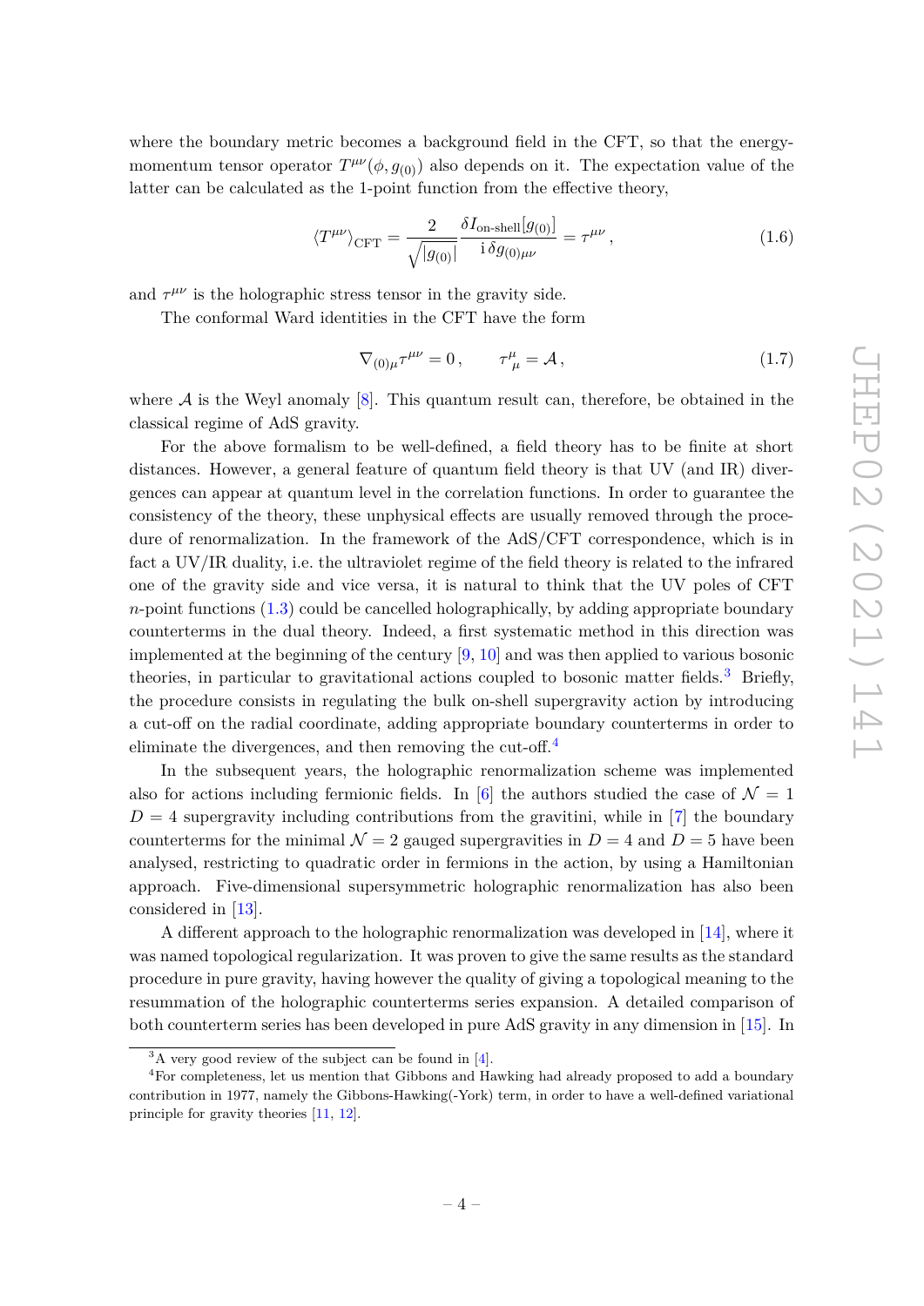where the boundary metric becomes a background field in the CFT, so that the energy-momentum tensor operator $T^{\mu\nu}(\phi, g_{(0)})$ also depends on it. The expectation value of the latter can be calculated as the 1-point function from the effective theory,

$$\langle T^{\mu\nu} \rangle_{\rm CFT} = \frac{2}{\sqrt{|g_{(0)}|}} \frac{\delta I_{\text{on-shell}}[g_{(0)}]}{\mathrm{i}\, \delta g_{(0)\mu\nu}} = \tau^{\mu\nu} \,, \tag{1.6}$$

and $\tau^{\mu\nu}$ is the holographic stress tensor in the gravity side.

The conformal Ward identities in the CFT have the form

$$\nabla_{(0)\mu} \tau^{\mu\nu} = 0 \,, \qquad \tau^{\mu}_{\ \mu} = \mathcal{A} \,, \tag{1.7}$$

where $\mathcal{A}$ is the Weyl anomaly [8]. This quantum result can, therefore, be obtained in the classical regime of AdS gravity.

For the above formalism to be well-defined, a field theory has to be finite at short distances. However, a general feature of quantum field theory is that UV (and IR) divergences can appear at quantum level in the correlation functions. In order to guarantee the consistency of the theory, these unphysical effects are usually removed through the procedure of renormalization. In the framework of the AdS/CFT correspondence, which is in fact a UV/IR duality, i.e. the ultraviolet regime of the field theory is related to the infrared one of the gravity side and vice versa, it is natural to think that the UV poles of CFT $n$-point functions (1.3) could be cancelled holographically, by adding appropriate boundary counterterms in the dual theory. Indeed, a first systematic method in this direction was implemented at the beginning of the century [9, 10] and was then applied to various bosonic theories, in particular to gravitational actions coupled to bosonic matter fields.[3] Briefly, the procedure consists in regulating the bulk on-shell supergravity action by introducing a cut-off on the radial coordinate, adding appropriate boundary counterterms in order to eliminate the divergences, and then removing the cut-off.[4]

In the subsequent years, the holographic renormalization scheme was implemented also for actions including fermionic fields. In [6] the authors studied the case of $\mathcal{N} = 1$ $D = 4$ supergravity including contributions from the gravitini, while in [7] the boundary counterterms for the minimal $\mathcal{N} = 2$ gauged supergravities in $D = 4$ and $D = 5$ have been analysed, restricting to quadratic order in fermions in the action, by using a Hamiltonian approach. Five-dimensional supersymmetric holographic renormalization has also been considered in [13].

A different approach to the holographic renormalization was developed in [14], where it was named topological regularization. It was proven to give the same results as the standard procedure in pure gravity, having however the quality of giving a topological meaning to the resummation of the holographic counterterms series expansion. A detailed comparison of both counterterm series has been developed in pure AdS gravity in any dimension in [15]. In

[3] A very good review of the subject can be found in [4].

[4] For completeness, let us mention that Gibbons and Hawking had already proposed to add a boundary contribution in 1977, namely the Gibbons-Hawking(-York) term, in order to have a well-defined variational principle for gravity theories [11, 12].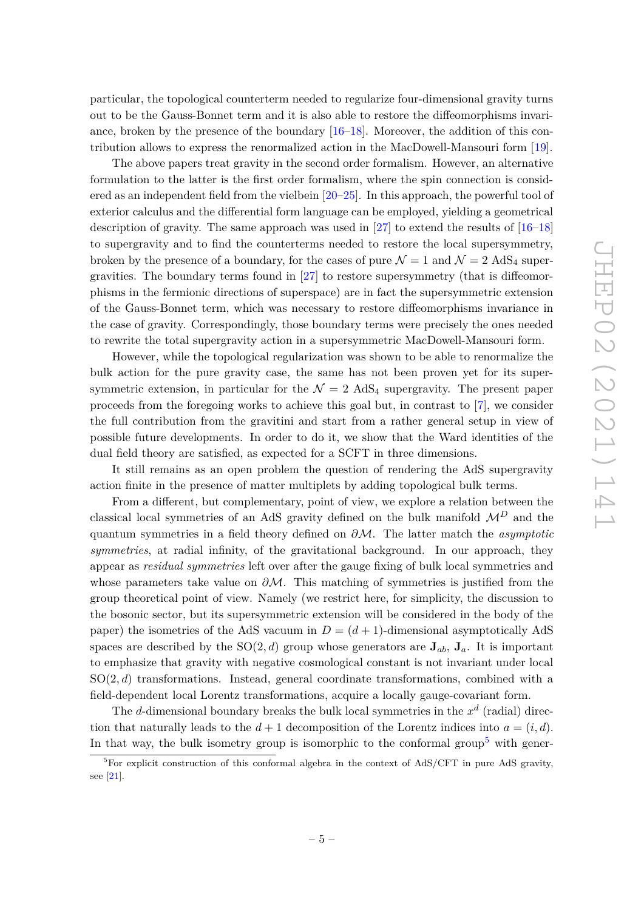particular, the topological counterterm needed to regularize four-dimensional gravity turns out to be the Gauss-Bonnet term and it is also able to restore the diffeomorphisms invariance, broken by the presence of the boundary [16–18]. Moreover, the addition of this contribution allows to express the renormalized action in the MacDowell-Mansouri form [19].

The above papers treat gravity in the second order formalism. However, an alternative formulation to the latter is the first order formalism, where the spin connection is considered as an independent field from the vielbein [20–25]. In this approach, the powerful tool of exterior calculus and the differential form language can be employed, yielding a geometrical description of gravity. The same approach was used in [27] to extend the results of [16–18] to supergravity and to find the counterterms needed to restore the local supersymmetry, broken by the presence of a boundary, for the cases of pure $\mathcal{N}=1$ and $\mathcal{N}=2$ $\mathrm{AdS}_4$ supergravities. The boundary terms found in [27] to restore supersymmetry (that is diffeomorphisms in the fermionic directions of superspace) are in fact the supersymmetric extension of the Gauss-Bonnet term, which was necessary to restore diffeomorphisms invariance in the case of gravity. Correspondingly, those boundary terms were precisely the ones needed to rewrite the total supergravity action in a supersymmetric MacDowell-Mansouri form.

However, while the topological regularization was shown to be able to renormalize the bulk action for the pure gravity case, the same has not been proven yet for its supersymmetric extension, in particular for the $\mathcal{N}=2$ $\mathrm{AdS}_4$ supergravity. The present paper proceeds from the foregoing works to achieve this goal but, in contrast to [7], we consider the full contribution from the gravitini and start from a rather general setup in view of possible future developments. In order to do it, we show that the Ward identities of the dual field theory are satisfied, as expected for a SCFT in three dimensions.

It still remains as an open problem the question of rendering the AdS supergravity action finite in the presence of matter multiplets by adding topological bulk terms.

From a different, but complementary, point of view, we explore a relation between the classical local symmetries of an AdS gravity defined on the bulk manifold $\mathcal{M}^D$ and the quantum symmetries in a field theory defined on $\partial\mathcal{M}$. The latter match the *asymptotic symmetries*, at radial infinity, of the gravitational background. In our approach, they appear as *residual symmetries* left over after the gauge fixing of bulk local symmetries and whose parameters take value on $\partial\mathcal{M}$. This matching of symmetries is justified from the group theoretical point of view. Namely (we restrict here, for simplicity, the discussion to the bosonic sector, but its supersymmetric extension will be considered in the body of the paper) the isometries of the AdS vacuum in $D=(d+1)$-dimensional asymptotically AdS spaces are described by the $\mathrm{SO}(2,d)$ group whose generators are $\mathbf{J}_{ab}$, $\mathbf{J}_a$. It is important to emphasize that gravity with negative cosmological constant is not invariant under local $\mathrm{SO}(2,d)$ transformations. Instead, general coordinate transformations, combined with a field-dependent local Lorentz transformations, acquire a locally gauge-covariant form.

The $d$-dimensional boundary breaks the bulk local symmetries in the $x^d$ (radial) direction that naturally leads to the $d+1$ decomposition of the Lorentz indices into $a=(i,d)$. In that way, the bulk isometry group is isomorphic to the conformal group[5] with gener-

[5]For explicit construction of this conformal algebra in the context of AdS/CFT in pure AdS gravity, see [21].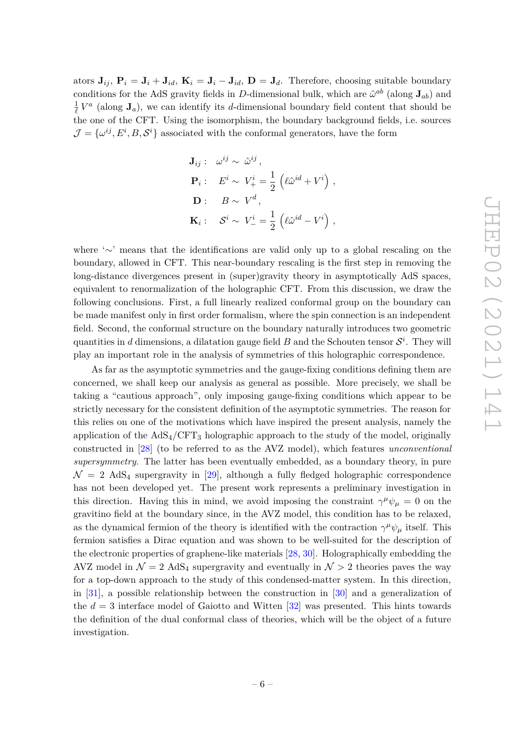ators $\mathbf{J}_{ij}$, $\mathbf{P}_i = \mathbf{J}_i + \mathbf{J}_{id}$, $\mathbf{K}_i = \mathbf{J}_i - \mathbf{J}_{id}$, $\mathbf{D} = \mathbf{J}_d$. Therefore, choosing suitable boundary conditions for the AdS gravity fields in $D$-dimensional bulk, which are $\hat{\omega}^{ab}$ (along $\mathbf{J}_{ab}$) and $\frac{1}{\ell} V^a$ (along $\mathbf{J}_a$), we can identify its $d$-dimensional boundary field content that should be the one of the CFT. Using the isomorphism, the boundary background fields, i.e. sources $\mathcal{J} = \{\omega^{ij}, E^i, B, \mathcal{S}^i\}$ associated with the conformal generators, have the form

$$
\begin{aligned}
\mathbf{J}_{ij}: &\quad \omega^{ij} \sim \hat{\omega}^{ij}\,, \\
\mathbf{P}_i: &\quad E^i \sim V_+^i = \frac{1}{2}\left(\ell\hat{\omega}^{id} + V^i\right)\,, \\
\mathbf{D}: &\quad B \sim V^d\,, \\
\mathbf{K}_i: &\quad \mathcal{S}^i \sim V_-^i = \frac{1}{2}\left(\ell\hat{\omega}^{id} - V^i\right)\,,
\end{aligned}
$$

where '$\sim$' means that the identifications are valid only up to a global rescaling on the boundary, allowed in CFT. This near-boundary rescaling is the first step in removing the long-distance divergences present in (super)gravity theory in asymptotically AdS spaces, equivalent to renormalization of the holographic CFT. From this discussion, we draw the following conclusions. First, a full linearly realized conformal group on the boundary can be made manifest only in first order formalism, where the spin connection is an independent field. Second, the conformal structure on the boundary naturally introduces two geometric quantities in $d$ dimensions, a dilatation gauge field $B$ and the Schouten tensor $\mathcal{S}^i$. They will play an important role in the analysis of symmetries of this holographic correspondence.

As far as the asymptotic symmetries and the gauge-fixing conditions defining them are concerned, we shall keep our analysis as general as possible. More precisely, we shall be taking a "cautious approach", only imposing gauge-fixing conditions which appear to be strictly necessary for the consistent definition of the asymptotic symmetries. The reason for this relies on one of the motivations which have inspired the present analysis, namely the application of the AdS$_4$/CFT$_3$ holographic approach to the study of the model, originally constructed in [28] (to be referred to as the AVZ model), which features *unconventional supersymmetry*. The latter has been eventually embedded, as a boundary theory, in pure $\mathcal{N} = 2$ AdS$_4$ supergravity in [29], although a fully fledged holographic correspondence has not been developed yet. The present work represents a preliminary investigation in this direction. Having this in mind, we avoid imposing the constraint $\gamma^\mu\psi_\mu = 0$ on the gravitino field at the boundary since, in the AVZ model, this condition has to be relaxed, as the dynamical fermion of the theory is identified with the contraction $\gamma^\mu\psi_\mu$ itself. This fermion satisfies a Dirac equation and was shown to be well-suited for the description of the electronic properties of graphene-like materials [28, 30]. Holographically embedding the AVZ model in $\mathcal{N} = 2$ AdS$_4$ supergravity and eventually in $\mathcal{N} > 2$ theories paves the way for a top-down approach to the study of this condensed-matter system. In this direction, in [31], a possible relationship between the construction in [30] and a generalization of the $d = 3$ interface model of Gaiotto and Witten [32] was presented. This hints towards the definition of the dual conformal class of theories, which will be the object of a future investigation.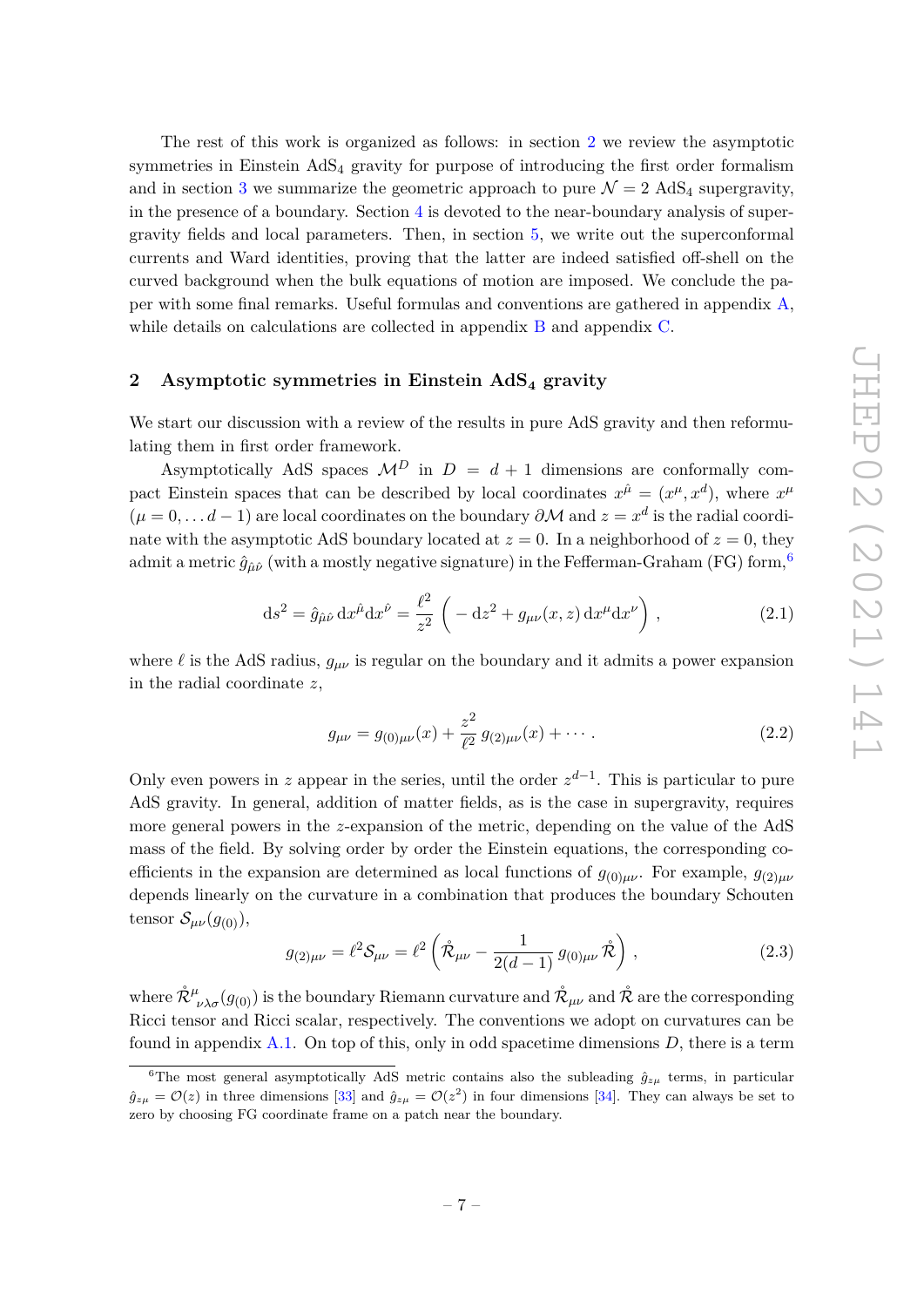The rest of this work is organized as follows: in section 2 we review the asymptotic symmetries in Einstein AdS$_4$ gravity for purpose of introducing the first order formalism and in section 3 we summarize the geometric approach to pure $\mathcal{N}=2$ AdS$_4$ supergravity, in the presence of a boundary. Section 4 is devoted to the near-boundary analysis of supergravity fields and local parameters. Then, in section 5, we write out the superconformal currents and Ward identities, proving that the latter are indeed satisfied off-shell on the curved background when the bulk equations of motion are imposed. We conclude the paper with some final remarks. Useful formulas and conventions are gathered in appendix A, while details on calculations are collected in appendix B and appendix C.

## 2 Asymptotic symmetries in Einstein AdS$_4$ gravity

We start our discussion with a review of the results in pure AdS gravity and then reformulating them in first order framework.

Asymptotically AdS spaces $\mathcal{M}^D$ in $D = d+1$ dimensions are conformally compact Einstein spaces that can be described by local coordinates $x^{\hat{\mu}} = (x^\mu, x^d)$, where $x^\mu$ ($\mu = 0, \dots d-1$) are local coordinates on the boundary $\partial\mathcal{M}$ and $z = x^d$ is the radial coordinate with the asymptotic AdS boundary located at $z=0$. In a neighborhood of $z=0$, they admit a metric $\hat{g}_{\hat{\mu}\hat{\nu}}$ (with a mostly negative signature) in the Fefferman-Graham (FG) form,[6]

$$\mathrm{d}s^2 = \hat{g}_{\hat{\mu}\hat{\nu}}\,\mathrm{d}x^{\hat{\mu}}\mathrm{d}x^{\hat{\nu}} = \frac{\ell^2}{z^2}\left(-\,\mathrm{d}z^2 + g_{\mu\nu}(x,z)\,\mathrm{d}x^\mu \mathrm{d}x^\nu\right)\,, \tag{2.1}$$

where $\ell$ is the AdS radius, $g_{\mu\nu}$ is regular on the boundary and it admits a power expansion in the radial coordinate $z$,

$$g_{\mu\nu} = g_{(0)\mu\nu}(x) + \frac{z^2}{\ell^2}\,g_{(2)\mu\nu}(x) + \cdots\,. \tag{2.2}$$

Only even powers in $z$ appear in the series, until the order $z^{d-1}$. This is particular to pure AdS gravity. In general, addition of matter fields, as is the case in supergravity, requires more general powers in the $z$-expansion of the metric, depending on the value of the AdS mass of the field. By solving order by order the Einstein equations, the corresponding coefficients in the expansion are determined as local functions of $g_{(0)\mu\nu}$. For example, $g_{(2)\mu\nu}$ depends linearly on the curvature in a combination that produces the boundary Schouten tensor $\mathcal{S}_{\mu\nu}(g_{(0)})$,

$$g_{(2)\mu\nu} = \ell^2\mathcal{S}_{\mu\nu} = \ell^2\left(\mathring{\mathcal{R}}_{\mu\nu} - \frac{1}{2(d-1)}\,g_{(0)\mu\nu}\,\mathring{\mathcal{R}}\right)\,, \tag{2.3}$$

where $\mathring{\mathcal{R}}^\mu{}_{\nu\lambda\sigma}(g_{(0)})$ is the boundary Riemann curvature and $\mathring{\mathcal{R}}_{\mu\nu}$ and $\mathring{\mathcal{R}}$ are the corresponding Ricci tensor and Ricci scalar, respectively. The conventions we adopt on curvatures can be found in appendix A.1. On top of this, only in odd spacetime dimensions $D$, there is a term

[6] The most general asymptotically AdS metric contains also the subleading $\hat{g}_{z\mu}$ terms, in particular $\hat{g}_{z\mu} = \mathcal{O}(z)$ in three dimensions [33] and $\hat{g}_{z\mu} = \mathcal{O}(z^2)$ in four dimensions [34]. They can always be set to zero by choosing FG coordinate frame on a patch near the boundary.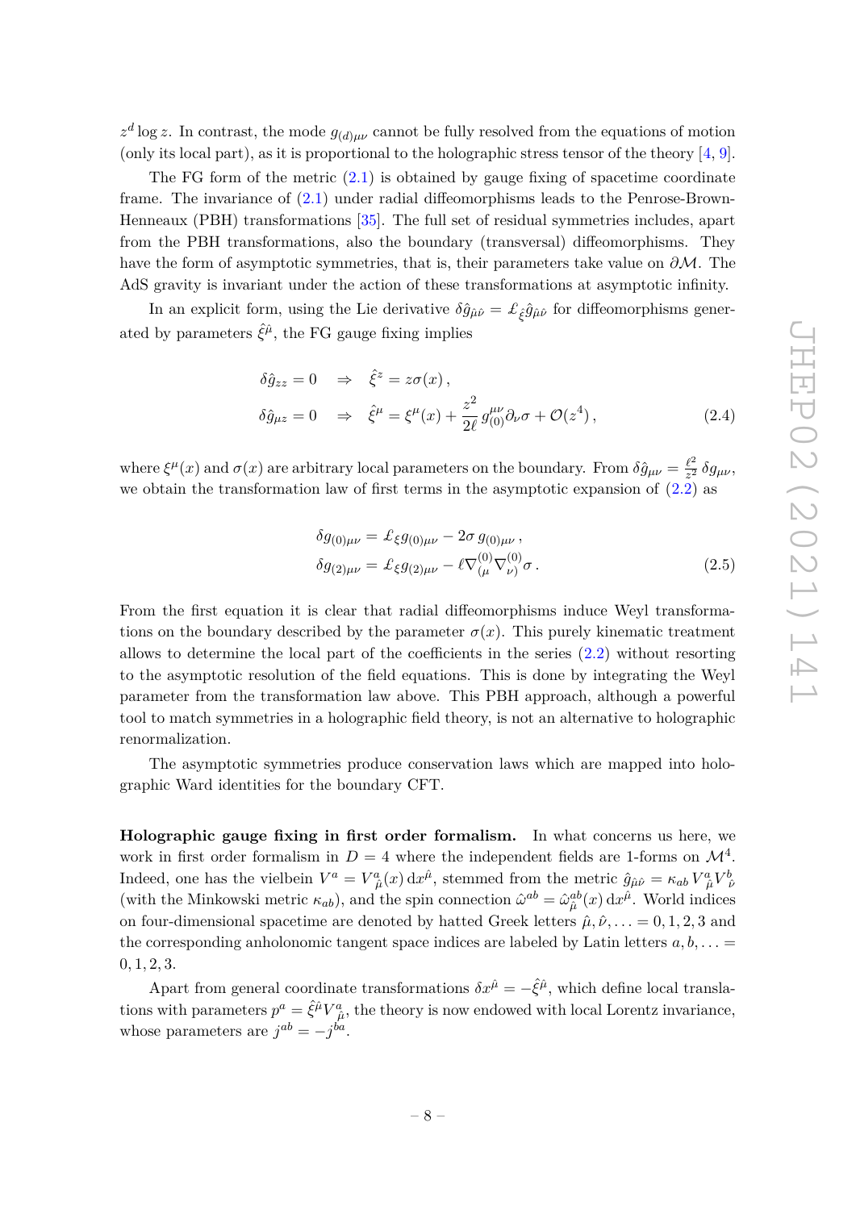$z^d \log z$. In contrast, the mode $g_{(d)\mu\nu}$ cannot be fully resolved from the equations of motion (only its local part), as it is proportional to the holographic stress tensor of the theory [4, 9].

The FG form of the metric (2.1) is obtained by gauge fixing of spacetime coordinate frame. The invariance of (2.1) under radial diffeomorphisms leads to the Penrose-Brown-Henneaux (PBH) transformations [35]. The full set of residual symmetries includes, apart from the PBH transformations, also the boundary (transversal) diffeomorphisms. They have the form of asymptotic symmetries, that is, their parameters take value on $\partial\mathcal{M}$. The AdS gravity is invariant under the action of these transformations at asymptotic infinity.

In an explicit form, using the Lie derivative $\delta\hat{g}_{\hat{\mu}\hat{\nu}} = \pounds_{\hat{\xi}}\hat{g}_{\hat{\mu}\hat{\nu}}$ for diffeomorphisms generated by parameters $\hat{\xi}^{\hat{\mu}}$, the FG gauge fixing implies

$$
\begin{aligned}
\delta\hat{g}_{zz} = 0 \quad &\Rightarrow \quad \hat{\xi}^z = z\sigma(x)\,, \\
\delta\hat{g}_{\mu z} = 0 \quad &\Rightarrow \quad \hat{\xi}^\mu = \xi^\mu(x) + \frac{z^2}{2\ell}\, g_{(0)}^{\mu\nu}\partial_\nu\sigma + \mathcal{O}(z^4)\,,
\end{aligned} \tag{2.4}
$$

where $\xi^\mu(x)$ and $\sigma(x)$ are arbitrary local parameters on the boundary. From $\delta\hat{g}_{\mu\nu} = \frac{\ell^2}{z^2}\,\delta g_{\mu\nu}$, we obtain the transformation law of first terms in the asymptotic expansion of (2.2) as

$$
\begin{aligned}
\delta g_{(0)\mu\nu} &= \pounds_\xi g_{(0)\mu\nu} - 2\sigma\, g_{(0)\mu\nu}\,, \\
\delta g_{(2)\mu\nu} &= \pounds_\xi g_{(2)\mu\nu} - \ell\nabla^{(0)}_{(\mu}\nabla^{(0)}_{\nu)}\sigma\,.
\end{aligned} \tag{2.5}
$$

From the first equation it is clear that radial diffeomorphisms induce Weyl transformations on the boundary described by the parameter $\sigma(x)$. This purely kinematic treatment allows to determine the local part of the coefficients in the series (2.2) without resorting to the asymptotic resolution of the field equations. This is done by integrating the Weyl parameter from the transformation law above. This PBH approach, although a powerful tool to match symmetries in a holographic field theory, is not an alternative to holographic renormalization.

The asymptotic symmetries produce conservation laws which are mapped into holographic Ward identities for the boundary CFT.

**Holographic gauge fixing in first order formalism.** In what concerns us here, we work in first order formalism in $D = 4$ where the independent fields are 1-forms on $\mathcal{M}^4$. Indeed, one has the vielbein $V^a = V^a_{\hat{\mu}}(x)\,\mathrm{d}x^{\hat{\mu}}$, stemmed from the metric $\hat{g}_{\hat{\mu}\hat{\nu}} = \kappa_{ab}\,V^a_{\hat{\mu}}V^b_{\hat{\nu}}$ (with the Minkowski metric $\kappa_{ab}$), and the spin connection $\hat{\omega}^{ab} = \hat{\omega}^{ab}_{\hat{\mu}}(x)\,\mathrm{d}x^{\hat{\mu}}$. World indices on four-dimensional spacetime are denoted by hatted Greek letters $\hat{\mu}, \hat{\nu}, \ldots = 0, 1, 2, 3$ and the corresponding anholonomic tangent space indices are labeled by Latin letters $a, b, \ldots = 0, 1, 2, 3$.

Apart from general coordinate transformations $\delta x^{\hat{\mu}} = -\hat{\xi}^{\hat{\mu}}$, which define local translations with parameters $p^a = \hat{\xi}^{\hat{\mu}}V^a_{\hat{\mu}}$, the theory is now endowed with local Lorentz invariance, whose parameters are $j^{ab} = -j^{ba}$.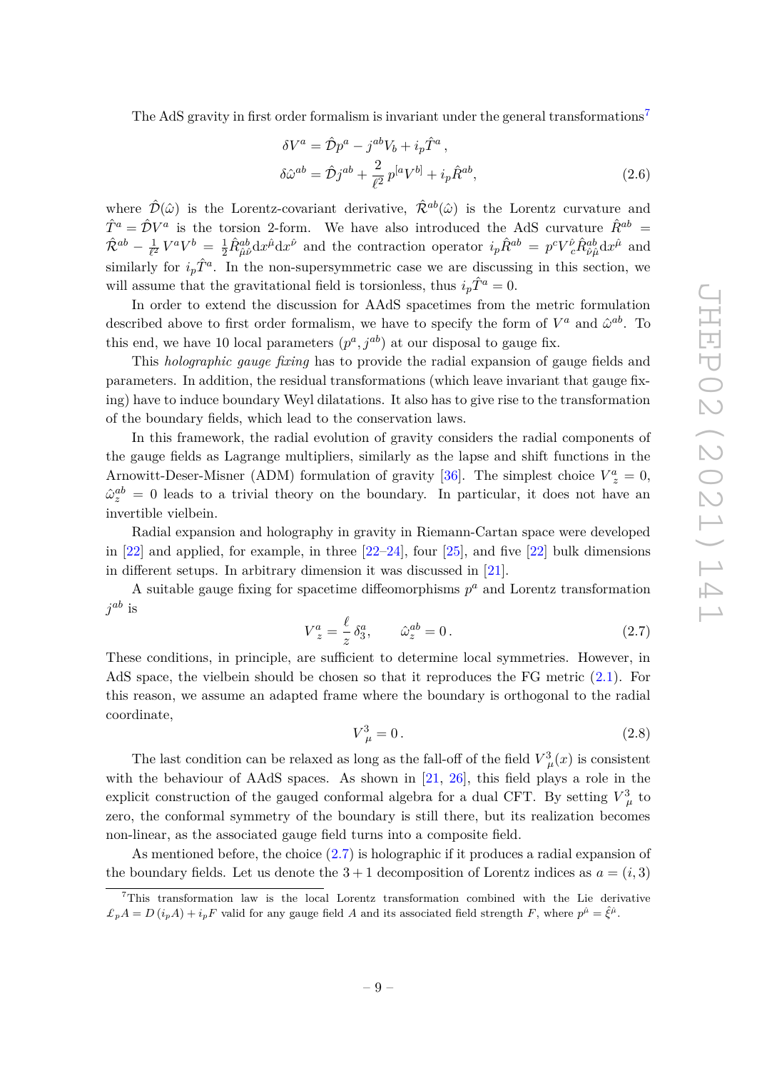The AdS gravity in first order formalism is invariant under the general transformations[7]

$$
\begin{aligned}
\delta V^a &= \hat{\mathcal{D}} p^a - j^{ab} V_b + i_p \hat{T}^a \,, \\
\delta \hat{\omega}^{ab} &= \hat{\mathcal{D}} j^{ab} + \frac{2}{\ell^2}\, p^{[a} V^{b]} + i_p \hat{R}^{ab},
\end{aligned}
\tag{2.6}
$$

where $\hat{\mathcal{D}}(\hat{\omega})$ is the Lorentz-covariant derivative, $\hat{\mathcal{R}}^{ab}(\hat{\omega})$ is the Lorentz curvature and $\hat{T}^a = \hat{\mathcal{D}} V^a$ is the torsion 2-form. We have also introduced the AdS curvature $\hat{R}^{ab} = \hat{\mathcal{R}}^{ab} - \frac{1}{\ell^2} V^a V^b = \frac{1}{2} \hat{R}^{ab}_{\hat{\mu}\hat{\nu}} \mathrm{d}x^{\hat{\mu}} \mathrm{d}x^{\hat{\nu}}$ and the contraction operator $i_p \hat{R}^{ab} = p^c V^{\hat{\nu}}_c \hat{R}^{ab}_{\hat{\nu}\hat{\mu}} \mathrm{d}x^{\hat{\mu}}$ and similarly for $i_p \hat{T}^a$. In the non-supersymmetric case we are discussing in this section, we will assume that the gravitational field is torsionless, thus $i_p \hat{T}^a = 0$.

In order to extend the discussion for AAdS spacetimes from the metric formulation described above to first order formalism, we have to specify the form of $V^a$ and $\hat{\omega}^{ab}$. To this end, we have 10 local parameters $(p^a, j^{ab})$ at our disposal to gauge fix.

This *holographic gauge fixing* has to provide the radial expansion of gauge fields and parameters. In addition, the residual transformations (which leave invariant that gauge fixing) have to induce boundary Weyl dilatations. It also has to give rise to the transformation of the boundary fields, which lead to the conservation laws.

In this framework, the radial evolution of gravity considers the radial components of the gauge fields as Lagrange multipliers, similarly as the lapse and shift functions in the Arnowitt-Deser-Misner (ADM) formulation of gravity [36]. The simplest choice $V^a_z = 0$, $\hat{\omega}^{ab}_z = 0$ leads to a trivial theory on the boundary. In particular, it does not have an invertible vielbein.

Radial expansion and holography in gravity in Riemann-Cartan space were developed in [22] and applied, for example, in three [22–24], four [25], and five [22] bulk dimensions in different setups. In arbitrary dimension it was discussed in [21].

A suitable gauge fixing for spacetime diffeomorphisms $p^a$ and Lorentz transformation $j^{ab}$ is

$$
V^a_z = \frac{\ell}{z}\, \delta^a_3, \qquad \hat{\omega}^{ab}_z = 0\,. \tag{2.7}
$$

These conditions, in principle, are sufficient to determine local symmetries. However, in AdS space, the vielbein should be chosen so that it reproduces the FG metric (2.1). For this reason, we assume an adapted frame where the boundary is orthogonal to the radial coordinate,

$$
V^3_\mu = 0\,. \tag{2.8}
$$

The last condition can be relaxed as long as the fall-off of the field $V^3_\mu(x)$ is consistent with the behaviour of AAdS spaces. As shown in [21, 26], this field plays a role in the explicit construction of the gauged conformal algebra for a dual CFT. By setting $V^3_\mu$ to zero, the conformal symmetry of the boundary is still there, but its realization becomes non-linear, as the associated gauge field turns into a composite field.

As mentioned before, the choice (2.7) is holographic if it produces a radial expansion of the boundary fields. Let us denote the $3+1$ decomposition of Lorentz indices as $a = (i, 3)$

[7] This transformation law is the local Lorentz transformation combined with the Lie derivative $\pounds_p A = D\,(i_p A) + i_p F$ valid for any gauge field $A$ and its associated field strength $F$, where $p^{\hat{\mu}} = \hat{\xi}^{\hat{\mu}}$.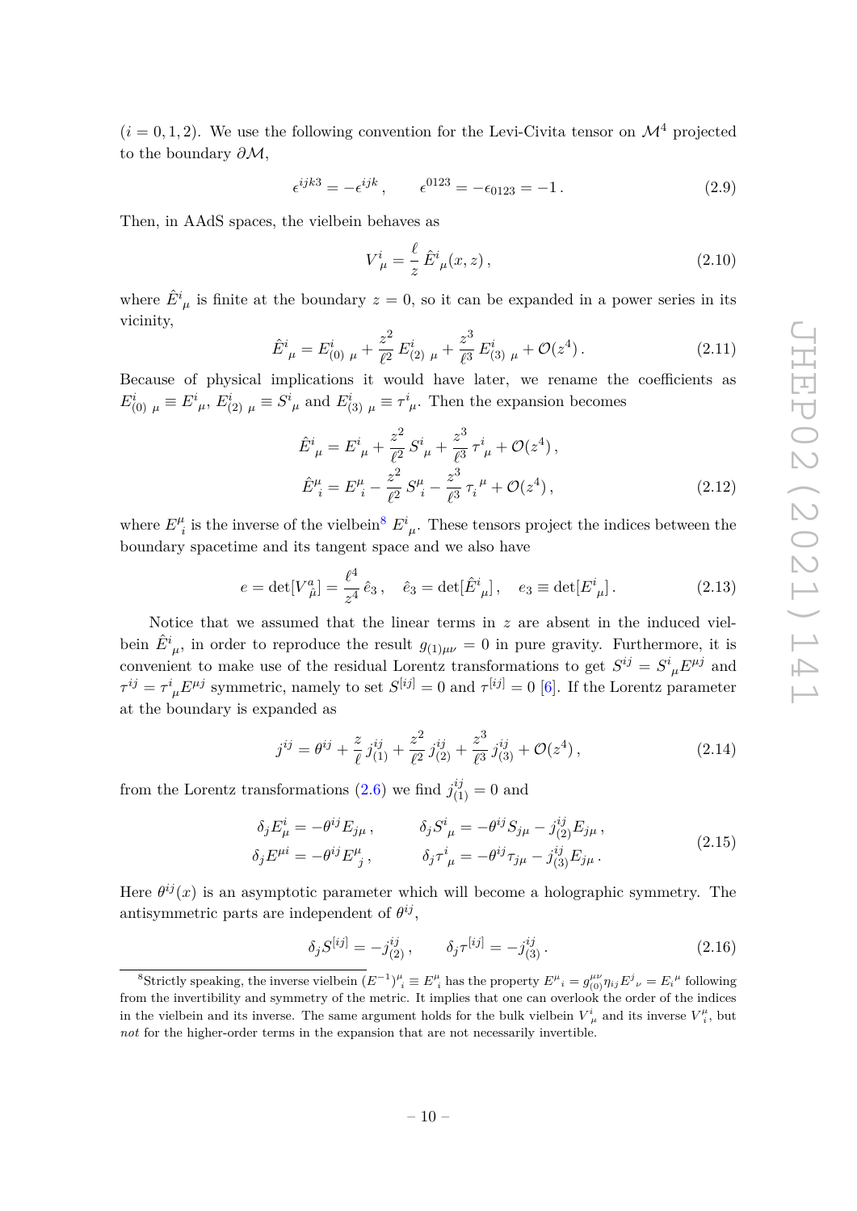$(i = 0, 1, 2)$. We use the following convention for the Levi-Civita tensor on $\mathcal{M}^4$ projected to the boundary $\partial\mathcal{M}$,

$$\epsilon^{ijk3} = -\epsilon^{ijk} \,, \qquad \epsilon^{0123} = -\epsilon_{0123} = -1 \,. \tag{2.9}$$

Then, in AAdS spaces, the vielbein behaves as

$$V^i_{\ \mu} = \frac{\ell}{z}\, \hat{E}^i_{\ \mu}(x,z)\,, \tag{2.10}$$

where $\hat{E}^i_{\ \mu}$ is finite at the boundary $z = 0$, so it can be expanded in a power series in its vicinity,

$$\hat{E}^i_{\ \mu} = E^i_{(0)\ \mu} + \frac{z^2}{\ell^2}\, E^i_{(2)\ \mu} + \frac{z^3}{\ell^3}\, E^i_{(3)\ \mu} + \mathcal{O}(z^4)\,. \tag{2.11}$$

Because of physical implications it would have later, we rename the coefficients as $E^i_{(0)\ \mu} \equiv E^i_{\ \mu}$, $E^i_{(2)\ \mu} \equiv S^i_{\ \mu}$ and $E^i_{(3)\ \mu} \equiv \tau^i_{\ \mu}$. Then the expansion becomes

$$\begin{aligned}
\hat{E}^i_{\ \mu} &= E^i_{\ \mu} + \frac{z^2}{\ell^2}\, S^i_{\ \mu} + \frac{z^3}{\ell^3}\, \tau^i_{\ \mu} + \mathcal{O}(z^4)\,, \\
\hat{E}^\mu_{\ i} &= E^\mu_{\ i} - \frac{z^2}{\ell^2}\, S^\mu_{\ i} - \frac{z^3}{\ell^3}\, \tau_i^{\ \mu} + \mathcal{O}(z^4)\,,
\end{aligned} \tag{2.12}$$

where $E^\mu_{\ i}$ is the inverse of the vielbein[8] $E^i_{\ \mu}$. These tensors project the indices between the boundary spacetime and its tangent space and we also have

$$e = \det[V^a_{\ \hat{\mu}}] = \frac{\ell^4}{z^4}\, \hat{e}_3\,, \quad \hat{e}_3 = \det[\hat{E}^i_{\ \mu}]\,, \quad e_3 \equiv \det[E^i_{\ \mu}]\,. \tag{2.13}$$

Notice that we assumed that the linear terms in $z$ are absent in the induced vielbein $\hat{E}^i_{\ \mu}$, in order to reproduce the result $g_{(1)\mu\nu} = 0$ in pure gravity. Furthermore, it is convenient to make use of the residual Lorentz transformations to get $S^{ij} = S^i_{\ \mu} E^{\mu j}$ and $\tau^{ij} = \tau^i_{\ \mu} E^{\mu j}$ symmetric, namely to set $S^{[ij]} = 0$ and $\tau^{[ij]} = 0$ [6]. If the Lorentz parameter at the boundary is expanded as

$$j^{ij} = \theta^{ij} + \frac{z}{\ell}\, j^{ij}_{(1)} + \frac{z^2}{\ell^2}\, j^{ij}_{(2)} + \frac{z^3}{\ell^3}\, j^{ij}_{(3)} + \mathcal{O}(z^4)\,, \tag{2.14}$$

from the Lorentz transformations (2.6) we find $j^{ij}_{(1)} = 0$ and

$$\begin{aligned}
\delta_j E^i_\mu &= -\theta^{ij} E_{j\mu}\,, \qquad & \delta_j S^i_{\ \mu} &= -\theta^{ij} S_{j\mu} - j^{ij}_{(2)} E_{j\mu}\,, \\
\delta_j E^{\mu i} &= -\theta^{ij} E^\mu_{\ j}\,, \qquad & \delta_j \tau^i_{\ \mu} &= -\theta^{ij} \tau_{j\mu} - j^{ij}_{(3)} E_{j\mu}\,.
\end{aligned} \tag{2.15}$$

Here $\theta^{ij}(x)$ is an asymptotic parameter which will become a holographic symmetry. The antisymmetric parts are independent of $\theta^{ij}$,

$$\delta_j S^{[ij]} = -j^{ij}_{(2)}\,, \qquad \delta_j \tau^{[ij]} = -j^{ij}_{(3)}\,. \tag{2.16}$$

---

[8] Strictly speaking, the inverse vielbein $(E^{-1})^\mu_{\ i} \equiv E^\mu_{\ i}$ has the property $E^\mu_{\ i} = g^{\mu\nu}_{(0)} \eta_{ij} E^j_{\ \nu} = E_i^{\ \mu}$ following from the invertibility and symmetry of the metric. It implies that one can overlook the order of the indices in the vielbein and its inverse. The same argument holds for the bulk vielbein $V^i_{\ \mu}$ and its inverse $V^\mu_{\ i}$, but *not* for the higher-order terms in the expansion that are not necessarily invertible.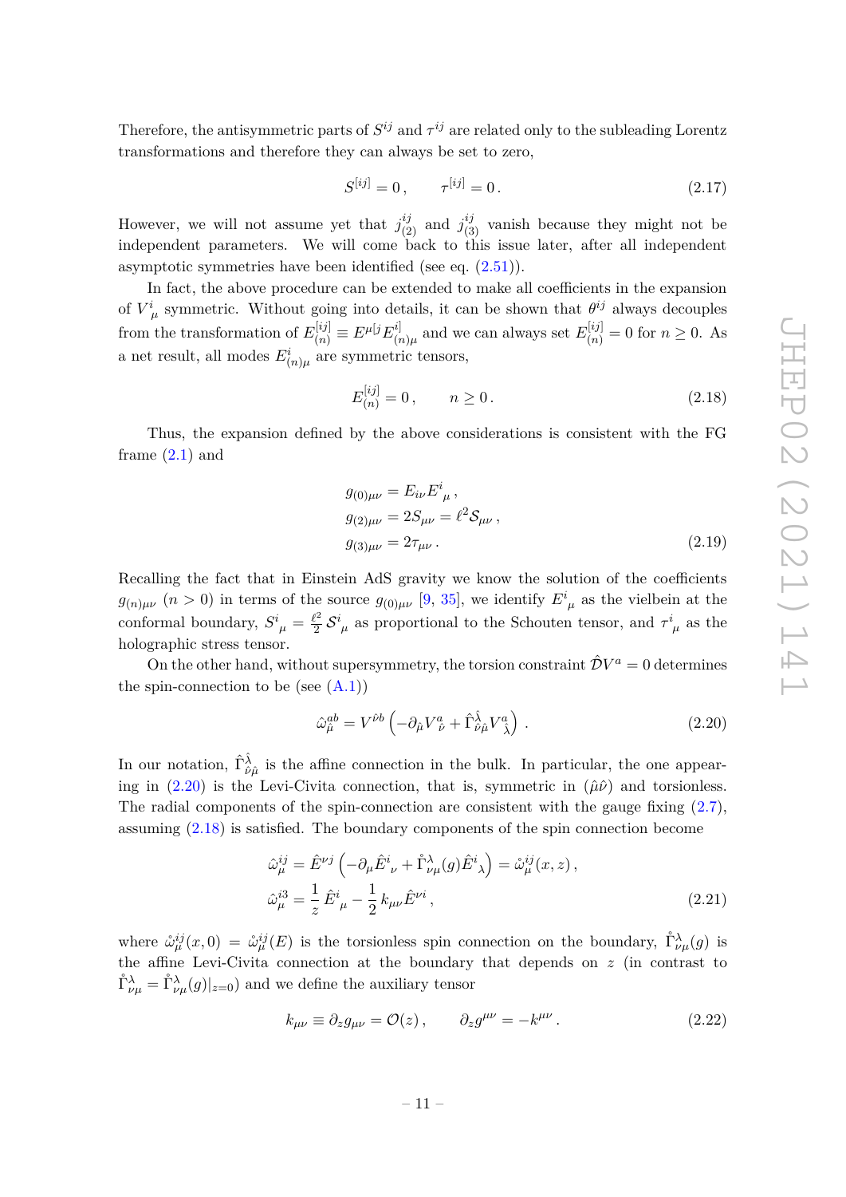Therefore, the antisymmetric parts of $S^{ij}$ and $\tau^{ij}$ are related only to the subleading Lorentz transformations and therefore they can always be set to zero,

$$S^{[ij]} = 0\,, \qquad \tau^{[ij]} = 0\,. \tag{2.17}$$

However, we will not assume yet that $j^{ij}_{(2)}$ and $j^{ij}_{(3)}$ vanish because they might not be independent parameters. We will come back to this issue later, after all independent asymptotic symmetries have been identified (see eq. (2.51)).

In fact, the above procedure can be extended to make all coefficients in the expansion of $V^i{}_\mu$ symmetric. Without going into details, it can be shown that $\theta^{ij}$ always decouples from the transformation of $E^{[ij]}_{(n)} \equiv E^{\mu[j}E^{i]}_{(n)\mu}$ and we can always set $E^{[ij]}_{(n)} = 0$ for $n \geq 0$. As a net result, all modes $E^i_{(n)\mu}$ are symmetric tensors,

$$E^{[ij]}_{(n)} = 0\,, \qquad n \geq 0\,. \tag{2.18}$$

Thus, the expansion defined by the above considerations is consistent with the FG frame (2.1) and

$$\begin{aligned}
g_{(0)\mu\nu} &= E_{i\nu}E^i{}_\mu\,,\\
g_{(2)\mu\nu} &= 2S_{\mu\nu} = \ell^2\mathcal{S}_{\mu\nu}\,,\\
g_{(3)\mu\nu} &= 2\tau_{\mu\nu}\,.
\end{aligned} \tag{2.19}$$

Recalling the fact that in Einstein AdS gravity we know the solution of the coefficients $g_{(n)\mu\nu}$ $(n>0)$ in terms of the source $g_{(0)\mu\nu}$ [9, 35], we identify $E^i{}_\mu$ as the vielbein at the conformal boundary, $S^i{}_\mu = \frac{\ell^2}{2}\,\mathcal{S}^i{}_\mu$ as proportional to the Schouten tensor, and $\tau^i{}_\mu$ as the holographic stress tensor.

On the other hand, without supersymmetry, the torsion constraint $\hat{\mathcal{D}}V^a = 0$ determines the spin-connection to be (see (A.1))

$$\hat{\omega}^{ab}_{\hat{\mu}} = V^{\hat{\nu}b}\left(-\partial_{\hat{\mu}}V^a_{\hat{\nu}} + \hat{\Gamma}^{\hat{\lambda}}_{\hat{\nu}\hat{\mu}}V^a_{\hat{\lambda}}\right)\,. \tag{2.20}$$

In our notation, $\hat{\Gamma}^{\hat{\lambda}}_{\hat{\nu}\hat{\mu}}$ is the affine connection in the bulk. In particular, the one appearing in (2.20) is the Levi-Civita connection, that is, symmetric in $(\hat{\mu}\hat{\nu})$ and torsionless. The radial components of the spin-connection are consistent with the gauge fixing (2.7), assuming (2.18) is satisfied. The boundary components of the spin connection become

$$\begin{aligned}
\hat{\omega}^{ij}_\mu &= \hat{E}^{\nu j}\left(-\partial_\mu\hat{E}^i{}_\nu + \mathring{\Gamma}^\lambda_{\nu\mu}(g)\hat{E}^i{}_\lambda\right) = \mathring{\omega}^{ij}_\mu(x,z)\,,\\
\hat{\omega}^{i3}_\mu &= \frac{1}{z}\,\hat{E}^i{}_\mu - \frac{1}{2}\,k_{\mu\nu}\hat{E}^{\nu i}\,,
\end{aligned} \tag{2.21}$$

where $\mathring{\omega}^{ij}_\mu(x,0) = \mathring{\omega}^{ij}_\mu(E)$ is the torsionless spin connection on the boundary, $\mathring{\Gamma}^\lambda_{\nu\mu}(g)$ is the affine Levi-Civita connection at the boundary that depends on $z$ (in contrast to $\mathring{\Gamma}^\lambda_{\nu\mu} = \mathring{\Gamma}^\lambda_{\nu\mu}(g)|_{z=0}$) and we define the auxiliary tensor

$$k_{\mu\nu} \equiv \partial_z g_{\mu\nu} = \mathcal{O}(z)\,, \qquad \partial_z g^{\mu\nu} = -k^{\mu\nu}\,. \tag{2.22}$$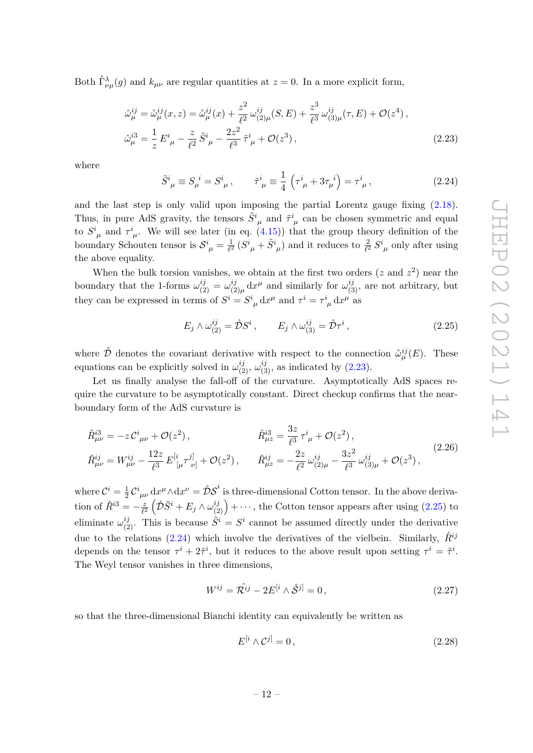Both $\mathring{\Gamma}^{\lambda}_{\nu\mu}(g)$ and $k_{\mu\nu}$ are regular quantities at $z=0$. In a more explicit form,

$$
\begin{aligned}
\hat{\omega}^{ij}_{\mu} &= \hat{\omega}^{ij}_{\mu}(x,z) = \mathring{\omega}^{ij}_{\mu}(x) + \frac{z^2}{\ell^2}\,\omega^{ij}_{(2)\mu}(S,E) + \frac{z^3}{\ell^3}\,\omega^{ij}_{(3)\mu}(\tau,E) + \mathcal{O}(z^4)\,,\\
\hat{\omega}^{i3}_{\mu} &= \frac{1}{z}\,E^{i}{}_{\mu} - \frac{z}{\ell^2}\,\tilde{S}^{i}{}_{\mu} - \frac{2z^2}{\ell^3}\,\tilde{\tau}^{i}{}_{\mu} + \mathcal{O}(z^3)\,,
\end{aligned}
\tag{2.23}
$$

where

$$
\tilde{S}^{i}{}_{\mu} \equiv S_{\mu}{}^{i} = S^{i}{}_{\mu}\,,\qquad \tilde{\tau}^{i}{}_{\mu} \equiv \frac{1}{4}\left(\tau^{i}{}_{\mu} + 3\tau_{\mu}{}^{i}\right) = \tau^{i}{}_{\mu}\,,
\tag{2.24}
$$

and the last step is only valid upon imposing the partial Lorentz gauge fixing (2.18). Thus, in pure AdS gravity, the tensors $\tilde{S}^{i}{}_{\mu}$ and $\tilde{\tau}^{i}{}_{\mu}$ can be chosen symmetric and equal to $S^{i}{}_{\mu}$ and $\tau^{i}{}_{\mu}$. We will see later (in eq. (4.15)) that the group theory definition of the boundary Schouten tensor is $\mathcal{S}^{i}{}_{\mu} = \frac{1}{\ell^2}\left(S^{i}{}_{\mu} + \tilde{S}^{i}{}_{\mu}\right)$ and it reduces to $\frac{2}{\ell^2}\,S^{i}{}_{\mu}$ only after using the above equality.

When the bulk torsion vanishes, we obtain at the first two orders ($z$ and $z^2$) near the boundary that the 1-forms $\omega^{ij}_{(2)} = \omega^{ij}_{(2)\mu}\,\mathrm{d}x^{\mu}$ and similarly for $\omega^{ij}_{(3)}$, are not arbitrary, but they can be expressed in terms of $S^{i} = S^{i}{}_{\mu}\,\mathrm{d}x^{\mu}$ and $\tau^{i} = \tau^{i}{}_{\mu}\,\mathrm{d}x^{\mu}$ as

$$
E_j \wedge \omega^{ij}_{(2)} = \mathring{\mathcal{D}}S^{i}\,,\qquad E_j \wedge \omega^{ij}_{(3)} = \mathring{\mathcal{D}}\tau^{i}\,,
\tag{2.25}
$$

where $\mathring{\mathcal{D}}$ denotes the covariant derivative with respect to the connection $\mathring{\omega}^{ij}_{\mu}(E)$. These equations can be explicitly solved in $\omega^{ij}_{(2)}$, $\omega^{ij}_{(3)}$, as indicated by (2.23).

Let us finally analyse the fall-off of the curvature. Asymptotically AdS spaces require the curvature to be asymptotically constant. Direct checkup confirms that the near-boundary form of the AdS curvature is

$$
\begin{aligned}
\hat{R}^{i3}_{\mu\nu} &= -z\,\mathcal{C}^{i}{}_{\mu\nu} + \mathcal{O}(z^2)\,, & \hat{R}^{i3}_{\mu z} &= \frac{3z}{\ell^3}\,\tau^{i}{}_{\mu} + \mathcal{O}(z^2)\,,\\
\hat{R}^{ij}_{\mu\nu} &= W^{ij}_{\mu\nu} - \frac{12z}{\ell^3}\,E^{[i}{}_{[\mu}\tau^{j]}{}_{\nu]} + \mathcal{O}(z^2)\,, & \hat{R}^{ij}_{\mu z} &= -\frac{2z}{\ell^2}\,\omega^{ij}_{(2)\mu} - \frac{3z^2}{\ell^3}\,\omega^{ij}_{(3)\mu} + \mathcal{O}(z^3)\,,
\end{aligned}
\tag{2.26}
$$

where $\mathcal{C}^{i} = \frac{1}{2}\,\mathcal{C}^{i}{}_{\mu\nu}\,\mathrm{d}x^{\mu}\wedge\mathrm{d}x^{\nu} = \mathring{\mathcal{D}}\mathcal{S}^{i}$ is three-dimensional Cotton tensor. In the above derivation of $\hat{R}^{i3} = -\frac{z}{\ell^2}\left(\mathring{\mathcal{D}}\tilde{S}^{i} + E_j \wedge \omega^{ij}_{(2)}\right) + \cdots$, the Cotton tensor appears after using (2.25) to eliminate $\omega^{ij}_{(2)}$. This is because $\tilde{S}^{i} = S^{i}$ cannot be assumed directly under the derivative due to the relations (2.24) which involve the derivatives of the vielbein. Similarly, $\hat{R}^{ij}$ depends on the tensor $\tau^{i} + 2\tilde{\tau}^{i}$, but it reduces to the above result upon setting $\tau^{i} = \tilde{\tau}^{i}$. The Weyl tensor vanishes in three dimensions,

$$
W^{ij} = \mathring{\mathcal{R}}^{ij} - 2E^{[i}\wedge\mathring{\mathcal{S}}^{j]} = 0\,,
\tag{2.27}
$$

so that the three-dimensional Bianchi identity can equivalently be written as

$$
E^{[i}\wedge\mathcal{C}^{j]} = 0\,,
\tag{2.28}
$$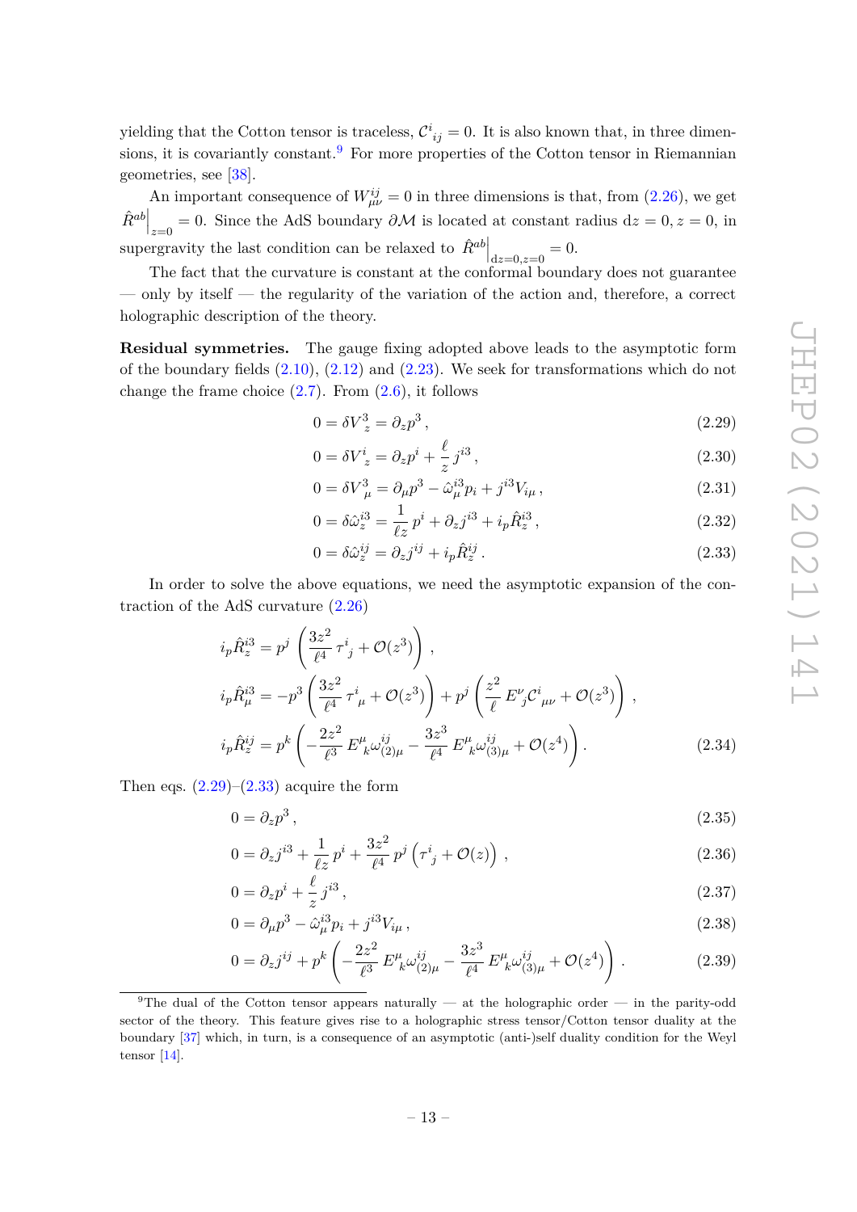yielding that the Cotton tensor is traceless, $\mathcal{C}^{i}{}_{ij} = 0$. It is also known that, in three dimensions, it is covariantly constant.[9] For more properties of the Cotton tensor in Riemannian geometries, see [38].

An important consequence of $W^{ij}_{\mu\nu} = 0$ in three dimensions is that, from (2.26), we get $\hat{R}^{ab}\Big|_{z=0} = 0$. Since the AdS boundary $\partial\mathcal{M}$ is located at constant radius $\mathrm{d}z = 0, z = 0$, in supergravity the last condition can be relaxed to $\hat{R}^{ab}\Big|_{\mathrm{d}z=0, z=0} = 0$.

The fact that the curvature is constant at the conformal boundary does not guarantee — only by itself — the regularity of the variation of the action and, therefore, a correct holographic description of the theory.

**Residual symmetries.** The gauge fixing adopted above leads to the asymptotic form of the boundary fields (2.10), (2.12) and (2.23). We seek for transformations which do not change the frame choice (2.7). From (2.6), it follows

$$0 = \delta V^3_{\ z} = \partial_z p^3 \,, \tag{2.29}$$

$$0 = \delta V^i_{\ z} = \partial_z p^i + \frac{\ell}{z}\, j^{i3} \,, \tag{2.30}$$

$$0 = \delta V^3_{\ \mu} = \partial_\mu p^3 - \hat{\omega}^{i3}_\mu p_i + j^{i3} V_{i\mu} \,, \tag{2.31}$$

$$0 = \delta\hat{\omega}^{i3}_z = \frac{1}{\ell z}\, p^i + \partial_z j^{i3} + i_p \hat{R}^{i3}_z \,, \tag{2.32}$$

$$0 = \delta\hat{\omega}^{ij}_z = \partial_z j^{ij} + i_p \hat{R}^{ij}_z \,. \tag{2.33}$$

In order to solve the above equations, we need the asymptotic expansion of the contraction of the AdS curvature (2.26)

$$\begin{aligned}
i_p \hat{R}^{i3}_z &= p^j \left( \frac{3z^2}{\ell^4}\, \tau^i{}_j + \mathcal{O}(z^3) \right) , \\
i_p \hat{R}^{i3}_\mu &= -p^3 \left( \frac{3z^2}{\ell^4}\, \tau^i{}_\mu + \mathcal{O}(z^3) \right) + p^j \left( \frac{z^2}{\ell}\, E^\nu_{\ j} \mathcal{C}^i{}_{\mu\nu} + \mathcal{O}(z^3) \right) , \\
i_p \hat{R}^{ij}_z &= p^k \left( -\frac{2z^2}{\ell^3}\, E^\mu_{\ k} \omega^{ij}_{(2)\mu} - \frac{3z^3}{\ell^4}\, E^\mu_{\ k} \omega^{ij}_{(3)\mu} + \mathcal{O}(z^4) \right) .
\end{aligned} \tag{2.34}$$

Then eqs. (2.29)–(2.33) acquire the form

$$0 = \partial_z p^3 \,, \tag{2.35}$$

$$0 = \partial_z j^{i3} + \frac{1}{\ell z}\, p^i + \frac{3z^2}{\ell^4}\, p^j \left( \tau^i{}_j + \mathcal{O}(z) \right) , \tag{2.36}$$

$$0 = \partial_z p^i + \frac{\ell}{z}\, j^{i3} \,, \tag{2.37}$$

$$0 = \partial_\mu p^3 - \hat{\omega}^{i3}_\mu p_i + j^{i3} V_{i\mu} \,, \tag{2.38}$$

$$0 = \partial_z j^{ij} + p^k \left( -\frac{2z^2}{\ell^3}\, E^\mu_{\ k} \omega^{ij}_{(2)\mu} - \frac{3z^3}{\ell^4}\, E^\mu_{\ k} \omega^{ij}_{(3)\mu} + \mathcal{O}(z^4) \right) . \tag{2.39}$$

---

[9] The dual of the Cotton tensor appears naturally — at the holographic order — in the parity-odd sector of the theory. This feature gives rise to a holographic stress tensor/Cotton tensor duality at the boundary [37] which, in turn, is a consequence of an asymptotic (anti-)self duality condition for the Weyl tensor [14].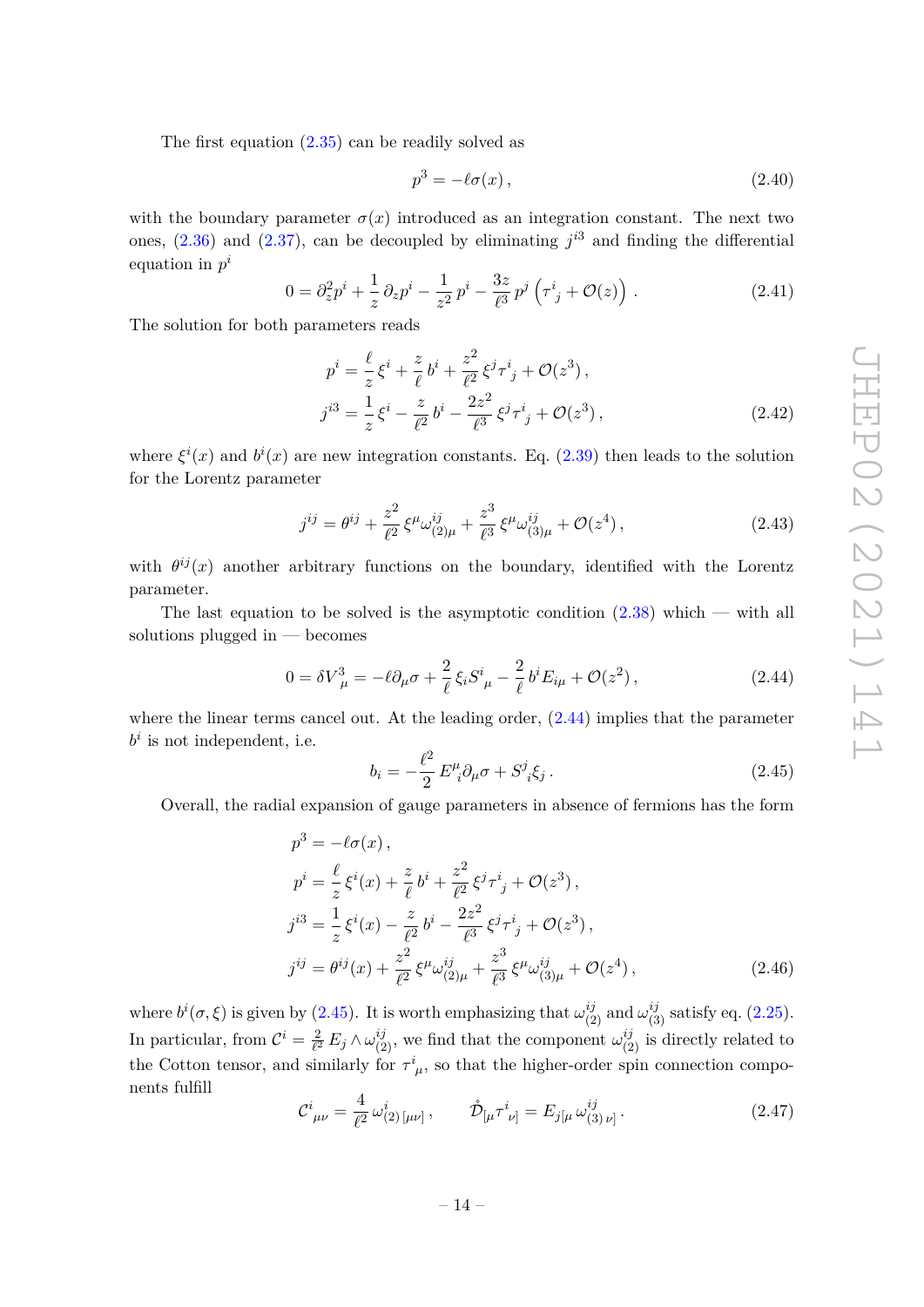The first equation (2.35) can be readily solved as

$$p^3 = -\ell\sigma(x)\,, \tag{2.40}$$

with the boundary parameter $\sigma(x)$ introduced as an integration constant. The next two ones, (2.36) and (2.37), can be decoupled by eliminating $j^{i3}$ and finding the differential equation in $p^i$

$$0 = \partial_z^2 p^i + \frac{1}{z}\,\partial_z p^i - \frac{1}{z^2}\,p^i - \frac{3z}{\ell^3}\,p^j\left(\tau^i{}_j + \mathcal{O}(z)\right). \tag{2.41}$$

The solution for both parameters reads

$$\begin{aligned}
p^i &= \frac{\ell}{z}\,\xi^i + \frac{z}{\ell}\,b^i + \frac{z^2}{\ell^2}\,\xi^j\tau^i{}_j + \mathcal{O}(z^3)\,,\\
j^{i3} &= \frac{1}{z}\,\xi^i - \frac{z}{\ell^2}\,b^i - \frac{2z^2}{\ell^3}\,\xi^j\tau^i{}_j + \mathcal{O}(z^3)\,,
\end{aligned} \tag{2.42}$$

where $\xi^i(x)$ and $b^i(x)$ are new integration constants. Eq. (2.39) then leads to the solution for the Lorentz parameter

$$j^{ij} = \theta^{ij} + \frac{z^2}{\ell^2}\,\xi^\mu\omega^{ij}_{(2)\mu} + \frac{z^3}{\ell^3}\,\xi^\mu\omega^{ij}_{(3)\mu} + \mathcal{O}(z^4)\,, \tag{2.43}$$

with $\theta^{ij}(x)$ another arbitrary functions on the boundary, identified with the Lorentz parameter.

The last equation to be solved is the asymptotic condition (2.38) which — with all solutions plugged in — becomes

$$0 = \delta V^3_{\ \mu} = -\ell\partial_\mu\sigma + \frac{2}{\ell}\,\xi_i S^i{}_\mu - \frac{2}{\ell}\,b^i E_{i\mu} + \mathcal{O}(z^2)\,, \tag{2.44}$$

where the linear terms cancel out. At the leading order, (2.44) implies that the parameter $b^i$ is not independent, i.e.

$$b_i = -\frac{\ell^2}{2}\,E^\mu_{\ i}\partial_\mu\sigma + S^j{}_i\xi_j\,. \tag{2.45}$$

Overall, the radial expansion of gauge parameters in absence of fermions has the form

$$\begin{aligned}
p^3 &= -\ell\sigma(x)\,,\\
p^i &= \frac{\ell}{z}\,\xi^i(x) + \frac{z}{\ell}\,b^i + \frac{z^2}{\ell^2}\,\xi^j\tau^i{}_j + \mathcal{O}(z^3)\,,\\
j^{i3} &= \frac{1}{z}\,\xi^i(x) - \frac{z}{\ell^2}\,b^i - \frac{2z^2}{\ell^3}\,\xi^j\tau^i{}_j + \mathcal{O}(z^3)\,,\\
j^{ij} &= \theta^{ij}(x) + \frac{z^2}{\ell^2}\,\xi^\mu\omega^{ij}_{(2)\mu} + \frac{z^3}{\ell^3}\,\xi^\mu\omega^{ij}_{(3)\mu} + \mathcal{O}(z^4)\,,
\end{aligned} \tag{2.46}$$

where $b^i(\sigma,\xi)$ is given by (2.45). It is worth emphasizing that $\omega^{ij}_{(2)}$ and $\omega^{ij}_{(3)}$ satisfy eq. (2.25). In particular, from $\mathcal{C}^i = \frac{2}{\ell^2}\,E_j\wedge\omega^{ij}_{(2)}$, we find that the component $\omega^{ij}_{(2)}$ is directly related to the Cotton tensor, and similarly for $\tau^i{}_\mu$, so that the higher-order spin connection components fulfill

$$\mathcal{C}^i{}_{\mu\nu} = \frac{4}{\ell^2}\,\omega^i_{(2)\,[\mu\nu]}\,, \qquad \mathring{\mathcal{D}}_{[\mu}\tau^i{}_{\nu]} = E_{j[\mu}\,\omega^{ij}_{(3)\,\nu]}\,. \tag{2.47}$$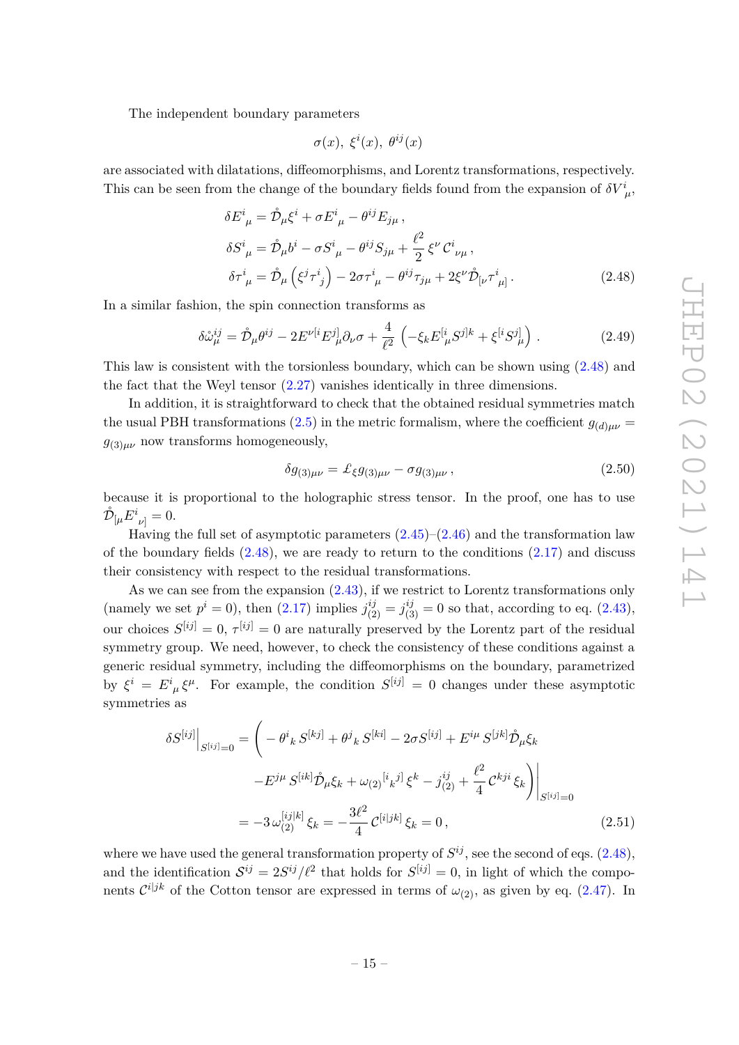The independent boundary parameters

$$\sigma(x),\ \xi^i(x),\ \theta^{ij}(x)$$

are associated with dilatations, diffeomorphisms, and Lorentz transformations, respectively. This can be seen from the change of the boundary fields found from the expansion of $\delta V^i{}_\mu$,

$$\begin{aligned}
\delta E^i{}_\mu &= \mathring{\mathcal{D}}_\mu \xi^i + \sigma E^i{}_\mu - \theta^{ij} E_{j\mu}\,, \\
\delta S^i{}_\mu &= \mathring{\mathcal{D}}_\mu b^i - \sigma S^i{}_\mu - \theta^{ij} S_{j\mu} + \frac{\ell^2}{2}\,\xi^\nu\,\mathcal{C}^i{}_{\nu\mu}\,, \\
\delta \tau^i{}_\mu &= \mathring{\mathcal{D}}_\mu\left(\xi^j \tau^i{}_j\right) - 2\sigma\tau^i{}_\mu - \theta^{ij}\tau_{j\mu} + 2\xi^\nu \mathring{\mathcal{D}}_{[\nu}\tau^i{}_{\mu]}\,.
\end{aligned} \tag{2.48}$$

In a similar fashion, the spin connection transforms as

$$\delta\mathring{\omega}^{ij}_\mu = \mathring{\mathcal{D}}_\mu\theta^{ij} - 2E^{\nu[i}E^{j]}_\mu\partial_\nu\sigma + \frac{4}{\ell^2}\left(-\xi_k E^{[i}_\mu S^{j]k} + \xi^{[i}S^{j]}_\mu\right)\,. \tag{2.49}$$

This law is consistent with the torsionless boundary, which can be shown using (2.48) and the fact that the Weyl tensor (2.27) vanishes identically in three dimensions.

In addition, it is straightforward to check that the obtained residual symmetries match the usual PBH transformations (2.5) in the metric formalism, where the coefficient $g_{(d)\mu\nu} = g_{(3)\mu\nu}$ now transforms homogeneously,

$$\delta g_{(3)\mu\nu} = \pounds_\xi g_{(3)\mu\nu} - \sigma g_{(3)\mu\nu}\,, \tag{2.50}$$

because it is proportional to the holographic stress tensor. In the proof, one has to use $\mathring{\mathcal{D}}_{[\mu}E^i{}_{\nu]} = 0$.

Having the full set of asymptotic parameters (2.45)–(2.46) and the transformation law of the boundary fields (2.48), we are ready to return to the conditions (2.17) and discuss their consistency with respect to the residual transformations.

As we can see from the expansion (2.43), if we restrict to Lorentz transformations only (namely we set $p^i = 0$), then (2.17) implies $j^{ij}_{(2)} = j^{ij}_{(3)} = 0$ so that, according to eq. (2.43), our choices $S^{[ij]} = 0$, $\tau^{[ij]} = 0$ are naturally preserved by the Lorentz part of the residual symmetry group. We need, however, to check the consistency of these conditions against a generic residual symmetry, including the diffeomorphisms on the boundary, parametrized by $\xi^i = E^i{}_\mu\,\xi^\mu$. For example, the condition $S^{[ij]} = 0$ changes under these asymptotic symmetries as

$$\begin{aligned}
\delta S^{[ij]}\Big|_{S^{[ij]}=0} &= \Bigg(-\theta^i{}_k\,S^{[kj]} + \theta^j{}_k\,S^{[ki]} - 2\sigma S^{[ij]} + E^{i\mu}\,S^{[jk]}\mathring{\mathcal{D}}_\mu\xi_k \\
&\qquad - E^{j\mu}\,S^{[ik]}\mathring{\mathcal{D}}_\mu\xi_k + \omega_{(2)}{}^{[i}{}_k{}^{j]}\,\xi^k - j^{ij}_{(2)} + \frac{\ell^2}{4}\,\mathcal{C}^{kji}\,\xi_k\Bigg)\Bigg|_{S^{[ij]}=0} \\
&= -3\,\omega^{[ij|k]}_{(2)}\,\xi_k = -\frac{3\ell^2}{4}\,\mathcal{C}^{[i|jk]}\,\xi_k = 0\,,
\end{aligned} \tag{2.51}$$

where we have used the general transformation property of $S^{ij}$, see the second of eqs. (2.48), and the identification $\mathcal{S}^{ij} = 2S^{ij}/\ell^2$ that holds for $S^{[ij]} = 0$, in light of which the components $\mathcal{C}^{i|jk}$ of the Cotton tensor are expressed in terms of $\omega_{(2)}$, as given by eq. (2.47). In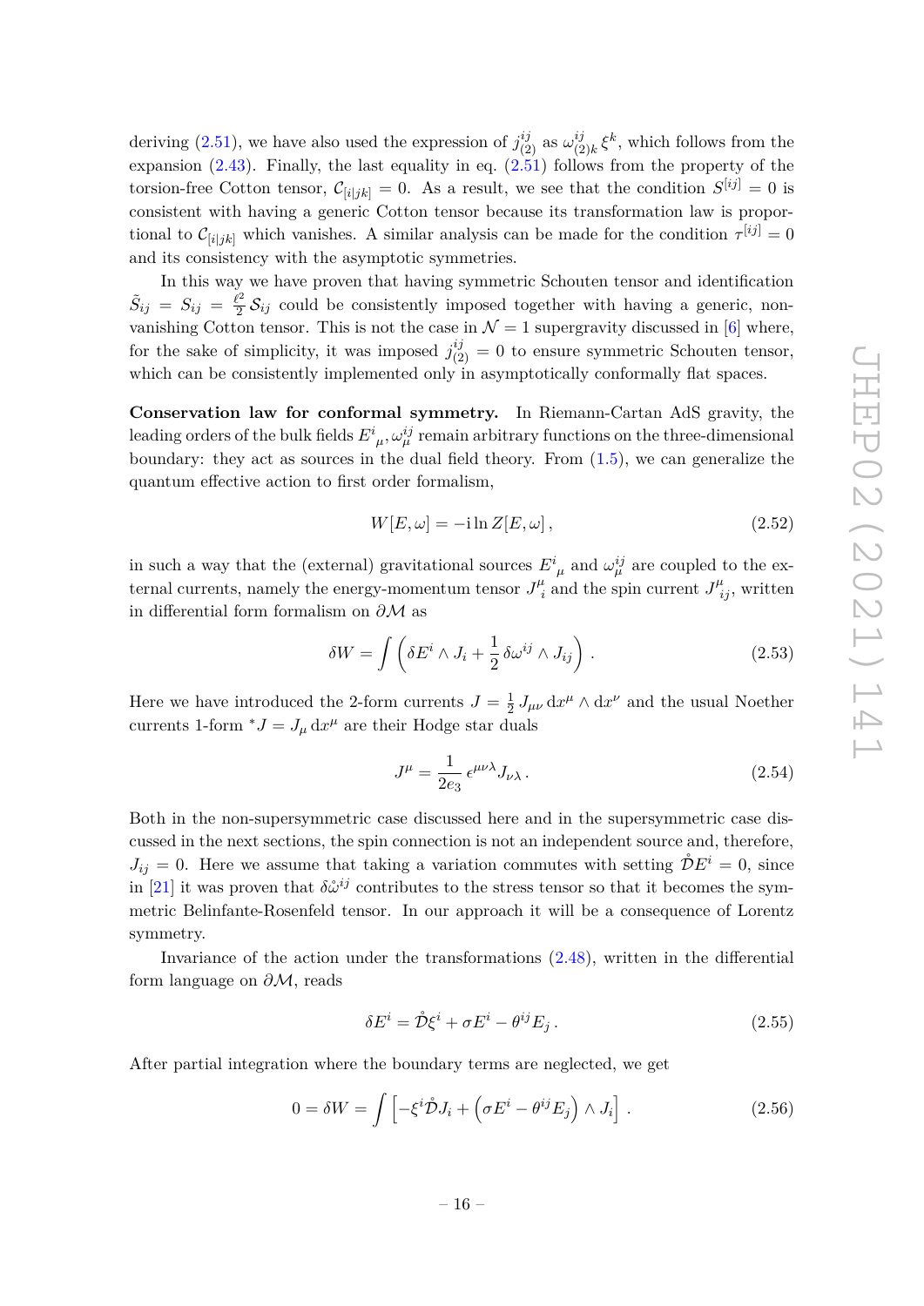deriving (2.51), we have also used the expression of $j^{ij}_{(2)}$ as $\omega^{ij}_{(2)k}\,\xi^k$, which follows from the expansion (2.43). Finally, the last equality in eq. (2.51) follows from the property of the torsion-free Cotton tensor, $\mathcal{C}_{[i|jk]} = 0$. As a result, we see that the condition $S^{[ij]} = 0$ is consistent with having a generic Cotton tensor because its transformation law is proportional to $\mathcal{C}_{[i|jk]}$ which vanishes. A similar analysis can be made for the condition $\tau^{[ij]} = 0$ and its consistency with the asymptotic symmetries.

In this way we have proven that having symmetric Schouten tensor and identification $\tilde{S}_{ij} = S_{ij} = \frac{\ell^2}{2}\,\mathcal{S}_{ij}$ could be consistently imposed together with having a generic, non-vanishing Cotton tensor. This is not the case in $\mathcal{N} = 1$ supergravity discussed in [6] where, for the sake of simplicity, it was imposed $j^{ij}_{(2)} = 0$ to ensure symmetric Schouten tensor, which can be consistently implemented only in asymptotically conformally flat spaces.

**Conservation law for conformal symmetry.** In Riemann-Cartan AdS gravity, the leading orders of the bulk fields $E^i{}_\mu, \omega^{ij}_\mu$ remain arbitrary functions on the three-dimensional boundary: they act as sources in the dual field theory. From (1.5), we can generalize the quantum effective action to first order formalism,

$$W[E,\omega] = -\mathrm{i}\ln Z[E,\omega]\,, \tag{2.52}$$

in such a way that the (external) gravitational sources $E^i{}_\mu$ and $\omega^{ij}_\mu$ are coupled to the external currents, namely the energy-momentum tensor $J^\mu_i$ and the spin current $J^\mu_{ij}$, written in differential form formalism on $\partial\mathcal{M}$ as

$$\delta W = \int \left(\delta E^i \wedge J_i + \frac{1}{2}\,\delta\omega^{ij}\wedge J_{ij}\right). \tag{2.53}$$

Here we have introduced the 2-form currents $J = \frac{1}{2}\,J_{\mu\nu}\,\mathrm{d}x^\mu \wedge \mathrm{d}x^\nu$ and the usual Noether currents 1-form ${}^*J = J_\mu\,\mathrm{d}x^\mu$ are their Hodge star duals

$$J^\mu = \frac{1}{2e_3}\,\epsilon^{\mu\nu\lambda} J_{\nu\lambda}\,. \tag{2.54}$$

Both in the non-supersymmetric case discussed here and in the supersymmetric case discussed in the next sections, the spin connection is not an independent source and, therefore, $J_{ij} = 0$. Here we assume that taking a variation commutes with setting $\mathring{\mathcal{D}}E^i = 0$, since in [21] it was proven that $\delta\mathring{\omega}^{ij}$ contributes to the stress tensor so that it becomes the symmetric Belinfante-Rosenfeld tensor. In our approach it will be a consequence of Lorentz symmetry.

Invariance of the action under the transformations (2.48), written in the differential form language on $\partial\mathcal{M}$, reads

$$\delta E^i = \mathring{\mathcal{D}}\xi^i + \sigma E^i - \theta^{ij}E_j\,. \tag{2.55}$$

After partial integration where the boundary terms are neglected, we get

$$0 = \delta W = \int \left[-\xi^i\mathring{\mathcal{D}}J_i + \left(\sigma E^i - \theta^{ij}E_j\right)\wedge J_i\right]. \tag{2.56}$$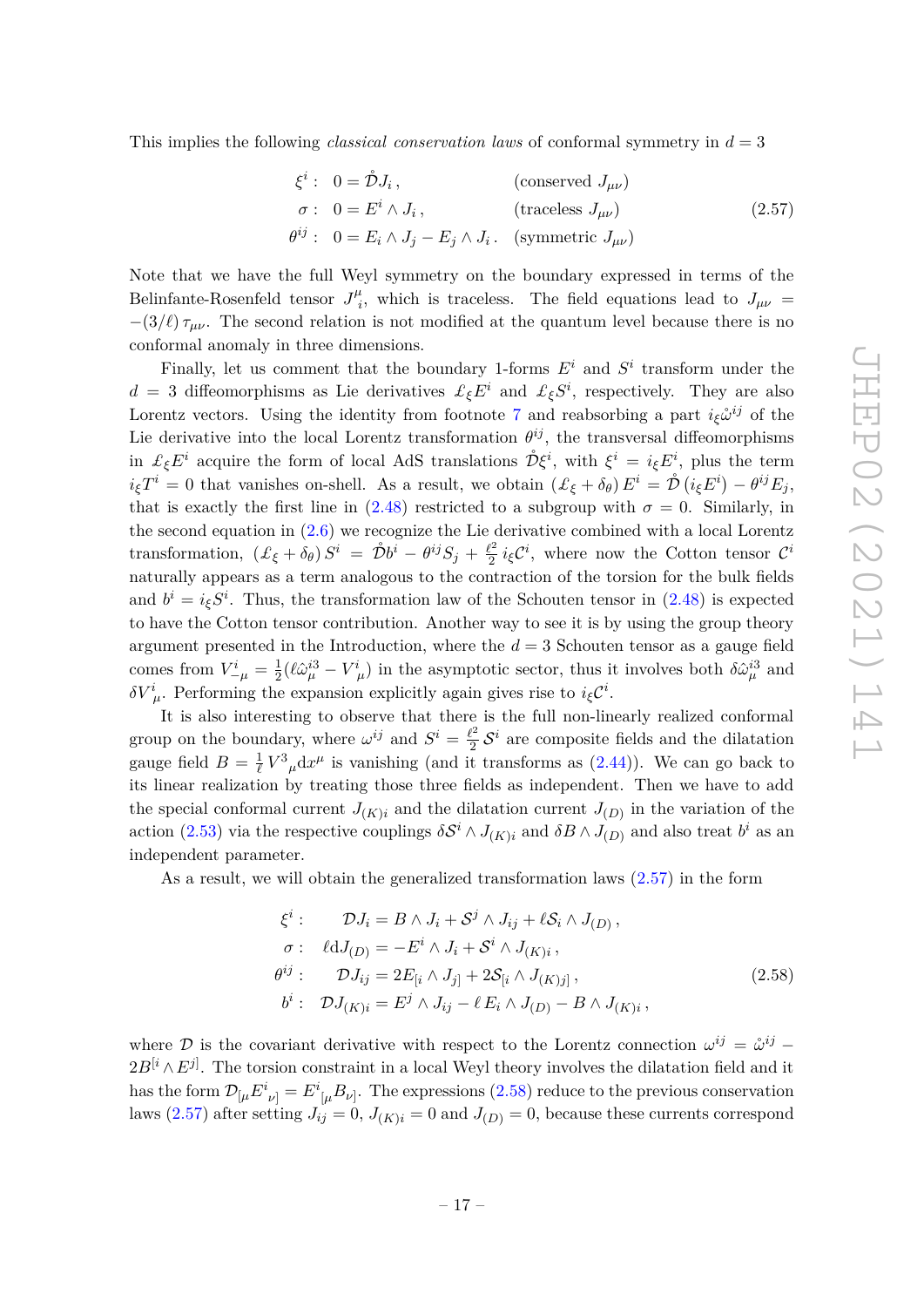This implies the following *classical conservation laws* of conformal symmetry in $d = 3$

$$
\begin{aligned}
\xi^i: &\quad 0 = \mathring{\mathcal{D}} J_i\,, && \text{(conserved } J_{\mu\nu}\text{)} \\
\sigma: &\quad 0 = E^i \wedge J_i\,, && \text{(traceless } J_{\mu\nu}\text{)} \\
\theta^{ij}: &\quad 0 = E_i \wedge J_j - E_j \wedge J_i\,. && \text{(symmetric } J_{\mu\nu}\text{)}
\end{aligned}
\tag{2.57}
$$

Note that we have the full Weyl symmetry on the boundary expressed in terms of the Belinfante-Rosenfeld tensor $J^{\mu}_{\ i}$, which is traceless. The field equations lead to $J_{\mu\nu} = -(3/\ell)\,\tau_{\mu\nu}$. The second relation is not modified at the quantum level because there is no conformal anomaly in three dimensions.

Finally, let us comment that the boundary 1-forms $E^i$ and $S^i$ transform under the $d = 3$ diffeomorphisms as Lie derivatives $\pounds_\xi E^i$ and $\pounds_\xi S^i$, respectively. They are also Lorentz vectors. Using the identity from footnote 7 and reabsorbing a part $i_\xi \mathring{\omega}^{ij}$ of the Lie derivative into the local Lorentz transformation $\theta^{ij}$, the transversal diffeomorphisms in $\pounds_\xi E^i$ acquire the form of local AdS translations $\mathring{\mathcal{D}}\xi^i$, with $\xi^i = i_\xi E^i$, plus the term $i_\xi T^i = 0$ that vanishes on-shell. As a result, we obtain $(\pounds_\xi + \delta_\theta)\, E^i = \mathring{\mathcal{D}}\left(i_\xi E^i\right) - \theta^{ij} E_j$, that is exactly the first line in (2.48) restricted to a subgroup with $\sigma = 0$. Similarly, in the second equation in (2.6) we recognize the Lie derivative combined with a local Lorentz transformation, $(\pounds_\xi + \delta_\theta)\, S^i = \mathring{\mathcal{D}} b^i - \theta^{ij} S_j + \frac{\ell^2}{2}\, i_\xi \mathcal{C}^i$, where now the Cotton tensor $\mathcal{C}^i$ naturally appears as a term analogous to the contraction of the torsion for the bulk fields and $b^i = i_\xi S^i$. Thus, the transformation law of the Schouten tensor in (2.48) is expected to have the Cotton tensor contribution. Another way to see it is by using the group theory argument presented in the Introduction, where the $d = 3$ Schouten tensor as a gauge field comes from $V^i_{-\mu} = \frac{1}{2}(\ell \hat{\omega}^{i3}_\mu - V^i_{\ \mu})$ in the asymptotic sector, thus it involves both $\delta\hat{\omega}^{i3}_\mu$ and $\delta V^i_{\ \mu}$. Performing the expansion explicitly again gives rise to $i_\xi \mathcal{C}^i$.

It is also interesting to observe that there is the full non-linearly realized conformal group on the boundary, where $\omega^{ij}$ and $S^i = \frac{\ell^2}{2}\,\mathcal{S}^i$ are composite fields and the dilatation gauge field $B = \frac{1}{\ell}\, V^3_{\ \mu} dx^\mu$ is vanishing (and it transforms as (2.44)). We can go back to its linear realization by treating those three fields as independent. Then we have to add the special conformal current $J_{(K)i}$ and the dilatation current $J_{(D)}$ in the variation of the action (2.53) via the respective couplings $\delta\mathcal{S}^i \wedge J_{(K)i}$ and $\delta B \wedge J_{(D)}$ and also treat $b^i$ as an independent parameter.

As a result, we will obtain the generalized transformation laws (2.57) in the form

$$
\begin{aligned}
\xi^i: &\quad \mathcal{D} J_i = B \wedge J_i + \mathcal{S}^j \wedge J_{ij} + \ell \mathcal{S}_i \wedge J_{(D)}\,, \\
\sigma: &\quad \ell \mathrm{d} J_{(D)} = -E^i \wedge J_i + \mathcal{S}^i \wedge J_{(K)i}\,, \\
\theta^{ij}: &\quad \mathcal{D} J_{ij} = 2E_{[i} \wedge J_{j]} + 2\mathcal{S}_{[i} \wedge J_{(K)j]}\,, \\
b^i: &\quad \mathcal{D} J_{(K)i} = E^j \wedge J_{ij} - \ell\, E_i \wedge J_{(D)} - B \wedge J_{(K)i}\,,
\end{aligned}
\tag{2.58}
$$

where $\mathcal{D}$ is the covariant derivative with respect to the Lorentz connection $\omega^{ij} = \mathring{\omega}^{ij} - 2B^{[i} \wedge E^{j]}$. The torsion constraint in a local Weyl theory involves the dilatation field and it has the form $\mathcal{D}_{[\mu} E^i_{\ \nu]} = E^i_{\ [\mu} B_{\nu]}$. The expressions (2.58) reduce to the previous conservation laws (2.57) after setting $J_{ij} = 0$, $J_{(K)i} = 0$ and $J_{(D)} = 0$, because these currents correspond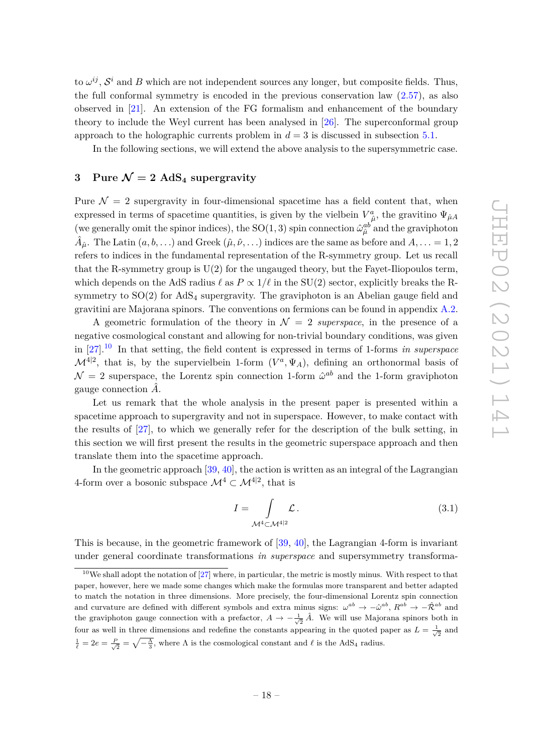to $\omega^{ij}$, $\mathcal{S}^i$ and $B$ which are not independent sources any longer, but composite fields. Thus, the full conformal symmetry is encoded in the previous conservation law (2.57), as also observed in [21]. An extension of the FG formalism and enhancement of the boundary theory to include the Weyl current has been analysed in [26]. The superconformal group approach to the holographic currents problem in $d = 3$ is discussed in subsection 5.1.

In the following sections, we will extend the above analysis to the supersymmetric case.

## 3 Pure $\mathcal{N} = 2$ AdS$_4$ supergravity

Pure $\mathcal{N} = 2$ supergravity in four-dimensional spacetime has a field content that, when expressed in terms of spacetime quantities, is given by the vielbein $V^a_{\hat{\mu}}$, the gravitino $\Psi_{\hat{\mu}A}$ (we generally omit the spinor indices), the SO(1,3) spin connection $\hat{\omega}^{ab}_{\hat{\mu}}$ and the graviphoton $\hat{A}_{\hat{\mu}}$. The Latin $(a, b, \dots)$ and Greek $(\hat{\mu}, \hat{\nu}, \dots)$ indices are the same as before and $A, \dots = 1, 2$ refers to indices in the fundamental representation of the R-symmetry group. Let us recall that the R-symmetry group is U(2) for the ungauged theory, but the Fayet-Iliopoulos term, which depends on the AdS radius $\ell$ as $P \propto 1/\ell$ in the SU(2) sector, explicitly breaks the R-symmetry to SO(2) for AdS$_4$ supergravity. The graviphoton is an Abelian gauge field and gravitini are Majorana spinors. The conventions on fermions can be found in appendix A.2.

A geometric formulation of the theory in $\mathcal{N} = 2$ *superspace*, in the presence of a negative cosmological constant and allowing for non-trivial boundary conditions, was given in [27].[10] In that setting, the field content is expressed in terms of 1-forms *in superspace* $\mathcal{M}^{4|2}$, that is, by the supervielbein 1-form $(V^a, \Psi_A)$, defining an orthonormal basis of $\mathcal{N} = 2$ superspace, the Lorentz spin connection 1-form $\hat{\omega}^{ab}$ and the 1-form graviphoton gauge connection $\hat{A}$.

Let us remark that the whole analysis in the present paper is presented within a spacetime approach to supergravity and not in superspace. However, to make contact with the results of [27], to which we generally refer for the description of the bulk setting, in this section we will first present the results in the geometric superspace approach and then translate them into the spacetime approach.

In the geometric approach [39, 40], the action is written as an integral of the Lagrangian 4-form over a bosonic subspace $\mathcal{M}^4 \subset \mathcal{M}^{4|2}$, that is

$$I = \int\limits_{\mathcal{M}^4 \subset \mathcal{M}^{4|2}} \mathcal{L} \,. \tag{3.1}$$

This is because, in the geometric framework of [39, 40], the Lagrangian 4-form is invariant under general coordinate transformations *in superspace* and supersymmetry transforma-

[10] We shall adopt the notation of [27] where, in particular, the metric is mostly minus. With respect to that paper, however, here we made some changes which make the formulas more transparent and better adapted to match the notation in three dimensions. More precisely, the four-dimensional Lorentz spin connection and curvature are defined with different symbols and extra minus signs: $\omega^{ab} \to -\hat{\omega}^{ab}$, $R^{ab} \to -\hat{\mathcal{R}}^{ab}$ and the graviphoton gauge connection with a prefactor, $A \to -\frac{1}{\sqrt{2}}\hat{A}$. We will use Majorana spinors both in four as well in three dimensions and redefine the constants appearing in the quoted paper as $L = \frac{1}{\sqrt{2}}$ and $\frac{1}{\ell} = 2e = \frac{P}{\sqrt{2}} = \sqrt{-\frac{\Lambda}{3}}$, where $\Lambda$ is the cosmological constant and $\ell$ is the AdS$_4$ radius.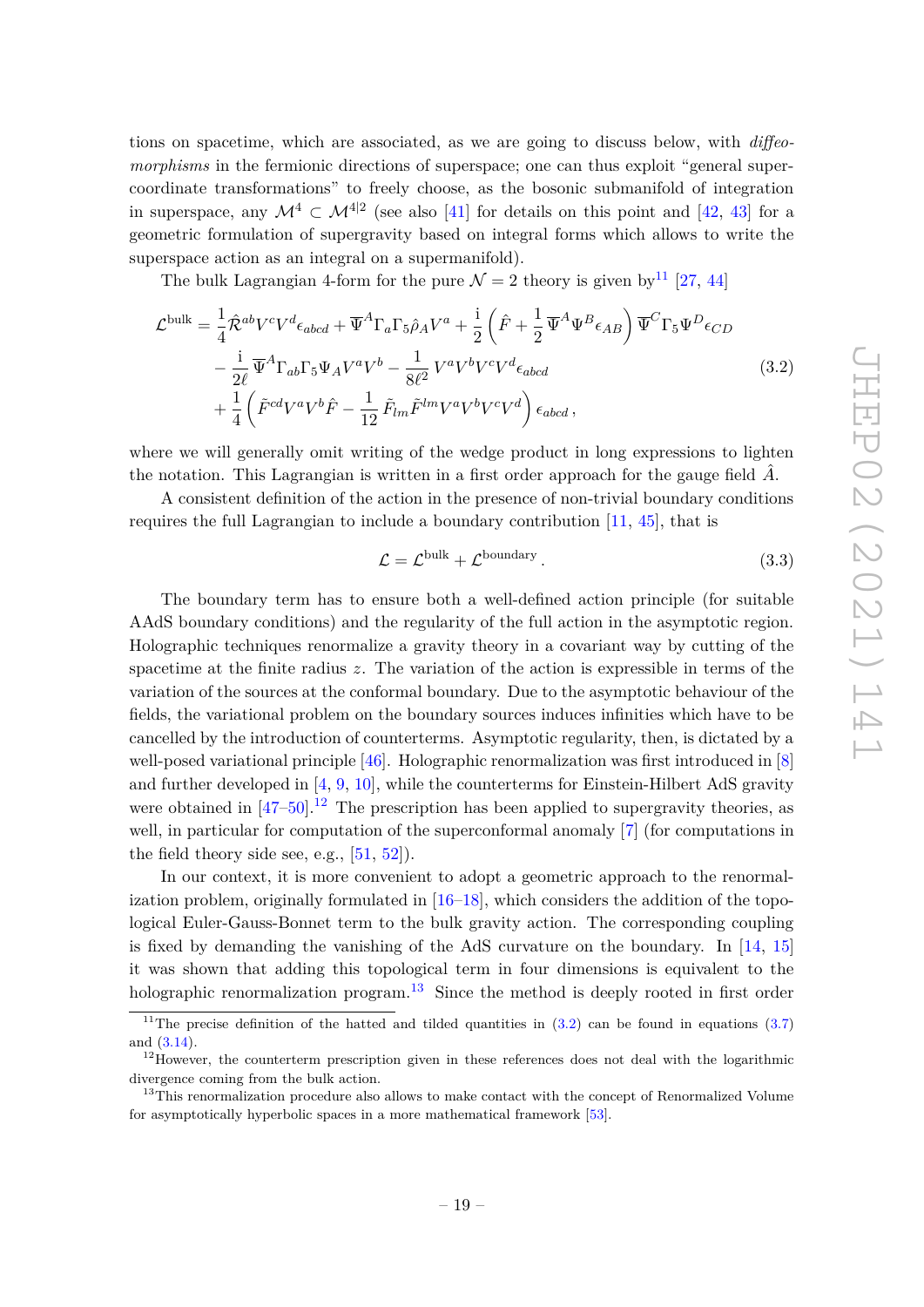tions on spacetime, which are associated, as we are going to discuss below, with *diffeomorphisms* in the fermionic directions of superspace; one can thus exploit "general supercoordinate transformations" to freely choose, as the bosonic submanifold of integration in superspace, any $\mathcal{M}^4 \subset \mathcal{M}^{4|2}$ (see also [41] for details on this point and [42, 43] for a geometric formulation of supergravity based on integral forms which allows to write the superspace action as an integral on a supermanifold).

The bulk Lagrangian 4-form for the pure $\mathcal{N}=2$ theory is given by[11] [27, 44]

$$
\begin{aligned}
\mathcal{L}^{\text{bulk}} = & \frac{1}{4}\hat{\mathcal{R}}^{ab}V^cV^d\epsilon_{abcd} + \overline{\Psi}^A\Gamma_a\Gamma_5\hat{\rho}_AV^a + \frac{\mathrm{i}}{2}\left(\hat{F} + \frac{1}{2}\,\overline{\Psi}^A\Psi^B\epsilon_{AB}\right)\overline{\Psi}^C\Gamma_5\Psi^D\epsilon_{CD} \\
& - \frac{\mathrm{i}}{2\ell}\,\overline{\Psi}^A\Gamma_{ab}\Gamma_5\Psi_AV^aV^b - \frac{1}{8\ell^2}\,V^aV^bV^cV^d\epsilon_{abcd} \\
& + \frac{1}{4}\left(\tilde{F}^{cd}V^aV^b\hat{F} - \frac{1}{12}\,\tilde{F}_{lm}\tilde{F}^{lm}V^aV^bV^cV^d\right)\epsilon_{abcd}\,,
\end{aligned}
\tag{3.2}
$$

where we will generally omit writing of the wedge product in long expressions to lighten the notation. This Lagrangian is written in a first order approach for the gauge field $\hat{A}$.

A consistent definition of the action in the presence of non-trivial boundary conditions requires the full Lagrangian to include a boundary contribution [11, 45], that is

$$
\mathcal{L} = \mathcal{L}^{\text{bulk}} + \mathcal{L}^{\text{boundary}}\,.
\tag{3.3}
$$

The boundary term has to ensure both a well-defined action principle (for suitable AAdS boundary conditions) and the regularity of the full action in the asymptotic region. Holographic techniques renormalize a gravity theory in a covariant way by cutting of the spacetime at the finite radius $z$. The variation of the action is expressible in terms of the variation of the sources at the conformal boundary. Due to the asymptotic behaviour of the fields, the variational problem on the boundary sources induces infinities which have to be cancelled by the introduction of counterterms. Asymptotic regularity, then, is dictated by a well-posed variational principle [46]. Holographic renormalization was first introduced in [8] and further developed in [4, 9, 10], while the counterterms for Einstein-Hilbert AdS gravity were obtained in [47–50].[12] The prescription has been applied to supergravity theories, as well, in particular for computation of the superconformal anomaly [7] (for computations in the field theory side see, e.g., [51, 52]).

In our context, it is more convenient to adopt a geometric approach to the renormalization problem, originally formulated in [16–18], which considers the addition of the topological Euler-Gauss-Bonnet term to the bulk gravity action. The corresponding coupling is fixed by demanding the vanishing of the AdS curvature on the boundary. In [14, 15] it was shown that adding this topological term in four dimensions is equivalent to the holographic renormalization program.[13] Since the method is deeply rooted in first order

[11]The precise definition of the hatted and tilded quantities in (3.2) can be found in equations (3.7) and (3.14).

[12]However, the counterterm prescription given in these references does not deal with the logarithmic divergence coming from the bulk action.

[13]This renormalization procedure also allows to make contact with the concept of Renormalized Volume for asymptotically hyperbolic spaces in a more mathematical framework [53].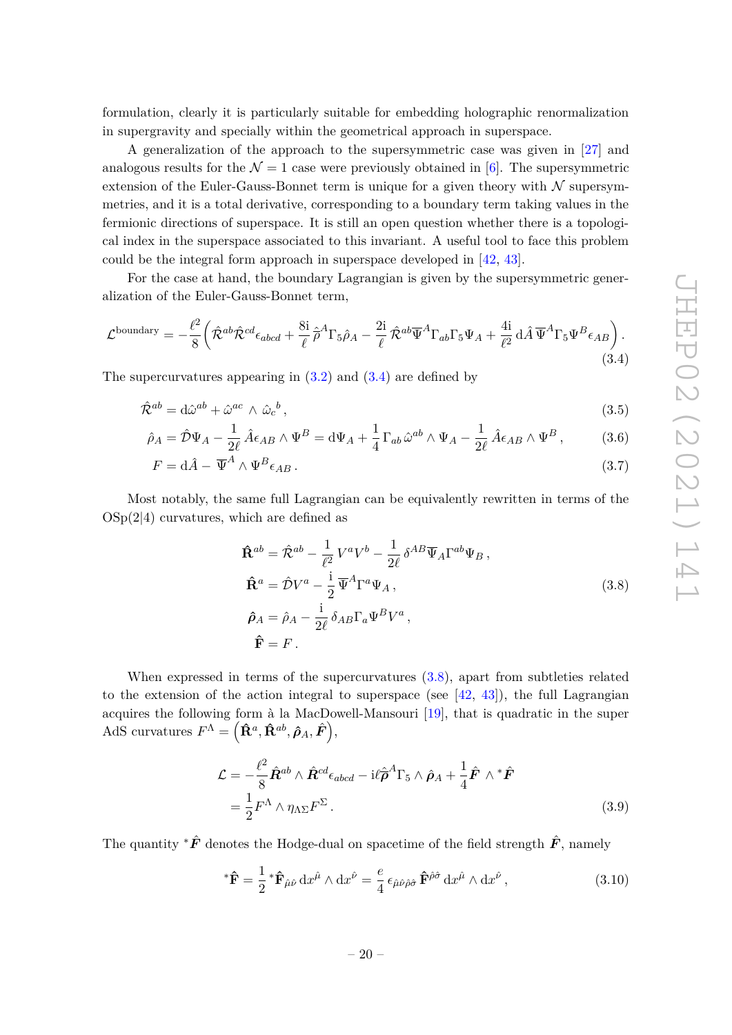formulation, clearly it is particularly suitable for embedding holographic renormalization in supergravity and specially within the geometrical approach in superspace.

A generalization of the approach to the supersymmetric case was given in [27] and analogous results for the $\mathcal{N}=1$ case were previously obtained in [6]. The supersymmetric extension of the Euler-Gauss-Bonnet term is unique for a given theory with $\mathcal{N}$ supersymmetries, and it is a total derivative, corresponding to a boundary term taking values in the fermionic directions of superspace. It is still an open question whether there is a topological index in the superspace associated to this invariant. A useful tool to face this problem could be the integral form approach in superspace developed in [42, 43].

For the case at hand, the boundary Lagrangian is given by the supersymmetric generalization of the Euler-Gauss-Bonnet term,

$$\mathcal{L}^{\text{boundary}} = -\frac{\ell^2}{8}\left(\hat{\mathcal{R}}^{ab}\hat{\mathcal{R}}^{cd}\epsilon_{abcd} + \frac{8\mathrm{i}}{\ell}\,\hat{\bar{\rho}}^A\Gamma_5\hat{\rho}_A - \frac{2\mathrm{i}}{\ell}\,\hat{\mathcal{R}}^{ab}\overline{\Psi}^A\Gamma_{ab}\Gamma_5\Psi_A + \frac{4\mathrm{i}}{\ell^2}\,\mathrm{d}\hat{A}\,\overline{\Psi}^A\Gamma_5\Psi^B\epsilon_{AB}\right). \tag{3.4}$$

The supercurvatures appearing in (3.2) and (3.4) are defined by

$$\hat{\mathcal{R}}^{ab} = \mathrm{d}\hat{\omega}^{ab} + \hat{\omega}^{ac}\wedge\hat{\omega}_c{}^b\,, \tag{3.5}$$

$$\hat{\rho}_A = \hat{\mathcal{D}}\Psi_A - \frac{1}{2\ell}\,\hat{A}\epsilon_{AB}\wedge\Psi^B = \mathrm{d}\Psi_A + \frac{1}{4}\,\Gamma_{ab}\,\hat{\omega}^{ab}\wedge\Psi_A - \frac{1}{2\ell}\,\hat{A}\epsilon_{AB}\wedge\Psi^B\,, \tag{3.6}$$

$$F = \mathrm{d}\hat{A} - \overline{\Psi}^A\wedge\Psi^B\epsilon_{AB}\,. \tag{3.7}$$

Most notably, the same full Lagrangian can be equivalently rewritten in terms of the $\mathrm{OSp}(2|4)$ curvatures, which are defined as

$$\begin{aligned}
\hat{\mathbf{R}}^{ab} &= \hat{\mathcal{R}}^{ab} - \frac{1}{\ell^2}\,V^aV^b - \frac{1}{2\ell}\,\delta^{AB}\overline{\Psi}_A\Gamma^{ab}\Psi_B\,,\\
\hat{\mathbf{R}}^{a} &= \hat{\mathcal{D}}V^a - \frac{\mathrm{i}}{2}\,\overline{\Psi}^A\Gamma^a\Psi_A\,,\\
\hat{\boldsymbol{\rho}}_A &= \hat{\rho}_A - \frac{\mathrm{i}}{2\ell}\,\delta_{AB}\Gamma_a\Psi^BV^a\,,\\
\hat{\mathbf{F}} &= F\,.
\end{aligned} \tag{3.8}$$

When expressed in terms of the supercurvatures (3.8), apart from subtleties related to the extension of the action integral to superspace (see [42, 43]), the full Lagrangian acquires the following form à la MacDowell-Mansouri [19], that is quadratic in the super AdS curvatures $F^\Lambda = \left(\hat{\mathbf{R}}^a, \hat{\mathbf{R}}^{ab}, \hat{\boldsymbol{\rho}}_A, \hat{\boldsymbol{F}}\right)$,

$$\begin{aligned}
\mathcal{L} &= -\frac{\ell^2}{8}\hat{\boldsymbol{R}}^{ab}\wedge\hat{\boldsymbol{R}}^{cd}\epsilon_{abcd} - \mathrm{i}\ell\hat{\bar{\boldsymbol{\rho}}}^A\Gamma_5\wedge\hat{\boldsymbol{\rho}}_A + \frac{1}{4}\hat{\boldsymbol{F}}\wedge{}^*\hat{\boldsymbol{F}}\\
&= \frac{1}{2}F^\Lambda\wedge\eta_{\Lambda\Sigma}F^\Sigma\,.
\end{aligned} \tag{3.9}$$

The quantity ${}^*\hat{\boldsymbol{F}}$ denotes the Hodge-dual on spacetime of the field strength $\hat{\boldsymbol{F}}$, namely

$${}^*\hat{\mathbf{F}} = \frac{1}{2}\,{}^*\hat{\mathbf{F}}_{\hat{\mu}\hat{\nu}}\,\mathrm{d}x^{\hat{\mu}}\wedge\mathrm{d}x^{\hat{\nu}} = \frac{e}{4}\,\epsilon_{\hat{\mu}\hat{\nu}\hat{\rho}\hat{\sigma}}\,\hat{\mathbf{F}}^{\hat{\rho}\hat{\sigma}}\,\mathrm{d}x^{\hat{\mu}}\wedge\mathrm{d}x^{\hat{\nu}}\,, \tag{3.10}$$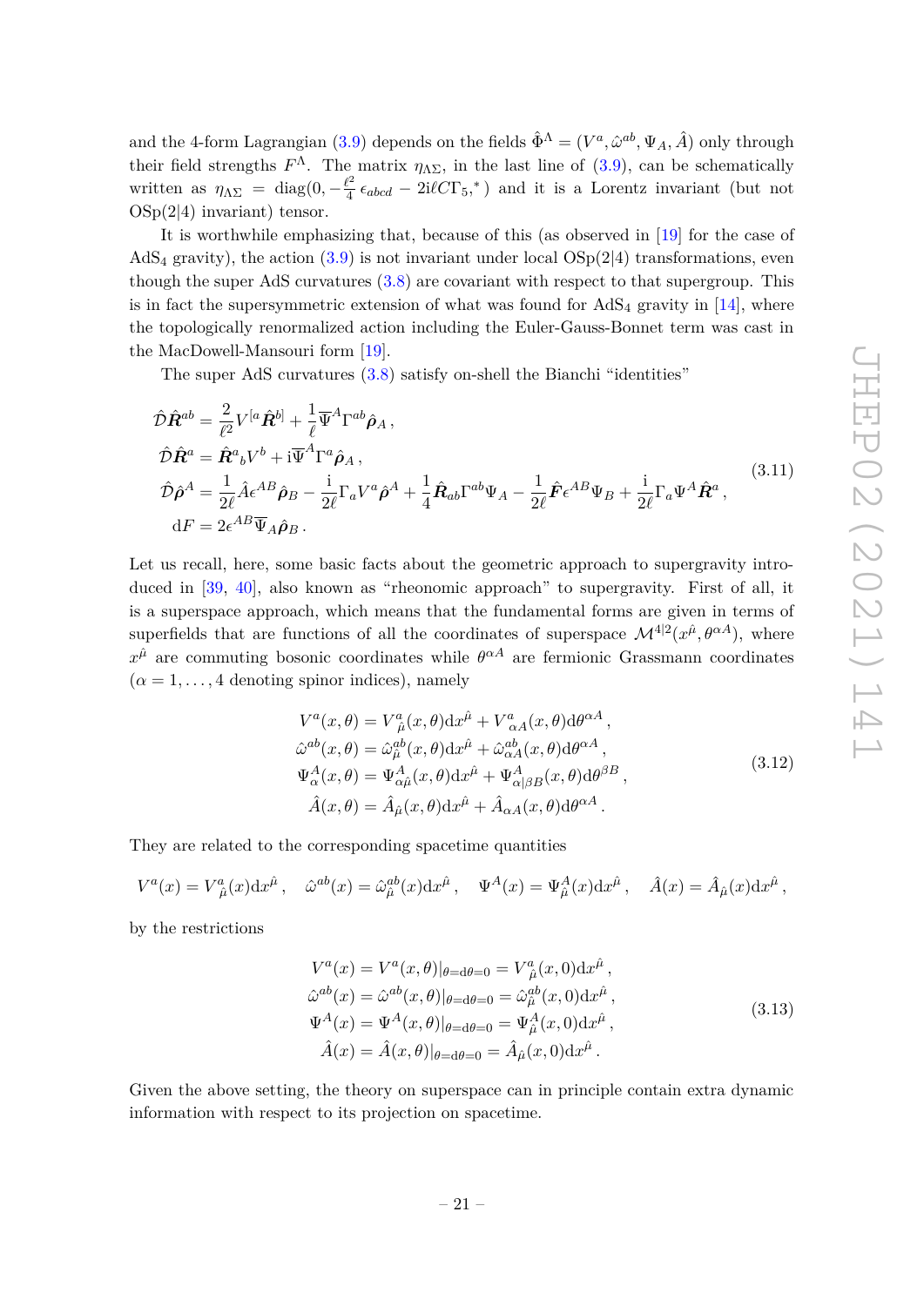and the 4-form Lagrangian (3.9) depends on the fields $\hat{\Phi}^\Lambda = (V^a, \hat{\omega}^{ab}, \Psi_A, \hat{A})$ only through their field strengths $F^\Lambda$. The matrix $\eta_{\Lambda\Sigma}$, in the last line of (3.9), can be schematically written as $\eta_{\Lambda\Sigma} = \mathrm{diag}(0, -\frac{\ell^2}{4}\,\epsilon_{abcd} - 2\mathrm{i}\ell C\Gamma_5, {}^*)$ and it is a Lorentz invariant (but not $\mathrm{OSp}(2|4)$ invariant) tensor.

It is worthwhile emphasizing that, because of this (as observed in [19] for the case of $\mathrm{AdS}_4$ gravity), the action (3.9) is not invariant under local $\mathrm{OSp}(2|4)$ transformations, even though the super AdS curvatures (3.8) are covariant with respect to that supergroup. This is in fact the supersymmetric extension of what was found for $\mathrm{AdS}_4$ gravity in [14], where the topologically renormalized action including the Euler-Gauss-Bonnet term was cast in the MacDowell-Mansouri form [19].

The super AdS curvatures (3.8) satisfy on-shell the Bianchi "identities"

$$
\begin{aligned}
\hat{\mathcal{D}}\hat{\boldsymbol{R}}^{ab} &= \frac{2}{\ell^2}V^{[a}\hat{\boldsymbol{R}}^{b]} + \frac{1}{\ell}\overline{\Psi}^A\Gamma^{ab}\hat{\boldsymbol{\rho}}_A\,,\\
\hat{\mathcal{D}}\hat{\boldsymbol{R}}^a &= \hat{\boldsymbol{R}}^a{}_b V^b + \mathrm{i}\overline{\Psi}^A\Gamma^a\hat{\boldsymbol{\rho}}_A\,,\\
\hat{\mathcal{D}}\hat{\boldsymbol{\rho}}^A &= \frac{1}{2\ell}\hat{A}\epsilon^{AB}\hat{\boldsymbol{\rho}}_B - \frac{\mathrm{i}}{2\ell}\Gamma_a V^a\hat{\boldsymbol{\rho}}^A + \frac{1}{4}\hat{\boldsymbol{R}}_{ab}\Gamma^{ab}\Psi_A - \frac{1}{2\ell}\hat{\boldsymbol{F}}\epsilon^{AB}\Psi_B + \frac{\mathrm{i}}{2\ell}\Gamma_a\Psi^A\hat{\boldsymbol{R}}^a\,,\\
\mathrm{d}F &= 2\epsilon^{AB}\overline{\Psi}_A\hat{\boldsymbol{\rho}}_B\,.
\end{aligned}
\tag{3.11}
$$

Let us recall, here, some basic facts about the geometric approach to supergravity introduced in [39, 40], also known as "rheonomic approach" to supergravity. First of all, it is a superspace approach, which means that the fundamental forms are given in terms of superfields that are functions of all the coordinates of superspace $\mathcal{M}^{4|2}(x^{\hat{\mu}}, \theta^{\alpha A})$, where $x^{\hat{\mu}}$ are commuting bosonic coordinates while $\theta^{\alpha A}$ are fermionic Grassmann coordinates ($\alpha = 1, \ldots, 4$ denoting spinor indices), namely

$$
\begin{aligned}
V^a(x,\theta) &= V^a_{\hat{\mu}}(x,\theta)\mathrm{d}x^{\hat{\mu}} + V^a_{\alpha A}(x,\theta)\mathrm{d}\theta^{\alpha A}\,,\\
\hat{\omega}^{ab}(x,\theta) &= \hat{\omega}^{ab}_{\hat{\mu}}(x,\theta)\mathrm{d}x^{\hat{\mu}} + \hat{\omega}^{ab}_{\alpha A}(x,\theta)\mathrm{d}\theta^{\alpha A}\,,\\
\Psi^A_\alpha(x,\theta) &= \Psi^A_{\alpha\hat{\mu}}(x,\theta)\mathrm{d}x^{\hat{\mu}} + \Psi^A_{\alpha|\beta B}(x,\theta)\mathrm{d}\theta^{\beta B}\,,\\
\hat{A}(x,\theta) &= \hat{A}_{\hat{\mu}}(x,\theta)\mathrm{d}x^{\hat{\mu}} + \hat{A}_{\alpha A}(x,\theta)\mathrm{d}\theta^{\alpha A}\,.
\end{aligned}
\tag{3.12}
$$

They are related to the corresponding spacetime quantities

$$
V^a(x) = V^a_{\hat{\mu}}(x)\mathrm{d}x^{\hat{\mu}}\,,\quad \hat{\omega}^{ab}(x) = \hat{\omega}^{ab}_{\hat{\mu}}(x)\mathrm{d}x^{\hat{\mu}}\,,\quad \Psi^A(x) = \Psi^A_{\hat{\mu}}(x)\mathrm{d}x^{\hat{\mu}}\,,\quad \hat{A}(x) = \hat{A}_{\hat{\mu}}(x)\mathrm{d}x^{\hat{\mu}}\,,
$$

by the restrictions

$$
\begin{aligned}
V^a(x) &= V^a(x,\theta)|_{\theta=\mathrm{d}\theta=0} = V^a_{\hat{\mu}}(x,0)\mathrm{d}x^{\hat{\mu}}\,,\\
\hat{\omega}^{ab}(x) &= \hat{\omega}^{ab}(x,\theta)|_{\theta=\mathrm{d}\theta=0} = \hat{\omega}^{ab}_{\hat{\mu}}(x,0)\mathrm{d}x^{\hat{\mu}}\,,\\
\Psi^A(x) &= \Psi^A(x,\theta)|_{\theta=\mathrm{d}\theta=0} = \Psi^A_{\hat{\mu}}(x,0)\mathrm{d}x^{\hat{\mu}}\,,\\
\hat{A}(x) &= \hat{A}(x,\theta)|_{\theta=\mathrm{d}\theta=0} = \hat{A}_{\hat{\mu}}(x,0)\mathrm{d}x^{\hat{\mu}}\,.
\end{aligned}
\tag{3.13}
$$

Given the above setting, the theory on superspace can in principle contain extra dynamic information with respect to its projection on spacetime.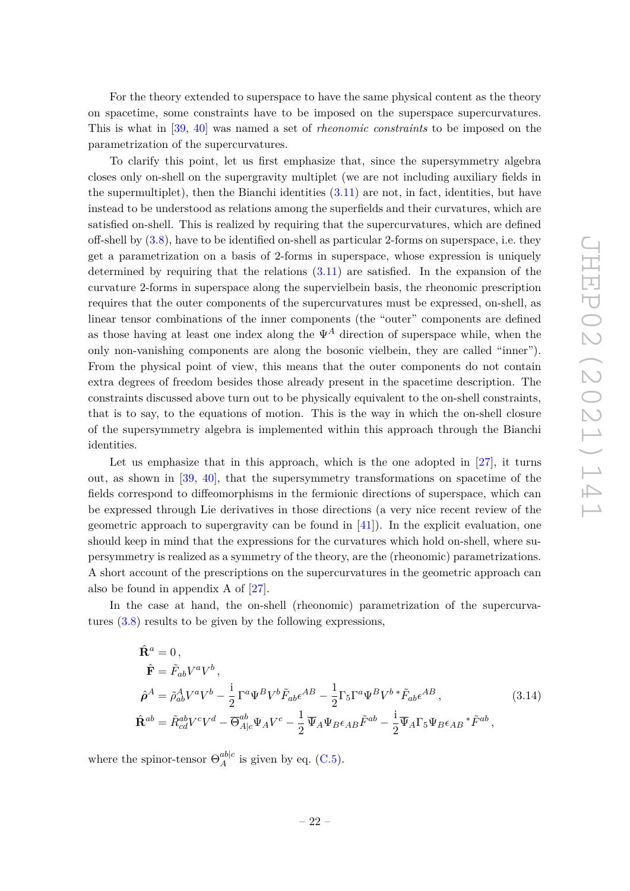For the theory extended to superspace to have the same physical content as the theory on spacetime, some constraints have to be imposed on the superspace supercurvatures. This is what in [39, 40] was named a set of *rheonomic constraints* to be imposed on the parametrization of the supercurvatures.

To clarify this point, let us first emphasize that, since the supersymmetry algebra closes only on-shell on the supergravity multiplet (we are not including auxiliary fields in the supermultiplet), then the Bianchi identities (3.11) are not, in fact, identities, but have instead to be understood as relations among the superfields and their curvatures, which are satisfied on-shell. This is realized by requiring that the supercurvatures, which are defined off-shell by (3.8), have to be identified on-shell as particular 2-forms on superspace, i.e. they get a parametrization on a basis of 2-forms in superspace, whose expression is uniquely determined by requiring that the relations (3.11) are satisfied. In the expansion of the curvature 2-forms in superspace along the supervielbein basis, the rheonomic prescription requires that the outer components of the supercurvatures must be expressed, on-shell, as linear tensor combinations of the inner components (the "outer" components are defined as those having at least one index along the $\Psi^A$ direction of superspace while, when the only non-vanishing components are along the bosonic vielbein, they are called "inner"). From the physical point of view, this means that the outer components do not contain extra degrees of freedom besides those already present in the spacetime description. The constraints discussed above turn out to be physically equivalent to the on-shell constraints, that is to say, to the equations of motion. This is the way in which the on-shell closure of the supersymmetry algebra is implemented within this approach through the Bianchi identities.

Let us emphasize that in this approach, which is the one adopted in [27], it turns out, as shown in [39, 40], that the supersymmetry transformations on spacetime of the fields correspond to diffeomorphisms in the fermionic directions of superspace, which can be expressed through Lie derivatives in those directions (a very nice recent review of the geometric approach to supergravity can be found in [41]). In the explicit evaluation, one should keep in mind that the expressions for the curvatures which hold on-shell, where supersymmetry is realized as a symmetry of the theory, are the (rheonomic) parametrizations. A short account of the prescriptions on the supercurvatures in the geometric approach can also be found in appendix A of [27].

In the case at hand, the on-shell (rheonomic) parametrization of the supercurvatures (3.8) results to be given by the following expressions,

$$
\begin{aligned}
\hat{\mathbf{R}}^a &= 0\,,\\
\hat{\mathbf{F}} &= \tilde{F}_{ab}V^aV^b\,,\\
\hat{\boldsymbol{\rho}}^A &= \tilde{\rho}^A_{ab}V^aV^b - \frac{\mathrm{i}}{2}\,\Gamma^a\Psi^BV^b\tilde{F}_{ab}\epsilon^{AB} - \frac{1}{2}\Gamma_5\Gamma^a\Psi^BV^b\,{}^*\tilde{F}_{ab}\epsilon^{AB}\,,\\
\hat{\mathbf{R}}^{ab} &= \tilde{R}^{ab}_{cd}V^cV^d - \overline{\Theta}^{ab}_{A|c}\Psi_AV^c - \frac{1}{2}\,\overline{\Psi}_A\Psi_B\epsilon_{AB}\tilde{F}^{ab} - \frac{\mathrm{i}}{2}\overline{\Psi}_A\Gamma_5\Psi_B\epsilon_{AB}\,{}^*\tilde{F}^{ab}\,,
\end{aligned}
\tag{3.14}
$$

where the spinor-tensor $\Theta^{ab|c}_A$ is given by eq. (C.5).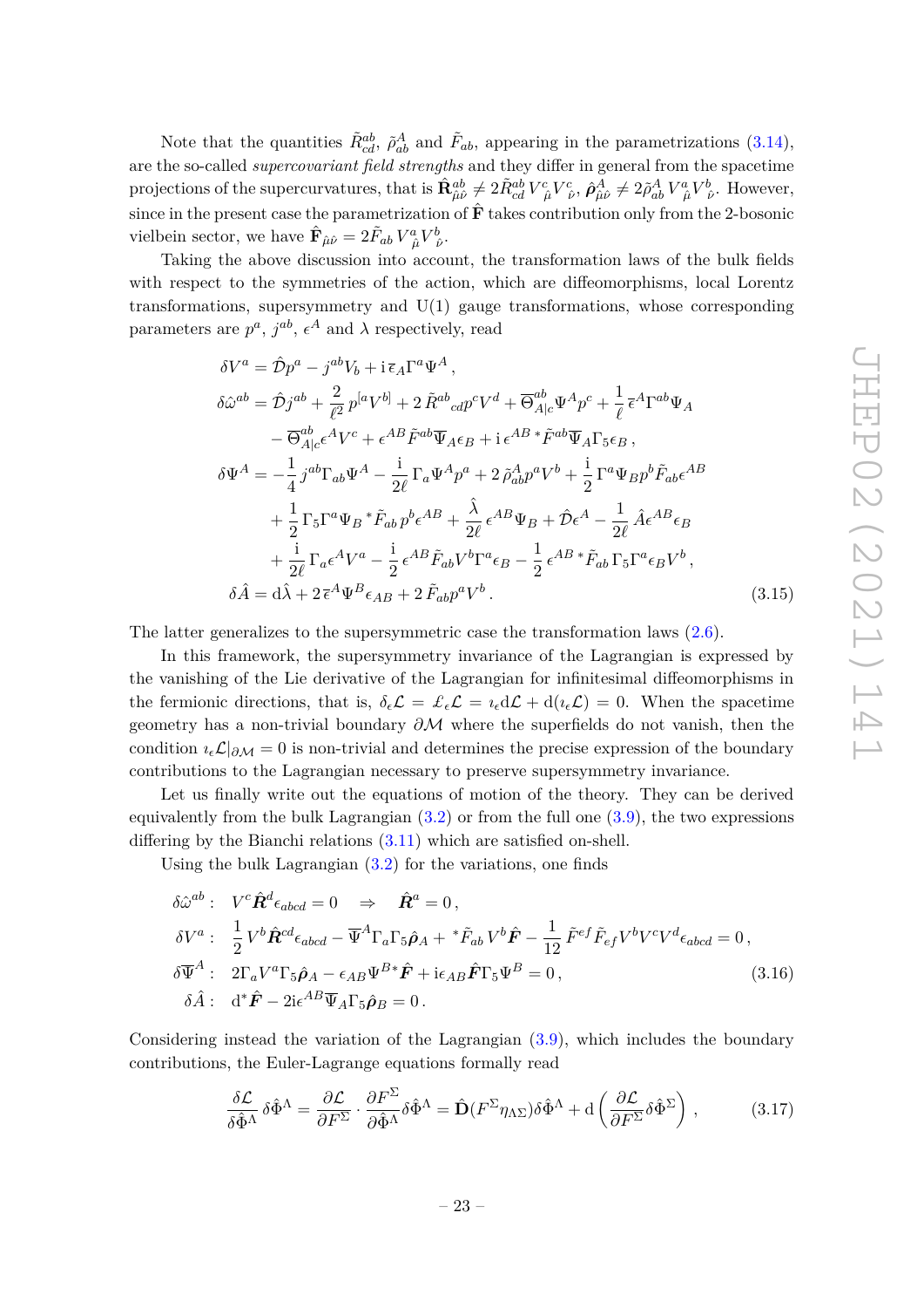Note that the quantities $\tilde{R}^{ab}_{cd}$, $\tilde{\rho}^{A}_{ab}$ and $\tilde{F}_{ab}$, appearing in the parametrizations (3.14), are the so-called *supercovariant field strengths* and they differ in general from the spacetime projections of the supercurvatures, that is $\hat{\mathbf{R}}^{ab}_{\hat{\mu}\hat{\nu}} \neq 2\tilde{R}^{ab}_{cd}\, V^c_{\hat{\mu}} V^c_{\hat{\nu}}$, $\hat{\boldsymbol{\rho}}^{A}_{\hat{\mu}\hat{\nu}} \neq 2\tilde{\rho}^{A}_{ab}\, V^a_{\hat{\mu}} V^b_{\hat{\nu}}$. However, since in the present case the parametrization of $\hat{\mathbf{F}}$ takes contribution only from the 2-bosonic vielbein sector, we have $\hat{\mathbf{F}}_{\hat{\mu}\hat{\nu}} = 2\tilde{F}_{ab}\, V^a_{\hat{\mu}} V^b_{\hat{\nu}}$.

Taking the above discussion into account, the transformation laws of the bulk fields with respect to the symmetries of the action, which are diffeomorphisms, local Lorentz transformations, supersymmetry and U(1) gauge transformations, whose corresponding parameters are $p^a$, $j^{ab}$, $\epsilon^A$ and $\lambda$ respectively, read

$$
\begin{aligned}
\delta V^a &= \hat{\mathcal{D}} p^a - j^{ab} V_b + \mathrm{i}\, \overline{\epsilon}_A \Gamma^a \Psi^A \,, \\
\delta \hat{\omega}^{ab} &= \hat{\mathcal{D}} j^{ab} + \frac{2}{\ell^2}\, p^{[a} V^{b]} + 2\, \tilde{R}^{ab}{}_{cd} p^c V^d + \overline{\Theta}^{ab}_{A|c} \Psi^A p^c + \frac{1}{\ell}\, \overline{\epsilon}^A \Gamma^{ab} \Psi_A \\
&\quad - \overline{\Theta}^{ab}_{A|c} \epsilon^A V^c + \epsilon^{AB} \tilde{F}^{ab} \overline{\Psi}_A \epsilon_B + \mathrm{i}\, \epsilon^{AB}\, {}^*\tilde{F}^{ab} \overline{\Psi}_A \Gamma_5 \epsilon_B \,, \\
\delta \Psi^A &= -\frac{1}{4}\, j^{ab} \Gamma_{ab} \Psi^A - \frac{\mathrm{i}}{2\ell}\, \Gamma_a \Psi^A p^a + 2\, \tilde{\rho}^A_{ab} p^a V^b + \frac{\mathrm{i}}{2}\, \Gamma^a \Psi_B p^b \tilde{F}_{ab} \epsilon^{AB} \\
&\quad + \frac{1}{2}\, \Gamma_5 \Gamma^a \Psi_B\, {}^*\tilde{F}_{ab}\, p^b \epsilon^{AB} + \frac{\hat{\lambda}}{2\ell}\, \epsilon^{AB} \Psi_B + \hat{\mathcal{D}} \epsilon^A - \frac{1}{2\ell}\, \hat{A} \epsilon^{AB} \epsilon_B \\
&\quad + \frac{\mathrm{i}}{2\ell}\, \Gamma_a \epsilon^A V^a - \frac{\mathrm{i}}{2}\, \epsilon^{AB} \tilde{F}_{ab} V^b \Gamma^a \epsilon_B - \frac{1}{2}\, \epsilon^{AB}\, {}^*\tilde{F}_{ab}\, \Gamma_5 \Gamma^a \epsilon_B V^b \,, \\
\delta \hat{A} &= \mathrm{d}\hat{\lambda} + 2\, \overline{\epsilon}^A \Psi^B \epsilon_{AB} + 2\, \tilde{F}_{ab} p^a V^b \,.
\end{aligned}
\tag{3.15}
$$

The latter generalizes to the supersymmetric case the transformation laws (2.6).

In this framework, the supersymmetry invariance of the Lagrangian is expressed by the vanishing of the Lie derivative of the Lagrangian for infinitesimal diffeomorphisms in the fermionic directions, that is, $\delta_\epsilon \mathcal{L} = \pounds_\epsilon \mathcal{L} = \imath_\epsilon \mathrm{d}\mathcal{L} + \mathrm{d}(\imath_\epsilon \mathcal{L}) = 0$. When the spacetime geometry has a non-trivial boundary $\partial\mathcal{M}$ where the superfields do not vanish, then the condition $\imath_\epsilon \mathcal{L}|_{\partial\mathcal{M}} = 0$ is non-trivial and determines the precise expression of the boundary contributions to the Lagrangian necessary to preserve supersymmetry invariance.

Let us finally write out the equations of motion of the theory. They can be derived equivalently from the bulk Lagrangian (3.2) or from the full one (3.9), the two expressions differing by the Bianchi relations (3.11) which are satisfied on-shell.

Using the bulk Lagrangian (3.2) for the variations, one finds

$$
\begin{aligned}
\delta \hat{\omega}^{ab} :&\quad V^c \hat{\boldsymbol{R}}^d \epsilon_{abcd} = 0 \quad \Rightarrow \quad \hat{\boldsymbol{R}}^a = 0 \,, \\
\delta V^a :&\quad \frac{1}{2}\, V^b \hat{\boldsymbol{R}}^{cd} \epsilon_{abcd} - \overline{\Psi}^A \Gamma_a \Gamma_5 \hat{\boldsymbol{\rho}}_A + {}^*\tilde{F}_{ab}\, V^b \hat{\boldsymbol{F}} - \frac{1}{12}\, \tilde{F}^{ef} \tilde{F}_{ef} V^b V^c V^d \epsilon_{abcd} = 0 \,, \\
\delta \overline{\Psi}^A :&\quad 2\Gamma_a V^a \Gamma_5 \hat{\boldsymbol{\rho}}_A - \epsilon_{AB} \Psi^{B*} \hat{\boldsymbol{F}} + \mathrm{i}\epsilon_{AB} \hat{\boldsymbol{F}} \Gamma_5 \Psi^B = 0 \,, \\
\delta \hat{A} :&\quad \mathrm{d}^* \hat{\boldsymbol{F}} - 2\mathrm{i}\epsilon^{AB} \overline{\Psi}_A \Gamma_5 \hat{\boldsymbol{\rho}}_B = 0 \,.
\end{aligned}
\tag{3.16}
$$

Considering instead the variation of the Lagrangian (3.9), which includes the boundary contributions, the Euler-Lagrange equations formally read

$$
\frac{\delta \mathcal{L}}{\delta \hat{\Phi}^\Lambda}\, \delta \hat{\Phi}^\Lambda = \frac{\partial \mathcal{L}}{\partial F^\Sigma} \cdot \frac{\partial F^\Sigma}{\partial \hat{\Phi}^\Lambda} \delta \hat{\Phi}^\Lambda = \hat{\mathbf{D}}(F^\Sigma \eta_{\Lambda\Sigma}) \delta \hat{\Phi}^\Lambda + \mathrm{d}\left( \frac{\partial \mathcal{L}}{\partial F^\Sigma} \delta \hat{\Phi}^\Sigma \right) \,,
\tag{3.17}
$$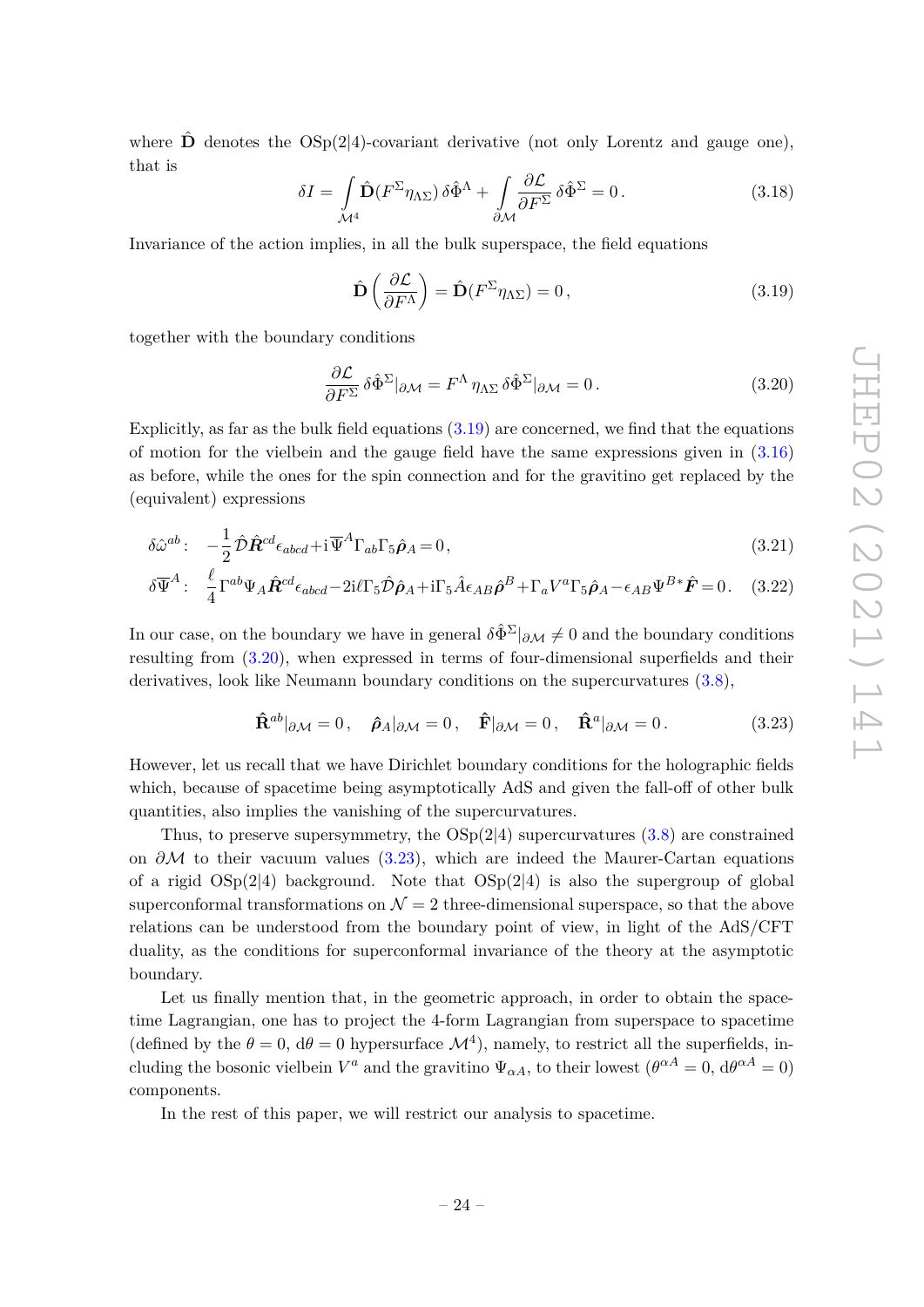where $\hat{\mathbf{D}}$ denotes the OSp(2|4)-covariant derivative (not only Lorentz and gauge one), that is

$$\delta I = \int_{\mathcal{M}^4} \hat{\mathbf{D}}(F^\Sigma \eta_{\Lambda\Sigma})\, \delta\hat{\Phi}^\Lambda + \int_{\partial\mathcal{M}} \frac{\partial \mathcal{L}}{\partial F^\Sigma}\, \delta\hat{\Phi}^\Sigma = 0\,. \tag{3.18}$$

Invariance of the action implies, in all the bulk superspace, the field equations

$$\hat{\mathbf{D}}\left(\frac{\partial \mathcal{L}}{\partial F^\Lambda}\right) = \hat{\mathbf{D}}(F^\Sigma \eta_{\Lambda\Sigma}) = 0\,, \tag{3.19}$$

together with the boundary conditions

$$\frac{\partial \mathcal{L}}{\partial F^\Sigma}\, \delta\hat{\Phi}^\Sigma|_{\partial\mathcal{M}} = F^\Lambda\, \eta_{\Lambda\Sigma}\, \delta\hat{\Phi}^\Sigma|_{\partial\mathcal{M}} = 0\,. \tag{3.20}$$

Explicitly, as far as the bulk field equations (3.19) are concerned, we find that the equations of motion for the vielbein and the gauge field have the same expressions given in (3.16) as before, while the ones for the spin connection and for the gravitino get replaced by the (equivalent) expressions

$$\delta\hat{\omega}^{ab}: \quad -\frac{1}{2}\hat{\mathcal{D}}\hat{\boldsymbol{R}}^{cd}\epsilon_{abcd} + \mathrm{i}\,\overline{\Psi}^A \Gamma_{ab}\Gamma_5 \hat{\boldsymbol{\rho}}_A = 0\,, \tag{3.21}$$

$$\delta\overline{\Psi}^A: \quad \frac{\ell}{4}\Gamma^{ab}\Psi_A \hat{\boldsymbol{R}}^{cd}\epsilon_{abcd} - 2\mathrm{i}\ell\Gamma_5\hat{\mathcal{D}}\hat{\boldsymbol{\rho}}_A + \mathrm{i}\Gamma_5\hat{A}\epsilon_{AB}\hat{\boldsymbol{\rho}}^B + \Gamma_a V^a \Gamma_5 \hat{\boldsymbol{\rho}}_A - \epsilon_{AB}\Psi^{B*}\hat{\boldsymbol{F}} = 0\,. \tag{3.22}$$

In our case, on the boundary we have in general $\delta\hat{\Phi}^\Sigma|_{\partial\mathcal{M}} \neq 0$ and the boundary conditions resulting from (3.20), when expressed in terms of four-dimensional superfields and their derivatives, look like Neumann boundary conditions on the supercurvatures (3.8),

$$\hat{\mathbf{R}}^{ab}|_{\partial\mathcal{M}} = 0\,, \quad \hat{\boldsymbol{\rho}}_A|_{\partial\mathcal{M}} = 0\,, \quad \hat{\mathbf{F}}|_{\partial\mathcal{M}} = 0\,, \quad \hat{\mathbf{R}}^a|_{\partial\mathcal{M}} = 0\,. \tag{3.23}$$

However, let us recall that we have Dirichlet boundary conditions for the holographic fields which, because of spacetime being asymptotically AdS and given the fall-off of other bulk quantities, also implies the vanishing of the supercurvatures.

Thus, to preserve supersymmetry, the OSp(2|4) supercurvatures (3.8) are constrained on $\partial\mathcal{M}$ to their vacuum values (3.23), which are indeed the Maurer-Cartan equations of a rigid OSp(2|4) background. Note that OSp(2|4) is also the supergroup of global superconformal transformations on $\mathcal{N}=2$ three-dimensional superspace, so that the above relations can be understood from the boundary point of view, in light of the AdS/CFT duality, as the conditions for superconformal invariance of the theory at the asymptotic boundary.

Let us finally mention that, in the geometric approach, in order to obtain the spacetime Lagrangian, one has to project the 4-form Lagrangian from superspace to spacetime (defined by the $\theta = 0$, $\mathrm{d}\theta = 0$ hypersurface $\mathcal{M}^4$), namely, to restrict all the superfields, including the bosonic vielbein $V^a$ and the gravitino $\Psi_{\alpha A}$, to their lowest ($\theta^{\alpha A} = 0$, $\mathrm{d}\theta^{\alpha A} = 0$) components.

In the rest of this paper, we will restrict our analysis to spacetime.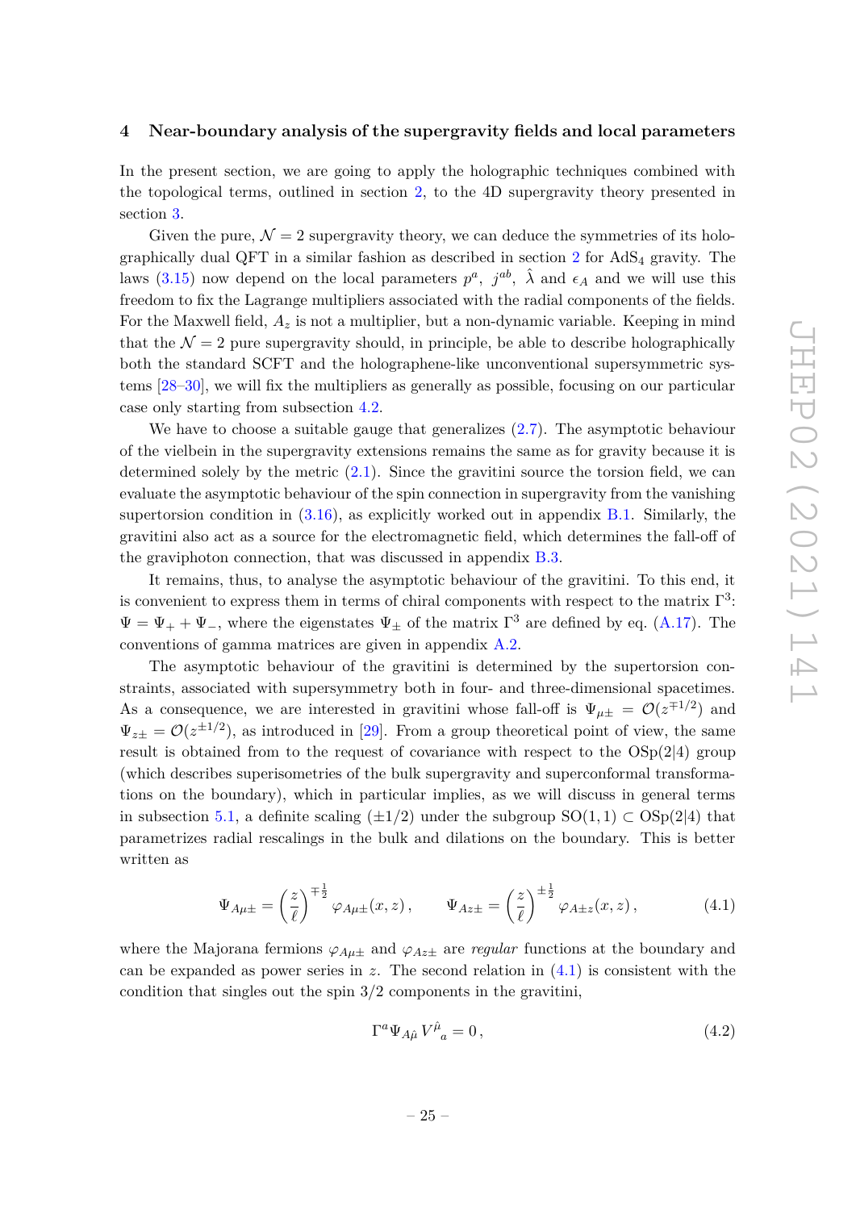## 4 Near-boundary analysis of the supergravity fields and local parameters

In the present section, we are going to apply the holographic techniques combined with the topological terms, outlined in section 2, to the 4D supergravity theory presented in section 3.

Given the pure, $\mathcal{N}=2$ supergravity theory, we can deduce the symmetries of its holographically dual QFT in a similar fashion as described in section 2 for AdS$_4$ gravity. The laws (3.15) now depend on the local parameters $p^a$, $j^{ab}$, $\hat{\lambda}$ and $\epsilon_A$ and we will use this freedom to fix the Lagrange multipliers associated with the radial components of the fields. For the Maxwell field, $A_z$ is not a multiplier, but a non-dynamic variable. Keeping in mind that the $\mathcal{N}=2$ pure supergravity should, in principle, be able to describe holographically both the standard SCFT and the holographene-like unconventional supersymmetric systems [28–30], we will fix the multipliers as generally as possible, focusing on our particular case only starting from subsection 4.2.

We have to choose a suitable gauge that generalizes (2.7). The asymptotic behaviour of the vielbein in the supergravity extensions remains the same as for gravity because it is determined solely by the metric (2.1). Since the gravitini source the torsion field, we can evaluate the asymptotic behaviour of the spin connection in supergravity from the vanishing supertorsion condition in (3.16), as explicitly worked out in appendix B.1. Similarly, the gravitini also act as a source for the electromagnetic field, which determines the fall-off of the graviphoton connection, that was discussed in appendix B.3.

It remains, thus, to analyse the asymptotic behaviour of the gravitini. To this end, it is convenient to express them in terms of chiral components with respect to the matrix $\Gamma^3$: $\Psi = \Psi_+ + \Psi_-$, where the eigenstates $\Psi_\pm$ of the matrix $\Gamma^3$ are defined by eq. (A.17). The conventions of gamma matrices are given in appendix A.2.

The asymptotic behaviour of the gravitini is determined by the supertorsion constraints, associated with supersymmetry both in four- and three-dimensional spacetimes. As a consequence, we are interested in gravitini whose fall-off is $\Psi_{\mu\pm} = \mathcal{O}(z^{\mp 1/2})$ and $\Psi_{z\pm} = \mathcal{O}(z^{\pm 1/2})$, as introduced in [29]. From a group theoretical point of view, the same result is obtained from to the request of covariance with respect to the OSp(2|4) group (which describes superisometries of the bulk supergravity and superconformal transformations on the boundary), which in particular implies, as we will discuss in general terms in subsection 5.1, a definite scaling ($\pm 1/2$) under the subgroup SO(1,1) $\subset$ OSp(2|4) that parametrizes radial rescalings in the bulk and dilations on the boundary. This is better written as

$$\Psi_{A\mu\pm} = \left(\frac{z}{\ell}\right)^{\mp\frac{1}{2}} \varphi_{A\mu\pm}(x,z)\,, \qquad \Psi_{Az\pm} = \left(\frac{z}{\ell}\right)^{\pm\frac{1}{2}} \varphi_{A\pm z}(x,z)\,, \tag{4.1}$$

where the Majorana fermions $\varphi_{A\mu\pm}$ and $\varphi_{Az\pm}$ are *regular* functions at the boundary and can be expanded as power series in $z$. The second relation in (4.1) is consistent with the condition that singles out the spin 3/2 components in the gravitini,

$$\Gamma^a \Psi_{A\hat{\mu}}\, V^{\hat{\mu}}{}_a = 0\,, \tag{4.2}$$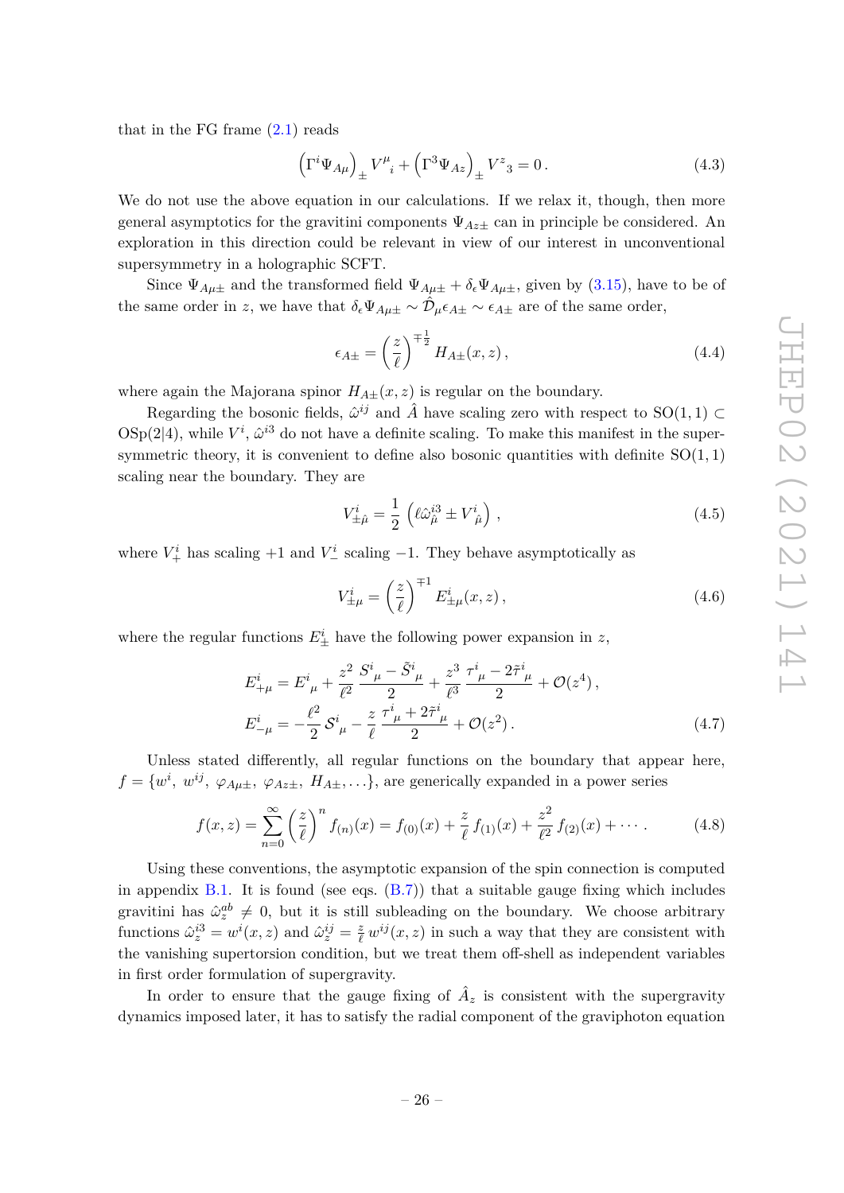that in the FG frame (2.1) reads

$$\left(\Gamma^i \Psi_{A\mu}\right)_\pm V^\mu{}_i + \left(\Gamma^3 \Psi_{Az}\right)_\pm V^z{}_3 = 0\,. \tag{4.3}$$

We do not use the above equation in our calculations. If we relax it, though, then more general asymptotics for the gravitini components $\Psi_{Az\pm}$ can in principle be considered. An exploration in this direction could be relevant in view of our interest in unconventional supersymmetry in a holographic SCFT.

Since $\Psi_{A\mu\pm}$ and the transformed field $\Psi_{A\mu\pm} + \delta_\epsilon \Psi_{A\mu\pm}$, given by (3.15), have to be of the same order in $z$, we have that $\delta_\epsilon \Psi_{A\mu\pm} \sim \hat{\mathcal{D}}_\mu \epsilon_{A\pm} \sim \epsilon_{A\pm}$ are of the same order,

$$\epsilon_{A\pm} = \left(\frac{z}{\ell}\right)^{\mp\frac{1}{2}} H_{A\pm}(x,z)\,, \tag{4.4}$$

where again the Majorana spinor $H_{A\pm}(x,z)$ is regular on the boundary.

Regarding the bosonic fields, $\hat{\omega}^{ij}$ and $\hat{A}$ have scaling zero with respect to $\mathrm{SO}(1,1) \subset \mathrm{OSp}(2|4)$, while $V^i$, $\hat{\omega}^{i3}$ do not have a definite scaling. To make this manifest in the supersymmetric theory, it is convenient to define also bosonic quantities with definite $\mathrm{SO}(1,1)$ scaling near the boundary. They are

$$V^i_{\pm\hat{\mu}} = \frac{1}{2}\left(\ell \hat{\omega}^{i3}_{\hat{\mu}} \pm V^i_{\hat{\mu}}\right)\,, \tag{4.5}$$

where $V^i_+$ has scaling $+1$ and $V^i_-$ scaling $-1$. They behave asymptotically as

$$V^i_{\pm\mu} = \left(\frac{z}{\ell}\right)^{\mp 1} E^i_{\pm\mu}(x,z)\,, \tag{4.6}$$

where the regular functions $E^i_\pm$ have the following power expansion in $z$,

$$\begin{aligned}
E^i_{+\mu} &= E^i{}_\mu + \frac{z^2}{\ell^2}\,\frac{S^i{}_\mu - \tilde{S}^i{}_\mu}{2} + \frac{z^3}{\ell^3}\,\frac{\tau^i{}_\mu - 2\tilde{\tau}^i{}_\mu}{2} + \mathcal{O}(z^4)\,,\\
E^i_{-\mu} &= -\frac{\ell^2}{2}\,\mathcal{S}^i{}_\mu - \frac{z}{\ell}\,\frac{\tau^i{}_\mu + 2\tilde{\tau}^i{}_\mu}{2} + \mathcal{O}(z^2)\,.
\end{aligned} \tag{4.7}$$

Unless stated differently, all regular functions on the boundary that appear here, $f = \{w^i,\ w^{ij},\ \varphi_{A\mu\pm},\ \varphi_{Az\pm},\ H_{A\pm}, \ldots\}$, are generically expanded in a power series

$$f(x,z) = \sum_{n=0}^{\infty} \left(\frac{z}{\ell}\right)^n f_{(n)}(x) = f_{(0)}(x) + \frac{z}{\ell}\, f_{(1)}(x) + \frac{z^2}{\ell^2}\, f_{(2)}(x) + \cdots\,. \tag{4.8}$$

Using these conventions, the asymptotic expansion of the spin connection is computed in appendix B.1. It is found (see eqs. (B.7)) that a suitable gauge fixing which includes gravitini has $\hat{\omega}^{ab}_z \neq 0$, but it is still subleading on the boundary. We choose arbitrary functions $\hat{\omega}^{i3}_z = w^i(x,z)$ and $\hat{\omega}^{ij}_z = \frac{z}{\ell}\, w^{ij}(x,z)$ in such a way that they are consistent with the vanishing supertorsion condition, but we treat them off-shell as independent variables in first order formulation of supergravity.

In order to ensure that the gauge fixing of $\hat{A}_z$ is consistent with the supergravity dynamics imposed later, it has to satisfy the radial component of the graviphoton equation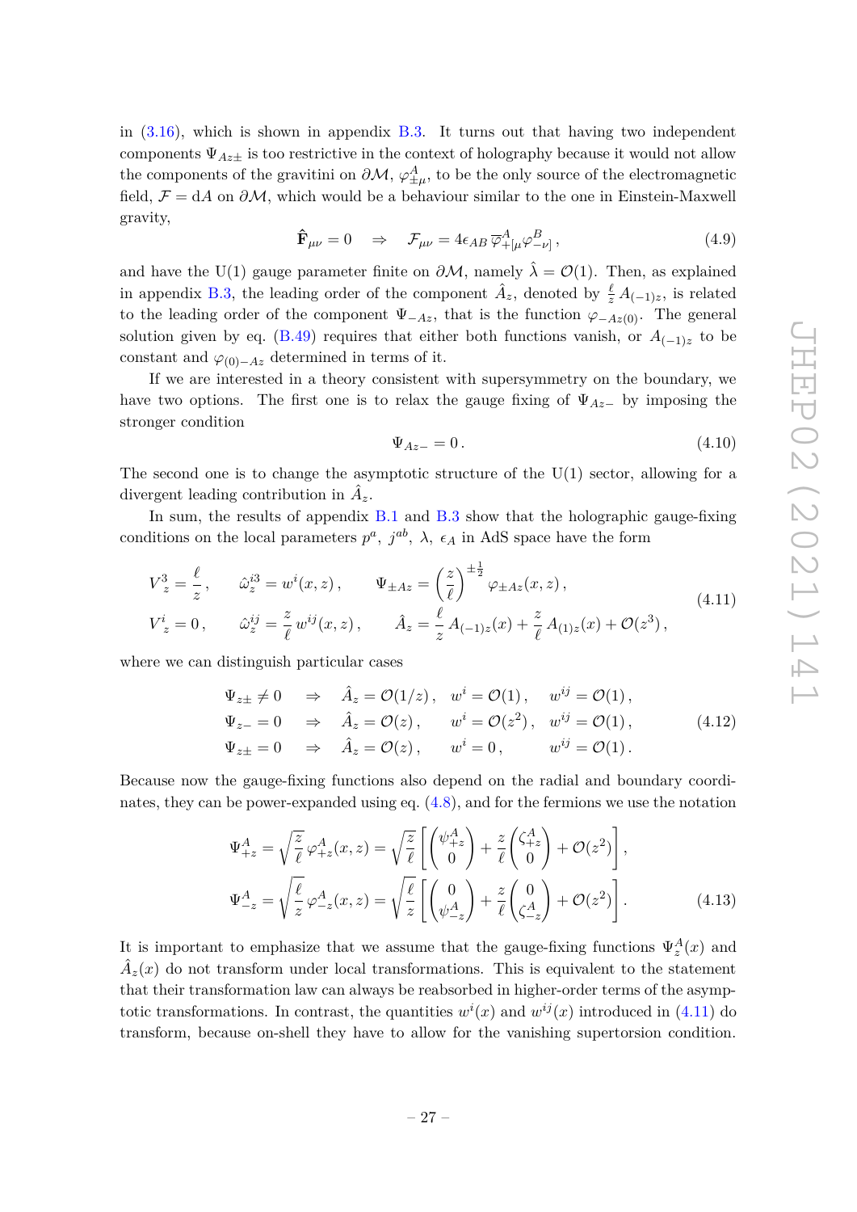in (3.16), which is shown in appendix B.3. It turns out that having two independent components $\Psi_{Az\pm}$ is too restrictive in the context of holography because it would not allow the components of the gravitini on $\partial\mathcal{M}$, $\varphi^A_{\pm\mu}$, to be the only source of the electromagnetic field, $\mathcal{F} = \mathrm{d}A$ on $\partial\mathcal{M}$, which would be a behaviour similar to the one in Einstein-Maxwell gravity,

$$\hat{\mathbf{F}}_{\mu\nu} = 0 \quad \Rightarrow \quad \mathcal{F}_{\mu\nu} = 4\epsilon_{AB}\,\overline{\varphi}^A_{+[\mu}\varphi^B_{-\nu]}\,, \tag{4.9}$$

and have the U(1) gauge parameter finite on $\partial\mathcal{M}$, namely $\hat{\lambda} = \mathcal{O}(1)$. Then, as explained in appendix B.3, the leading order of the component $\hat{A}_z$, denoted by $\frac{\ell}{z}A_{(-1)z}$, is related to the leading order of the component $\Psi_{-Az}$, that is the function $\varphi_{-Az(0)}$. The general solution given by eq. (B.49) requires that either both functions vanish, or $A_{(-1)z}$ to be constant and $\varphi_{(0)-Az}$ determined in terms of it.

If we are interested in a theory consistent with supersymmetry on the boundary, we have two options. The first one is to relax the gauge fixing of $\Psi_{Az-}$ by imposing the stronger condition

$$\Psi_{Az-} = 0\,. \tag{4.10}$$

The second one is to change the asymptotic structure of the U(1) sector, allowing for a divergent leading contribution in $\hat{A}_z$.

In sum, the results of appendix B.1 and B.3 show that the holographic gauge-fixing conditions on the local parameters $p^a$, $j^{ab}$, $\lambda$, $\epsilon_A$ in AdS space have the form

$$\begin{aligned}
&V^3_{\ z} = \frac{\ell}{z}\,, \qquad \hat{\omega}^{i3}_z = w^i(x,z)\,, \qquad \Psi_{\pm Az} = \left(\frac{z}{\ell}\right)^{\pm\frac{1}{2}}\varphi_{\pm Az}(x,z)\,, \\
&V^i_{\ z} = 0\,, \qquad \hat{\omega}^{ij}_z = \frac{z}{\ell}\,w^{ij}(x,z)\,, \qquad \hat{A}_z = \frac{\ell}{z}\,A_{(-1)z}(x) + \frac{z}{\ell}\,A_{(1)z}(x) + \mathcal{O}(z^3)\,,
\end{aligned} \tag{4.11}$$

where we can distinguish particular cases

$$\begin{aligned}
\Psi_{z\pm} \neq 0 \quad &\Rightarrow \quad \hat{A}_z = \mathcal{O}(1/z)\,, \quad w^i = \mathcal{O}(1)\,, \quad w^{ij} = \mathcal{O}(1)\,, \\
\Psi_{z-} = 0 \quad &\Rightarrow \quad \hat{A}_z = \mathcal{O}(z)\,, \quad w^i = \mathcal{O}(z^2)\,, \quad w^{ij} = \mathcal{O}(1)\,, \\
\Psi_{z\pm} = 0 \quad &\Rightarrow \quad \hat{A}_z = \mathcal{O}(z)\,, \quad w^i = 0\,, \quad w^{ij} = \mathcal{O}(1)\,.
\end{aligned} \tag{4.12}$$

Because now the gauge-fixing functions also depend on the radial and boundary coordinates, they can be power-expanded using eq. (4.8), and for the fermions we use the notation

$$\begin{aligned}
\Psi^A_{+z} &= \sqrt{\frac{z}{\ell}}\,\varphi^A_{+z}(x,z) = \sqrt{\frac{z}{\ell}}\left[\begin{pmatrix}\psi^A_{+z}\\ 0\end{pmatrix} + \frac{z}{\ell}\begin{pmatrix}\zeta^A_{+z}\\ 0\end{pmatrix} + \mathcal{O}(z^2)\right], \\
\Psi^A_{-z} &= \sqrt{\frac{\ell}{z}}\,\varphi^A_{-z}(x,z) = \sqrt{\frac{\ell}{z}}\left[\begin{pmatrix}0\\ \psi^A_{-z}\end{pmatrix} + \frac{z}{\ell}\begin{pmatrix}0\\ \zeta^A_{-z}\end{pmatrix} + \mathcal{O}(z^2)\right].
\end{aligned} \tag{4.13}$$

It is important to emphasize that we assume that the gauge-fixing functions $\Psi^A_z(x)$ and $\hat{A}_z(x)$ do not transform under local transformations. This is equivalent to the statement that their transformation law can always be reabsorbed in higher-order terms of the asymptotic transformations. In contrast, the quantities $w^i(x)$ and $w^{ij}(x)$ introduced in (4.11) do transform, because on-shell they have to allow for the vanishing supertorsion condition.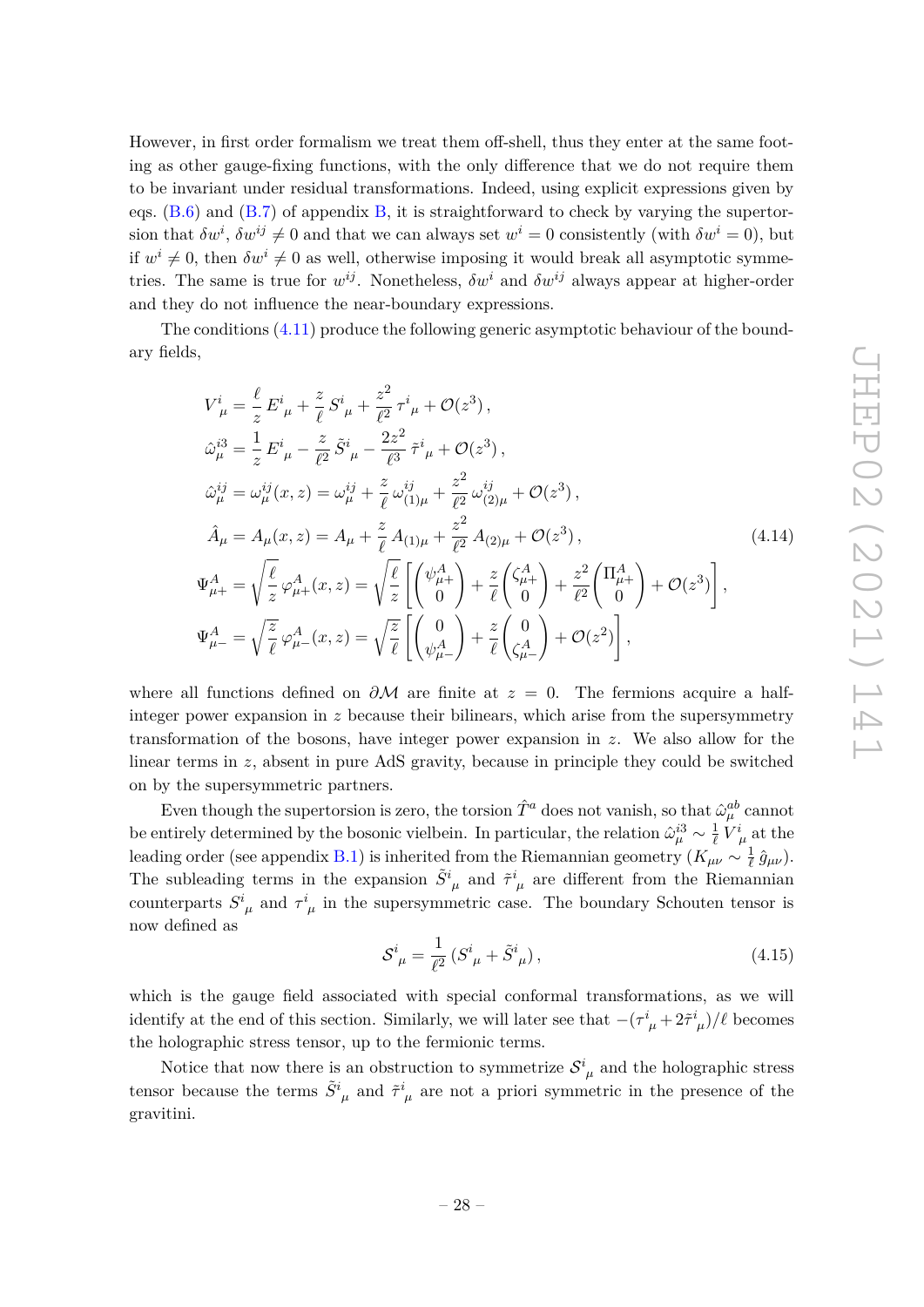However, in first order formalism we treat them off-shell, thus they enter at the same footing as other gauge-fixing functions, with the only difference that we do not require them to be invariant under residual transformations. Indeed, using explicit expressions given by eqs. (B.6) and (B.7) of appendix B, it is straightforward to check by varying the supertorsion that $\delta w^i$, $\delta w^{ij} \neq 0$ and that we can always set $w^i = 0$ consistently (with $\delta w^i = 0$), but if $w^i \neq 0$, then $\delta w^i \neq 0$ as well, otherwise imposing it would break all asymptotic symmetries. The same is true for $w^{ij}$. Nonetheless, $\delta w^i$ and $\delta w^{ij}$ always appear at higher-order and they do not influence the near-boundary expressions.

The conditions (4.11) produce the following generic asymptotic behaviour of the boundary fields,

$$
\begin{aligned}
V^i{}_\mu &= \frac{\ell}{z}\,E^i{}_\mu + \frac{z}{\ell}\,S^i{}_\mu + \frac{z^2}{\ell^2}\,\tau^i{}_\mu + \mathcal{O}(z^3)\,, \\
\hat{\omega}^{i3}_\mu &= \frac{1}{z}\,E^i{}_\mu - \frac{z}{\ell^2}\,\tilde{S}^i{}_\mu - \frac{2z^2}{\ell^3}\,\tilde{\tau}^i{}_\mu + \mathcal{O}(z^3)\,, \\
\hat{\omega}^{ij}_\mu &= \omega^{ij}_\mu(x,z) = \omega^{ij}_\mu + \frac{z}{\ell}\,\omega^{ij}_{(1)\mu} + \frac{z^2}{\ell^2}\,\omega^{ij}_{(2)\mu} + \mathcal{O}(z^3)\,, \\
\hat{A}_\mu &= A_\mu(x,z) = A_\mu + \frac{z}{\ell}\,A_{(1)\mu} + \frac{z^2}{\ell^2}\,A_{(2)\mu} + \mathcal{O}(z^3)\,, \\
\Psi^A_{\mu+} &= \sqrt{\frac{\ell}{z}}\,\varphi^A_{\mu+}(x,z) = \sqrt{\frac{\ell}{z}}\left[\begin{pmatrix}\psi^A_{\mu+}\\ 0\end{pmatrix} + \frac{z}{\ell}\begin{pmatrix}\zeta^A_{\mu+}\\ 0\end{pmatrix} + \frac{z^2}{\ell^2}\begin{pmatrix}\Pi^A_{\mu+}\\ 0\end{pmatrix} + \mathcal{O}(z^3)\right], \\
\Psi^A_{\mu-} &= \sqrt{\frac{z}{\ell}}\,\varphi^A_{\mu-}(x,z) = \sqrt{\frac{z}{\ell}}\left[\begin{pmatrix}0\\ \psi^A_{\mu-}\end{pmatrix} + \frac{z}{\ell}\begin{pmatrix}0\\ \zeta^A_{\mu-}\end{pmatrix} + \mathcal{O}(z^2)\right],
\end{aligned}
\tag{4.14}
$$

where all functions defined on $\partial\mathcal{M}$ are finite at $z = 0$. The fermions acquire a half-integer power expansion in $z$ because their bilinears, which arise from the supersymmetry transformation of the bosons, have integer power expansion in $z$. We also allow for the linear terms in $z$, absent in pure AdS gravity, because in principle they could be switched on by the supersymmetric partners.

Even though the supertorsion is zero, the torsion $\hat{T}^a$ does not vanish, so that $\hat{\omega}^{ab}_\mu$ cannot be entirely determined by the bosonic vielbein. In particular, the relation $\hat{\omega}^{i3}_\mu \sim \frac{1}{\ell}\,V^i{}_\mu$ at the leading order (see appendix B.1) is inherited from the Riemannian geometry ($K_{\mu\nu} \sim \frac{1}{\ell}\,\hat{g}_{\mu\nu}$). The subleading terms in the expansion $\tilde{S}^i{}_\mu$ and $\tilde{\tau}^i{}_\mu$ are different from the Riemannian counterparts $S^i{}_\mu$ and $\tau^i{}_\mu$ in the supersymmetric case. The boundary Schouten tensor is now defined as

$$
\mathcal{S}^i{}_\mu = \frac{1}{\ell^2}\,(S^i{}_\mu + \tilde{S}^i{}_\mu)\,,
\tag{4.15}
$$

which is the gauge field associated with special conformal transformations, as we will identify at the end of this section. Similarly, we will later see that $-(\tau^i{}_\mu + 2\tilde{\tau}^i{}_\mu)/\ell$ becomes the holographic stress tensor, up to the fermionic terms.

Notice that now there is an obstruction to symmetrize $\mathcal{S}^i{}_\mu$ and the holographic stress tensor because the terms $\tilde{S}^i{}_\mu$ and $\tilde{\tau}^i{}_\mu$ are not a priori symmetric in the presence of the gravitini.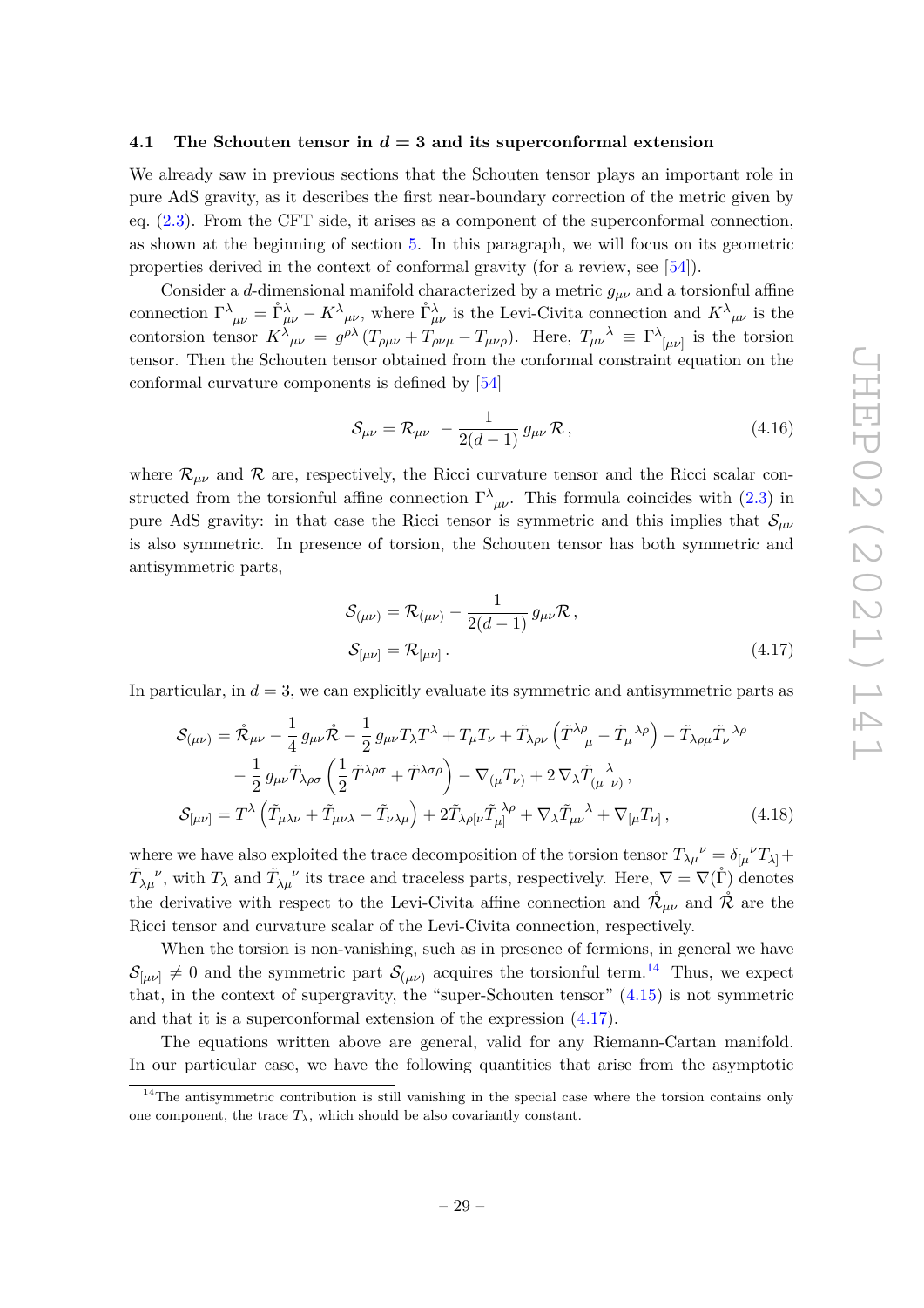### 4.1 The Schouten tensor in $d = 3$ and its superconformal extension

We already saw in previous sections that the Schouten tensor plays an important role in pure AdS gravity, as it describes the first near-boundary correction of the metric given by eq. (2.3). From the CFT side, it arises as a component of the superconformal connection, as shown at the beginning of section 5. In this paragraph, we will focus on its geometric properties derived in the context of conformal gravity (for a review, see [54]).

Consider a $d$-dimensional manifold characterized by a metric $g_{\mu\nu}$ and a torsionful affine connection $\Gamma^\lambda{}_{\mu\nu} = \mathring{\Gamma}^\lambda_{\mu\nu} - K^\lambda{}_{\mu\nu}$, where $\mathring{\Gamma}^\lambda_{\mu\nu}$ is the Levi-Civita connection and $K^\lambda{}_{\mu\nu}$ is the contorsion tensor $K^\lambda{}_{\mu\nu} = g^{\rho\lambda}\left(T_{\rho\mu\nu} + T_{\rho\nu\mu} - T_{\mu\nu\rho}\right)$. Here, $T_{\mu\nu}{}^\lambda \equiv \Gamma^\lambda{}_{[\mu\nu]}$ is the torsion tensor. Then the Schouten tensor obtained from the conformal constraint equation on the conformal curvature components is defined by [54]

$$
\mathcal{S}_{\mu\nu} = \mathcal{R}_{\mu\nu} \; - \frac{1}{2(d-1)}\, g_{\mu\nu}\, \mathcal{R}\,, \tag{4.16}
$$

where $\mathcal{R}_{\mu\nu}$ and $\mathcal{R}$ are, respectively, the Ricci curvature tensor and the Ricci scalar constructed from the torsionful affine connection $\Gamma^\lambda{}_{\mu\nu}$. This formula coincides with (2.3) in pure AdS gravity: in that case the Ricci tensor is symmetric and this implies that $\mathcal{S}_{\mu\nu}$ is also symmetric. In presence of torsion, the Schouten tensor has both symmetric and antisymmetric parts,

$$
\begin{aligned}
\mathcal{S}_{(\mu\nu)} &= \mathcal{R}_{(\mu\nu)} - \frac{1}{2(d-1)}\, g_{\mu\nu}\mathcal{R}\,,\\
\mathcal{S}_{[\mu\nu]} &= \mathcal{R}_{[\mu\nu]}\,.
\end{aligned} \tag{4.17}
$$

In particular, in $d = 3$, we can explicitly evaluate its symmetric and antisymmetric parts as

$$
\begin{aligned}
\mathcal{S}_{(\mu\nu)} &= \mathring{\mathcal{R}}_{\mu\nu} - \frac{1}{4}\, g_{\mu\nu}\mathring{\mathcal{R}} - \frac{1}{2}\, g_{\mu\nu} T_\lambda T^\lambda + T_\mu T_\nu + \tilde{T}_{\lambda\rho\nu}\left(\tilde{T}^{\lambda\rho}{}_\mu - \tilde{T}_\mu{}^{\lambda\rho}\right) - \tilde{T}_{\lambda\rho\mu}\tilde{T}_\nu{}^{\lambda\rho}\\
&\quad - \frac{1}{2}\, g_{\mu\nu}\tilde{T}_{\lambda\rho\sigma}\left(\frac{1}{2}\,\tilde{T}^{\lambda\rho\sigma} + \tilde{T}^{\lambda\sigma\rho}\right) - \nabla_{(\mu}T_{\nu)} + 2\,\nabla_\lambda \tilde{T}_{(\mu}{}^{\lambda}{}_{\nu)}\,,\\
\mathcal{S}_{[\mu\nu]} &= T^\lambda\left(\tilde{T}_{\mu\lambda\nu} + \tilde{T}_{\mu\nu\lambda} - \tilde{T}_{\nu\lambda\mu}\right) + 2\tilde{T}_{\lambda\rho[\nu}\tilde{T}_{\mu]}{}^{\lambda\rho} + \nabla_\lambda \tilde{T}_{\mu\nu}{}^\lambda + \nabla_{[\mu}T_{\nu]}\,,
\end{aligned} \tag{4.18}
$$

where we have also exploited the trace decomposition of the torsion tensor $T_{\lambda\mu}{}^\nu = \delta_{[\mu}{}^\nu T_{\lambda]} + \tilde{T}_{\lambda\mu}{}^\nu$, with $T_\lambda$ and $\tilde{T}_{\lambda\mu}{}^\nu$ its trace and traceless parts, respectively. Here, $\nabla = \nabla(\mathring{\Gamma})$ denotes the derivative with respect to the Levi-Civita affine connection and $\mathring{\mathcal{R}}_{\mu\nu}$ and $\mathring{\mathcal{R}}$ are the Ricci tensor and curvature scalar of the Levi-Civita connection, respectively.

When the torsion is non-vanishing, such as in presence of fermions, in general we have $\mathcal{S}_{[\mu\nu]} \neq 0$ and the symmetric part $\mathcal{S}_{(\mu\nu)}$ acquires the torsionful term.[14] Thus, we expect that, in the context of supergravity, the "super-Schouten tensor" (4.15) is not symmetric and that it is a superconformal extension of the expression (4.17).

The equations written above are general, valid for any Riemann-Cartan manifold. In our particular case, we have the following quantities that arise from the asymptotic

[14] The antisymmetric contribution is still vanishing in the special case where the torsion contains only one component, the trace $T_\lambda$, which should be also covariantly constant.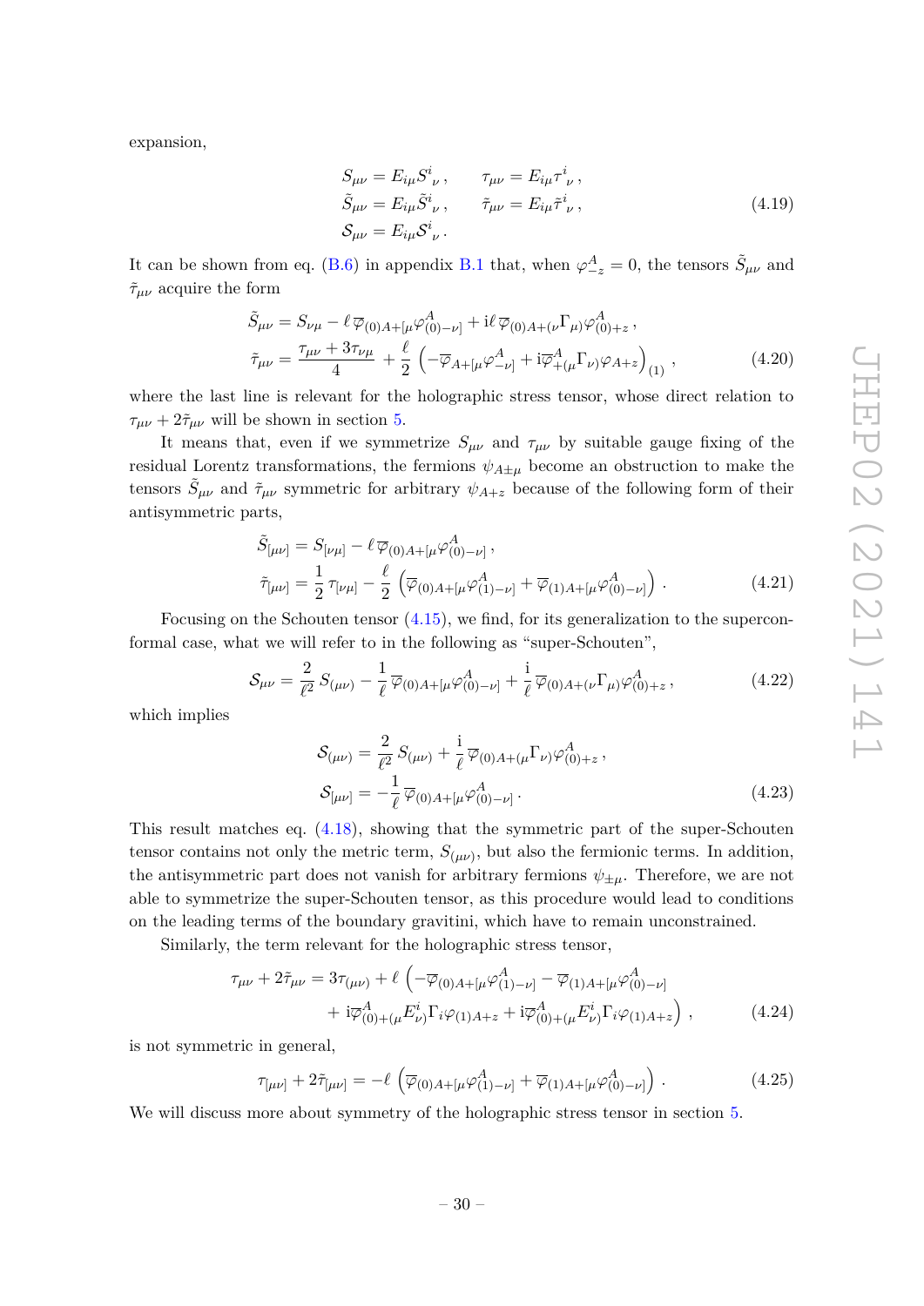expansion,

$$
\begin{aligned}
S_{\mu\nu} &= E_{i\mu} S^i{}_\nu\,, \qquad \tau_{\mu\nu} = E_{i\mu}\tau^i{}_\nu\,,\\
\tilde{S}_{\mu\nu} &= E_{i\mu} \tilde{S}^i{}_\nu\,, \qquad \tilde{\tau}_{\mu\nu} = E_{i\mu}\tilde{\tau}^i{}_\nu\,,\\
\mathcal{S}_{\mu\nu} &= E_{i\mu}\mathcal{S}^i{}_\nu\,.
\end{aligned}
\tag{4.19}
$$

It can be shown from eq. (B.6) in appendix B.1 that, when $\varphi^A_{-z}=0$, the tensors $\tilde{S}_{\mu\nu}$ and $\tilde{\tau}_{\mu\nu}$ acquire the form

$$
\begin{aligned}
\tilde{S}_{\mu\nu} &= S_{\nu\mu} - \ell\,\overline{\varphi}_{(0)A+[\mu}\varphi^A_{(0)-\nu]} + \mathrm{i}\ell\,\overline{\varphi}_{(0)A+(\nu}\Gamma_{\mu)}\varphi^A_{(0)+z}\,,\\
\tilde{\tau}_{\mu\nu} &= \frac{\tau_{\mu\nu}+3\tau_{\nu\mu}}{4} + \frac{\ell}{2}\left(-\overline{\varphi}_{A+[\mu}\varphi^A_{-\nu]} + \mathrm{i}\overline{\varphi}^A_{+(\mu}\Gamma_{\nu)}\varphi_{A+z}\right)_{(1)}\,,
\end{aligned}
\tag{4.20}
$$

where the last line is relevant for the holographic stress tensor, whose direct relation to $\tau_{\mu\nu}+2\tilde{\tau}_{\mu\nu}$ will be shown in section 5.

It means that, even if we symmetrize $S_{\mu\nu}$ and $\tau_{\mu\nu}$ by suitable gauge fixing of the residual Lorentz transformations, the fermions $\psi_{A\pm\mu}$ become an obstruction to make the tensors $\tilde{S}_{\mu\nu}$ and $\tilde{\tau}_{\mu\nu}$ symmetric for arbitrary $\psi_{A+z}$ because of the following form of their antisymmetric parts,

$$
\begin{aligned}
\tilde{S}_{[\mu\nu]} &= S_{[\nu\mu]} - \ell\,\overline{\varphi}_{(0)A+[\mu}\varphi^A_{(0)-\nu]}\,,\\
\tilde{\tau}_{[\mu\nu]} &= \frac{1}{2}\,\tau_{[\nu\mu]} - \frac{\ell}{2}\left(\overline{\varphi}_{(0)A+[\mu}\varphi^A_{(1)-\nu]} + \overline{\varphi}_{(1)A+[\mu}\varphi^A_{(0)-\nu]}\right)\,.
\end{aligned}
\tag{4.21}
$$

Focusing on the Schouten tensor (4.15), we find, for its generalization to the superconformal case, what we will refer to in the following as "super-Schouten",

$$
\mathcal{S}_{\mu\nu} = \frac{2}{\ell^2}\,S_{(\mu\nu)} - \frac{1}{\ell}\,\overline{\varphi}_{(0)A+[\mu}\varphi^A_{(0)-\nu]} + \frac{\mathrm{i}}{\ell}\,\overline{\varphi}_{(0)A+(\nu}\Gamma_{\mu)}\varphi^A_{(0)+z}\,,
\tag{4.22}
$$

which implies

$$
\begin{aligned}
\mathcal{S}_{(\mu\nu)} &= \frac{2}{\ell^2}\,S_{(\mu\nu)} + \frac{\mathrm{i}}{\ell}\,\overline{\varphi}_{(0)A+(\mu}\Gamma_{\nu)}\varphi^A_{(0)+z}\,,\\
\mathcal{S}_{[\mu\nu]} &= -\frac{1}{\ell}\,\overline{\varphi}_{(0)A+[\mu}\varphi^A_{(0)-\nu]}\,.
\end{aligned}
\tag{4.23}
$$

This result matches eq. (4.18), showing that the symmetric part of the super-Schouten tensor contains not only the metric term, $S_{(\mu\nu)}$, but also the fermionic terms. In addition, the antisymmetric part does not vanish for arbitrary fermions $\psi_{\pm\mu}$. Therefore, we are not able to symmetrize the super-Schouten tensor, as this procedure would lead to conditions on the leading terms of the boundary gravitini, which have to remain unconstrained.

Similarly, the term relevant for the holographic stress tensor,

$$
\begin{aligned}
\tau_{\mu\nu}+2\tilde{\tau}_{\mu\nu} = 3\tau_{(\mu\nu)} + \ell\,\Big(&-\overline{\varphi}_{(0)A+[\mu}\varphi^A_{(1)-\nu]} - \overline{\varphi}_{(1)A+[\mu}\varphi^A_{(0)-\nu]}\\
&+ \mathrm{i}\overline{\varphi}^A_{(0)+(\mu}E^i_{\nu)}\Gamma_i\varphi_{(1)A+z} + \mathrm{i}\overline{\varphi}^A_{(0)+(\mu}E^i_{\nu)}\Gamma_i\varphi_{(1)A+z}\Big)\,,
\end{aligned}
\tag{4.24}
$$

is not symmetric in general,

$$
\tau_{[\mu\nu]} + 2\tilde{\tau}_{[\mu\nu]} = -\ell\left(\overline{\varphi}_{(0)A+[\mu}\varphi^A_{(1)-\nu]} + \overline{\varphi}_{(1)A+[\mu}\varphi^A_{(0)-\nu]}\right)\,.
\tag{4.25}
$$

We will discuss more about symmetry of the holographic stress tensor in section 5.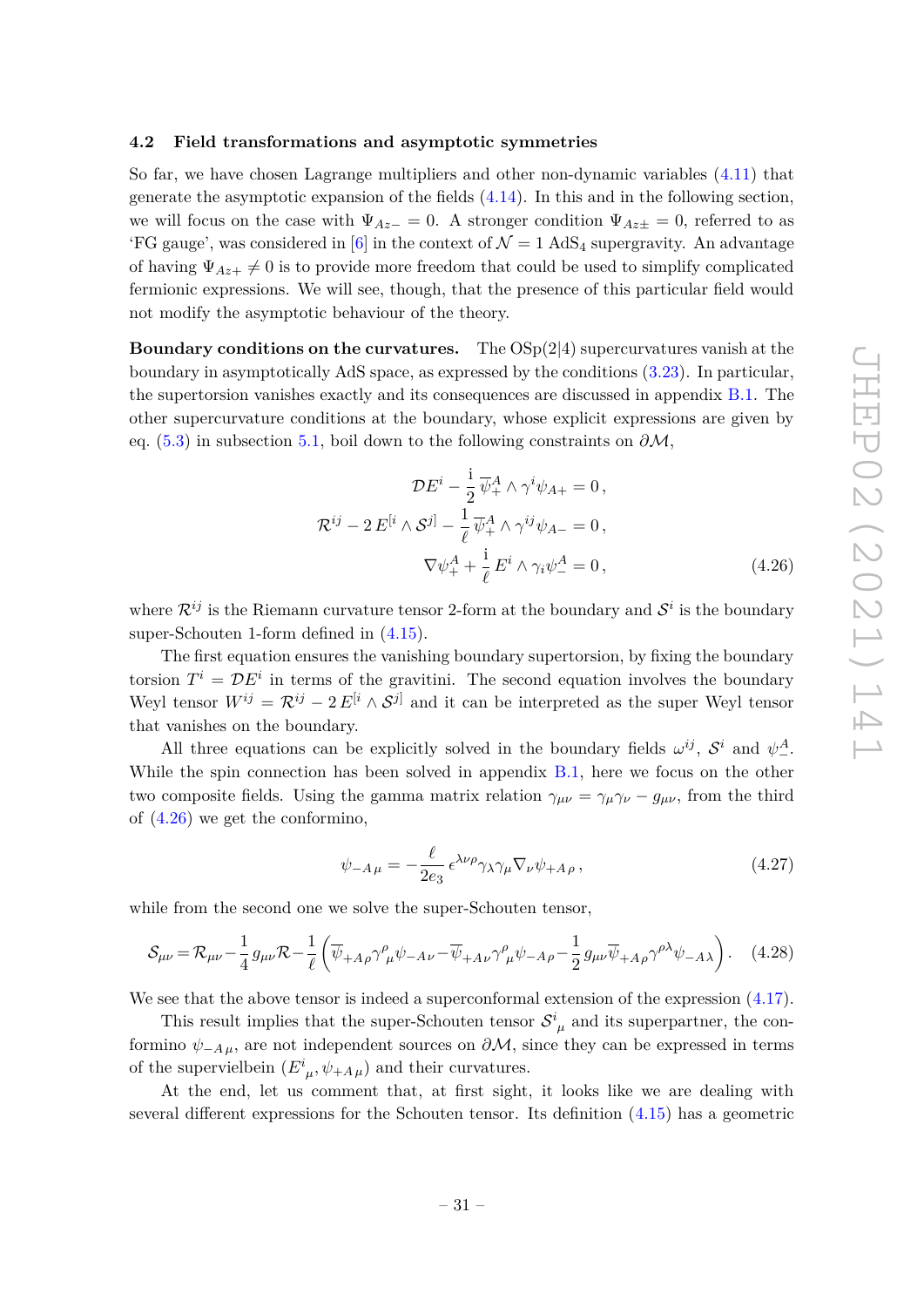### 4.2 Field transformations and asymptotic symmetries

So far, we have chosen Lagrange multipliers and other non-dynamic variables (4.11) that generate the asymptotic expansion of the fields (4.14). In this and in the following section, we will focus on the case with $\Psi_{Az-}=0$. A stronger condition $\Psi_{Az\pm}=0$, referred to as 'FG gauge', was considered in [6] in the context of $\mathcal{N}=1$ AdS$_4$ supergravity. An advantage of having $\Psi_{Az+}\neq 0$ is to provide more freedom that could be used to simplify complicated fermionic expressions. We will see, though, that the presence of this particular field would not modify the asymptotic behaviour of the theory.

**Boundary conditions on the curvatures.** The OSp(2|4) supercurvatures vanish at the boundary in asymptotically AdS space, as expressed by the conditions (3.23). In particular, the supertorsion vanishes exactly and its consequences are discussed in appendix B.1. The other supercurvature conditions at the boundary, whose explicit expressions are given by eq. (5.3) in subsection 5.1, boil down to the following constraints on $\partial\mathcal{M}$,

$$
\begin{aligned}
\mathcal{D}E^i-\frac{\mathrm{i}}{2}\,\overline{\psi}{}^A_+\wedge\gamma^i\psi_{A+}&=0\,,\\
\mathcal{R}^{ij}-2\,E^{[i}\wedge\mathcal{S}^{j]}-\frac{1}{\ell}\,\overline{\psi}{}^A_+\wedge\gamma^{ij}\psi_{A-}&=0\,,\\
\nabla\psi^A_+ +\frac{\mathrm{i}}{\ell}\,E^i\wedge\gamma_i\psi^A_-&=0\,,
\end{aligned}
\tag{4.26}
$$

where $\mathcal{R}^{ij}$ is the Riemann curvature tensor 2-form at the boundary and $\mathcal{S}^i$ is the boundary super-Schouten 1-form defined in (4.15).

The first equation ensures the vanishing boundary supertorsion, by fixing the boundary torsion $T^i=\mathcal{D}E^i$ in terms of the gravitini. The second equation involves the boundary Weyl tensor $W^{ij}=\mathcal{R}^{ij}-2\,E^{[i}\wedge\mathcal{S}^{j]}$ and it can be interpreted as the super Weyl tensor that vanishes on the boundary.

All three equations can be explicitly solved in the boundary fields $\omega^{ij}$, $\mathcal{S}^i$ and $\psi^A_-$. While the spin connection has been solved in appendix B.1, here we focus on the other two composite fields. Using the gamma matrix relation $\gamma_{\mu\nu}=\gamma_\mu\gamma_\nu-g_{\mu\nu}$, from the third of (4.26) we get the conformino,

$$
\psi_{-A\,\mu}=-\frac{\ell}{2e_3}\,\epsilon^{\lambda\nu\rho}\gamma_\lambda\gamma_\mu\nabla_\nu\psi_{+A\,\rho}\,,
\tag{4.27}
$$

while from the second one we solve the super-Schouten tensor,

$$
\mathcal{S}_{\mu\nu}=\mathcal{R}_{\mu\nu}-\frac{1}{4}\,g_{\mu\nu}\mathcal{R}-\frac{1}{\ell}\left(\overline{\psi}_{+A\,\rho}\gamma^\rho{}_\mu\psi_{-A\,\nu}-\overline{\psi}_{+A\,\nu}\gamma^\rho{}_\mu\psi_{-A\,\rho}-\frac{1}{2}\,g_{\mu\nu}\overline{\psi}_{+A\,\rho}\gamma^{\rho\lambda}\psi_{-A\,\lambda}\right).
\tag{4.28}
$$

We see that the above tensor is indeed a superconformal extension of the expression (4.17).

This result implies that the super-Schouten tensor $\mathcal{S}^i{}_\mu$ and its superpartner, the conformino $\psi_{-A\,\mu}$, are not independent sources on $\partial\mathcal{M}$, since they can be expressed in terms of the supervielbein $(E^i{}_\mu,\psi_{+A\,\mu})$ and their curvatures.

At the end, let us comment that, at first sight, it looks like we are dealing with several different expressions for the Schouten tensor. Its definition (4.15) has a geometric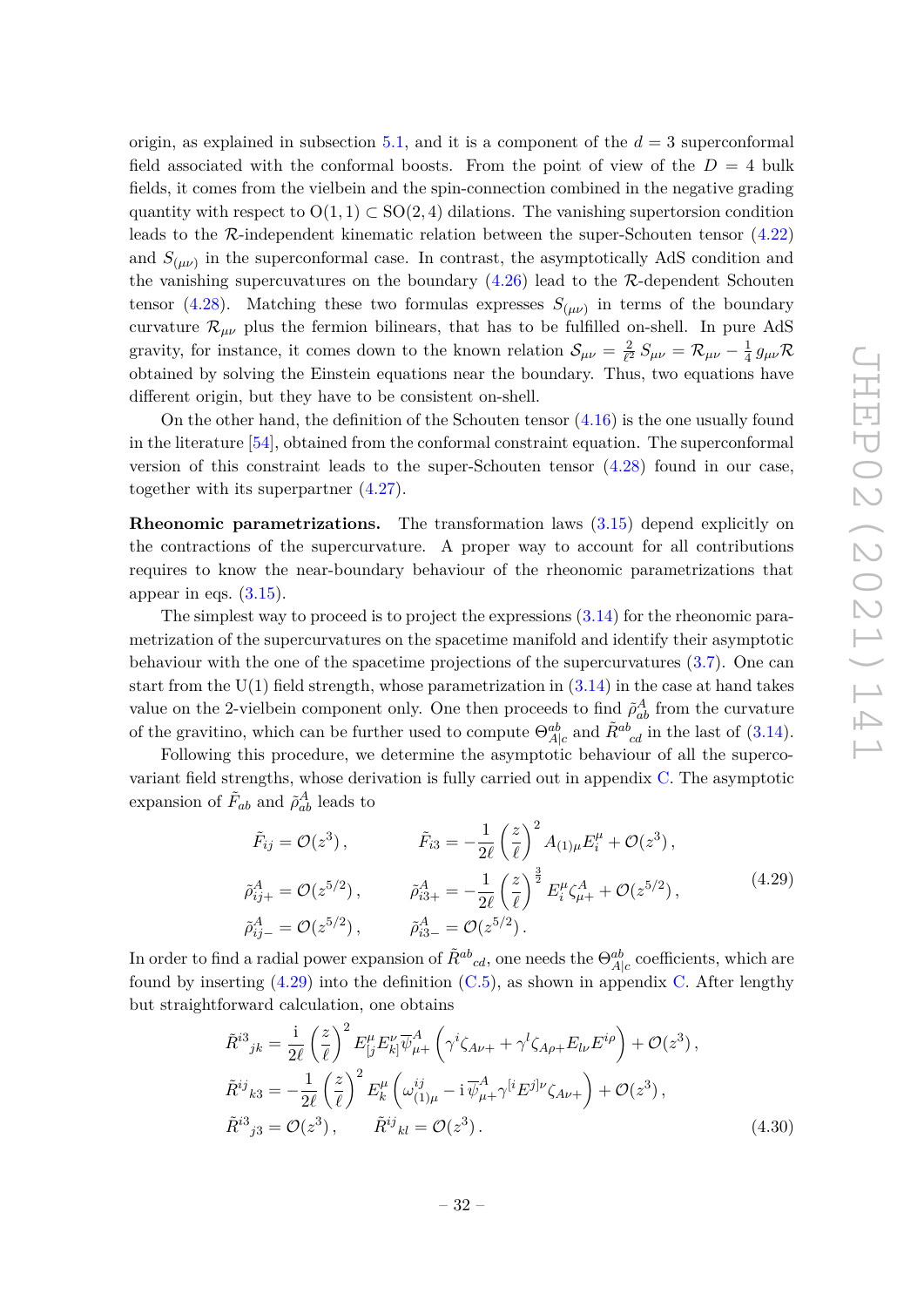origin, as explained in subsection 5.1, and it is a component of the $d = 3$ superconformal field associated with the conformal boosts. From the point of view of the $D = 4$ bulk fields, it comes from the vielbein and the spin-connection combined in the negative grading quantity with respect to $\mathrm{O}(1,1) \subset \mathrm{SO}(2,4)$ dilations. The vanishing supertorsion condition leads to the $\mathcal{R}$-independent kinematic relation between the super-Schouten tensor (4.22) and $S_{(\mu\nu)}$ in the superconformal case. In contrast, the asymptotically AdS condition and the vanishing supercuvatures on the boundary (4.26) lead to the $\mathcal{R}$-dependent Schouten tensor (4.28). Matching these two formulas expresses $S_{(\mu\nu)}$ in terms of the boundary curvature $\mathcal{R}_{\mu\nu}$ plus the fermion bilinears, that has to be fulfilled on-shell. In pure AdS gravity, for instance, it comes down to the known relation $\mathcal{S}_{\mu\nu} = \frac{2}{\ell^2}\, S_{\mu\nu} = \mathcal{R}_{\mu\nu} - \frac{1}{4}\, g_{\mu\nu}\mathcal{R}$ obtained by solving the Einstein equations near the boundary. Thus, two equations have different origin, but they have to be consistent on-shell.

On the other hand, the definition of the Schouten tensor (4.16) is the one usually found in the literature [54], obtained from the conformal constraint equation. The superconformal version of this constraint leads to the super-Schouten tensor (4.28) found in our case, together with its superpartner (4.27).

**Rheonomic parametrizations.** The transformation laws (3.15) depend explicitly on the contractions of the supercurvature. A proper way to account for all contributions requires to know the near-boundary behaviour of the rheonomic parametrizations that appear in eqs. (3.15).

The simplest way to proceed is to project the expressions (3.14) for the rheonomic parametrization of the supercurvatures on the spacetime manifold and identify their asymptotic behaviour with the one of the spacetime projections of the supercurvatures (3.7). One can start from the U(1) field strength, whose parametrization in (3.14) in the case at hand takes value on the 2-vielbein component only. One then proceeds to find $\tilde{\rho}^A_{ab}$ from the curvature of the gravitino, which can be further used to compute $\Theta^{ab}_{A|c}$ and $\tilde{R}^{ab}{}_{cd}$ in the last of (3.14).

Following this procedure, we determine the asymptotic behaviour of all the supercovariant field strengths, whose derivation is fully carried out in appendix C. The asymptotic expansion of $\tilde{F}_{ab}$ and $\tilde{\rho}^A_{ab}$ leads to

$$
\begin{aligned}
\tilde{F}_{ij} &= \mathcal{O}(z^3)\,, & \tilde{F}_{i3} &= -\frac{1}{2\ell}\left(\frac{z}{\ell}\right)^2 A_{(1)\mu} E^\mu_i + \mathcal{O}(z^3)\,, \\
\tilde{\rho}^A_{ij+} &= \mathcal{O}(z^{5/2})\,, & \tilde{\rho}^A_{i3+} &= -\frac{1}{2\ell}\left(\frac{z}{\ell}\right)^{\frac{3}{2}} E^\mu_i \zeta^A_{\mu+} + \mathcal{O}(z^{5/2})\,, \\
\tilde{\rho}^A_{ij-} &= \mathcal{O}(z^{5/2})\,, & \tilde{\rho}^A_{i3-} &= \mathcal{O}(z^{5/2})\,.
\end{aligned}
\tag{4.29}
$$

In order to find a radial power expansion of $\tilde{R}^{ab}{}_{cd}$, one needs the $\Theta^{ab}_{A|c}$ coefficients, which are found by inserting (4.29) into the definition (C.5), as shown in appendix C. After lengthy but straightforward calculation, one obtains

$$
\begin{aligned}
\tilde{R}^{i3}{}_{jk} &= \frac{\mathrm{i}}{2\ell}\left(\frac{z}{\ell}\right)^2 E^\mu_{[j} E^\nu_{k]} \overline{\psi}^A_{\mu+}\left(\gamma^i \zeta_{A\nu+} + \gamma^l \zeta_{A\rho+} E_{l\nu} E^{i\rho}\right) + \mathcal{O}(z^3)\,, \\
\tilde{R}^{ij}{}_{k3} &= -\frac{1}{2\ell}\left(\frac{z}{\ell}\right)^2 E^\mu_k \left(\omega^{ij}_{(1)\mu} - \mathrm{i}\,\overline{\psi}^A_{\mu+}\gamma^{[i} E^{j]\nu} \zeta_{A\nu+}\right) + \mathcal{O}(z^3)\,, \\
\tilde{R}^{i3}{}_{j3} &= \mathcal{O}(z^3)\,, \qquad \tilde{R}^{ij}{}_{kl} = \mathcal{O}(z^3)\,.
\end{aligned}
\tag{4.30}
$$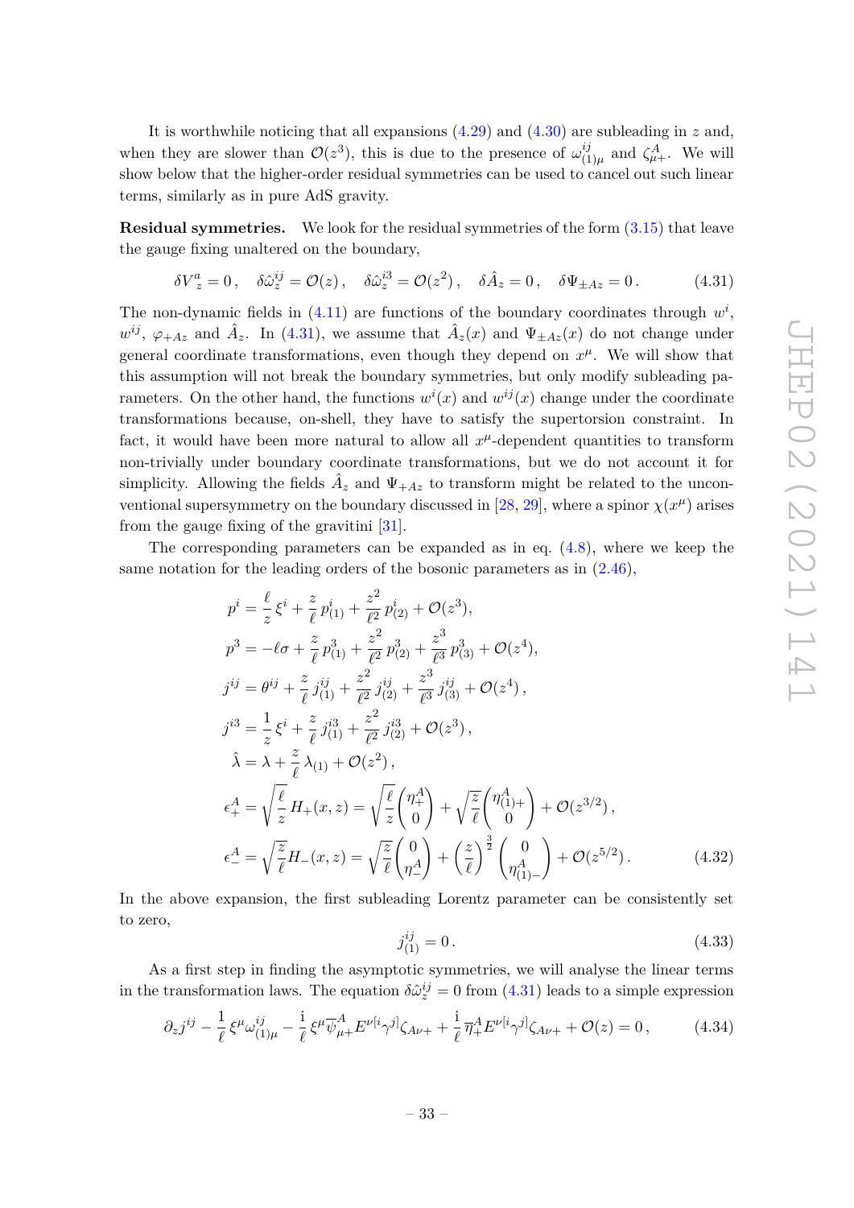It is worthwhile noticing that all expansions (4.29) and (4.30) are subleading in $z$ and, when they are slower than $\mathcal{O}(z^3)$, this is due to the presence of $\omega^{ij}_{(1)\mu}$ and $\zeta^A_{\mu+}$. We will show below that the higher-order residual symmetries can be used to cancel out such linear terms, similarly as in pure AdS gravity.

**Residual symmetries.** We look for the residual symmetries of the form (3.15) that leave the gauge fixing unaltered on the boundary,

$$\delta V^a_z = 0\,, \quad \delta\hat{\omega}^{ij}_z = \mathcal{O}(z)\,, \quad \delta\hat{\omega}^{i3}_z = \mathcal{O}(z^2)\,, \quad \delta\hat{A}_z = 0\,, \quad \delta\Psi_{\pm Az} = 0\,. \tag{4.31}$$

The non-dynamic fields in (4.11) are functions of the boundary coordinates through $w^i$, $w^{ij}$, $\varphi_{+Az}$ and $\hat{A}_z$. In (4.31), we assume that $\hat{A}_z(x)$ and $\Psi_{\pm Az}(x)$ do not change under general coordinate transformations, even though they depend on $x^\mu$. We will show that this assumption will not break the boundary symmetries, but only modify subleading parameters. On the other hand, the functions $w^i(x)$ and $w^{ij}(x)$ change under the coordinate transformations because, on-shell, they have to satisfy the supertorsion constraint. In fact, it would have been more natural to allow all $x^\mu$-dependent quantities to transform non-trivially under boundary coordinate transformations, but we do not account it for simplicity. Allowing the fields $\hat{A}_z$ and $\Psi_{+Az}$ to transform might be related to the unconventional supersymmetry on the boundary discussed in [28, 29], where a spinor $\chi(x^\mu)$ arises from the gauge fixing of the gravitini [31].

The corresponding parameters can be expanded as in eq. (4.8), where we keep the same notation for the leading orders of the bosonic parameters as in (2.46),

$$\begin{aligned}
p^i &= \frac{\ell}{z}\,\xi^i + \frac{z}{\ell}\,p^i_{(1)} + \frac{z^2}{\ell^2}\,p^i_{(2)} + \mathcal{O}(z^3), \\
p^3 &= -\ell\sigma + \frac{z}{\ell}\,p^3_{(1)} + \frac{z^2}{\ell^2}\,p^3_{(2)} + \frac{z^3}{\ell^3}\,p^3_{(3)} + \mathcal{O}(z^4), \\
j^{ij} &= \theta^{ij} + \frac{z}{\ell}\,j^{ij}_{(1)} + \frac{z^2}{\ell^2}\,j^{ij}_{(2)} + \frac{z^3}{\ell^3}\,j^{ij}_{(3)} + \mathcal{O}(z^4)\,, \\
j^{i3} &= \frac{1}{z}\,\xi^i + \frac{z}{\ell}\,j^{i3}_{(1)} + \frac{z^2}{\ell^2}\,j^{i3}_{(2)} + \mathcal{O}(z^3)\,, \\
\hat{\lambda} &= \lambda + \frac{z}{\ell}\,\lambda_{(1)} + \mathcal{O}(z^2)\,, \\
\epsilon^A_+ &= \sqrt{\frac{\ell}{z}}\,H_+(x,z) = \sqrt{\frac{\ell}{z}}\begin{pmatrix}\eta^A_+\\ 0\end{pmatrix} + \sqrt{\frac{z}{\ell}}\begin{pmatrix}\eta^A_{(1)+}\\ 0\end{pmatrix} + \mathcal{O}(z^{3/2})\,, \\
\epsilon^A_- &= \sqrt{\frac{z}{\ell}}H_-(x,z) = \sqrt{\frac{z}{\ell}}\begin{pmatrix}0\\ \eta^A_-\end{pmatrix} + \left(\frac{z}{\ell}\right)^{\frac{3}{2}}\begin{pmatrix}0\\ \eta^A_{(1)-}\end{pmatrix} + \mathcal{O}(z^{5/2})\,.
\end{aligned} \tag{4.32}$$

In the above expansion, the first subleading Lorentz parameter can be consistently set to zero,

$$j^{ij}_{(1)} = 0\,. \tag{4.33}$$

As a first step in finding the asymptotic symmetries, we will analyse the linear terms in the transformation laws. The equation $\delta\hat{\omega}^{ij}_z = 0$ from (4.31) leads to a simple expression

$$\partial_z j^{ij} - \frac{1}{\ell}\,\xi^\mu\omega^{ij}_{(1)\mu} - \frac{\mathrm{i}}{\ell}\,\xi^\mu\overline{\psi}^A_{\mu+}E^{\nu[i}\gamma^{j]}\zeta_{A\nu+} + \frac{\mathrm{i}}{\ell}\,\overline{\eta}^A_+E^{\nu[i}\gamma^{j]}\zeta_{A\nu+} + \mathcal{O}(z) = 0\,, \tag{4.34}$$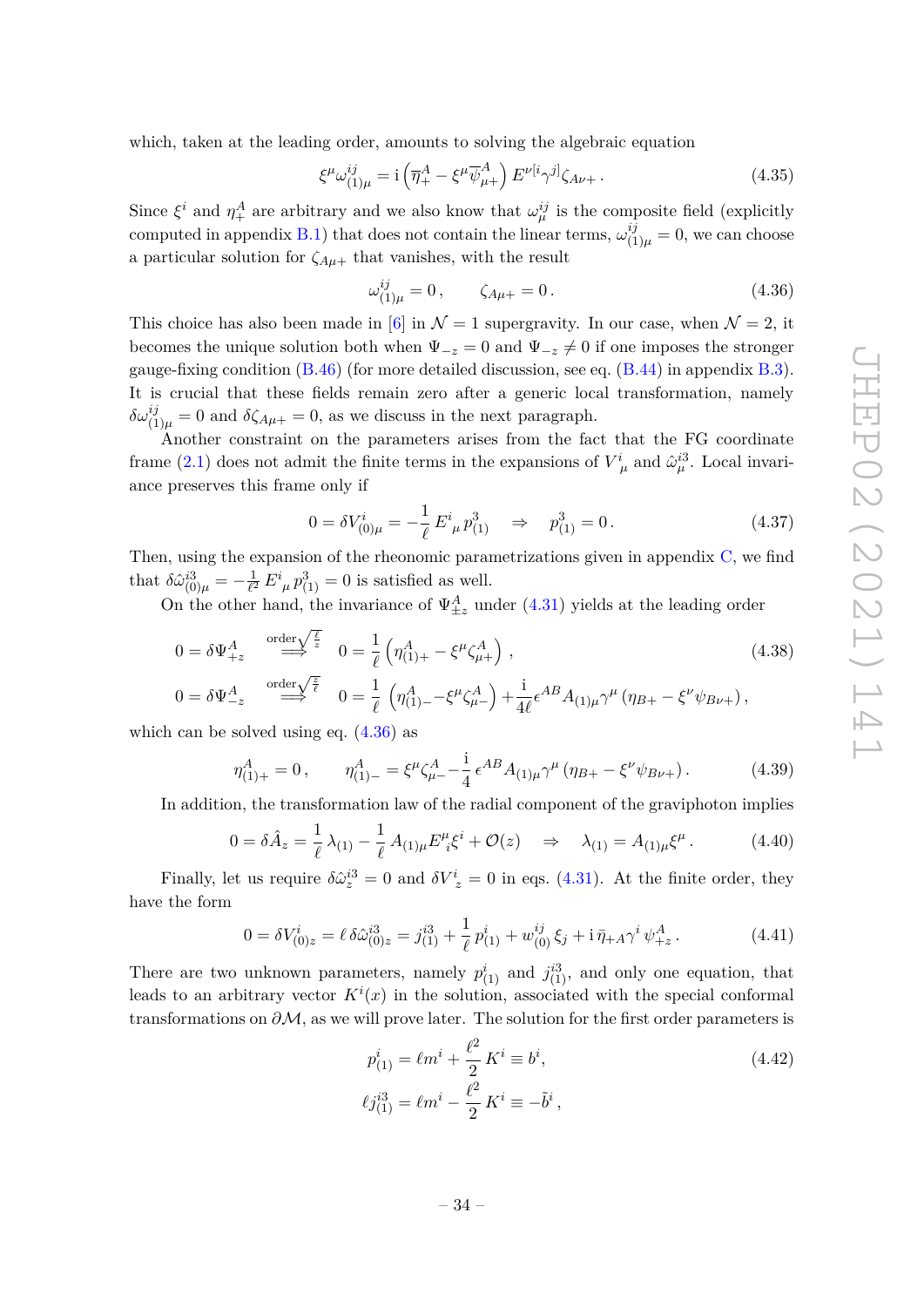which, taken at the leading order, amounts to solving the algebraic equation

$$\xi^\mu \omega^{ij}_{(1)\mu} = \mathrm{i}\left(\overline{\eta}^A_+ - \xi^\mu \overline{\psi}^A_{\mu+}\right) E^{\nu[i}\gamma^{j]}\zeta_{A\nu+}\,. \tag{4.35}$$

Since $\xi^i$ and $\eta^A_+$ are arbitrary and we also know that $\omega^{ij}_\mu$ is the composite field (explicitly computed in appendix B.1) that does not contain the linear terms, $\omega^{ij}_{(1)\mu} = 0$, we can choose a particular solution for $\zeta_{A\mu+}$ that vanishes, with the result

$$\omega^{ij}_{(1)\mu} = 0\,, \qquad \zeta_{A\mu+} = 0\,. \tag{4.36}$$

This choice has also been made in [6] in $\mathcal{N}=1$ supergravity. In our case, when $\mathcal{N}=2$, it becomes the unique solution both when $\Psi_{-z} = 0$ and $\Psi_{-z} \neq 0$ if one imposes the stronger gauge-fixing condition (B.46) (for more detailed discussion, see eq. (B.44) in appendix B.3). It is crucial that these fields remain zero after a generic local transformation, namely $\delta\omega^{ij}_{(1)\mu} = 0$ and $\delta\zeta_{A\mu+} = 0$, as we discuss in the next paragraph.

Another constraint on the parameters arises from the fact that the FG coordinate frame (2.1) does not admit the finite terms in the expansions of $V^i_{\ \mu}$ and $\hat{\omega}^{i3}_\mu$. Local invariance preserves this frame only if

$$0 = \delta V^i_{(0)\mu} = -\frac{1}{\ell}\,E^i_{\ \mu}\,p^3_{(1)} \quad \Rightarrow \quad p^3_{(1)} = 0\,. \tag{4.37}$$

Then, using the expansion of the rheonomic parametrizations given in appendix C, we find that $\delta\hat{\omega}^{i3}_{(0)\mu} = -\frac{1}{\ell^2}\,E^i_{\ \mu}\,p^3_{(1)} = 0$ is satisfied as well.

On the other hand, the invariance of $\Psi^A_{\pm z}$ under (4.31) yields at the leading order

$$\begin{aligned}
0 = \delta\Psi^A_{+z} &\overset{\text{order}\sqrt{\frac{\ell}{z}}}{\Longrightarrow} \quad 0 = \frac{1}{\ell}\left(\eta^A_{(1)+} - \xi^\mu\zeta^A_{\mu+}\right)\,, \\
0 = \delta\Psi^A_{-z} &\overset{\text{order}\sqrt{\frac{z}{\ell}}}{\Longrightarrow} \quad 0 = \frac{1}{\ell}\left(\eta^A_{(1)-} - \xi^\mu\zeta^A_{\mu-}\right) + \frac{\mathrm{i}}{4\ell}\epsilon^{AB}A_{(1)\mu}\gamma^\mu\left(\eta_{B+} - \xi^\nu\psi_{B\nu+}\right)\,,
\end{aligned} \tag{4.38}$$

which can be solved using eq. (4.36) as

$$\eta^A_{(1)+} = 0\,, \qquad \eta^A_{(1)-} = \xi^\mu\zeta^A_{\mu-} - \frac{\mathrm{i}}{4}\,\epsilon^{AB}A_{(1)\mu}\gamma^\mu\left(\eta_{B+} - \xi^\nu\psi_{B\nu+}\right). \tag{4.39}$$

In addition, the transformation law of the radial component of the graviphoton implies

$$0 = \delta\hat{A}_z = \frac{1}{\ell}\,\lambda_{(1)} - \frac{1}{\ell}\,A_{(1)\mu}E^\mu_{\ i}\xi^i + \mathcal{O}(z) \quad \Rightarrow \quad \lambda_{(1)} = A_{(1)\mu}\xi^\mu\,. \tag{4.40}$$

Finally, let us require $\delta\hat{\omega}^{i3}_z = 0$ and $\delta V^i_{\ z} = 0$ in eqs. (4.31). At the finite order, they have the form

$$0 = \delta V^i_{(0)z} = \ell\,\delta\hat{\omega}^{i3}_{(0)z} = j^{i3}_{(1)} + \frac{1}{\ell}\,p^i_{(1)} + w^{ij}_{(0)}\,\xi_j + \mathrm{i}\,\bar{\eta}_{+A}\gamma^i\,\psi^A_{+z}\,. \tag{4.41}$$

There are two unknown parameters, namely $p^i_{(1)}$ and $j^{i3}_{(1)}$, and only one equation, that leads to an arbitrary vector $K^i(x)$ in the solution, associated with the special conformal transformations on $\partial\mathcal{M}$, as we will prove later. The solution for the first order parameters is

$$\begin{aligned}
p^i_{(1)} &= \ell m^i + \frac{\ell^2}{2}\,K^i \equiv b^i, \\
\ell j^{i3}_{(1)} &= \ell m^i - \frac{\ell^2}{2}\,K^i \equiv -\tilde{b}^i\,,
\end{aligned} \tag{4.42}$$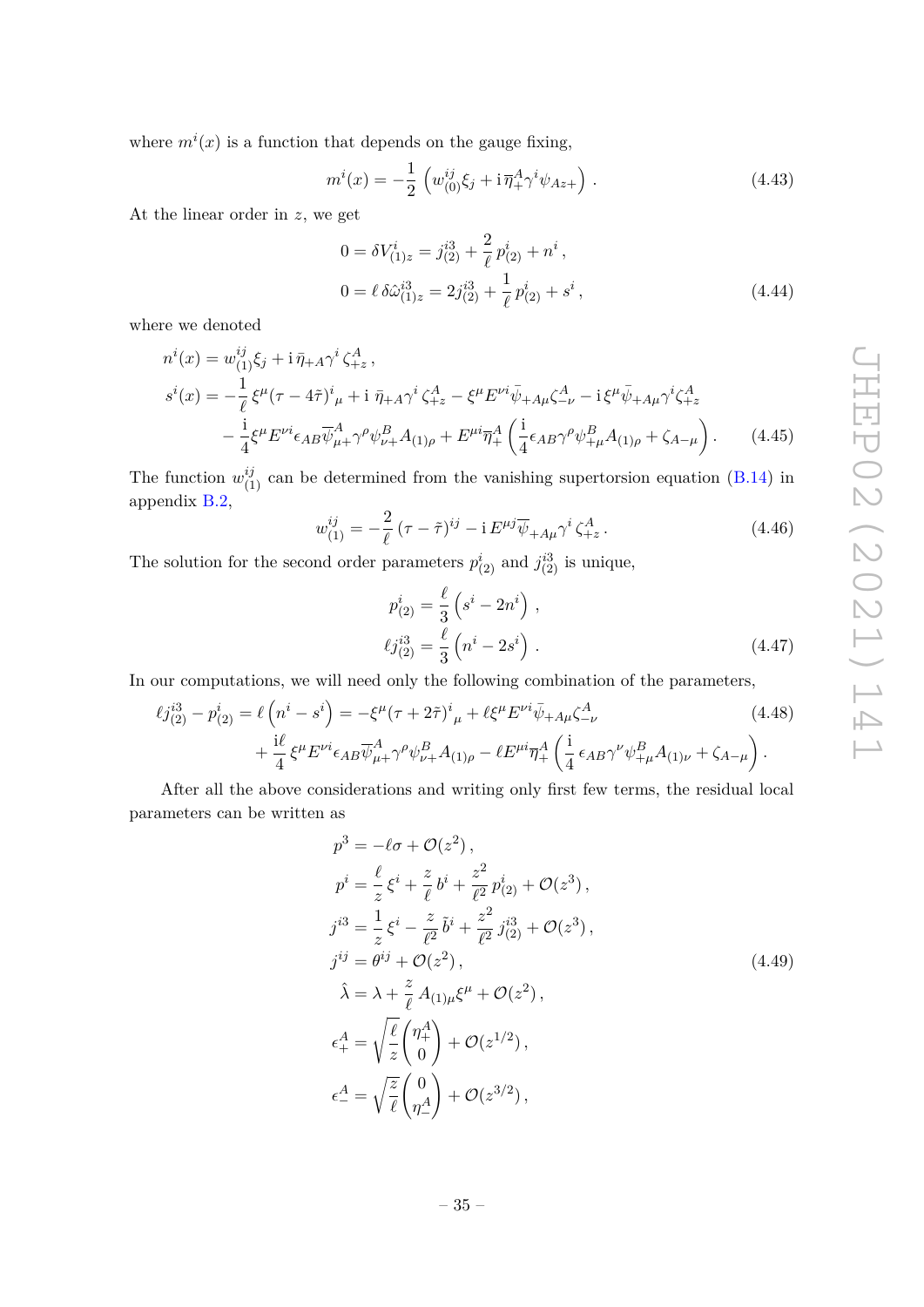where $m^i(x)$ is a function that depends on the gauge fixing,

$$m^i(x) = -\frac{1}{2}\left(w^{ij}_{(0)}\xi_j + \mathrm{i}\,\overline{\eta}^A_+\gamma^i\psi_{Az+}\right). \tag{4.43}$$

At the linear order in $z$, we get

$$\begin{aligned} 0 &= \delta V^i_{(1)z} = j^{i3}_{(2)} + \frac{2}{\ell}\,p^i_{(2)} + n^i\,, \\ 0 &= \ell\,\delta\hat{\omega}^{i3}_{(1)z} = 2j^{i3}_{(2)} + \frac{1}{\ell}\,p^i_{(2)} + s^i\,, \end{aligned} \tag{4.44}$$

where we denoted

$$\begin{aligned} n^i(x) &= w^{ij}_{(1)}\xi_j + \mathrm{i}\,\bar{\eta}_{+A}\gamma^i\,\zeta^A_{+z}\,, \\ s^i(x) &= -\frac{1}{\ell}\,\xi^\mu(\tau - 4\tilde{\tau})^i{}_\mu + \mathrm{i}\;\bar{\eta}_{+A}\gamma^i\,\zeta^A_{+z} - \xi^\mu E^{\nu i}\bar{\psi}_{+A\mu}\zeta^A_{-\nu} - \mathrm{i}\,\xi^\mu\bar{\psi}_{+A\mu}\gamma^i\zeta^A_{+z} \\ &\quad - \frac{\mathrm{i}}{4}\xi^\mu E^{\nu i}\epsilon_{AB}\overline{\psi}^A_{\mu+}\gamma^\rho\psi^B_{\nu+}A_{(1)\rho} + E^{\mu i}\overline{\eta}^A_+\left(\frac{\mathrm{i}}{4}\epsilon_{AB}\gamma^\rho\psi^B_{+\mu}A_{(1)\rho} + \zeta_{A-\mu}\right). \end{aligned} \tag{4.45}$$

The function $w^{ij}_{(1)}$ can be determined from the vanishing supertorsion equation (B.14) in appendix B.2,

$$w^{ij}_{(1)} = -\frac{2}{\ell}\,(\tau - \tilde{\tau})^{ij} - \mathrm{i}\,E^{\mu j}\overline{\psi}_{+A\mu}\gamma^i\,\zeta^A_{+z}\,. \tag{4.46}$$

The solution for the second order parameters $p^i_{(2)}$ and $j^{i3}_{(2)}$ is unique,

$$\begin{aligned} p^i_{(2)} &= \frac{\ell}{3}\left(s^i - 2n^i\right), \\ \ell j^{i3}_{(2)} &= \frac{\ell}{3}\left(n^i - 2s^i\right). \end{aligned} \tag{4.47}$$

In our computations, we will need only the following combination of the parameters,

$$\begin{aligned} \ell j^{i3}_{(2)} - p^i_{(2)} = \ell\left(n^i - s^i\right) &= -\xi^\mu(\tau + 2\tilde{\tau})^i{}_\mu + \ell\xi^\mu E^{\nu i}\bar{\psi}_{+A\mu}\zeta^A_{-\nu} \\ &\quad + \frac{\mathrm{i}\ell}{4}\,\xi^\mu E^{\nu i}\epsilon_{AB}\overline{\psi}^A_{\mu+}\gamma^\rho\psi^B_{\nu+}A_{(1)\rho} - \ell E^{\mu i}\overline{\eta}^A_+\left(\frac{\mathrm{i}}{4}\,\epsilon_{AB}\gamma^\nu\psi^B_{+\mu}A_{(1)\nu} + \zeta_{A-\mu}\right). \end{aligned} \tag{4.48}$$

After all the above considerations and writing only first few terms, the residual local parameters can be written as

$$\begin{aligned} p^3 &= -\ell\sigma + \mathcal{O}(z^2)\,, \\ p^i &= \frac{\ell}{z}\,\xi^i + \frac{z}{\ell}\,b^i + \frac{z^2}{\ell^2}\,p^i_{(2)} + \mathcal{O}(z^3)\,, \\ j^{i3} &= \frac{1}{z}\,\xi^i - \frac{z}{\ell^2}\,\tilde{b}^i + \frac{z^2}{\ell^2}\,j^{i3}_{(2)} + \mathcal{O}(z^3)\,, \\ j^{ij} &= \theta^{ij} + \mathcal{O}(z^2)\,, \\ \hat{\lambda} &= \lambda + \frac{z}{\ell}\,A_{(1)\mu}\xi^\mu + \mathcal{O}(z^2)\,, \\ \epsilon^A_+ &= \sqrt{\frac{\ell}{z}}\begin{pmatrix}\eta^A_+ \\ 0\end{pmatrix} + \mathcal{O}(z^{1/2})\,, \\ \epsilon^A_- &= \sqrt{\frac{z}{\ell}}\begin{pmatrix}0 \\ \eta^A_-\end{pmatrix} + \mathcal{O}(z^{3/2})\,, \end{aligned} \tag{4.49}$$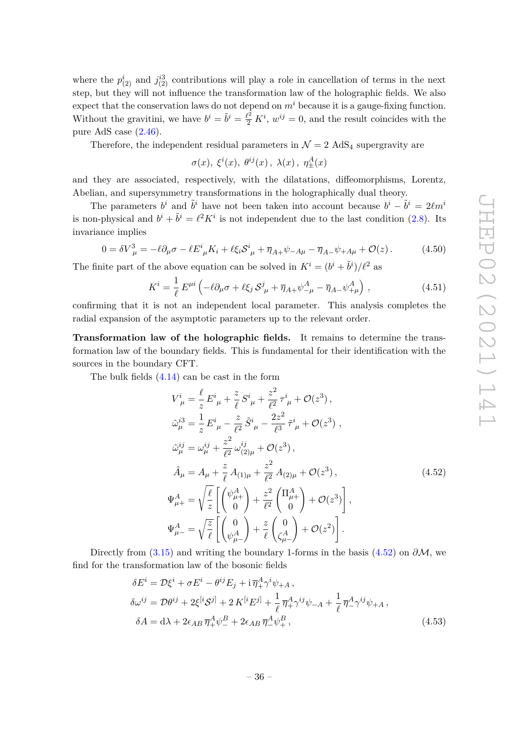where the $p^i_{(2)}$ and $j^{i3}_{(2)}$ contributions will play a role in cancellation of terms in the next step, but they will not influence the transformation law of the holographic fields. We also expect that the conservation laws do not depend on $m^i$ because it is a gauge-fixing function. Without the gravitini, we have $b^i = \tilde{b}^i = \frac{\ell^2}{2}\,K^i$, $w^{ij} = 0$, and the result coincides with the pure AdS case (2.46).

Therefore, the independent residual parameters in $\mathcal{N}=2$ AdS$_4$ supergravity are

$$\sigma(x),\ \xi^i(x),\ \theta^{ij}(x)\,,\ \lambda(x)\,,\ \eta^A_\pm(x)$$

and they are associated, respectively, with the dilatations, diffeomorphisms, Lorentz, Abelian, and supersymmetry transformations in the holographically dual theory.

The parameters $b^i$ and $\tilde{b}^i$ have not been taken into account because $b^i - \tilde{b}^i = 2\ell m^i$ is non-physical and $b^i + \tilde{b}^i = \ell^2 K^i$ is not independent due to the last condition (2.8). Its invariance implies

$$0 = \delta V^3_{\ \mu} = -\ell\partial_\mu\sigma - \ell E^i_{\ \mu}K_i + \ell\xi_i\mathcal{S}^i_{\ \mu} + \overline{\eta}_{A+}\psi_{-A\mu} - \overline{\eta}_{A-}\psi_{+A\mu} + \mathcal{O}(z)\,. \tag{4.50}$$

The finite part of the above equation can be solved in $K^i = (b^i + \tilde{b}^i)/\ell^2$ as

$$K^i = \frac{1}{\ell}\,E^{\mu i}\left(-\ell\partial_\mu\sigma + \ell\xi_j\,\mathcal{S}^j_{\ \mu} + \overline{\eta}_{A+}\psi^A_{-\mu} - \overline{\eta}_{A-}\psi^A_{+\mu}\right)\,, \tag{4.51}$$

confirming that it is not an independent local parameter. This analysis completes the radial expansion of the asymptotic parameters up to the relevant order.

**Transformation law of the holographic fields.** It remains to determine the transformation law of the boundary fields. This is fundamental for their identification with the sources in the boundary CFT.

The bulk fields (4.14) can be cast in the form

$$\begin{aligned}
V^i_{\ \mu} &= \frac{\ell}{z}\,E^i_{\ \mu} + \frac{z}{\ell}\,S^i_{\ \mu} + \frac{z^2}{\ell^2}\,\tau^i_{\ \mu} + \mathcal{O}(z^3)\,,\\
\hat{\omega}^{i3}_\mu &= \frac{1}{z}\,E^i_{\ \mu} - \frac{z}{\ell^2}\,\tilde{S}^i_{\ \mu} - \frac{2z^2}{\ell^3}\,\tilde{\tau}^i_{\ \mu} + \mathcal{O}(z^3)\ ,\\
\hat{\omega}^{ij}_\mu &= \omega^{ij}_\mu + \frac{z^2}{\ell^2}\,\omega^{ij}_{(2)\mu} + \mathcal{O}(z^3)\,,\\
\hat{A}_\mu &= A_\mu + \frac{z}{\ell}\,A_{(1)\mu} + \frac{z^2}{\ell^2}\,A_{(2)\mu} + \mathcal{O}(z^3)\,,\\
\Psi^A_{\mu+} &= \sqrt{\frac{\ell}{z}}\left[\begin{pmatrix}\psi^A_{\mu+}\\ 0\end{pmatrix} + \frac{z^2}{\ell^2}\begin{pmatrix}\Pi^A_{\mu+}\\ 0\end{pmatrix} + \mathcal{O}(z^3)\right],\\
\Psi^A_{\mu-} &= \sqrt{\frac{z}{\ell}}\left[\begin{pmatrix}0\\ \psi^A_{\mu-}\end{pmatrix} + \frac{z}{\ell}\begin{pmatrix}0\\ \zeta^A_{\mu-}\end{pmatrix} + \mathcal{O}(z^2)\right].
\end{aligned} \tag{4.52}$$

Directly from (3.15) and writing the boundary 1-forms in the basis (4.52) on $\partial\mathcal{M}$, we find for the transformation law of the bosonic fields

$$\begin{aligned}
\delta E^i &= \mathcal{D}\xi^i + \sigma E^i - \theta^{ij}E_j + \mathrm{i}\,\overline{\eta}^A_+\gamma^i\psi_{+A}\,,\\
\delta\omega^{ij} &= \mathcal{D}\theta^{ij} + 2\xi^{[i}\mathcal{S}^{j]} + 2\,K^{[i}E^{j]} + \frac{1}{\ell}\,\overline{\eta}^A_+\gamma^{ij}\psi_{-A} + \frac{1}{\ell}\,\overline{\eta}^A_-\gamma^{ij}\psi_{+A}\,,\\
\delta A &= \mathrm{d}\lambda + 2\epsilon_{AB}\,\overline{\eta}^A_+\psi^B_- + 2\epsilon_{AB}\,\overline{\eta}^A_-\psi^B_+\,,
\end{aligned} \tag{4.53}$$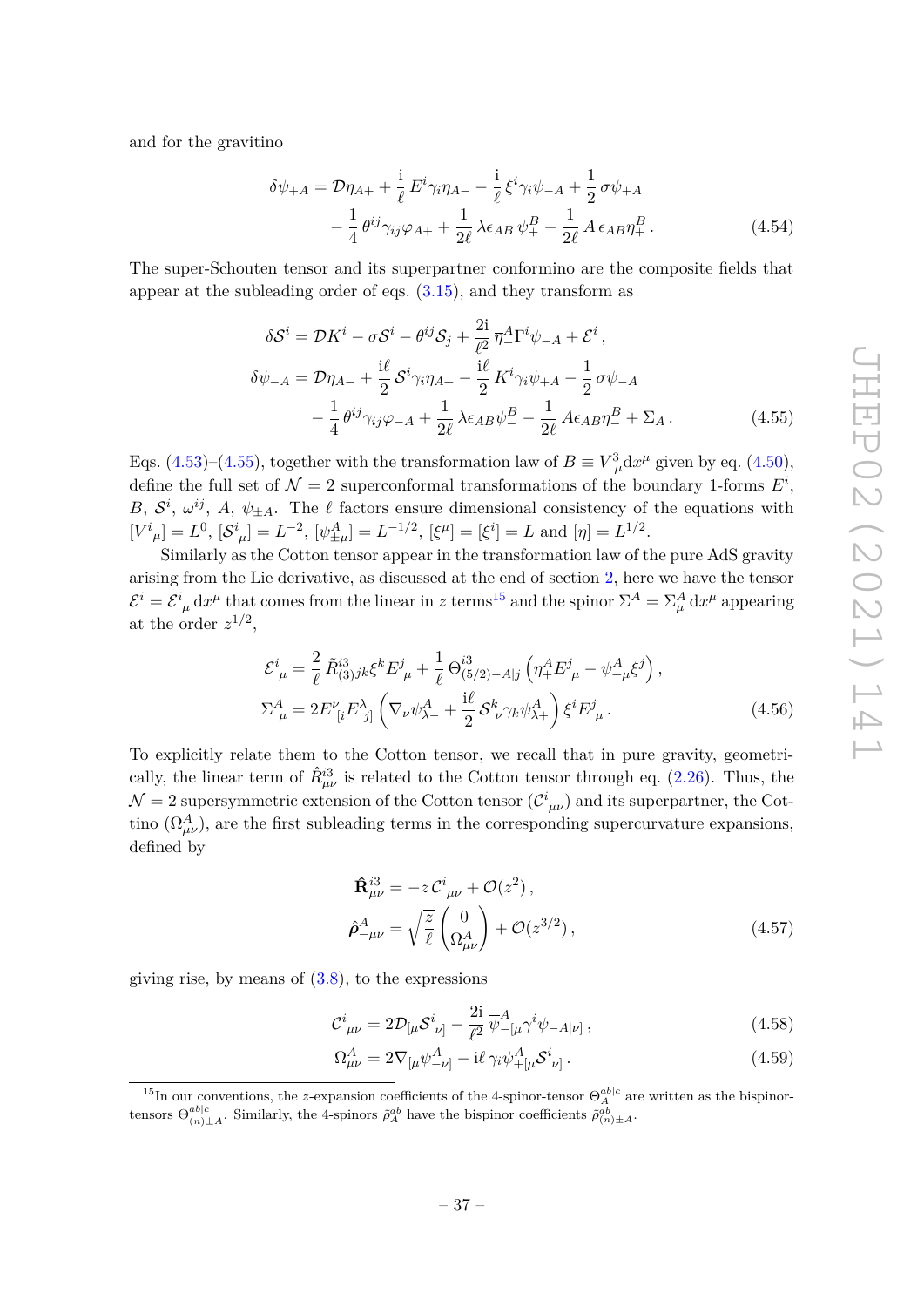and for the gravitino

$$
\begin{aligned}
\delta\psi_{+A} = \mathcal{D}\eta_{A+} + \frac{\mathrm{i}}{\ell}\,E^i\gamma_i\eta_{A-} - \frac{\mathrm{i}}{\ell}\,\xi^i\gamma_i\psi_{-A} + \frac{1}{2}\,\sigma\psi_{+A} \\
- \frac{1}{4}\,\theta^{ij}\gamma_{ij}\varphi_{A+} + \frac{1}{2\ell}\,\lambda\epsilon_{AB}\,\psi_+^B - \frac{1}{2\ell}\,A\,\epsilon_{AB}\eta_+^B\,.
\end{aligned}
\tag{4.54}
$$

The super-Schouten tensor and its superpartner conformino are the composite fields that appear at the subleading order of eqs. (3.15), and they transform as

$$
\begin{aligned}
\delta\mathcal{S}^i &= \mathcal{D}K^i - \sigma\mathcal{S}^i - \theta^{ij}\mathcal{S}_j + \frac{2\mathrm{i}}{\ell^2}\,\overline{\eta}_-^A\Gamma^i\psi_{-A} + \mathcal{E}^i\,, \\
\delta\psi_{-A} &= \mathcal{D}\eta_{A-} + \frac{\mathrm{i}\ell}{2}\,\mathcal{S}^i\gamma_i\eta_{A+} - \frac{\mathrm{i}\ell}{2}\,K^i\gamma_i\psi_{+A} - \frac{1}{2}\,\sigma\psi_{-A} \\
&\quad - \frac{1}{4}\,\theta^{ij}\gamma_{ij}\varphi_{-A} + \frac{1}{2\ell}\,\lambda\epsilon_{AB}\psi_-^B - \frac{1}{2\ell}\,A\epsilon_{AB}\eta_-^B + \Sigma_A\,.
\end{aligned}
\tag{4.55}
$$

Eqs. (4.53)–(4.55), together with the transformation law of $B \equiv V^3_{\ \mu}\mathrm{d}x^\mu$ given by eq. (4.50), define the full set of $\mathcal{N}=2$ superconformal transformations of the boundary 1-forms $E^i$, $B$, $\mathcal{S}^i$, $\omega^{ij}$, $A$, $\psi_{\pm A}$. The $\ell$ factors ensure dimensional consistency of the equations with $[V^i_{\ \mu}] = L^0$, $[\mathcal{S}^i_{\ \mu}] = L^{-2}$, $[\psi^A_{\pm\mu}] = L^{-1/2}$, $[\xi^\mu] = [\xi^i] = L$ and $[\eta] = L^{1/2}$.

Similarly as the Cotton tensor appear in the transformation law of the pure AdS gravity arising from the Lie derivative, as discussed at the end of section 2, here we have the tensor $\mathcal{E}^i = \mathcal{E}^i_{\ \mu}\,\mathrm{d}x^\mu$ that comes from the linear in $z$ terms[15] and the spinor $\Sigma^A = \Sigma^A_\mu\,\mathrm{d}x^\mu$ appearing at the order $z^{1/2}$,

$$
\begin{aligned}
\mathcal{E}^i_{\ \mu} &= \frac{2}{\ell}\,\tilde{R}^{i3}_{(3)jk}\xi^k E^j_{\ \mu} + \frac{1}{\ell}\,\overline{\Theta}^{i3}_{(5/2)-A|j}\left(\eta_+^A E^j_{\ \mu} - \psi^A_{+\mu}\xi^j\right), \\
\Sigma^A_{\ \mu} &= 2E^\nu_{\ [i}E^\lambda_{\ j]}\left(\nabla_\nu\psi^A_{\lambda-} + \frac{\mathrm{i}\ell}{2}\,\mathcal{S}^k_{\ \nu}\gamma_k\psi^A_{\lambda+}\right)\xi^i E^j_{\ \mu}\,.
\end{aligned}
\tag{4.56}
$$

To explicitly relate them to the Cotton tensor, we recall that in pure gravity, geometrically, the linear term of $\hat{R}^{i3}_{\mu\nu}$ is related to the Cotton tensor through eq. (2.26). Thus, the $\mathcal{N}=2$ supersymmetric extension of the Cotton tensor ($\mathcal{C}^i_{\ \mu\nu}$) and its superpartner, the Cottino ($\Omega^A_{\mu\nu}$), are the first subleading terms in the corresponding supercurvature expansions, defined by

$$
\begin{aligned}
\hat{\mathbf{R}}^{i3}_{\mu\nu} &= -z\,\mathcal{C}^i_{\ \mu\nu} + \mathcal{O}(z^2)\,, \\
\hat{\boldsymbol{\rho}}^A_{-\mu\nu} &= \sqrt{\frac{z}{\ell}}\begin{pmatrix} 0 \\ \Omega^A_{\mu\nu} \end{pmatrix} + \mathcal{O}(z^{3/2})\,,
\end{aligned}
\tag{4.57}
$$

giving rise, by means of (3.8), to the expressions

$$
\mathcal{C}^i_{\ \mu\nu} = 2\mathcal{D}_{[\mu}\mathcal{S}^i_{\ \nu]} - \frac{2\mathrm{i}}{\ell^2}\,\overline{\psi}^A_{-[\mu}\gamma^i\psi_{-A|\nu]}\,,
\tag{4.58}
$$

$$
\Omega^A_{\mu\nu} = 2\nabla_{[\mu}\psi^A_{-\nu]} - \mathrm{i}\ell\,\gamma_i\psi^A_{+[\mu}\mathcal{S}^i_{\ \nu]}\,.
\tag{4.59}
$$

---

[15] In our conventions, the $z$-expansion coefficients of the 4-spinor-tensor $\Theta^{ab|c}_A$ are written as the bispinor-tensors $\Theta^{ab|c}_{(n)\pm A}$. Similarly, the 4-spinors $\tilde{\rho}^{ab}_A$ have the bispinor coefficients $\tilde{\rho}^{ab}_{(n)\pm A}$.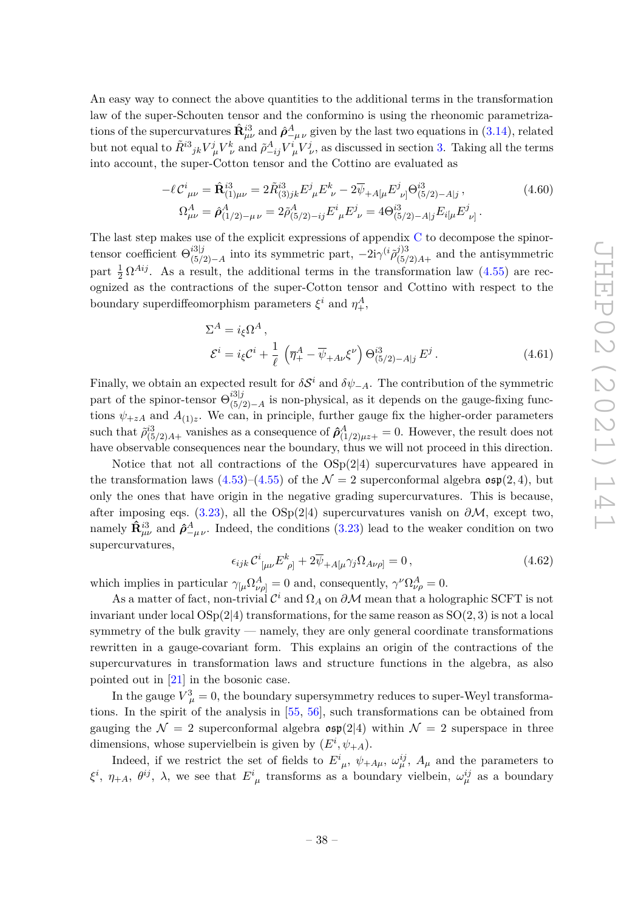An easy way to connect the above quantities to the additional terms in the transformation law of the super-Schouten tensor and the conformino is using the rheonomic parametrizations of the supercurvatures $\hat{\mathbf{R}}^{i3}_{\mu\nu}$ and $\hat{\boldsymbol{\rho}}^{A}_{-\mu\,\nu}$ given by the last two equations in (3.14), related but not equal to $\tilde{R}^{i3}{}_{jk}V^j_{\mu}V^k_{\nu}$ and $\tilde{\rho}^A_{-ij}V^i{}_{\mu}V^j_{\nu}$, as discussed in section 3. Taking all the terms into account, the super-Cotton tensor and the Cottino are evaluated as

$$
\begin{aligned}
-\ell\,\mathcal{C}^i{}_{\mu\nu} &= \hat{\mathbf{R}}^{i3}_{(1)\mu\nu} = 2\tilde{R}^{i3}_{(3)jk}E^j{}_{\mu}E^k{}_{\nu} - 2\overline{\psi}_{+A[\mu}E^j{}_{\nu]}\Theta^{i3}_{(5/2)-A|j}\,, \\
\Omega^A_{\mu\nu} &= \hat{\boldsymbol{\rho}}^A_{(1/2)-\mu\,\nu} = 2\tilde{\rho}^A_{(5/2)-ij}E^i{}_{\mu}E^j{}_{\nu} = 4\Theta^{i3}_{(5/2)-A|j}E_{i[\mu}E^j{}_{\nu]}\,.
\end{aligned}
\tag{4.60}
$$

The last step makes use of the explicit expressions of appendix C to decompose the spinor-tensor coefficient $\Theta^{i3|j}_{(5/2)-A}$ into its symmetric part, $-2\mathrm{i}\gamma^{(i}\tilde{\rho}^{j)3}_{(5/2)A+}$ and the antisymmetric part $\frac{1}{2}\,\Omega^{Aij}$. As a result, the additional terms in the transformation law (4.55) are recognized as the contractions of the super-Cotton tensor and Cottino with respect to the boundary superdiffeomorphism parameters $\xi^i$ and $\eta^A_+$,

$$
\begin{aligned}
\Sigma^A &= i_\xi \Omega^A\,, \\
\mathcal{E}^i &= i_\xi \mathcal{C}^i + \frac{1}{\ell}\,\left(\overline{\eta}^A_+ - \overline{\psi}_{+A\nu}\xi^\nu\right)\Theta^{i3}_{(5/2)-A|j}\,E^j\,.
\end{aligned}
\tag{4.61}
$$

Finally, we obtain an expected result for $\delta\mathcal{S}^i$ and $\delta\psi_{-A}$. The contribution of the symmetric part of the spinor-tensor $\Theta^{i3|j}_{(5/2)-A}$ is non-physical, as it depends on the gauge-fixing functions $\psi_{+zA}$ and $A_{(1)z}$. We can, in principle, further gauge fix the higher-order parameters such that $\tilde{\rho}^{i3}_{(5/2)A+}$ vanishes as a consequence of $\hat{\boldsymbol{\rho}}^A_{(1/2)\mu z+} = 0$. However, the result does not have observable consequences near the boundary, thus we will not proceed in this direction.

Notice that not all contractions of the OSp(2|4) supercurvatures have appeared in the transformation laws (4.53)–(4.55) of the $\mathcal{N} = 2$ superconformal algebra $\mathfrak{osp}(2,4)$, but only the ones that have origin in the negative grading supercurvatures. This is because, after imposing eqs. (3.23), all the OSp(2|4) supercurvatures vanish on $\partial\mathcal{M}$, except two, namely $\hat{\mathbf{R}}^{i3}_{\mu\nu}$ and $\hat{\boldsymbol{\rho}}^A_{-\mu\,\nu}$. Indeed, the conditions (3.23) lead to the weaker condition on two supercurvatures,

$$
\epsilon_{ijk}\,\mathcal{C}^i{}_{[\mu\nu}E^k{}_{\rho]} + 2\overline{\psi}_{+A[\mu}\gamma_j\Omega_{A\nu\rho]} = 0\,,
\tag{4.62}
$$

which implies in particular $\gamma_{[\mu}\Omega^A_{\nu\rho]} = 0$ and, consequently, $\gamma^\nu\Omega^A_{\nu\rho} = 0$.

As a matter of fact, non-trivial $\mathcal{C}^i$ and $\Omega_A$ on $\partial\mathcal{M}$ mean that a holographic SCFT is not invariant under local OSp(2|4) transformations, for the same reason as SO(2, 3) is not a local symmetry of the bulk gravity — namely, they are only general coordinate transformations rewritten in a gauge-covariant form. This explains an origin of the contractions of the supercurvatures in transformation laws and structure functions in the algebra, as also pointed out in [21] in the bosonic case.

In the gauge $V^3_\mu = 0$, the boundary supersymmetry reduces to super-Weyl transformations. In the spirit of the analysis in [55, 56], such transformations can be obtained from gauging the $\mathcal{N} = 2$ superconformal algebra $\mathfrak{osp}(2|4)$ within $\mathcal{N} = 2$ superspace in three dimensions, whose supervielbein is given by $(E^i, \psi_{+A})$.

Indeed, if we restrict the set of fields to $E^i{}_\mu$, $\psi_{+A\mu}$, $\omega^{ij}_\mu$, $A_\mu$ and the parameters to $\xi^i$, $\eta_{+A}$, $\theta^{ij}$, $\lambda$, we see that $E^i{}_\mu$ transforms as a boundary vielbein, $\omega^{ij}_\mu$ as a boundary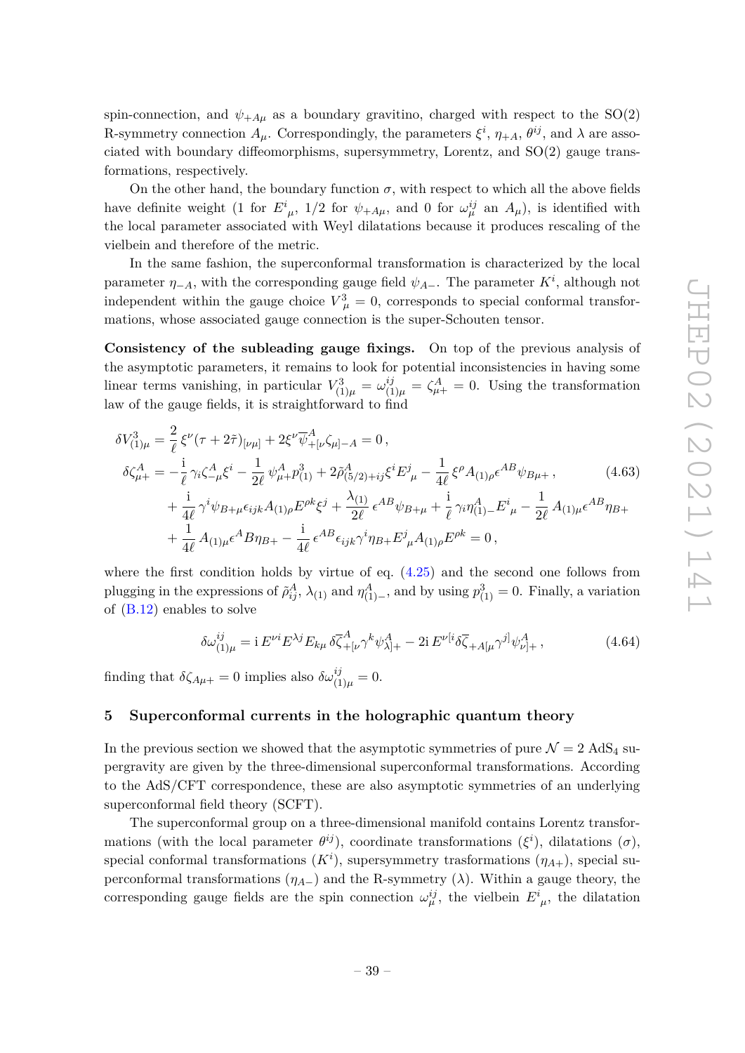spin-connection, and $\psi_{+A\mu}$ as a boundary gravitino, charged with respect to the SO(2) R-symmetry connection $A_\mu$. Correspondingly, the parameters $\xi^i$, $\eta_{+A}$, $\theta^{ij}$, and $\lambda$ are associated with boundary diffeomorphisms, supersymmetry, Lorentz, and SO(2) gauge transformations, respectively.

On the other hand, the boundary function $\sigma$, with respect to which all the above fields have definite weight (1 for $E^i{}_\mu$, 1/2 for $\psi_{+A\mu}$, and 0 for $\omega^{ij}_\mu$ an $A_\mu$), is identified with the local parameter associated with Weyl dilatations because it produces rescaling of the vielbein and therefore of the metric.

In the same fashion, the superconformal transformation is characterized by the local parameter $\eta_{-A}$, with the corresponding gauge field $\psi_{A-}$. The parameter $K^i$, although not independent within the gauge choice $V^3_\mu = 0$, corresponds to special conformal transformations, whose associated gauge connection is the super-Schouten tensor.

**Consistency of the subleading gauge fixings.** On top of the previous analysis of the asymptotic parameters, it remains to look for potential inconsistencies in having some linear terms vanishing, in particular $V^3_{(1)\mu} = \omega^{ij}_{(1)\mu} = \zeta^A_{\mu+} = 0$. Using the transformation law of the gauge fields, it is straightforward to find

$$
\begin{aligned}
\delta V^3_{(1)\mu} &= \frac{2}{\ell}\,\xi^\nu(\tau+2\tilde\tau)_{[\nu\mu]} + 2\xi^\nu\overline{\psi}{}^A_{+[\nu}\zeta_{\mu]-A} = 0\,,\\
\delta\zeta^A_{\mu+} &= -\frac{\mathrm{i}}{\ell}\,\gamma_i\zeta^A_{-\mu}\xi^i - \frac{1}{2\ell}\,\psi^A_{\mu+}p^3_{(1)} + 2\tilde\rho^A_{(5/2)+ij}\xi^i E^j{}_\mu - \frac{1}{4\ell}\,\xi^\rho A_{(1)\rho}\epsilon^{AB}\psi_{B\mu+}\,, \qquad (4.63)\\
&\quad + \frac{\mathrm{i}}{4\ell}\,\gamma^i\psi_{B+\mu}\epsilon_{ijk}A_{(1)\rho}E^{\rho k}\xi^j + \frac{\lambda_{(1)}}{2\ell}\,\epsilon^{AB}\psi_{B+\mu} + \frac{\mathrm{i}}{\ell}\,\gamma_i\eta^A_{(1)-}E^i{}_\mu - \frac{1}{2\ell}\,A_{(1)\mu}\epsilon^{AB}\eta_{B+}\\
&\quad + \frac{1}{4\ell}\,A_{(1)\mu}\epsilon^A B\eta_{B+} - \frac{\mathrm{i}}{4\ell}\,\epsilon^{AB}\epsilon_{ijk}\gamma^i\eta_{B+}E^j{}_\mu A_{(1)\rho}E^{\rho k} = 0\,,
\end{aligned}
$$

where the first condition holds by virtue of eq. (4.25) and the second one follows from plugging in the expressions of $\tilde\rho^A_{ij}$, $\lambda_{(1)}$ and $\eta^A_{(1)-}$, and by using $p^3_{(1)} = 0$. Finally, a variation of (B.12) enables to solve

$$
\delta\omega^{ij}_{(1)\mu} = \mathrm{i}\,E^{\nu i}E^{\lambda j}E_{k\mu}\,\delta\overline{\zeta}{}^A_{+[\nu}\gamma^k\psi^A_{\lambda]+} - 2\mathrm{i}\,E^{\nu[i}\delta\overline{\zeta}_{+A[\mu}\gamma^{j]}\psi^A_{\nu]+}\,, \qquad (4.64)
$$

finding that $\delta\zeta_{A\mu+} = 0$ implies also $\delta\omega^{ij}_{(1)\mu} = 0$.

## 5 Superconformal currents in the holographic quantum theory

In the previous section we showed that the asymptotic symmetries of pure $\mathcal{N} = 2$ AdS$_4$ supergravity are given by the three-dimensional superconformal transformations. According to the AdS/CFT correspondence, these are also asymptotic symmetries of an underlying superconformal field theory (SCFT).

The superconformal group on a three-dimensional manifold contains Lorentz transformations (with the local parameter $\theta^{ij}$), coordinate transformations ($\xi^i$), dilatations ($\sigma$), special conformal transformations ($K^i$), supersymmetry trasformations ($\eta_{A+}$), special superconformal transformations ($\eta_{A-}$) and the R-symmetry ($\lambda$). Within a gauge theory, the corresponding gauge fields are the spin connection $\omega^{ij}_\mu$, the vielbein $E^i{}_\mu$, the dilatation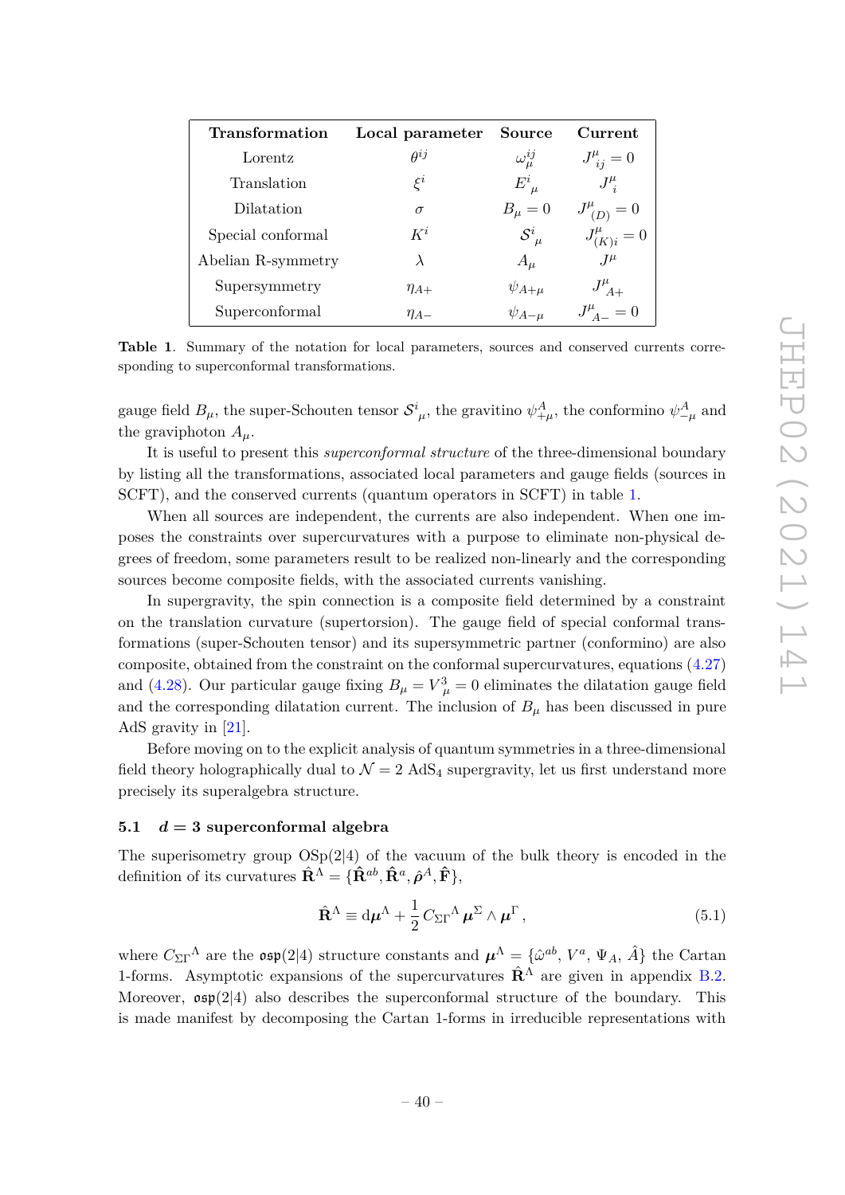| **Transformation** | **Local parameter** | **Source** | **Current** |
| --- | --- | --- | --- |
| Lorentz | $\theta^{ij}$ | $\omega_\mu^{ij}$ | $J^\mu_{\ ij} = 0$ |
| Translation | $\xi^i$ | $E^i_{\ \mu}$ | $J^\mu_{\ i}$ |
| Dilatation | $\sigma$ | $B_\mu = 0$ | $J^\mu_{\ (D)} = 0$ |
| Special conformal | $K^i$ | $\mathcal{S}^i_{\ \mu}$ | $J^\mu_{\ (K)i} = 0$ |
| Abelian R-symmetry | $\lambda$ | $A_\mu$ | $J^\mu$ |
| Supersymmetry | $\eta_{A+}$ | $\psi_{A+\mu}$ | $J^\mu_{\ A+}$ |
| Superconformal | $\eta_{A-}$ | $\psi_{A-\mu}$ | $J^\mu_{\ A-} = 0$ |

**Table 1**. Summary of the notation for local parameters, sources and conserved currents corresponding to superconformal transformations.

gauge field $B_\mu$, the super-Schouten tensor $\mathcal{S}^i_{\ \mu}$, the gravitino $\psi^A_{+\mu}$, the conformino $\psi^A_{-\mu}$ and the graviphoton $A_\mu$.

It is useful to present this *superconformal structure* of the three-dimensional boundary by listing all the transformations, associated local parameters and gauge fields (sources in SCFT), and the conserved currents (quantum operators in SCFT) in table 1.

When all sources are independent, the currents are also independent. When one imposes the constraints over supercurvatures with a purpose to eliminate non-physical degrees of freedom, some parameters result to be realized non-linearly and the corresponding sources become composite fields, with the associated currents vanishing.

In supergravity, the spin connection is a composite field determined by a constraint on the translation curvature (supertorsion). The gauge field of special conformal transformations (super-Schouten tensor) and its supersymmetric partner (conformino) are also composite, obtained from the constraint on the conformal supercurvatures, equations (4.27) and (4.28). Our particular gauge fixing $B_\mu = V^3_{\ \mu} = 0$ eliminates the dilatation gauge field and the corresponding dilatation current. The inclusion of $B_\mu$ has been discussed in pure AdS gravity in [21].

Before moving on to the explicit analysis of quantum symmetries in a three-dimensional field theory holographically dual to $\mathcal{N} = 2$ AdS$_4$ supergravity, let us first understand more precisely its superalgebra structure.

### 5.1 $d = 3$ superconformal algebra

The superisometry group OSp$(2|4)$ of the vacuum of the bulk theory is encoded in the definition of its curvatures $\hat{\mathbf{R}}^\Lambda = \{\hat{\mathbf{R}}^{ab}, \hat{\mathbf{R}}^a, \hat{\boldsymbol{\rho}}^A, \hat{\mathbf{F}}\}$,

$$\hat{\mathbf{R}}^\Lambda \equiv \mathrm{d}\boldsymbol{\mu}^\Lambda + \frac{1}{2}\, C_{\Sigma\Gamma}{}^\Lambda\, \boldsymbol{\mu}^\Sigma \wedge \boldsymbol{\mu}^\Gamma\,, \tag{5.1}$$

where $C_{\Sigma\Gamma}{}^\Lambda$ are the $\mathfrak{osp}(2|4)$ structure constants and $\boldsymbol{\mu}^\Lambda = \{\hat{\omega}^{ab},\, V^a,\, \Psi_A,\, \hat{A}\}$ the Cartan 1-forms. Asymptotic expansions of the supercurvatures $\hat{\mathbf{R}}^\Lambda$ are given in appendix B.2. Moreover, $\mathfrak{osp}(2|4)$ also describes the superconformal structure of the boundary. This is made manifest by decomposing the Cartan 1-forms in irreducible representations with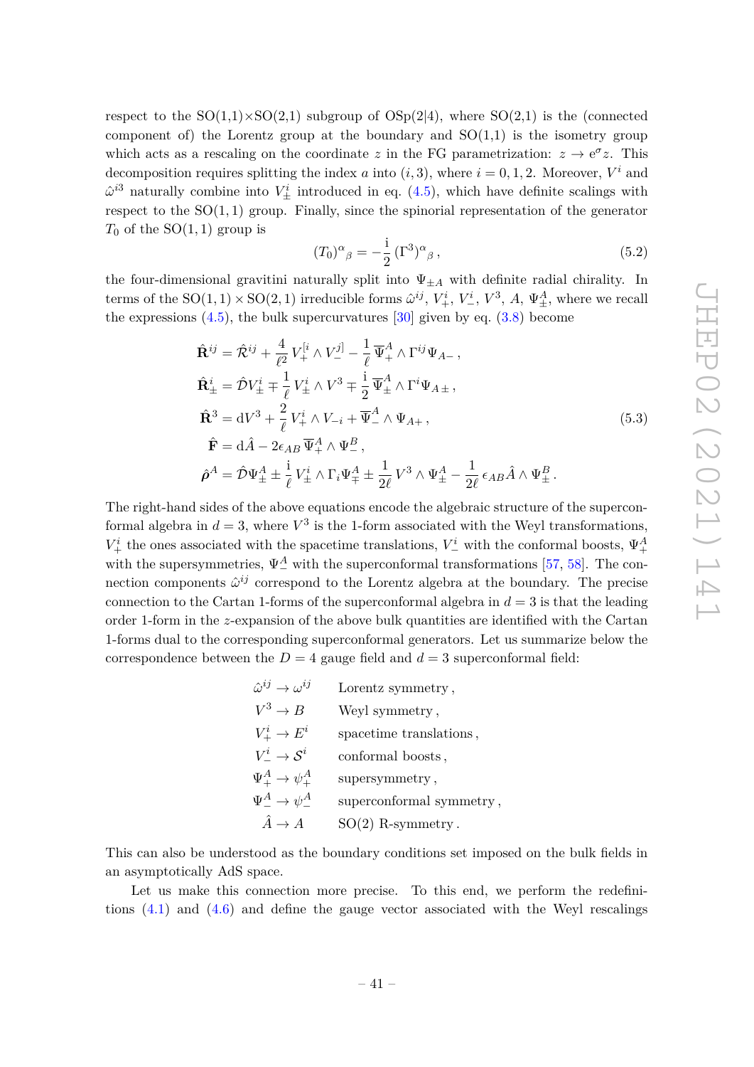respect to the SO(1,1)×SO(2,1) subgroup of OSp(2|4), where SO(2,1) is the (connected component of) the Lorentz group at the boundary and SO(1,1) is the isometry group which acts as a rescaling on the coordinate $z$ in the FG parametrization: $z \to \mathrm{e}^{\sigma} z$. This decomposition requires splitting the index $a$ into $(i,3)$, where $i = 0,1,2$. Moreover, $V^i$ and $\hat{\omega}^{i3}$ naturally combine into $V^i_{\pm}$ introduced in eq. (4.5), which have definite scalings with respect to the SO(1,1) group. Finally, since the spinorial representation of the generator $T_0$ of the SO(1,1) group is

$$
(T_0)^{\alpha}{}_{\beta} = -\frac{\mathrm{i}}{2}\,(\Gamma^3)^{\alpha}{}_{\beta}\,, \tag{5.2}
$$

the four-dimensional gravitini naturally split into $\Psi_{\pm A}$ with definite radial chirality. In terms of the $\mathrm{SO}(1,1)\times\mathrm{SO}(2,1)$ irreducible forms $\hat{\omega}^{ij}$, $V^i_+$, $V^i_-$, $V^3$, $A$, $\Psi^A_{\pm}$, where we recall the expressions (4.5), the bulk supercurvatures [30] given by eq. (3.8) become

$$
\begin{aligned}
\hat{\mathbf{R}}^{ij} &= \hat{\mathcal{R}}^{ij} + \frac{4}{\ell^2}\, V^{[i}_+ \wedge V^{j]}_- - \frac{1}{\ell}\, \overline{\Psi}{}^A_+ \wedge \Gamma^{ij} \Psi_{A-}\,,\\
\hat{\mathbf{R}}^i_{\pm} &= \hat{\mathcal{D}} V^i_{\pm} \mp \frac{1}{\ell}\, V^i_{\pm} \wedge V^3 \mp \frac{\mathrm{i}}{2}\, \overline{\Psi}{}^A_{\pm} \wedge \Gamma^i \Psi_{A\pm}\,,\\
\hat{\mathbf{R}}^3 &= \mathrm{d}V^3 + \frac{2}{\ell}\, V^i_+ \wedge V_{-i} + \overline{\Psi}{}^A_- \wedge \Psi_{A+}\,,\\
\hat{\mathbf{F}} &= \mathrm{d}\hat{A} - 2\epsilon_{AB}\, \overline{\Psi}{}^A_+ \wedge \Psi^B_-\,,\\
\hat{\boldsymbol{\rho}}^A &= \hat{\mathcal{D}}\Psi^A_{\pm} \pm \frac{\mathrm{i}}{\ell}\, V^i_{\pm} \wedge \Gamma_i \Psi^A_{\mp} \pm \frac{1}{2\ell}\, V^3 \wedge \Psi^A_{\pm} - \frac{1}{2\ell}\, \epsilon_{AB} \hat{A} \wedge \Psi^B_{\pm}\,.
\end{aligned}
\tag{5.3}
$$

The right-hand sides of the above equations encode the algebraic structure of the superconformal algebra in $d = 3$, where $V^3$ is the 1-form associated with the Weyl transformations, $V^i_+$ the ones associated with the spacetime translations, $V^i_-$ with the conformal boosts, $\Psi^A_+$ with the supersymmetries, $\Psi^A_-$ with the superconformal transformations [57, 58]. The connection components $\hat{\omega}^{ij}$ correspond to the Lorentz algebra at the boundary. The precise connection to the Cartan 1-forms of the superconformal algebra in $d = 3$ is that the leading order 1-form in the $z$-expansion of the above bulk quantities are identified with the Cartan 1-forms dual to the corresponding superconformal generators. Let us summarize below the correspondence between the $D = 4$ gauge field and $d = 3$ superconformal field:

$$
\begin{aligned}
\hat{\omega}^{ij} &\to \omega^{ij} && \text{Lorentz symmetry}\,,\\
V^3 &\to B && \text{Weyl symmetry}\,,\\
V^i_+ &\to E^i && \text{spacetime translations}\,,\\
V^i_- &\to \mathcal{S}^i && \text{conformal boosts}\,,\\
\Psi^A_+ &\to \psi^A_+ && \text{supersymmetry}\,,\\
\Psi^A_- &\to \psi^A_- && \text{superconformal symmetry}\,,\\
\hat{A} &\to A && \text{SO(2) R-symmetry}\,.
\end{aligned}
$$

This can also be understood as the boundary conditions set imposed on the bulk fields in an asymptotically AdS space.

Let us make this connection more precise. To this end, we perform the redefinitions (4.1) and (4.6) and define the gauge vector associated with the Weyl rescalings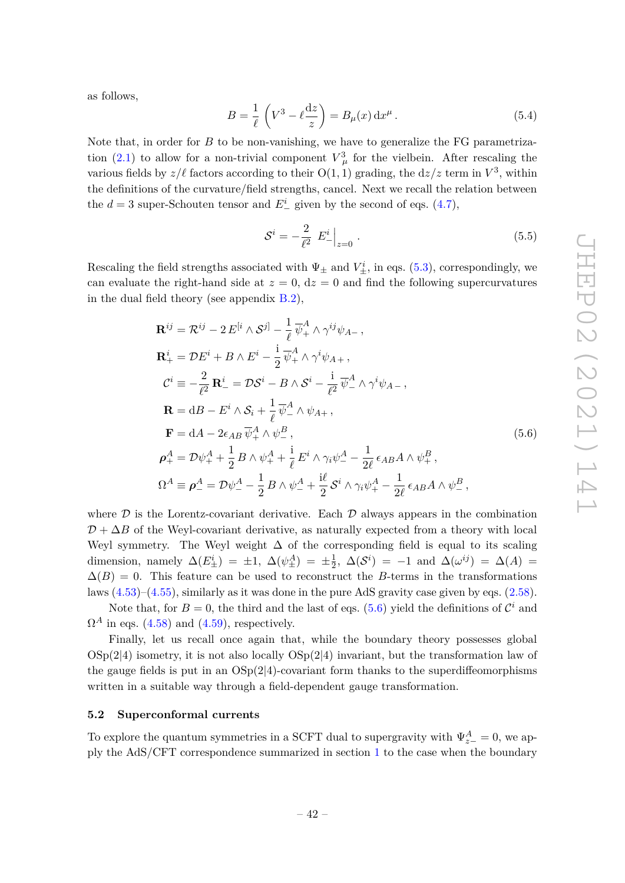as follows,

$$B = \frac{1}{\ell}\left(V^3 - \ell\frac{\mathrm{d}z}{z}\right) = B_\mu(x)\,\mathrm{d}x^\mu\,. \tag{5.4}$$

Note that, in order for $B$ to be non-vanishing, we have to generalize the FG parametrization (2.1) to allow for a non-trivial component $V^3_\mu$ for the vielbein. After rescaling the various fields by $z/\ell$ factors according to their $\mathrm{O}(1,1)$ grading, the $\mathrm{d}z/z$ term in $V^3$, within the definitions of the curvature/field strengths, cancel. Next we recall the relation between the $d=3$ super-Schouten tensor and $E^i_-$ given by the second of eqs. (4.7),

$$\mathcal{S}^i = -\frac{2}{\ell^2}\; E^i_-\Big|_{z=0}\,. \tag{5.5}$$

Rescaling the field strengths associated with $\Psi_\pm$ and $V^i_\pm$, in eqs. (5.3), correspondingly, we can evaluate the right-hand side at $z=0$, $\mathrm{d}z=0$ and find the following supercurvatures in the dual field theory (see appendix B.2),

$$\begin{aligned}
\mathbf{R}^{ij} &= \mathcal{R}^{ij} - 2\,E^{[i}\wedge\mathcal{S}^{j]} - \frac{1}{\ell}\,\overline{\psi}{}^A_+\wedge\gamma^{ij}\psi_{A-}\,,\\
\mathbf{R}^i_+ &= \mathcal{D}E^i + B\wedge E^i - \frac{\mathrm{i}}{2}\,\overline{\psi}{}^A_+\wedge\gamma^i\psi_{A+}\,,\\
\mathcal{C}^i \equiv -\frac{2}{\ell^2}\,\mathbf{R}^i_- &= \mathcal{D}\mathcal{S}^i - B\wedge\mathcal{S}^i - \frac{\mathrm{i}}{\ell^2}\,\overline{\psi}{}^A_-\wedge\gamma^i\psi_{A-}\,,\\
\mathbf{R} &= \mathrm{d}B - E^i\wedge\mathcal{S}_i + \frac{1}{\ell}\,\overline{\psi}{}^A_-\wedge\psi_{A+}\,,\\
\mathbf{F} &= \mathrm{d}A - 2\epsilon_{AB}\,\overline{\psi}{}^A_+\wedge\psi^B_-\,,\\
\boldsymbol{\rho}^A_+ &= \mathcal{D}\psi^A_+ + \frac{1}{2}\,B\wedge\psi^A_+ + \frac{\mathrm{i}}{\ell}\,E^i\wedge\gamma_i\psi^A_- - \frac{1}{2\ell}\,\epsilon_{AB}A\wedge\psi^B_+\,,\\
\Omega^A \equiv \boldsymbol{\rho}^A_- &= \mathcal{D}\psi^A_- - \frac{1}{2}\,B\wedge\psi^A_- + \frac{\mathrm{i}\ell}{2}\,\mathcal{S}^i\wedge\gamma_i\psi^A_+ - \frac{1}{2\ell}\,\epsilon_{AB}A\wedge\psi^B_-\,,
\end{aligned} \tag{5.6}$$

where $\mathcal{D}$ is the Lorentz-covariant derivative. Each $\mathcal{D}$ always appears in the combination $\mathcal{D}+\Delta B$ of the Weyl-covariant derivative, as naturally expected from a theory with local Weyl symmetry. The Weyl weight $\Delta$ of the corresponding field is equal to its scaling dimension, namely $\Delta(E^i_\pm) = \pm 1$, $\Delta(\psi^A_\pm) = \pm\frac{1}{2}$, $\Delta(\mathcal{S}^i) = -1$ and $\Delta(\omega^{ij}) = \Delta(A) = \Delta(B) = 0$. This feature can be used to reconstruct the $B$-terms in the transformations laws (4.53)–(4.55), similarly as it was done in the pure AdS gravity case given by eqs. (2.58).

Note that, for $B=0$, the third and the last of eqs. (5.6) yield the definitions of $\mathcal{C}^i$ and $\Omega^A$ in eqs. (4.58) and (4.59), respectively.

Finally, let us recall once again that, while the boundary theory possesses global $\mathrm{OSp}(2|4)$ isometry, it is not also locally $\mathrm{OSp}(2|4)$ invariant, but the transformation law of the gauge fields is put in an $\mathrm{OSp}(2|4)$-covariant form thanks to the superdiffeomorphisms written in a suitable way through a field-dependent gauge transformation.

### 5.2 Superconformal currents

To explore the quantum symmetries in a SCFT dual to supergravity with $\Psi^A_{z-}=0$, we apply the AdS/CFT correspondence summarized in section 1 to the case when the boundary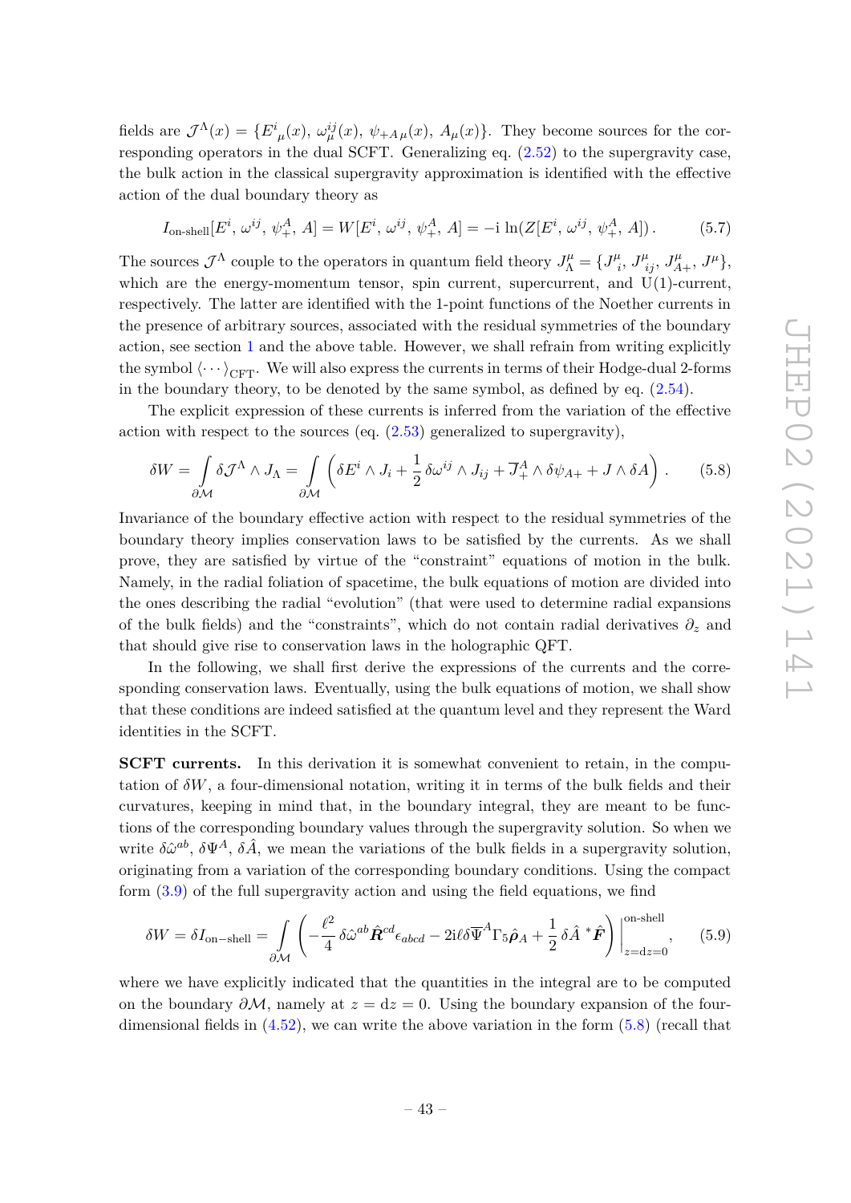fields are $\mathcal{J}^\Lambda(x) = \{E^i{}_\mu(x),\, \omega^{ij}_\mu(x),\, \psi_{+A\,\mu}(x),\, A_\mu(x)\}$. They become sources for the corresponding operators in the dual SCFT. Generalizing eq. (2.52) to the supergravity case, the bulk action in the classical supergravity approximation is identified with the effective action of the dual boundary theory as

$$I_{\text{on-shell}}[E^i,\, \omega^{ij},\, \psi^A_+,\, A] = W[E^i,\, \omega^{ij},\, \psi^A_+,\, A] = -\mathrm{i}\,\ln(Z[E^i,\, \omega^{ij},\, \psi^A_+,\, A])\,. \tag{5.7}$$

The sources $\mathcal{J}^\Lambda$ couple to the operators in quantum field theory $J^\mu_\Lambda = \{J^\mu_i,\, J^\mu_{ij},\, J^\mu_{A+},\, J^\mu\}$, which are the energy-momentum tensor, spin current, supercurrent, and U(1)-current, respectively. The latter are identified with the 1-point functions of the Noether currents in the presence of arbitrary sources, associated with the residual symmetries of the boundary action, see section 1 and the above table. However, we shall refrain from writing explicitly the symbol $\langle \cdots \rangle_{\text{CFT}}$. We will also express the currents in terms of their Hodge-dual 2-forms in the boundary theory, to be denoted by the same symbol, as defined by eq. (2.54).

The explicit expression of these currents is inferred from the variation of the effective action with respect to the sources (eq. (2.53) generalized to supergravity),

$$\delta W = \int\limits_{\partial\mathcal{M}} \delta\mathcal{J}^\Lambda \wedge J_\Lambda = \int\limits_{\partial\mathcal{M}} \left( \delta E^i \wedge J_i + \frac{1}{2}\,\delta\omega^{ij} \wedge J_{ij} + \overline{J}^A_+ \wedge \delta\psi_{A+} + J \wedge \delta A \right). \tag{5.8}$$

Invariance of the boundary effective action with respect to the residual symmetries of the boundary theory implies conservation laws to be satisfied by the currents. As we shall prove, they are satisfied by virtue of the "constraint" equations of motion in the bulk. Namely, in the radial foliation of spacetime, the bulk equations of motion are divided into the ones describing the radial "evolution" (that were used to determine radial expansions of the bulk fields) and the "constraints", which do not contain radial derivatives $\partial_z$ and that should give rise to conservation laws in the holographic QFT.

In the following, we shall first derive the expressions of the currents and the corresponding conservation laws. Eventually, using the bulk equations of motion, we shall show that these conditions are indeed satisfied at the quantum level and they represent the Ward identities in the SCFT.

**SCFT currents.** In this derivation it is somewhat convenient to retain, in the computation of $\delta W$, a four-dimensional notation, writing it in terms of the bulk fields and their curvatures, keeping in mind that, in the boundary integral, they are meant to be functions of the corresponding boundary values through the supergravity solution. So when we write $\delta\hat{\omega}^{ab}$, $\delta\Psi^A$, $\delta\hat{A}$, we mean the variations of the bulk fields in a supergravity solution, originating from a variation of the corresponding boundary conditions. Using the compact form (3.9) of the full supergravity action and using the field equations, we find

$$\delta W = \delta I_{\text{on-shell}} = \int\limits_{\partial\mathcal{M}} \left( -\frac{\ell^2}{4}\,\delta\hat{\omega}^{ab}\hat{\boldsymbol{R}}^{cd}\epsilon_{abcd} - 2\mathrm{i}\ell\delta\overline{\Psi}^A\Gamma_5\hat{\boldsymbol{\rho}}_A + \frac{1}{2}\,\delta\hat{A}\ {}^*\hat{\boldsymbol{F}} \right)\Bigg|^{\text{on-shell}}_{z=\mathrm{d}z=0}, \tag{5.9}$$

where we have explicitly indicated that the quantities in the integral are to be computed on the boundary $\partial\mathcal{M}$, namely at $z = \mathrm{d}z = 0$. Using the boundary expansion of the four-dimensional fields in (4.52), we can write the above variation in the form (5.8) (recall that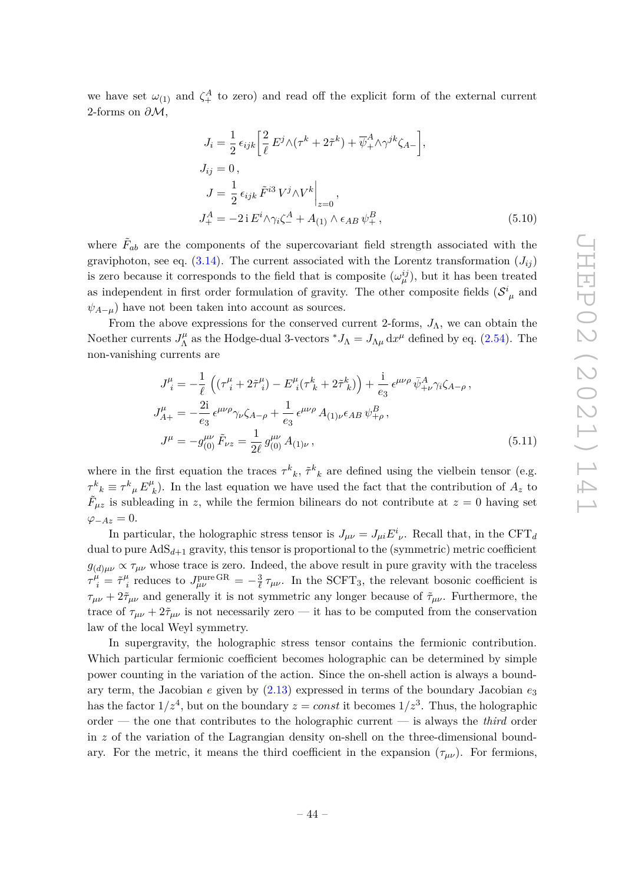we have set $\omega_{(1)}$ and $\zeta_+^A$ to zero) and read off the explicit form of the external current 2-forms on $\partial\mathcal{M}$,

$$
\begin{aligned}
J_i &= \frac{1}{2}\,\epsilon_{ijk}\bigg[\frac{2}{\ell}\,E^j\wedge(\tau^k+2\tilde\tau^k)+\overline{\psi}{}^A_+\wedge\gamma^{jk}\zeta_{A-}\bigg],\\
J_{ij} &= 0\,,\\
J &= \frac{1}{2}\,\epsilon_{ijk}\,\tilde F^{i3}\,V^j\wedge V^k\bigg|_{z=0},\\
J_+^A &= -2\,\mathrm{i}\,E^i\wedge\gamma_i\zeta_-^A + A_{(1)}\wedge\epsilon_{AB}\,\psi_+^B\,,
\end{aligned}
\tag{5.10}
$$

where $\tilde F_{ab}$ are the components of the supercovariant field strength associated with the graviphoton, see eq. (3.14). The current associated with the Lorentz transformation ($J_{ij}$) is zero because it corresponds to the field that is composite ($\omega_\mu^{ij}$), but it has been treated as independent in first order formulation of gravity. The other composite fields ($\mathcal{S}^i{}_\mu$ and $\psi_{A-\mu}$) have not been taken into account as sources.

From the above expressions for the conserved current 2-forms, $J_\Lambda$, we can obtain the Noether currents $J^\mu_\Lambda$ as the Hodge-dual 3-vectors ${}^*J_\Lambda = J_{\Lambda\mu}\,\mathrm{d}x^\mu$ defined by eq. (2.54). The non-vanishing currents are

$$
\begin{aligned}
J^\mu_i &= -\frac{1}{\ell}\,\Big((\tau^\mu_{\ i}+2\tilde\tau^\mu_{\ i})-E^\mu_{\ i}(\tau^k_{\ k}+2\tilde\tau^k_{\ k})\Big)+\frac{\mathrm{i}}{e_3}\,\epsilon^{\mu\nu\rho}\,\bar\psi^A_{+\nu}\gamma_i\zeta_{A-\rho}\,,\\
J^\mu_{A+} &= -\frac{2\mathrm{i}}{e_3}\,\epsilon^{\mu\nu\rho}\gamma_\nu\zeta_{A-\rho}+\frac{1}{e_3}\,\epsilon^{\mu\nu\rho}\,A_{(1)\nu}\epsilon_{AB}\,\psi^B_{+\rho}\,,\\
J^\mu &= -g^{\mu\nu}_{(0)}\,\tilde F_{\nu z}=\frac{1}{2\ell}\,g^{\mu\nu}_{(0)}\,A_{(1)\nu}\,,
\end{aligned}
\tag{5.11}
$$

where in the first equation the traces $\tau^k{}_k$, $\tilde\tau^k{}_k$ are defined using the vielbein tensor (e.g. $\tau^k{}_k \equiv \tau^k{}_\mu\,E^\mu_{\ k}$). In the last equation we have used the fact that the contribution of $A_z$ to $\tilde F_{\mu z}$ is subleading in $z$, while the fermion bilinears do not contribute at $z=0$ having set $\varphi_{-Az}=0$.

In particular, the holographic stress tensor is $J_{\mu\nu}=J_{\mu i}E^i{}_\nu$. Recall that, in the CFT$_d$ dual to pure AdS$_{d+1}$ gravity, this tensor is proportional to the (symmetric) metric coefficient $g_{(d)\mu\nu}\propto\tau_{\mu\nu}$ whose trace is zero. Indeed, the above result in pure gravity with the traceless $\tau^\mu_{\ i}=\tilde\tau^\mu_{\ i}$ reduces to $J^{\text{pure GR}}_{\mu\nu}=-\frac{3}{\ell}\,\tau_{\mu\nu}$. In the SCFT$_3$, the relevant bosonic coefficient is $\tau_{\mu\nu}+2\tilde\tau_{\mu\nu}$ and generally it is not symmetric any longer because of $\tilde\tau_{\mu\nu}$. Furthermore, the trace of $\tau_{\mu\nu}+2\tilde\tau_{\mu\nu}$ is not necessarily zero — it has to be computed from the conservation law of the local Weyl symmetry.

In supergravity, the holographic stress tensor contains the fermionic contribution. Which particular fermionic coefficient becomes holographic can be determined by simple power counting in the variation of the action. Since the on-shell action is always a boundary term, the Jacobian $e$ given by (2.13) expressed in terms of the boundary Jacobian $e_3$ has the factor $1/z^4$, but on the boundary $z = \mathit{const}$ it becomes $1/z^3$. Thus, the holographic order — the one that contributes to the holographic current — is always the *third* order in $z$ of the variation of the Lagrangian density on-shell on the three-dimensional boundary. For the metric, it means the third coefficient in the expansion ($\tau_{\mu\nu}$). For fermions,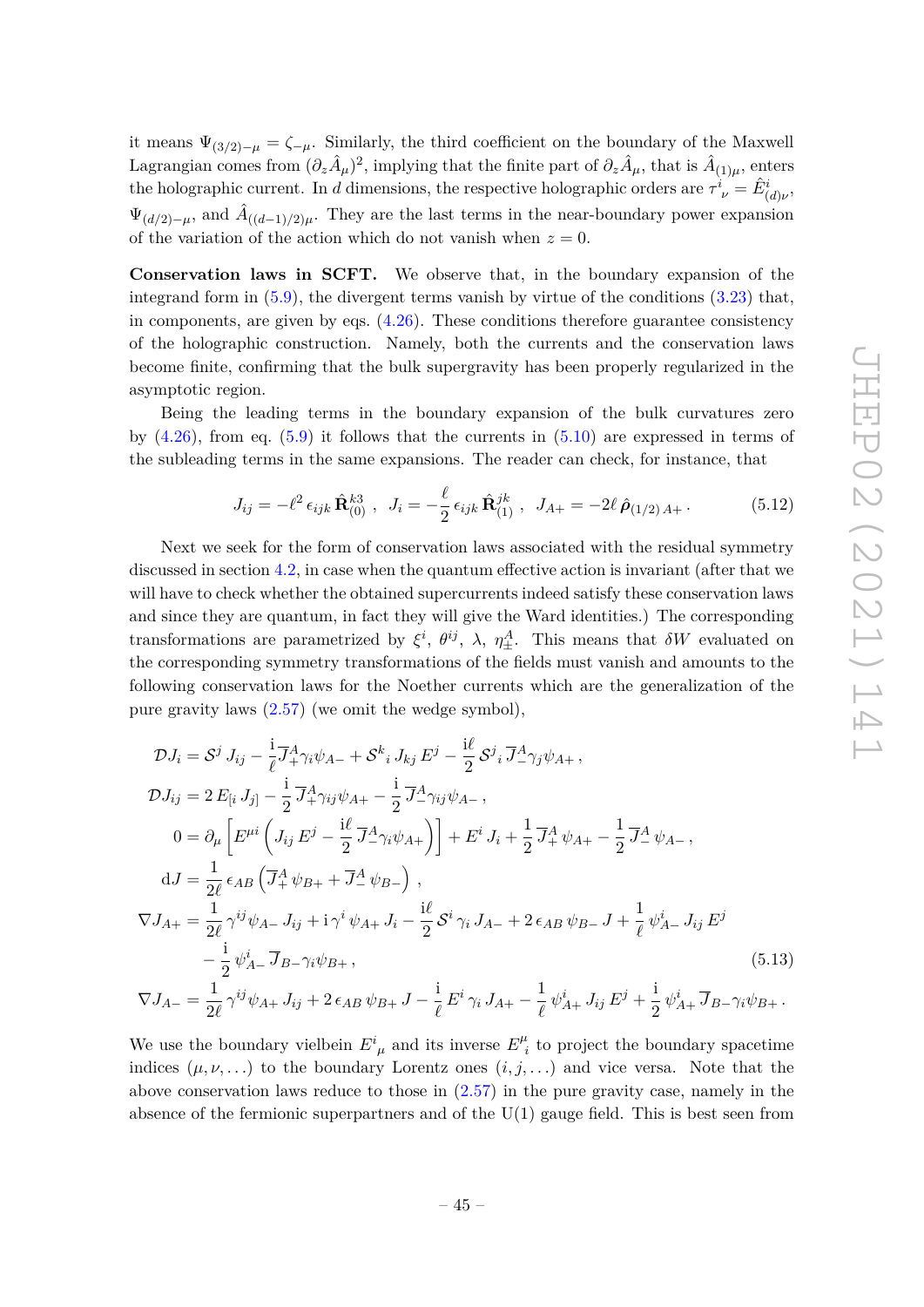it means $\Psi_{(3/2)-\mu} = \zeta_{-\mu}$. Similarly, the third coefficient on the boundary of the Maxwell Lagrangian comes from $(\partial_z \hat{A}_\mu)^2$, implying that the finite part of $\partial_z \hat{A}_\mu$, that is $\hat{A}_{(1)\mu}$, enters the holographic current. In $d$ dimensions, the respective holographic orders are $\tau^i{}_\nu = \hat{E}^i_{(d)\nu}$, $\Psi_{(d/2)-\mu}$, and $\hat{A}_{((d-1)/2)\mu}$. They are the last terms in the near-boundary power expansion of the variation of the action which do not vanish when $z = 0$.

**Conservation laws in SCFT.** We observe that, in the boundary expansion of the integrand form in (5.9), the divergent terms vanish by virtue of the conditions (3.23) that, in components, are given by eqs. (4.26). These conditions therefore guarantee consistency of the holographic construction. Namely, both the currents and the conservation laws become finite, confirming that the bulk supergravity has been properly regularized in the asymptotic region.

Being the leading terms in the boundary expansion of the bulk curvatures zero by (4.26), from eq. (5.9) it follows that the currents in (5.10) are expressed in terms of the subleading terms in the same expansions. The reader can check, for instance, that

$$J_{ij} = -\ell^2\, \epsilon_{ijk}\, \hat{\mathbf{R}}^{k3}_{(0)}\ , \quad J_i = -\frac{\ell}{2}\, \epsilon_{ijk}\, \hat{\mathbf{R}}^{jk}_{(1)}\ , \quad J_{A+} = -2\ell\, \hat{\boldsymbol{\rho}}_{(1/2)\,A+}\,. \tag{5.12}$$

Next we seek for the form of conservation laws associated with the residual symmetry discussed in section 4.2, in case when the quantum effective action is invariant (after that we will have to check whether the obtained supercurrents indeed satisfy these conservation laws and since they are quantum, in fact they will give the Ward identities.) The corresponding transformations are parametrized by $\xi^i$, $\theta^{ij}$, $\lambda$, $\eta^A_\pm$. This means that $\delta W$ evaluated on the corresponding symmetry transformations of the fields must vanish and amounts to the following conservation laws for the Noether currents which are the generalization of the pure gravity laws (2.57) (we omit the wedge symbol),

$$\begin{aligned}
\mathcal{D}J_i &= \mathcal{S}^j\, J_{ij} - \frac{\mathrm{i}}{\ell}\overline{J}{}^A_+\gamma_i\psi_{A-} + \mathcal{S}^k{}_i\, J_{kj}\, E^j - \frac{\mathrm{i}\ell}{2}\, \mathcal{S}^j{}_i\, \overline{J}{}^A_-\gamma_j\psi_{A+}\,,\\
\mathcal{D}J_{ij} &= 2\, E_{[i}\, J_{j]} - \frac{\mathrm{i}}{2}\, \overline{J}{}^A_+\gamma_{ij}\psi_{A+} - \frac{\mathrm{i}}{2}\, \overline{J}{}^A_-\gamma_{ij}\psi_{A-}\,,\\
0 &= \partial_\mu \left[ E^{\mu i} \left( J_{ij}\, E^j - \frac{\mathrm{i}\ell}{2}\, \overline{J}{}^A_-\gamma_i\psi_{A+} \right) \right] + E^i\, J_i + \frac{1}{2}\, \overline{J}{}^A_+\, \psi_{A+} - \frac{1}{2}\, \overline{J}{}^A_-\, \psi_{A-}\,,\\
\mathrm{d}J &= \frac{1}{2\ell}\, \epsilon_{AB} \left( \overline{J}{}^A_+\, \psi_{B+} + \overline{J}{}^A_-\, \psi_{B-} \right)\,,\\
\nabla J_{A+} &= \frac{1}{2\ell}\, \gamma^{ij}\psi_{A-}\, J_{ij} + \mathrm{i}\, \gamma^i\, \psi_{A+}\, J_i - \frac{\mathrm{i}\ell}{2}\, \mathcal{S}^i\, \gamma_i\, J_{A-} + 2\, \epsilon_{AB}\, \psi_{B-}\, J + \frac{1}{\ell}\, \psi^i_{A-}\, J_{ij}\, E^j\\
&\quad - \frac{\mathrm{i}}{2}\, \psi^i_{A-}\, \overline{J}_{B-}\gamma_i\psi_{B+}\,,\\
\nabla J_{A-} &= \frac{1}{2\ell}\, \gamma^{ij}\psi_{A+}\, J_{ij} + 2\, \epsilon_{AB}\, \psi_{B+}\, J - \frac{\mathrm{i}}{\ell}\, E^i\, \gamma_i\, J_{A+} - \frac{1}{\ell}\, \psi^i_{A+}\, J_{ij}\, E^j + \frac{\mathrm{i}}{2}\, \psi^i_{A+}\, \overline{J}_{B-}\gamma_i\psi_{B+}\,.
\end{aligned} \tag{5.13}$$

We use the boundary vielbein $E^i{}_\mu$ and its inverse $E^\mu_i$ to project the boundary spacetime indices $(\mu, \nu, \ldots)$ to the boundary Lorentz ones $(i, j, \ldots)$ and vice versa. Note that the above conservation laws reduce to those in (2.57) in the pure gravity case, namely in the absence of the fermionic superpartners and of the U(1) gauge field. This is best seen from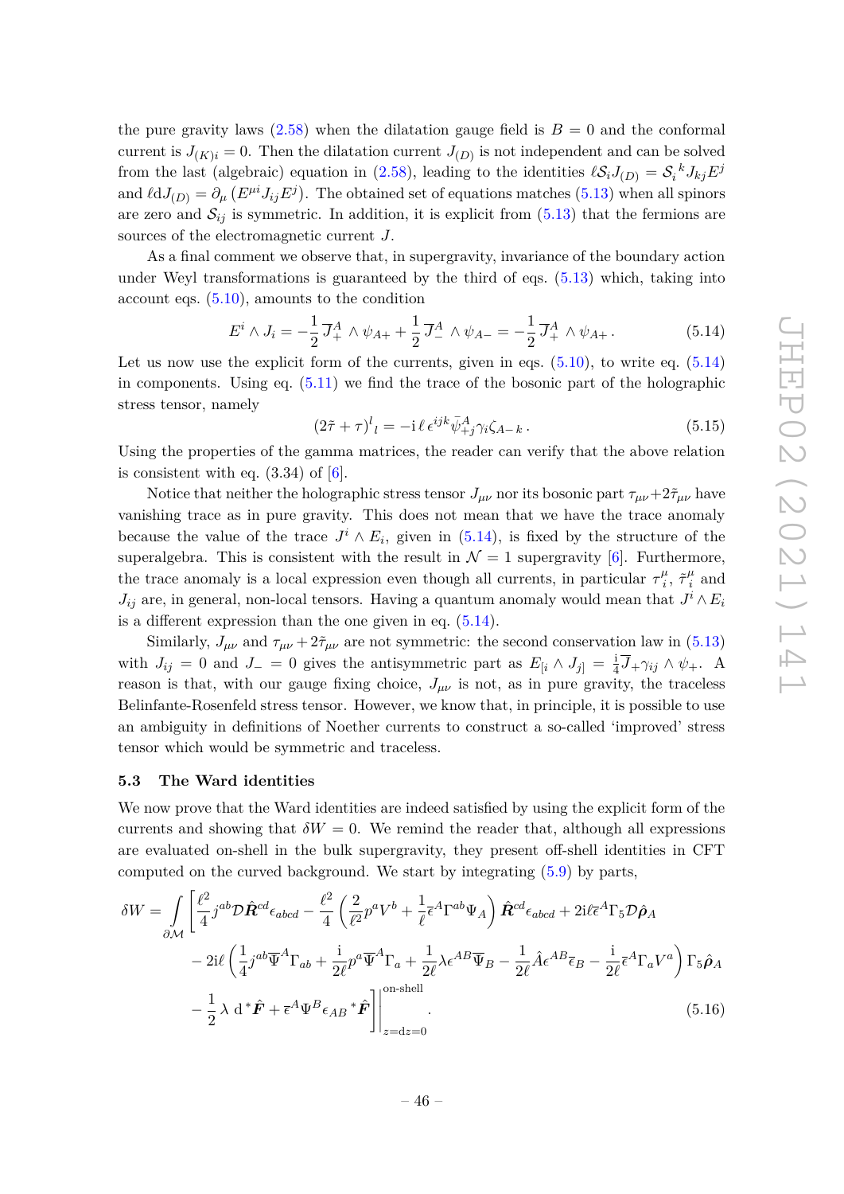the pure gravity laws (2.58) when the dilatation gauge field is $B = 0$ and the conformal current is $J_{(K)i} = 0$. Then the dilatation current $J_{(D)}$ is not independent and can be solved from the last (algebraic) equation in (2.58), leading to the identities $\ell \mathcal{S}_i J_{(D)} = \mathcal{S}_i{}^k J_{kj} E^j$ and $\ell \mathrm{d}J_{(D)} = \partial_\mu \left(E^{\mu i} J_{ij} E^j\right)$. The obtained set of equations matches (5.13) when all spinors are zero and $\mathcal{S}_{ij}$ is symmetric. In addition, it is explicit from (5.13) that the fermions are sources of the electromagnetic current $J$.

As a final comment we observe that, in supergravity, invariance of the boundary action under Weyl transformations is guaranteed by the third of eqs. (5.13) which, taking into account eqs. (5.10), amounts to the condition

$$E^i \wedge J_i = -\frac{1}{2}\,\overline{\mathcal{J}}{}^A_+ \wedge \psi_{A+} + \frac{1}{2}\,\overline{\mathcal{J}}{}^A_- \wedge \psi_{A-} = -\frac{1}{2}\,\overline{\mathcal{J}}{}^A_+ \wedge \psi_{A+}\,. \tag{5.14}$$

Let us now use the explicit form of the currents, given in eqs. (5.10), to write eq. (5.14) in components. Using eq. (5.11) we find the trace of the bosonic part of the holographic stress tensor, namely

$$(2\tilde{\tau} + \tau)^l{}_l = -\mathrm{i}\,\ell\,\epsilon^{ijk}\bar{\psi}^A_{+j}\gamma_i\zeta_{A-k}\,. \tag{5.15}$$

Using the properties of the gamma matrices, the reader can verify that the above relation is consistent with eq. (3.34) of [6].

Notice that neither the holographic stress tensor $J_{\mu\nu}$ nor its bosonic part $\tau_{\mu\nu}+2\tilde{\tau}_{\mu\nu}$ have vanishing trace as in pure gravity. This does not mean that we have the trace anomaly because the value of the trace $J^i \wedge E_i$, given in (5.14), is fixed by the structure of the superalgebra. This is consistent with the result in $\mathcal{N}=1$ supergravity [6]. Furthermore, the trace anomaly is a local expression even though all currents, in particular $\tau^\mu_i$, $\tilde{\tau}^\mu_i$ and $J_{ij}$ are, in general, non-local tensors. Having a quantum anomaly would mean that $J^i \wedge E_i$ is a different expression than the one given in eq. (5.14).

Similarly, $J_{\mu\nu}$ and $\tau_{\mu\nu}+2\tilde{\tau}_{\mu\nu}$ are not symmetric: the second conservation law in (5.13) with $J_{ij} = 0$ and $\mathcal{J}_- = 0$ gives the antisymmetric part as $E_{[i} \wedge J_{j]} = \frac{\mathrm{i}}{4}\overline{\mathcal{J}}_+\gamma_{ij} \wedge \psi_+$. A reason is that, with our gauge fixing choice, $J_{\mu\nu}$ is not, as in pure gravity, the traceless Belinfante-Rosenfeld stress tensor. However, we know that, in principle, it is possible to use an ambiguity in definitions of Noether currents to construct a so-called 'improved' stress tensor which would be symmetric and traceless.

### 5.3 The Ward identities

We now prove that the Ward identities are indeed satisfied by using the explicit form of the currents and showing that $\delta W = 0$. We remind the reader that, although all expressions are evaluated on-shell in the bulk supergravity, they present off-shell identities in CFT computed on the curved background. We start by integrating (5.9) by parts,

$$\begin{aligned}
\delta W = \int\limits_{\partial\mathcal{M}} \Bigg[ & \frac{\ell^2}{4} j^{ab}\mathcal{D}\hat{\boldsymbol{R}}^{cd}\epsilon_{abcd} - \frac{\ell^2}{4}\left(\frac{2}{\ell^2}p^a V^b + \frac{1}{\ell}\bar{\epsilon}^A\Gamma^{ab}\Psi_A\right)\hat{\boldsymbol{R}}^{cd}\epsilon_{abcd} + 2\mathrm{i}\ell\bar{\epsilon}^A\Gamma_5\mathcal{D}\hat{\boldsymbol{\rho}}_A \\
& - 2\mathrm{i}\ell\left(\frac{1}{4}j^{ab}\overline{\Psi}^A\Gamma_{ab} + \frac{\mathrm{i}}{2\ell}p^a\overline{\Psi}^A\Gamma_a + \frac{1}{2\ell}\lambda\epsilon^{AB}\overline{\Psi}_B - \frac{1}{2\ell}\hat{A}\epsilon^{AB}\bar{\epsilon}_B - \frac{\mathrm{i}}{2\ell}\bar{\epsilon}^A\Gamma_a V^a\right)\Gamma_5\hat{\boldsymbol{\rho}}_A \\
& - \frac{1}{2}\,\lambda\;\mathrm{d}\,{}^*\hat{\boldsymbol{F}} + \bar{\epsilon}^A\Psi^B\epsilon_{AB}\,{}^*\hat{\boldsymbol{F}}\Bigg]\Bigg|^{\text{on-shell}}_{z=\mathrm{d}z=0}\,.
\end{aligned} \tag{5.16}$$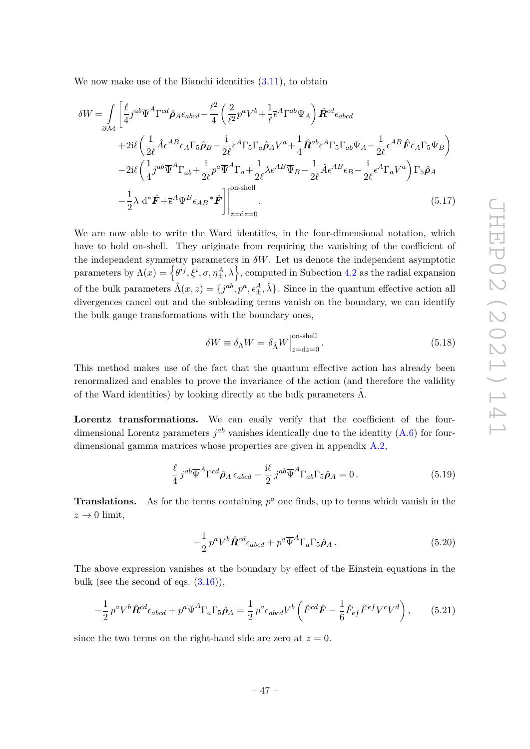We now make use of the Bianchi identities (3.11), to obtain

$$
\begin{aligned}
\delta W = \int\limits_{\partial\mathcal{M}} \Bigg[ & \frac{\ell}{4} j^{ab} \overline{\Psi}^A \Gamma^{cd} \hat{\boldsymbol{\rho}}_A \epsilon_{abcd} - \frac{\ell^2}{4} \left( \frac{2}{\ell^2} p^a V^b + \frac{1}{\ell} \bar{\epsilon}^A \Gamma^{ab} \Psi_A \right) \hat{\boldsymbol{R}}^{cd} \epsilon_{abcd} \\
& + 2\mathrm{i}\ell \left( \frac{1}{2\ell} \hat{A} \epsilon^{AB} \bar{\epsilon}_A \Gamma_5 \hat{\boldsymbol{\rho}}_B - \frac{\mathrm{i}}{2\ell} \bar{\epsilon}^A \Gamma_5 \Gamma_a \hat{\boldsymbol{\rho}}_A V^a + \frac{1}{4} \hat{\boldsymbol{R}}^{ab} \bar{\epsilon}^A \Gamma_5 \Gamma_{ab} \Psi_A - \frac{1}{2\ell} \epsilon^{AB} \hat{\boldsymbol{F}} \bar{\epsilon}_A \Gamma_5 \Psi_B \right) \\
& - 2\mathrm{i}\ell \left( \frac{1}{4} j^{ab} \overline{\Psi}^A \Gamma_{ab} + \frac{\mathrm{i}}{2\ell} p^a \overline{\Psi}^A \Gamma_a + \frac{1}{2\ell} \lambda \epsilon^{AB} \overline{\Psi}_B - \frac{1}{2\ell} \hat{A} \epsilon^{AB} \bar{\epsilon}_B - \frac{\mathrm{i}}{2\ell} \bar{\epsilon}^A \Gamma_a V^a \right) \Gamma_5 \hat{\boldsymbol{\rho}}_A \\
& - \frac{1}{2} \lambda \, \mathrm{d}^* \hat{\boldsymbol{F}} + \bar{\epsilon}^A \Psi^B \epsilon_{AB} {}^* \hat{\boldsymbol{F}} \Bigg] \Bigg|^{\text{on-shell}}_{z=\mathrm{d}z=0} .
\end{aligned}
\tag{5.17}
$$

We are now able to write the Ward identities, in the four-dimensional notation, which have to hold on-shell. They originate from requiring the vanishing of the coefficient of the independent symmetry parameters in $\delta W$. Let us denote the independent asymptotic parameters by $\Lambda(x) = \left\{ \theta^{ij}, \xi^i, \sigma, \eta^A_\pm, \lambda \right\}$, computed in Subection 4.2 as the radial expansion of the bulk parameters $\hat{\Lambda}(x,z) = \{ j^{ab}, p^a, \epsilon^A_\pm, \hat{\lambda} \}$. Since in the quantum effective action all divergences cancel out and the subleading terms vanish on the boundary, we can identify the bulk gauge transformations with the boundary ones,

$$
\delta W \equiv \delta_\Lambda W = \delta_{\hat{\Lambda}} W \Big|^{\text{on-shell}}_{z=\mathrm{d}z=0} .
\tag{5.18}
$$

This method makes use of the fact that the quantum effective action has already been renormalized and enables to prove the invariance of the action (and therefore the validity of the Ward identities) by looking directly at the bulk parameters $\hat{\Lambda}$.

**Lorentz transformations.** We can easily verify that the coefficient of the four-dimensional Lorentz parameters $j^{ab}$ vanishes identically due to the identity (A.6) for four-dimensional gamma matrices whose properties are given in appendix A.2,

$$
\frac{\ell}{4} j^{ab} \overline{\Psi}^A \Gamma^{cd} \hat{\boldsymbol{\rho}}_A \, \epsilon_{abcd} - \frac{\mathrm{i}\ell}{2} j^{ab} \overline{\Psi}^A \Gamma_{ab} \Gamma_5 \hat{\boldsymbol{\rho}}_A = 0 .
\tag{5.19}
$$

**Translations.** As for the terms containing $p^a$ one finds, up to terms which vanish in the $z \to 0$ limit,

$$
-\frac{1}{2} p^a V^b \hat{\boldsymbol{R}}^{cd} \epsilon_{abcd} + p^a \overline{\Psi}^A \Gamma_a \Gamma_5 \hat{\boldsymbol{\rho}}_A .
\tag{5.20}
$$

The above expression vanishes at the boundary by effect of the Einstein equations in the bulk (see the second of eqs. (3.16)),

$$
-\frac{1}{2} p^a V^b \hat{\boldsymbol{R}}^{cd} \epsilon_{abcd} + p^a \overline{\Psi}^A \Gamma_a \Gamma_5 \hat{\boldsymbol{\rho}}_A = \frac{1}{2} p^a \epsilon_{abcd} V^b \left( \hat{F}^{cd} \hat{\boldsymbol{F}} - \frac{1}{6} \hat{F}_{ef} \hat{F}^{ef} V^c V^d \right) ,
\tag{5.21}
$$

since the two terms on the right-hand side are zero at $z = 0$.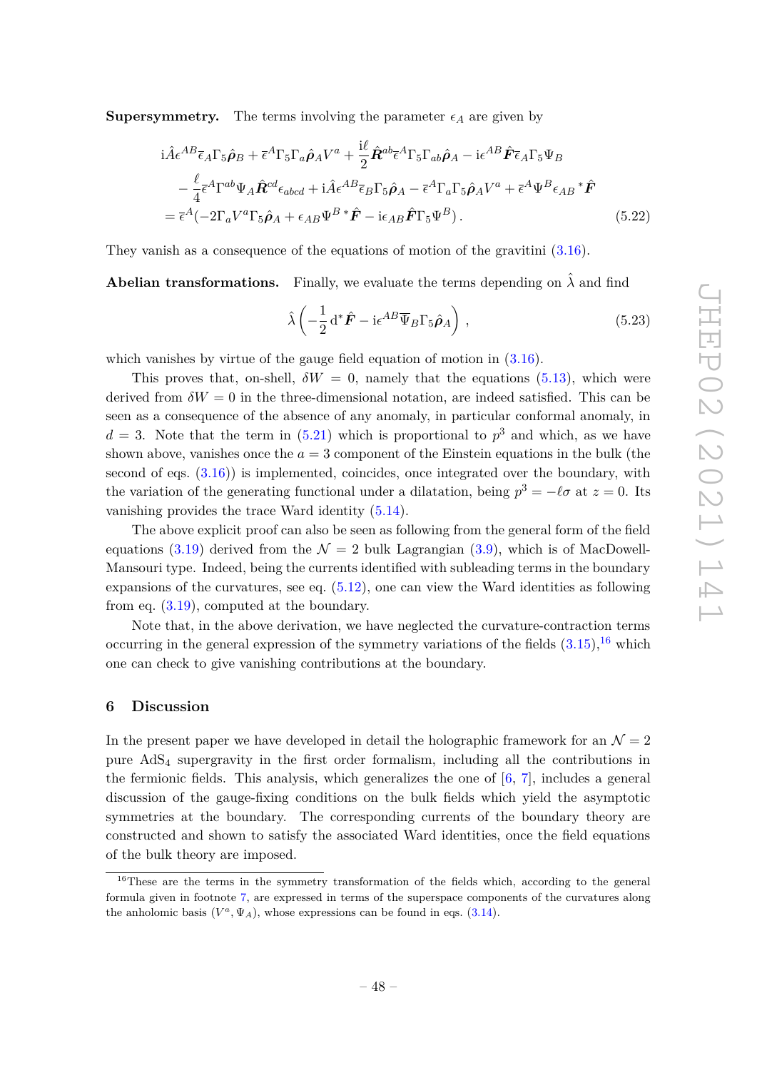**Supersymmetry.** The terms involving the parameter $\epsilon_A$ are given by

$$
\begin{aligned}
&\mathrm{i}\hat{A}\epsilon^{AB}\bar{\epsilon}_A\Gamma_5\hat{\boldsymbol{\rho}}_B + \bar{\epsilon}^A\Gamma_5\Gamma_a\hat{\boldsymbol{\rho}}_A V^a + \frac{\mathrm{i}\ell}{2}\hat{\boldsymbol{R}}^{ab}\bar{\epsilon}^A\Gamma_5\Gamma_{ab}\hat{\boldsymbol{\rho}}_A - \mathrm{i}\epsilon^{AB}\hat{\boldsymbol{F}}\bar{\epsilon}_A\Gamma_5\Psi_B \\
&\quad - \frac{\ell}{4}\bar{\epsilon}^A\Gamma^{ab}\Psi_A\hat{\boldsymbol{R}}^{cd}\epsilon_{abcd} + \mathrm{i}\hat{A}\epsilon^{AB}\bar{\epsilon}_B\Gamma_5\hat{\boldsymbol{\rho}}_A - \bar{\epsilon}^A\Gamma_a\Gamma_5\hat{\boldsymbol{\rho}}_A V^a + \bar{\epsilon}^A\Psi^B\epsilon_{AB}\,{}^*\hat{\boldsymbol{F}} \\
&= \bar{\epsilon}^A(-2\Gamma_a V^a\Gamma_5\hat{\boldsymbol{\rho}}_A + \epsilon_{AB}\Psi^B\,{}^*\hat{\boldsymbol{F}} - \mathrm{i}\epsilon_{AB}\hat{\boldsymbol{F}}\Gamma_5\Psi^B)\,.
\end{aligned}
\tag{5.22}
$$

They vanish as a consequence of the equations of motion of the gravitini (3.16).

**Abelian transformations.** Finally, we evaluate the terms depending on $\hat{\lambda}$ and find

$$
\hat{\lambda}\left(-\frac{1}{2}\,\mathrm{d}^*\hat{\boldsymbol{F}} - \mathrm{i}\epsilon^{AB}\overline{\Psi}_B\Gamma_5\hat{\boldsymbol{\rho}}_A\right)\,,
\tag{5.23}
$$

which vanishes by virtue of the gauge field equation of motion in (3.16).

This proves that, on-shell, $\delta W = 0$, namely that the equations (5.13), which were derived from $\delta W = 0$ in the three-dimensional notation, are indeed satisfied. This can be seen as a consequence of the absence of any anomaly, in particular conformal anomaly, in $d = 3$. Note that the term in (5.21) which is proportional to $p^3$ and which, as we have shown above, vanishes once the $a = 3$ component of the Einstein equations in the bulk (the second of eqs. (3.16)) is implemented, coincides, once integrated over the boundary, with the variation of the generating functional under a dilatation, being $p^3 = -\ell\sigma$ at $z = 0$. Its vanishing provides the trace Ward identity (5.14).

The above explicit proof can also be seen as following from the general form of the field equations (3.19) derived from the $\mathcal{N} = 2$ bulk Lagrangian (3.9), which is of MacDowell-Mansouri type. Indeed, being the currents identified with subleading terms in the boundary expansions of the curvatures, see eq. (5.12), one can view the Ward identities as following from eq. (3.19), computed at the boundary.

Note that, in the above derivation, we have neglected the curvature-contraction terms occurring in the general expression of the symmetry variations of the fields (3.15),[16] which one can check to give vanishing contributions at the boundary.

## 6 Discussion

In the present paper we have developed in detail the holographic framework for an $\mathcal{N} = 2$ pure AdS$_4$ supergravity in the first order formalism, including all the contributions in the fermionic fields. This analysis, which generalizes the one of [6, 7], includes a general discussion of the gauge-fixing conditions on the bulk fields which yield the asymptotic symmetries at the boundary. The corresponding currents of the boundary theory are constructed and shown to satisfy the associated Ward identities, once the field equations of the bulk theory are imposed.

[16] These are the terms in the symmetry transformation of the fields which, according to the general formula given in footnote 7, are expressed in terms of the superspace components of the curvatures along the anholomic basis $(V^a, \Psi_A)$, whose expressions can be found in eqs. (3.14).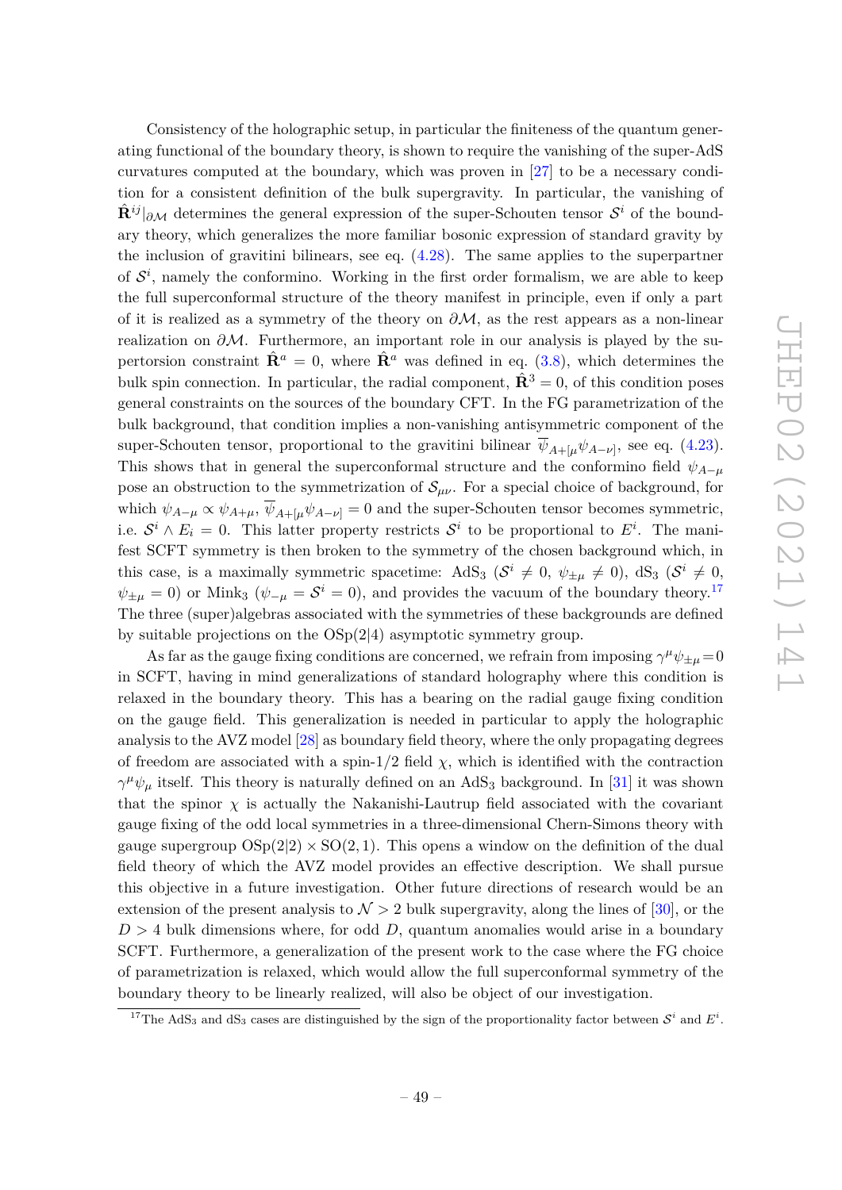Consistency of the holographic setup, in particular the finiteness of the quantum generating functional of the boundary theory, is shown to require the vanishing of the super-AdS curvatures computed at the boundary, which was proven in [27] to be a necessary condition for a consistent definition of the bulk supergravity. In particular, the vanishing of $\hat{\mathbf{R}}^{ij}|_{\partial\mathcal{M}}$ determines the general expression of the super-Schouten tensor $\mathcal{S}^i$ of the boundary theory, which generalizes the more familiar bosonic expression of standard gravity by the inclusion of gravitini bilinears, see eq. (4.28). The same applies to the superpartner of $\mathcal{S}^i$, namely the conformino. Working in the first order formalism, we are able to keep the full superconformal structure of the theory manifest in principle, even if only a part of it is realized as a symmetry of the theory on $\partial\mathcal{M}$, as the rest appears as a non-linear realization on $\partial\mathcal{M}$. Furthermore, an important role in our analysis is played by the supertorsion constraint $\hat{\mathbf{R}}^a = 0$, where $\hat{\mathbf{R}}^a$ was defined in eq. (3.8), which determines the bulk spin connection. In particular, the radial component, $\hat{\mathbf{R}}^3 = 0$, of this condition poses general constraints on the sources of the boundary CFT. In the FG parametrization of the bulk background, that condition implies a non-vanishing antisymmetric component of the super-Schouten tensor, proportional to the gravitini bilinear $\overline{\psi}_{A+[\mu}\psi_{A-\nu]}$, see eq. (4.23). This shows that in general the superconformal structure and the conformino field $\psi_{A-\mu}$ pose an obstruction to the symmetrization of $\mathcal{S}_{\mu\nu}$. For a special choice of background, for which $\psi_{A-\mu} \propto \psi_{A+\mu}$, $\overline{\psi}_{A+[\mu}\psi_{A-\nu]} = 0$ and the super-Schouten tensor becomes symmetric, i.e. $\mathcal{S}^i \wedge E_i = 0$. This latter property restricts $\mathcal{S}^i$ to be proportional to $E^i$. The manifest SCFT symmetry is then broken to the symmetry of the chosen background which, in this case, is a maximally symmetric spacetime: $\mathrm{AdS}_3$ ($\mathcal{S}^i \neq 0$, $\psi_{\pm\mu} \neq 0$), $\mathrm{dS}_3$ ($\mathcal{S}^i \neq 0$, $\psi_{\pm\mu} = 0$) or $\mathrm{Mink}_3$ ($\psi_{-\mu} = \mathcal{S}^i = 0$), and provides the vacuum of the boundary theory.[17] The three (super)algebras associated with the symmetries of these backgrounds are defined by suitable projections on the $\mathrm{OSp}(2|4)$ asymptotic symmetry group.

As far as the gauge fixing conditions are concerned, we refrain from imposing $\gamma^\mu\psi_{\pm\mu}=0$ in SCFT, having in mind generalizations of standard holography where this condition is relaxed in the boundary theory. This has a bearing on the radial gauge fixing condition on the gauge field. This generalization is needed in particular to apply the holographic analysis to the AVZ model [28] as boundary field theory, where the only propagating degrees of freedom are associated with a spin-1/2 field $\chi$, which is identified with the contraction $\gamma^\mu\psi_\mu$ itself. This theory is naturally defined on an $\mathrm{AdS}_3$ background. In [31] it was shown that the spinor $\chi$ is actually the Nakanishi-Lautrup field associated with the covariant gauge fixing of the odd local symmetries in a three-dimensional Chern-Simons theory with gauge supergroup $\mathrm{OSp}(2|2) \times \mathrm{SO}(2,1)$. This opens a window on the definition of the dual field theory of which the AVZ model provides an effective description. We shall pursue this objective in a future investigation. Other future directions of research would be an extension of the present analysis to $\mathcal{N} > 2$ bulk supergravity, along the lines of [30], or the $D > 4$ bulk dimensions where, for odd $D$, quantum anomalies would arise in a boundary SCFT. Furthermore, a generalization of the present work to the case where the FG choice of parametrization is relaxed, which would allow the full superconformal symmetry of the boundary theory to be linearly realized, will also be object of our investigation.

[17] The $\mathrm{AdS}_3$ and $\mathrm{dS}_3$ cases are distinguished by the sign of the proportionality factor between $\mathcal{S}^i$ and $E^i$.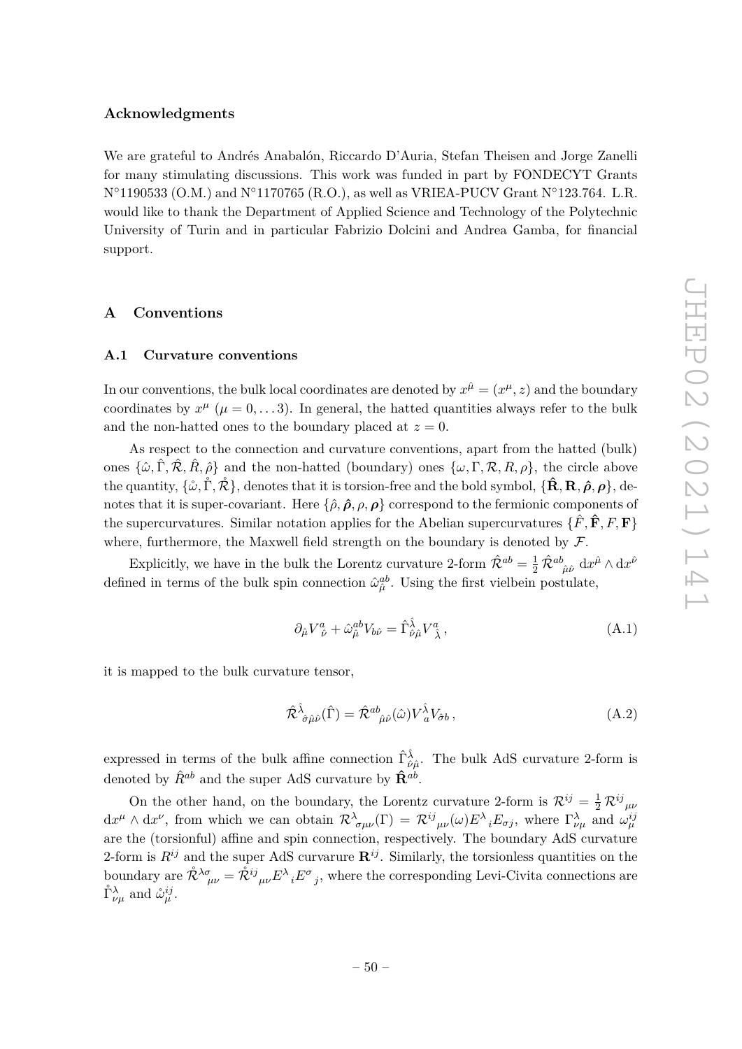## Acknowledgments

We are grateful to Andrés Anabalón, Riccardo D'Auria, Stefan Theisen and Jorge Zanelli for many stimulating discussions. This work was funded in part by FONDECYT Grants N°1190533 (O.M.) and N°1170765 (R.O.), as well as VRIEA-PUCV Grant N°123.764. L.R. would like to thank the Department of Applied Science and Technology of the Polytechnic University of Turin and in particular Fabrizio Dolcini and Andrea Gamba, for financial support.

## A Conventions

### A.1 Curvature conventions

In our conventions, the bulk local coordinates are denoted by $x^{\hat{\mu}} = (x^\mu, z)$ and the boundary coordinates by $x^\mu$ ($\mu = 0, \dots 3$). In general, the hatted quantities always refer to the bulk and the non-hatted ones to the boundary placed at $z = 0$.

As respect to the connection and curvature conventions, apart from the hatted (bulk) ones $\{\hat{\omega}, \hat{\Gamma}, \hat{\mathcal{R}}, \hat{R}, \hat{\rho}\}$ and the non-hatted (boundary) ones $\{\omega, \Gamma, \mathcal{R}, R, \rho\}$, the circle above the quantity, $\{\mathring{\hat{\omega}}, \mathring{\hat{\Gamma}}, \mathring{\hat{\mathcal{R}}}\}$, denotes that it is torsion-free and the bold symbol, $\{\hat{\mathbf{R}}, \mathbf{R}, \hat{\boldsymbol{\rho}}, \boldsymbol{\rho}\}$, denotes that it is super-covariant. Here $\{\hat{\rho}, \hat{\boldsymbol{\rho}}, \rho, \boldsymbol{\rho}\}$ correspond to the fermionic components of the supercurvatures. Similar notation applies for the Abelian supercurvatures $\{\hat{F}, \hat{\mathbf{F}}, F, \mathbf{F}\}$ where, furthermore, the Maxwell field strength on the boundary is denoted by $\mathcal{F}$.

Explicitly, we have in the bulk the Lorentz curvature 2-form $\hat{\mathcal{R}}^{ab} = \frac{1}{2}\,\hat{\mathcal{R}}^{ab}{}_{\hat{\mu}\hat{\nu}}\,\mathrm{d}x^{\hat{\mu}} \wedge \mathrm{d}x^{\hat{\nu}}$ defined in terms of the bulk spin connection $\hat{\omega}^{ab}_{\hat{\mu}}$. Using the first vielbein postulate,

$$\partial_{\hat{\mu}} V^a_{\ \hat{\nu}} + \hat{\omega}^{ab}_{\hat{\mu}} V_{b\hat{\nu}} = \hat{\Gamma}^{\hat{\lambda}}_{\hat{\nu}\hat{\mu}} V^a_{\ \hat{\lambda}}\,, \tag{A.1}$$

it is mapped to the bulk curvature tensor,

$$\hat{\mathcal{R}}^{\hat{\lambda}}{}_{\hat{\sigma}\hat{\mu}\hat{\nu}}(\hat{\Gamma}) = \hat{\mathcal{R}}^{ab}{}_{\hat{\mu}\hat{\nu}}(\hat{\omega}) V^{\hat{\lambda}}_{\ a} V_{\hat{\sigma}b}\,, \tag{A.2}$$

expressed in terms of the bulk affine connection $\hat{\Gamma}^{\hat{\lambda}}_{\hat{\nu}\hat{\mu}}$. The bulk AdS curvature 2-form is denoted by $\hat{R}^{ab}$ and the super AdS curvature by $\hat{\mathbf{R}}^{ab}$.

On the other hand, on the boundary, the Lorentz curvature 2-form is $\mathcal{R}^{ij} = \frac{1}{2}\,\mathcal{R}^{ij}{}_{\mu\nu}\,\mathrm{d}x^\mu \wedge \mathrm{d}x^\nu$, from which we can obtain $\mathcal{R}^\lambda{}_{\sigma\mu\nu}(\Gamma) = \mathcal{R}^{ij}{}_{\mu\nu}(\omega) E^\lambda{}_i E_{\sigma j}$, where $\Gamma^\lambda_{\nu\mu}$ and $\omega^{ij}_\mu$ are the (torsionful) affine and spin connection, respectively. The boundary AdS curvature 2-form is $R^{ij}$ and the super AdS curvarure $\mathbf{R}^{ij}$. Similarly, the torsionless quantities on the boundary are $\mathring{\mathcal{R}}^{\lambda\sigma}{}_{\mu\nu} = \mathring{\mathcal{R}}^{ij}{}_{\mu\nu} E^\lambda{}_i E^\sigma{}_j$, where the corresponding Levi-Civita connections are $\mathring{\Gamma}^\lambda_{\nu\mu}$ and $\mathring{\omega}^{ij}_\mu$.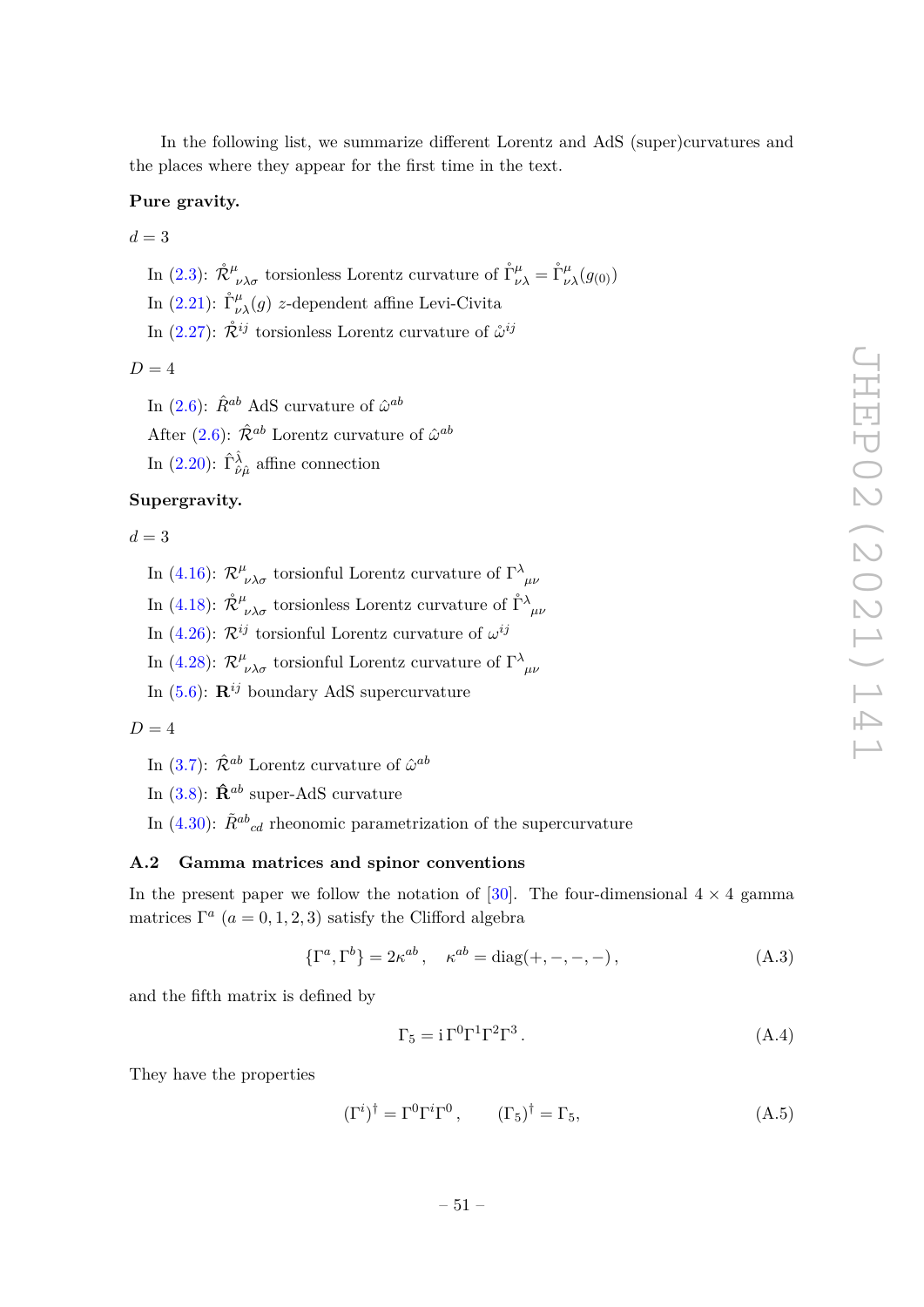In the following list, we summarize different Lorentz and AdS (super)curvatures and the places where they appear for the first time in the text.

**Pure gravity.**

$d = 3$

In (2.3): $\mathring{\mathcal{R}}^{\mu}{}_{\nu\lambda\sigma}$ torsionless Lorentz curvature of $\mathring{\Gamma}^{\mu}_{\nu\lambda} = \mathring{\Gamma}^{\mu}_{\nu\lambda}(g_{(0)})$

In (2.21): $\mathring{\Gamma}^{\mu}_{\nu\lambda}(g)$ $z$-dependent affine Levi-Civita

In (2.27): $\mathring{\mathcal{R}}^{ij}$ torsionless Lorentz curvature of $\mathring{\omega}^{ij}$

$D = 4$

In (2.6): $\hat{R}^{ab}$ AdS curvature of $\hat{\omega}^{ab}$

After (2.6): $\hat{\mathcal{R}}^{ab}$ Lorentz curvature of $\hat{\omega}^{ab}$

In (2.20): $\hat{\Gamma}^{\hat{\lambda}}_{\hat{\nu}\hat{\mu}}$ affine connection

**Supergravity.**

$d = 3$

In (4.16): $\mathcal{R}^{\mu}{}_{\nu\lambda\sigma}$ torsionful Lorentz curvature of $\Gamma^{\lambda}{}_{\mu\nu}$

In (4.18): $\mathring{\mathcal{R}}^{\mu}{}_{\nu\lambda\sigma}$ torsionless Lorentz curvature of $\mathring{\Gamma}^{\lambda}{}_{\mu\nu}$

In (4.26): $\mathcal{R}^{ij}$ torsionful Lorentz curvature of $\omega^{ij}$

In (4.28): $\mathcal{R}^{\mu}{}_{\nu\lambda\sigma}$ torsionful Lorentz curvature of $\Gamma^{\lambda}{}_{\mu\nu}$

In (5.6): $\mathbf{R}^{ij}$ boundary AdS supercurvature

$D = 4$

In (3.7): $\hat{\mathcal{R}}^{ab}$ Lorentz curvature of $\hat{\omega}^{ab}$

In (3.8): $\hat{\mathbf{R}}^{ab}$ super-AdS curvature

In (4.30): $\tilde{R}^{ab}{}_{cd}$ rheonomic parametrization of the supercurvature

### A.2 Gamma matrices and spinor conventions

In the present paper we follow the notation of [30]. The four-dimensional $4 \times 4$ gamma matrices $\Gamma^a$ $(a = 0, 1, 2, 3)$ satisfy the Clifford algebra

$$\{\Gamma^a, \Gamma^b\} = 2\kappa^{ab}, \quad \kappa^{ab} = \mathrm{diag}(+, -, -, -)\,, \tag{A.3}$$

and the fifth matrix is defined by

$$\Gamma_5 = \mathrm{i}\,\Gamma^0\Gamma^1\Gamma^2\Gamma^3\,. \tag{A.4}$$

They have the properties

$$(\Gamma^i)^\dagger = \Gamma^0\Gamma^i\Gamma^0\,, \qquad (\Gamma_5)^\dagger = \Gamma_5, \tag{A.5}$$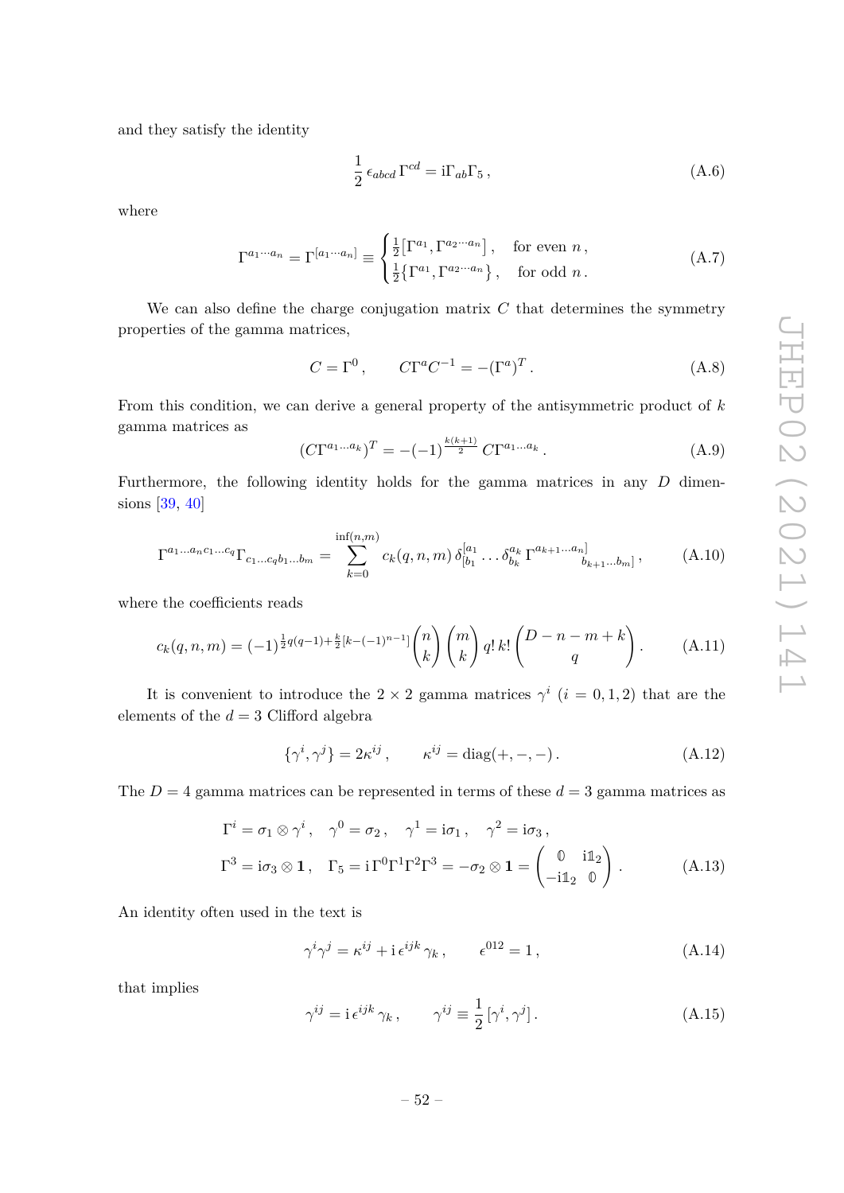and they satisfy the identity

$$
\frac{1}{2}\,\epsilon_{abcd}\,\Gamma^{cd} = \mathrm{i}\Gamma_{ab}\Gamma_5\,, \tag{A.6}
$$

where

$$
\Gamma^{a_1\cdots a_n} = \Gamma^{[a_1\cdots a_n]} \equiv \begin{cases} \frac{1}{2}\big[\Gamma^{a_1},\Gamma^{a_2\cdots a_n}\big]\,, & \text{for even } n\,,\\ \frac{1}{2}\big\{\Gamma^{a_1},\Gamma^{a_2\cdots a_n}\big\}\,, & \text{for odd } n\,. \end{cases} \tag{A.7}
$$

We can also define the charge conjugation matrix $C$ that determines the symmetry properties of the gamma matrices,

$$
C = \Gamma^0\,, \qquad C\Gamma^a C^{-1} = -(\Gamma^a)^T\,. \tag{A.8}
$$

From this condition, we can derive a general property of the antisymmetric product of $k$ gamma matrices as

$$
(C\Gamma^{a_1\ldots a_k})^T = -(-1)^{\frac{k(k+1)}{2}}\,C\Gamma^{a_1\ldots a_k}\,. \tag{A.9}
$$

Furthermore, the following identity holds for the gamma matrices in any $D$ dimensions [39, 40]

$$
\Gamma^{a_1\ldots a_n c_1\ldots c_q}\Gamma_{c_1\ldots c_q b_1\ldots b_m} = \sum_{k=0}^{\inf(n,m)} c_k(q,n,m)\,\delta^{[a_1}_{[b_1}\ldots\delta^{a_k}_{b_k}\,\Gamma^{a_{k+1}\ldots a_n]}{}_{b_{k+1}\ldots b_m]}\,, \tag{A.10}
$$

where the coefficients reads

$$
c_k(q,n,m) = (-1)^{\frac{1}{2}q(q-1)+\frac{k}{2}[k-(-1)^{n-1}]}\binom{n}{k}\binom{m}{k}\,q!\,k!\binom{D-n-m+k}{q}\,. \tag{A.11}
$$

It is convenient to introduce the $2\times 2$ gamma matrices $\gamma^i$ ($i=0,1,2$) that are the elements of the $d=3$ Clifford algebra

$$
\{\gamma^i,\gamma^j\} = 2\kappa^{ij}\,, \qquad \kappa^{ij} = \mathrm{diag}(+,-,-)\,. \tag{A.12}
$$

The $D=4$ gamma matrices can be represented in terms of these $d=3$ gamma matrices as

$$
\begin{aligned}
&\Gamma^i = \sigma_1\otimes\gamma^i\,, \quad \gamma^0 = \sigma_2\,, \quad \gamma^1 = \mathrm{i}\sigma_1\,, \quad \gamma^2 = \mathrm{i}\sigma_3\,,\\
&\Gamma^3 = \mathrm{i}\sigma_3\otimes\mathbf{1}\,, \quad \Gamma_5 = \mathrm{i}\,\Gamma^0\Gamma^1\Gamma^2\Gamma^3 = -\sigma_2\otimes\mathbf{1} = \begin{pmatrix} \mathbb{0} & \mathrm{i}\mathbb{1}_2\\ -\mathrm{i}\mathbb{1}_2 & \mathbb{0}\end{pmatrix}\,.
\end{aligned} \tag{A.13}
$$

An identity often used in the text is

$$
\gamma^i\gamma^j = \kappa^{ij} + \mathrm{i}\,\epsilon^{ijk}\,\gamma_k\,, \qquad \epsilon^{012} = 1\,, \tag{A.14}
$$

that implies

$$
\gamma^{ij} = \mathrm{i}\,\epsilon^{ijk}\,\gamma_k\,, \qquad \gamma^{ij} \equiv \frac{1}{2}\,[\gamma^i,\gamma^j]\,. \tag{A.15}
$$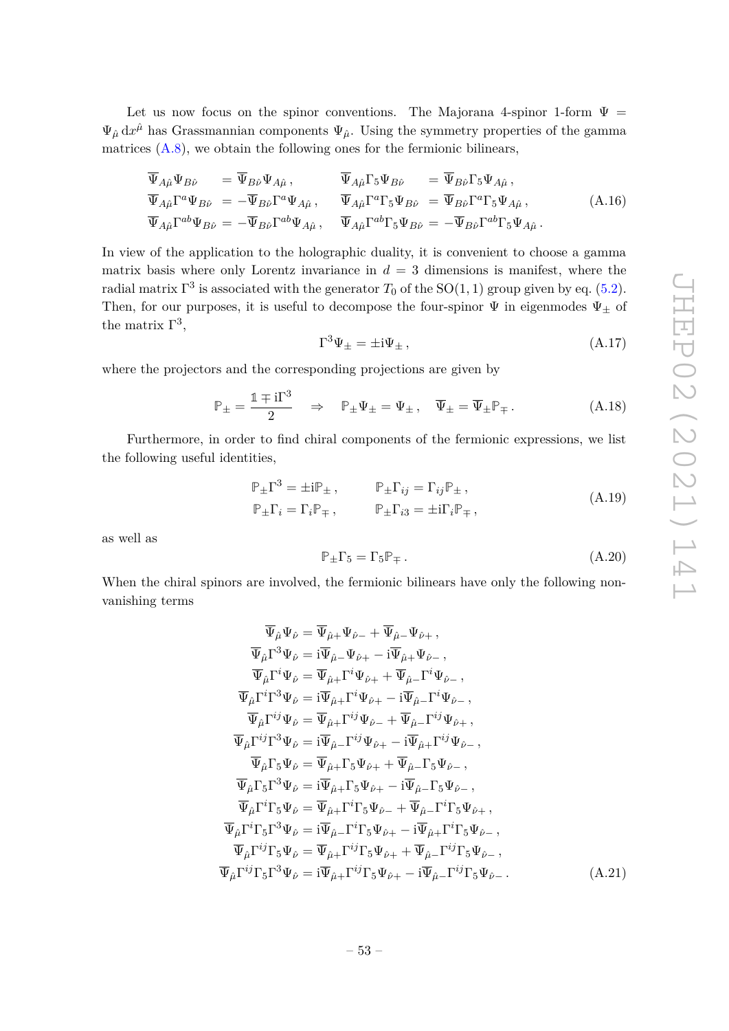Let us now focus on the spinor conventions. The Majorana 4-spinor 1-form $\Psi = \Psi_{\hat{\mu}}\, \mathrm{d}x^{\hat{\mu}}$ has Grassmannian components $\Psi_{\hat{\mu}}$. Using the symmetry properties of the gamma matrices (A.8), we obtain the following ones for the fermionic bilinears,

$$
\begin{aligned}
\overline{\Psi}_{A\hat{\mu}}\Psi_{B\hat{\nu}} &= \overline{\Psi}_{B\hat{\nu}}\Psi_{A\hat{\mu}}\,, & \overline{\Psi}_{A\hat{\mu}}\Gamma_5\Psi_{B\hat{\nu}} &= \overline{\Psi}_{B\hat{\nu}}\Gamma_5\Psi_{A\hat{\mu}}\,,\\
\overline{\Psi}_{A\hat{\mu}}\Gamma^a\Psi_{B\hat{\nu}} &= -\overline{\Psi}_{B\hat{\nu}}\Gamma^a\Psi_{A\hat{\mu}}\,, & \overline{\Psi}_{A\hat{\mu}}\Gamma^a\Gamma_5\Psi_{B\hat{\nu}} &= \overline{\Psi}_{B\hat{\nu}}\Gamma^a\Gamma_5\Psi_{A\hat{\mu}}\,,\\
\overline{\Psi}_{A\hat{\mu}}\Gamma^{ab}\Psi_{B\hat{\nu}} &= -\overline{\Psi}_{B\hat{\nu}}\Gamma^{ab}\Psi_{A\hat{\mu}}\,, & \overline{\Psi}_{A\hat{\mu}}\Gamma^{ab}\Gamma_5\Psi_{B\hat{\nu}} &= -\overline{\Psi}_{B\hat{\nu}}\Gamma^{ab}\Gamma_5\Psi_{A\hat{\mu}}\,.
\end{aligned}
\tag{A.16}
$$

In view of the application to the holographic duality, it is convenient to choose a gamma matrix basis where only Lorentz invariance in $d = 3$ dimensions is manifest, where the radial matrix $\Gamma^3$ is associated with the generator $T_0$ of the $\mathrm{SO}(1,1)$ group given by eq. (5.2). Then, for our purposes, it is useful to decompose the four-spinor $\Psi$ in eigenmodes $\Psi_\pm$ of the matrix $\Gamma^3$,

$$
\Gamma^3\Psi_\pm = \pm\mathrm{i}\Psi_\pm\,,
\tag{A.17}
$$

where the projectors and the corresponding projections are given by

$$
\mathbb{P}_\pm = \frac{\mathbb{1}\mp\mathrm{i}\Gamma^3}{2} \quad\Rightarrow\quad \mathbb{P}_\pm\Psi_\pm = \Psi_\pm\,,\quad \overline{\Psi}_\pm = \overline{\Psi}_\pm\mathbb{P}_\mp\,.
\tag{A.18}
$$

Furthermore, in order to find chiral components of the fermionic expressions, we list the following useful identities,

$$
\begin{aligned}
\mathbb{P}_\pm\Gamma^3 &= \pm\mathrm{i}\mathbb{P}_\pm\,, & \mathbb{P}_\pm\Gamma_{ij} &= \Gamma_{ij}\mathbb{P}_\pm\,,\\
\mathbb{P}_\pm\Gamma_i &= \Gamma_i\mathbb{P}_\mp\,, & \mathbb{P}_\pm\Gamma_{i3} &= \pm\mathrm{i}\Gamma_i\mathbb{P}_\mp\,,
\end{aligned}
\tag{A.19}
$$

as well as

$$
\mathbb{P}_\pm\Gamma_5 = \Gamma_5\mathbb{P}_\mp\,.
\tag{A.20}
$$

When the chiral spinors are involved, the fermionic bilinears have only the following non-vanishing terms

$$
\begin{aligned}
\overline{\Psi}_{\hat{\mu}}\Psi_{\hat{\nu}} &= \overline{\Psi}_{\hat{\mu}+}\Psi_{\hat{\nu}-} + \overline{\Psi}_{\hat{\mu}-}\Psi_{\hat{\nu}+}\,,\\
\overline{\Psi}_{\hat{\mu}}\Gamma^3\Psi_{\hat{\nu}} &= \mathrm{i}\overline{\Psi}_{\hat{\mu}-}\Psi_{\hat{\nu}+} - \mathrm{i}\overline{\Psi}_{\hat{\mu}+}\Psi_{\hat{\nu}-}\,,\\
\overline{\Psi}_{\hat{\mu}}\Gamma^i\Psi_{\hat{\nu}} &= \overline{\Psi}_{\hat{\mu}+}\Gamma^i\Psi_{\hat{\nu}+} + \overline{\Psi}_{\hat{\mu}-}\Gamma^i\Psi_{\hat{\nu}-}\,,\\
\overline{\Psi}_{\hat{\mu}}\Gamma^i\Gamma^3\Psi_{\hat{\nu}} &= \mathrm{i}\overline{\Psi}_{\hat{\mu}+}\Gamma^i\Psi_{\hat{\nu}+} - \mathrm{i}\overline{\Psi}_{\hat{\mu}-}\Gamma^i\Psi_{\hat{\nu}-}\,,\\
\overline{\Psi}_{\hat{\mu}}\Gamma^{ij}\Psi_{\hat{\nu}} &= \overline{\Psi}_{\hat{\mu}+}\Gamma^{ij}\Psi_{\hat{\nu}-} + \overline{\Psi}_{\hat{\mu}-}\Gamma^{ij}\Psi_{\hat{\nu}+}\,,\\
\overline{\Psi}_{\hat{\mu}}\Gamma^{ij}\Gamma^3\Psi_{\hat{\nu}} &= \mathrm{i}\overline{\Psi}_{\hat{\mu}-}\Gamma^{ij}\Psi_{\hat{\nu}+} - \mathrm{i}\overline{\Psi}_{\hat{\mu}+}\Gamma^{ij}\Psi_{\hat{\nu}-}\,,\\
\overline{\Psi}_{\hat{\mu}}\Gamma_5\Psi_{\hat{\nu}} &= \overline{\Psi}_{\hat{\mu}+}\Gamma_5\Psi_{\hat{\nu}+} + \overline{\Psi}_{\hat{\mu}-}\Gamma_5\Psi_{\hat{\nu}-}\,,\\
\overline{\Psi}_{\hat{\mu}}\Gamma_5\Gamma^3\Psi_{\hat{\nu}} &= \mathrm{i}\overline{\Psi}_{\hat{\mu}+}\Gamma_5\Psi_{\hat{\nu}+} - \mathrm{i}\overline{\Psi}_{\hat{\mu}-}\Gamma_5\Psi_{\hat{\nu}-}\,,\\
\overline{\Psi}_{\hat{\mu}}\Gamma^i\Gamma_5\Psi_{\hat{\nu}} &= \overline{\Psi}_{\hat{\mu}+}\Gamma^i\Gamma_5\Psi_{\hat{\nu}-} + \overline{\Psi}_{\hat{\mu}-}\Gamma^i\Gamma_5\Psi_{\hat{\nu}+}\,,\\
\overline{\Psi}_{\hat{\mu}}\Gamma^i\Gamma_5\Gamma^3\Psi_{\hat{\nu}} &= \mathrm{i}\overline{\Psi}_{\hat{\mu}-}\Gamma^i\Gamma_5\Psi_{\hat{\nu}+} - \mathrm{i}\overline{\Psi}_{\hat{\mu}+}\Gamma^i\Gamma_5\Psi_{\hat{\nu}-}\,,\\
\overline{\Psi}_{\hat{\mu}}\Gamma^{ij}\Gamma_5\Psi_{\hat{\nu}} &= \overline{\Psi}_{\hat{\mu}+}\Gamma^{ij}\Gamma_5\Psi_{\hat{\nu}+} + \overline{\Psi}_{\hat{\mu}-}\Gamma^{ij}\Gamma_5\Psi_{\hat{\nu}-}\,,\\
\overline{\Psi}_{\hat{\mu}}\Gamma^{ij}\Gamma_5\Gamma^3\Psi_{\hat{\nu}} &= \mathrm{i}\overline{\Psi}_{\hat{\mu}+}\Gamma^{ij}\Gamma_5\Psi_{\hat{\nu}+} - \mathrm{i}\overline{\Psi}_{\hat{\mu}-}\Gamma^{ij}\Gamma_5\Psi_{\hat{\nu}-}\,.
\end{aligned}
\tag{A.21}
$$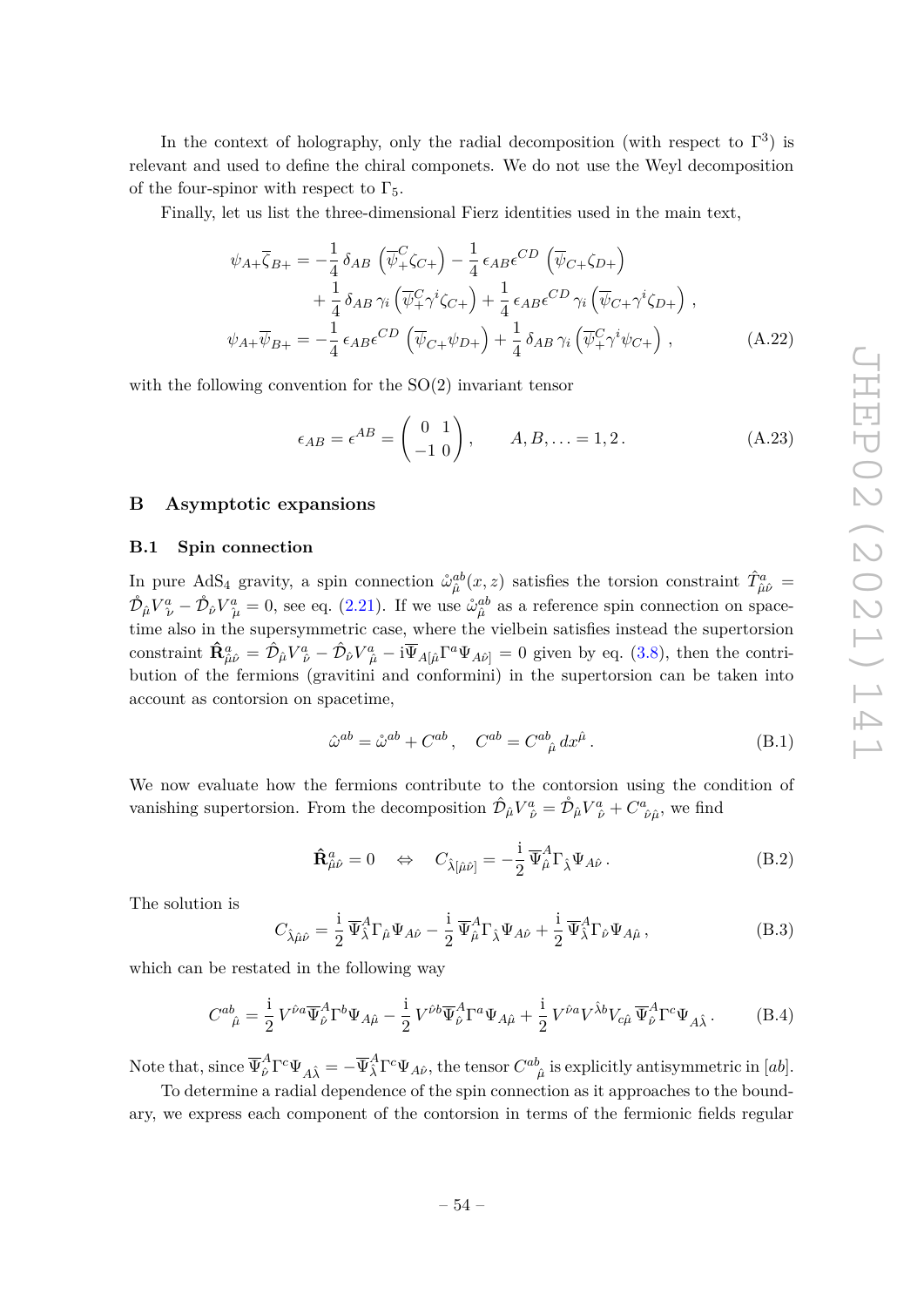In the context of holography, only the radial decomposition (with respect to $\Gamma^3$) is relevant and used to define the chiral componets. We do not use the Weyl decomposition of the four-spinor with respect to $\Gamma_5$.

Finally, let us list the three-dimensional Fierz identities used in the main text,

$$
\begin{aligned}
\psi_{A+}\overline{\zeta}_{B+} &= -\frac{1}{4}\,\delta_{AB}\left(\overline{\psi}^C_+\zeta_{C+}\right) - \frac{1}{4}\,\epsilon_{AB}\epsilon^{CD}\left(\overline{\psi}_{C+}\zeta_{D+}\right) \\
&\quad + \frac{1}{4}\,\delta_{AB}\,\gamma_i\left(\overline{\psi}^C_+\gamma^i\zeta_{C+}\right) + \frac{1}{4}\,\epsilon_{AB}\epsilon^{CD}\,\gamma_i\left(\overline{\psi}_{C+}\gamma^i\zeta_{D+}\right)\,, \\
\psi_{A+}\overline{\psi}_{B+} &= -\frac{1}{4}\,\epsilon_{AB}\epsilon^{CD}\left(\overline{\psi}_{C+}\psi_{D+}\right) + \frac{1}{4}\,\delta_{AB}\,\gamma_i\left(\overline{\psi}^C_+\gamma^i\psi_{C+}\right)\,,
\end{aligned}
\tag{A.22}
$$

with the following convention for the SO(2) invariant tensor

$$
\epsilon_{AB} = \epsilon^{AB} = \begin{pmatrix} 0 & 1 \\ -1 & 0 \end{pmatrix}, \qquad A, B, \ldots = 1, 2\,. \tag{A.23}
$$

## B Asymptotic expansions

### B.1 Spin connection

In pure AdS$_4$ gravity, a spin connection $\mathring{\omega}^{ab}_{\hat\mu}(x,z)$ satisfies the torsion constraint $\hat{T}^a_{\hat\mu\hat\nu} = \mathring{\mathcal{D}}_{\hat\mu}V^a_{\hat\nu} - \mathring{\mathcal{D}}_{\hat\nu}V^a_{\hat\mu} = 0$, see eq. (2.21). If we use $\mathring{\omega}^{ab}_{\hat\mu}$ as a reference spin connection on spacetime also in the supersymmetric case, where the vielbein satisfies instead the supertorsion constraint $\hat{\mathbf{R}}^a_{\hat\mu\hat\nu} = \hat{\mathcal{D}}_{\hat\mu}V^a_{\hat\nu} - \hat{\mathcal{D}}_{\hat\nu}V^a_{\hat\mu} - \mathrm{i}\overline{\Psi}_{A[\hat\mu}\Gamma^a\Psi_{A\hat\nu]} = 0$ given by eq. (3.8), then the contribution of the fermions (gravitini and conformini) in the supertorsion can be taken into account as contorsion on spacetime,

$$
\hat\omega^{ab} = \mathring{\omega}^{ab} + C^{ab}\,, \quad C^{ab} = C^{ab}{}_{\hat\mu}\,dx^{\hat\mu}\,. \tag{B.1}
$$

We now evaluate how the fermions contribute to the contorsion using the condition of vanishing supertorsion. From the decomposition $\hat{\mathcal{D}}_{\hat\mu}V^a_{\hat\nu} = \mathring{\mathcal{D}}_{\hat\mu}V^a_{\hat\nu} + C^a{}_{\hat\nu\hat\mu}$, we find

$$
\hat{\mathbf{R}}^a_{\hat\mu\hat\nu} = 0 \quad \Leftrightarrow \quad C_{\hat\lambda[\hat\mu\hat\nu]} = -\frac{\mathrm{i}}{2}\,\overline{\Psi}^A_{\hat\mu}\Gamma_{\hat\lambda}\Psi_{A\hat\nu}\,. \tag{B.2}
$$

The solution is

$$
C_{\hat\lambda\hat\mu\hat\nu} = \frac{\mathrm{i}}{2}\,\overline{\Psi}^A_{\hat\lambda}\Gamma_{\hat\mu}\Psi_{A\hat\nu} - \frac{\mathrm{i}}{2}\,\overline{\Psi}^A_{\hat\mu}\Gamma_{\hat\lambda}\Psi_{A\hat\nu} + \frac{\mathrm{i}}{2}\,\overline{\Psi}^A_{\hat\lambda}\Gamma_{\hat\nu}\Psi_{A\hat\mu}\,, \tag{B.3}
$$

which can be restated in the following way

$$
C^{ab}{}_{\hat\mu} = \frac{\mathrm{i}}{2}\,V^{\hat\nu a}\overline{\Psi}^A_{\hat\nu}\Gamma^b\Psi_{A\hat\mu} - \frac{\mathrm{i}}{2}\,V^{\hat\nu b}\overline{\Psi}^A_{\hat\nu}\Gamma^a\Psi_{A\hat\mu} + \frac{\mathrm{i}}{2}\,V^{\hat\nu a}V^{\hat\lambda b}V_{c\hat\mu}\,\overline{\Psi}^A_{\hat\nu}\Gamma^c\Psi_{A\hat\lambda}\,. \tag{B.4}
$$

Note that, since $\overline{\Psi}^A_{\hat\nu}\Gamma^c\Psi_{A\hat\lambda} = -\overline{\Psi}^A_{\hat\lambda}\Gamma^c\Psi_{A\hat\nu}$, the tensor $C^{ab}{}_{\hat\mu}$ is explicitly antisymmetric in $[ab]$.

To determine a radial dependence of the spin connection as it approaches to the boundary, we express each component of the contorsion in terms of the fermionic fields regular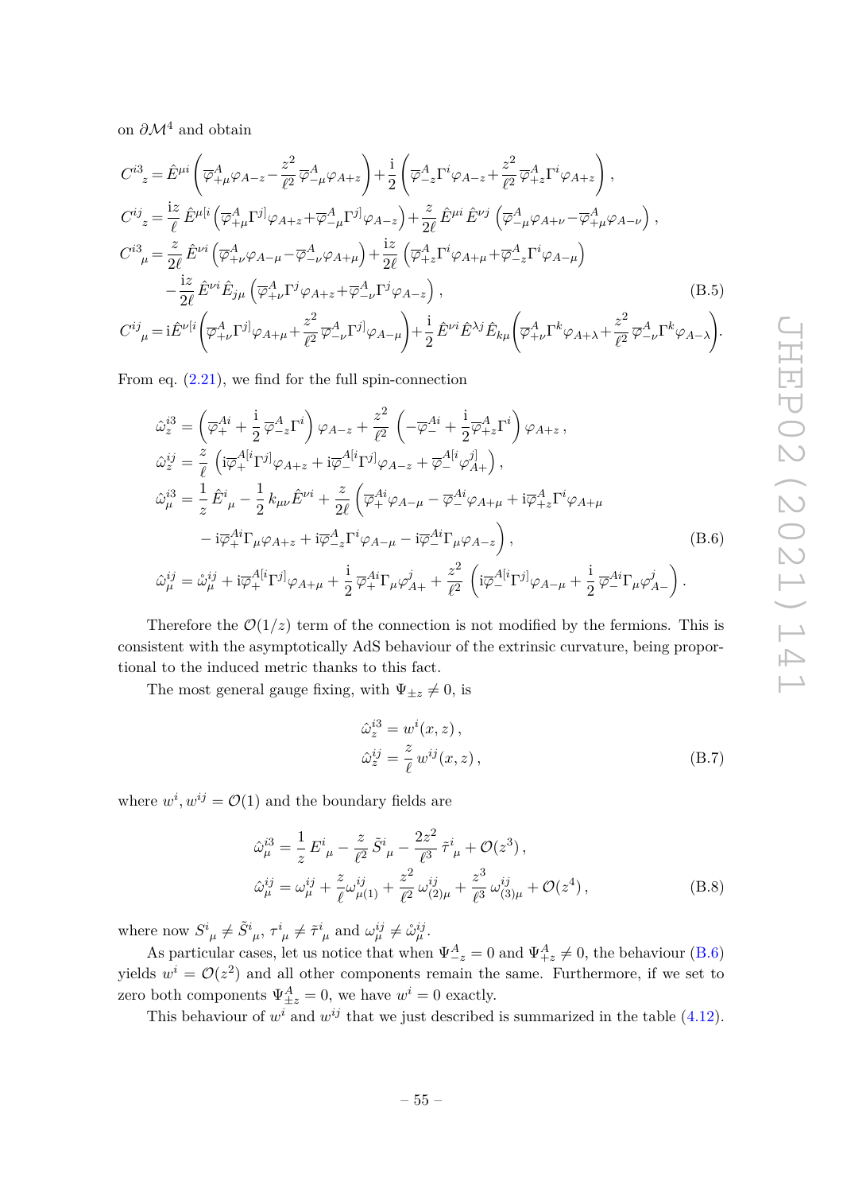on $\partial\mathcal{M}^4$ and obtain

$$
\begin{aligned}
C^{i3}{}_z &= \hat{E}^{\mu i}\left(\overline{\varphi}^A_{+\mu}\varphi_{A-z} - \frac{z^2}{\ell^2}\,\overline{\varphi}^A_{-\mu}\varphi_{A+z}\right) + \frac{\mathrm{i}}{2}\left(\overline{\varphi}^A_{-z}\Gamma^i\varphi_{A-z} + \frac{z^2}{\ell^2}\,\overline{\varphi}^A_{+z}\Gamma^i\varphi_{A+z}\right), \\
C^{ij}{}_z &= \frac{\mathrm{i}z}{\ell}\,\hat{E}^{\mu[i}\left(\overline{\varphi}^A_{+\mu}\Gamma^{j]}\varphi_{A+z} + \overline{\varphi}^A_{-\mu}\Gamma^{j]}\varphi_{A-z}\right) + \frac{z}{2\ell}\,\hat{E}^{\mu i}\,\hat{E}^{\nu j}\left(\overline{\varphi}^A_{-\mu}\varphi_{A+\nu} - \overline{\varphi}^A_{+\mu}\varphi_{A-\nu}\right), \\
C^{i3}{}_\mu &= \frac{z}{2\ell}\,\hat{E}^{\nu i}\left(\overline{\varphi}^A_{+\nu}\varphi_{A-\mu} - \overline{\varphi}^A_{-\nu}\varphi_{A+\mu}\right) + \frac{\mathrm{i}z}{2\ell}\left(\overline{\varphi}^A_{+z}\Gamma^i\varphi_{A+\mu} + \overline{\varphi}^A_{-z}\Gamma^i\varphi_{A-\mu}\right) \\
&\quad - \frac{\mathrm{i}z}{2\ell}\,\hat{E}^{\nu i}\hat{E}_{j\mu}\left(\overline{\varphi}^A_{+\nu}\Gamma^j\varphi_{A+z} + \overline{\varphi}^A_{-\nu}\Gamma^j\varphi_{A-z}\right), \qquad\qquad (\mathrm{B.5}) \\
C^{ij}{}_\mu &= \mathrm{i}\hat{E}^{\nu[i}\left(\overline{\varphi}^A_{+\nu}\Gamma^{j]}\varphi_{A+\mu} + \frac{z^2}{\ell^2}\,\overline{\varphi}^A_{-\nu}\Gamma^{j]}\varphi_{A-\mu}\right) + \frac{\mathrm{i}}{2}\,\hat{E}^{\nu i}\hat{E}^{\lambda j}\hat{E}_{k\mu}\left(\overline{\varphi}^A_{+\nu}\Gamma^k\varphi_{A+\lambda} + \frac{z^2}{\ell^2}\,\overline{\varphi}^A_{-\nu}\Gamma^k\varphi_{A-\lambda}\right).
\end{aligned}
$$

From eq. (2.21), we find for the full spin-connection

$$
\begin{aligned}
\hat{\omega}^{i3}_z &= \left(\overline{\varphi}^{Ai}_+ + \frac{\mathrm{i}}{2}\,\overline{\varphi}^A_{-z}\Gamma^i\right)\varphi_{A-z} + \frac{z^2}{\ell^2}\left(-\overline{\varphi}^{Ai}_- + \frac{\mathrm{i}}{2}\overline{\varphi}^A_{+z}\Gamma^i\right)\varphi_{A+z}\,, \\
\hat{\omega}^{ij}_z &= \frac{z}{\ell}\left(\mathrm{i}\overline{\varphi}^{A[i}_+\Gamma^{j]}\varphi_{A+z} + \mathrm{i}\overline{\varphi}^{A[i}_-\Gamma^{j]}\varphi_{A-z} + \overline{\varphi}^{A[i}_-\varphi^{j]}_{A+}\right), \\
\hat{\omega}^{i3}_\mu &= \frac{1}{z}\,\hat{E}^i{}_\mu - \frac{1}{2}\,k_{\mu\nu}\hat{E}^{\nu i} + \frac{z}{2\ell}\left(\overline{\varphi}^{Ai}_+\varphi_{A-\mu} - \overline{\varphi}^{Ai}_-\varphi_{A+\mu} + \mathrm{i}\overline{\varphi}^A_{+z}\Gamma^i\varphi_{A+\mu}\right. \\
&\quad \left. - \mathrm{i}\overline{\varphi}^{Ai}_+\Gamma_\mu\varphi_{A+z} + \mathrm{i}\overline{\varphi}^A_{-z}\Gamma^i\varphi_{A-\mu} - \mathrm{i}\overline{\varphi}^{Ai}_-\Gamma_\mu\varphi_{A-z}\right), \qquad\qquad (\mathrm{B.6}) \\
\hat{\omega}^{ij}_\mu &= \mathring{\omega}^{ij}_\mu + \mathrm{i}\overline{\varphi}^{A[i}_+\Gamma^{j]}\varphi_{A+\mu} + \frac{\mathrm{i}}{2}\,\overline{\varphi}^{Ai}_+\Gamma_\mu\varphi^j_{A+} + \frac{z^2}{\ell^2}\left(\mathrm{i}\overline{\varphi}^{A[i}_-\Gamma^{j]}\varphi_{A-\mu} + \frac{\mathrm{i}}{2}\,\overline{\varphi}^{Ai}_-\Gamma_\mu\varphi^j_{A-}\right).
\end{aligned}
$$

Therefore the $\mathcal{O}(1/z)$ term of the connection is not modified by the fermions. This is consistent with the asymptotically AdS behaviour of the extrinsic curvature, being proportional to the induced metric thanks to this fact.

The most general gauge fixing, with $\Psi_{\pm z} \neq 0$, is

$$
\begin{aligned}
\hat{\omega}^{i3}_z &= w^i(x,z)\,, \\
\hat{\omega}^{ij}_z &= \frac{z}{\ell}\,w^{ij}(x,z)\,, \qquad\qquad (\mathrm{B.7})
\end{aligned}
$$

where $w^i, w^{ij} = \mathcal{O}(1)$ and the boundary fields are

$$
\begin{aligned}
\hat{\omega}^{i3}_\mu &= \frac{1}{z}\,E^i{}_\mu - \frac{z}{\ell^2}\,\tilde{S}^i{}_\mu - \frac{2z^2}{\ell^3}\,\tilde{\tau}^i{}_\mu + \mathcal{O}(z^3)\,, \\
\hat{\omega}^{ij}_\mu &= \omega^{ij}_\mu + \frac{z}{\ell}\omega^{ij}_{\mu(1)} + \frac{z^2}{\ell^2}\,\omega^{ij}_{(2)\mu} + \frac{z^3}{\ell^3}\,\omega^{ij}_{(3)\mu} + \mathcal{O}(z^4)\,, \qquad\qquad (\mathrm{B.8})
\end{aligned}
$$

where now $S^i{}_\mu \neq \tilde{S}^i{}_\mu$, $\tau^i{}_\mu \neq \tilde{\tau}^i{}_\mu$ and $\omega^{ij}_\mu \neq \mathring{\omega}^{ij}_\mu$.

As particular cases, let us notice that when $\Psi^A_{-z} = 0$ and $\Psi^A_{+z} \neq 0$, the behaviour (B.6) yields $w^i = \mathcal{O}(z^2)$ and all other components remain the same. Furthermore, if we set to zero both components $\Psi^A_{\pm z} = 0$, we have $w^i = 0$ exactly.

This behaviour of $w^i$ and $w^{ij}$ that we just described is summarized in the table (4.12).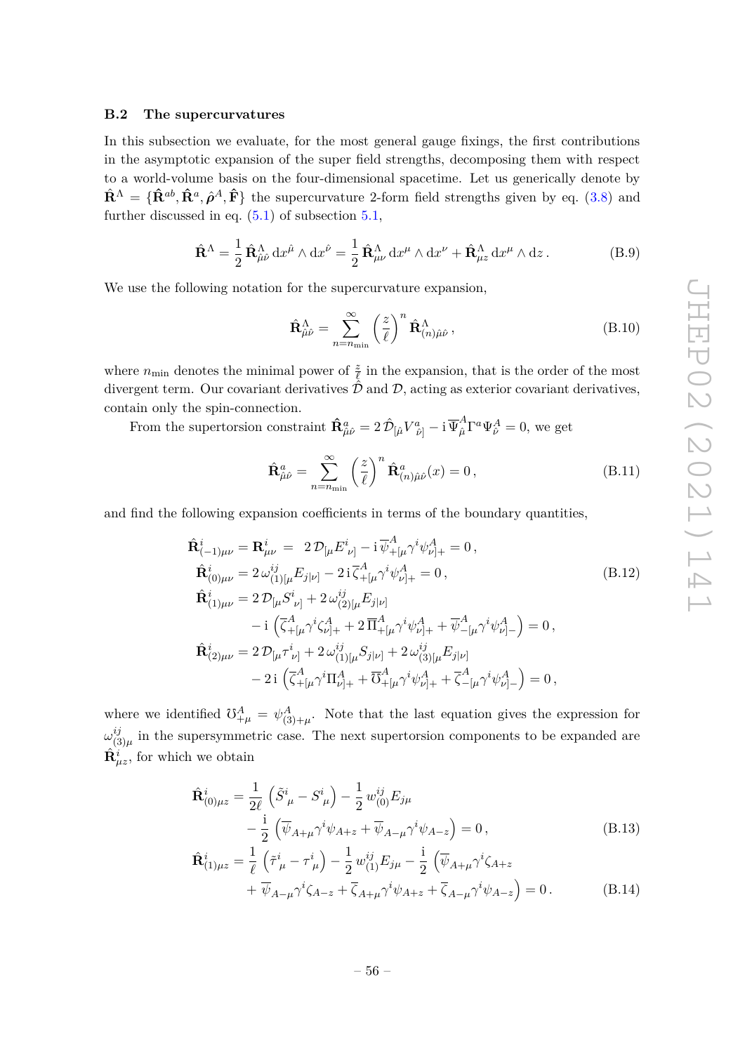### B.2 The supercurvatures

In this subsection we evaluate, for the most general gauge fixings, the first contributions in the asymptotic expansion of the super field strengths, decomposing them with respect to a world-volume basis on the four-dimensional spacetime. Let us generically denote by $\hat{\mathbf{R}}^\Lambda = \{\hat{\mathbf{R}}^{ab}, \hat{\mathbf{R}}^a, \hat{\boldsymbol{\rho}}^A, \hat{\mathbf{F}}\}$ the supercurvature 2-form field strengths given by eq. (3.8) and further discussed in eq. (5.1) of subsection 5.1,

$$
\hat{\mathbf{R}}^\Lambda = \frac{1}{2}\,\hat{\mathbf{R}}^\Lambda_{\hat{\mu}\hat{\nu}}\,\mathrm{d}x^{\hat{\mu}} \wedge \mathrm{d}x^{\hat{\nu}} = \frac{1}{2}\,\hat{\mathbf{R}}^\Lambda_{\mu\nu}\,\mathrm{d}x^\mu \wedge \mathrm{d}x^\nu + \hat{\mathbf{R}}^\Lambda_{\mu z}\,\mathrm{d}x^\mu \wedge \mathrm{d}z\,. \tag{B.9}
$$

We use the following notation for the supercurvature expansion,

$$
\hat{\mathbf{R}}^\Lambda_{\hat{\mu}\hat{\nu}} = \sum_{n=n_{\min}}^{\infty} \left(\frac{z}{\ell}\right)^n \hat{\mathbf{R}}^\Lambda_{(n)\hat{\mu}\hat{\nu}}\,, \tag{B.10}
$$

where $n_{\min}$ denotes the minimal power of $\frac{z}{\ell}$ in the expansion, that is the order of the most divergent term. Our covariant derivatives $\hat{\mathcal{D}}$ and $\mathcal{D}$, acting as exterior covariant derivatives, contain only the spin-connection.

From the supertorsion constraint $\hat{\mathbf{R}}^a_{\hat{\mu}\hat{\nu}} = 2\,\hat{\mathcal{D}}_{[\hat{\mu}} V^a_{\hat{\nu}]} - \mathrm{i}\,\overline{\Psi}{}^A_{\hat{\mu}}\Gamma^a\Psi^A_{\hat{\nu}} = 0$, we get

$$
\hat{\mathbf{R}}^a_{\hat{\mu}\hat{\nu}} = \sum_{n=n_{\min}}^{\infty} \left(\frac{z}{\ell}\right)^n \hat{\mathbf{R}}^a_{(n)\hat{\mu}\hat{\nu}}(x) = 0\,, \tag{B.11}
$$

and find the following expansion coefficients in terms of the boundary quantities,

$$
\begin{aligned}
\hat{\mathbf{R}}^i_{(-1)\mu\nu} &= \mathbf{R}^i_{\mu\nu} = \;2\,\mathcal{D}_{[\mu}E^i{}_{\nu]} - \mathrm{i}\,\overline{\psi}{}^A_{+[\mu}\gamma^i\psi^A_{\nu]+} = 0\,,\\
\hat{\mathbf{R}}^i_{(0)\mu\nu} &= 2\,\omega^{ij}_{(1)[\mu}E_{j|\nu]} - 2\,\mathrm{i}\,\overline{\zeta}{}^A_{+[\mu}\gamma^i\psi^A_{\nu]+} = 0\,,\\
\hat{\mathbf{R}}^i_{(1)\mu\nu} &= 2\,\mathcal{D}_{[\mu}S^i{}_{\nu]} + 2\,\omega^{ij}_{(2)[\mu}E_{j|\nu]}\\
&\quad - \mathrm{i}\left(\overline{\zeta}{}^A_{+[\mu}\gamma^i\zeta^A_{\nu]+} + 2\,\overline{\Pi}{}^A_{+[\mu}\gamma^i\psi^A_{\nu]+} + \overline{\psi}{}^A_{-[\mu}\gamma^i\psi^A_{\nu]-}\right) = 0\,,\\
\hat{\mathbf{R}}^i_{(2)\mu\nu} &= 2\,\mathcal{D}_{[\mu}\tau^i{}_{\nu]} + 2\,\omega^{ij}_{(1)[\mu}S_{j|\nu]} + 2\,\omega^{ij}_{(3)[\mu}E_{j|\nu]}\\
&\quad - 2\,\mathrm{i}\left(\overline{\zeta}{}^A_{+[\mu}\gamma^i\Pi^A_{\nu]+} + \overline{\mho}{}^A_{+[\mu}\gamma^i\psi^A_{\nu]+} + \overline{\zeta}{}^A_{-[\mu}\gamma^i\psi^A_{\nu]-}\right) = 0\,,
\end{aligned} \tag{B.12}
$$

where we identified $\mho^A_{+\mu} = \psi^A_{(3)+\mu}$. Note that the last equation gives the expression for $\omega^{ij}_{(3)\mu}$ in the supersymmetric case. The next supertorsion components to be expanded are $\hat{\mathbf{R}}^i_{\mu z}$, for which we obtain

$$
\begin{aligned}
\hat{\mathbf{R}}^i_{(0)\mu z} &= \frac{1}{2\ell}\left(\tilde{S}^i{}_\mu - S^i{}_\mu\right) - \frac{1}{2}\,w^{ij}_{(0)}E_{j\mu}\\
&\quad - \frac{\mathrm{i}}{2}\left(\overline{\psi}_{A+\mu}\gamma^i\psi_{A+z} + \overline{\psi}_{A-\mu}\gamma^i\psi_{A-z}\right) = 0\,,
\end{aligned} \tag{B.13}
$$

$$
\begin{aligned}
\hat{\mathbf{R}}^i_{(1)\mu z} &= \frac{1}{\ell}\left(\tilde{\tau}^i{}_\mu - \tau^i{}_\mu\right) - \frac{1}{2}\,w^{ij}_{(1)}E_{j\mu} - \frac{\mathrm{i}}{2}\left(\overline{\psi}_{A+\mu}\gamma^i\zeta_{A+z}\right.\\
&\quad \left. + \overline{\psi}_{A-\mu}\gamma^i\zeta_{A-z} + \overline{\zeta}_{A+\mu}\gamma^i\psi_{A+z} + \overline{\zeta}_{A-\mu}\gamma^i\psi_{A-z}\right) = 0\,.
\end{aligned} \tag{B.14}
$$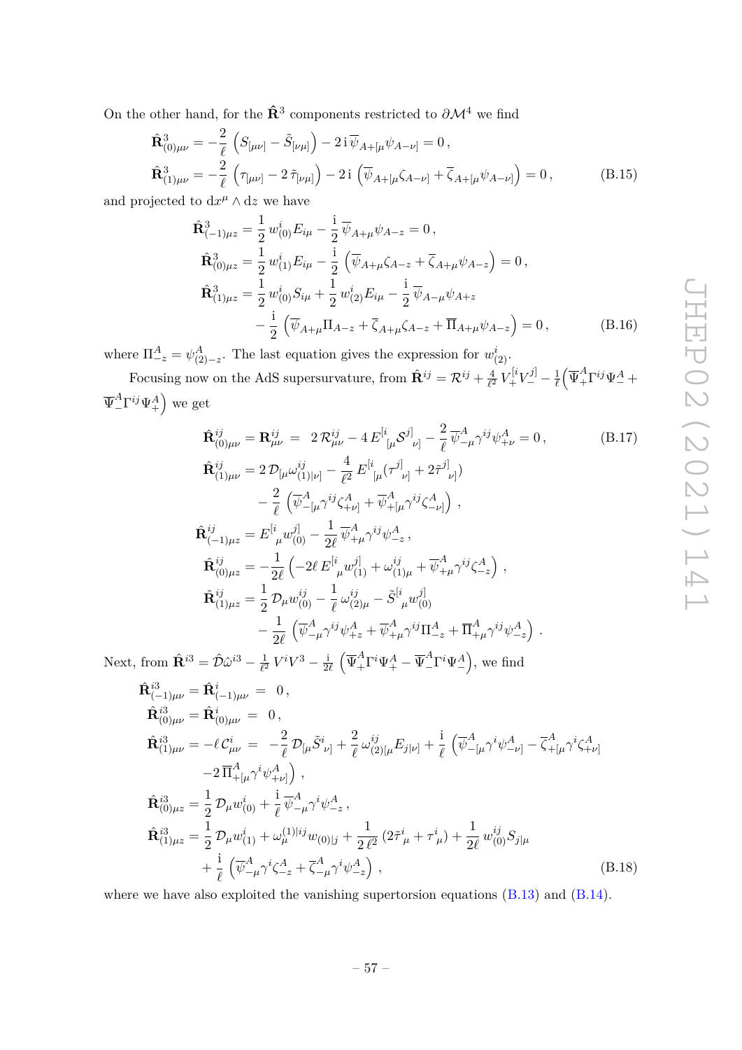On the other hand, for the $\hat{\mathbf{R}}^3$ components restricted to $\partial\mathcal{M}^4$ we find

$$
\begin{aligned}
\hat{\mathbf{R}}^3_{(0)\mu\nu} &= -\frac{2}{\ell}\,\left(S_{[\mu\nu]} - \tilde{S}_{[\nu\mu]}\right) - 2\,\mathrm{i}\,\overline{\psi}_{A+[\mu}\psi_{A-\nu]} = 0\,,\\
\hat{\mathbf{R}}^3_{(1)\mu\nu} &= -\frac{2}{\ell}\,\left(\tau_{[\mu\nu]} - 2\,\tilde{\tau}_{[\nu\mu]}\right) - 2\,\mathrm{i}\,\left(\overline{\psi}_{A+[\mu}\zeta_{A-\nu]} + \overline{\zeta}_{A+[\mu}\psi_{A-\nu]}\right) = 0\,,
\end{aligned}
\tag{B.15}
$$

and projected to $\mathrm{d}x^\mu \wedge \mathrm{d}z$ we have

$$
\begin{aligned}
\hat{\mathbf{R}}^3_{(-1)\mu z} &= \frac{1}{2}\,w^i_{(0)}E_{i\mu} - \frac{\mathrm{i}}{2}\,\overline{\psi}_{A+\mu}\psi_{A-z} = 0\,,\\
\hat{\mathbf{R}}^3_{(0)\mu z} &= \frac{1}{2}\,w^i_{(1)}E_{i\mu} - \frac{\mathrm{i}}{2}\,\left(\overline{\psi}_{A+\mu}\zeta_{A-z} + \overline{\zeta}_{A+\mu}\psi_{A-z}\right) = 0\,,\\
\hat{\mathbf{R}}^3_{(1)\mu z} &= \frac{1}{2}\,w^i_{(0)}S_{i\mu} + \frac{1}{2}\,w^i_{(2)}E_{i\mu} - \frac{\mathrm{i}}{2}\,\overline{\psi}_{A-\mu}\psi_{A+z}\\
&\quad - \frac{\mathrm{i}}{2}\,\left(\overline{\psi}_{A+\mu}\Pi_{A-z} + \overline{\zeta}_{A+\mu}\zeta_{A-z} + \overline{\Pi}_{A+\mu}\psi_{A-z}\right) = 0\,,
\end{aligned}
\tag{B.16}
$$

where $\Pi^A_{-z} = \psi^A_{(2)-z}$. The last equation gives the expression for $w^i_{(2)}$.

Focusing now on the AdS supersurvature, from $\hat{\mathbf{R}}^{ij} = \mathcal{R}^{ij} + \frac{4}{\ell^2}\,V_+^{[i}V_-^{j]} - \frac{1}{\ell}\Big(\overline{\Psi}^A_+\Gamma^{ij}\Psi^A_- + \overline{\Psi}^A_-\Gamma^{ij}\Psi^A_+\Big)$ we get

$$
\begin{aligned}
\hat{\mathbf{R}}^{ij}_{(0)\mu\nu} &= \mathbf{R}^{ij}_{\mu\nu} \;=\; 2\,\mathcal{R}^{ij}_{\mu\nu} - 4\,E^{[i}{}_{[\mu}\mathcal{S}^{j]}{}_{\nu]} - \frac{2}{\ell}\,\overline{\psi}^A_{-\mu}\gamma^{ij}\psi^A_{+\nu} = 0\,, \qquad\qquad (B.17)\\
\hat{\mathbf{R}}^{ij}_{(1)\mu\nu} &= 2\,\mathcal{D}_{[\mu}\omega^{ij}_{(1)|\nu]} - \frac{4}{\ell^2}\,E^{[i}{}_{[\mu}(\tau^{j]}{}_{\nu]} + 2\tilde{\tau}^{j]}{}_{\nu]})\\
&\quad - \frac{2}{\ell}\,\left(\overline{\psi}^A_{-[\mu}\gamma^{ij}\zeta^A_{+\nu]} + \overline{\psi}^A_{+[\mu}\gamma^{ij}\zeta^A_{-\nu]}\right)\,,\\
\hat{\mathbf{R}}^{ij}_{(-1)\mu z} &= E^{[i}{}_\mu w^{j]}_{(0)} - \frac{1}{2\ell}\,\overline{\psi}^A_{+\mu}\gamma^{ij}\psi^A_{-z}\,,\\
\hat{\mathbf{R}}^{ij}_{(0)\mu z} &= -\frac{1}{2\ell}\,\left(-2\ell\,E^{[i}{}_\mu w^{j]}_{(1)} + \omega^{ij}_{(1)\mu} + \overline{\psi}^A_{+\mu}\gamma^{ij}\zeta^A_{-z}\right)\,,\\
\hat{\mathbf{R}}^{ij}_{(1)\mu z} &= \frac{1}{2}\,\mathcal{D}_\mu w^{ij}_{(0)} - \frac{1}{\ell}\,\omega^{ij}_{(2)\mu} - \tilde{S}^{[i}{}_\mu w^{j]}_{(0)}\\
&\quad - \frac{1}{2\ell}\,\left(\overline{\psi}^A_{-\mu}\gamma^{ij}\psi^A_{+z} + \overline{\psi}^A_{+\mu}\gamma^{ij}\Pi^A_{-z} + \overline{\Pi}^A_{+\mu}\gamma^{ij}\psi^A_{-z}\right)\,.
\end{aligned}
$$

Next, from $\hat{\mathbf{R}}^{i3} = \hat{\mathcal{D}}\hat{\omega}^{i3} - \frac{1}{\ell^2}\,V^iV^3 - \frac{\mathrm{i}}{2\ell}\,\Big(\overline{\Psi}^A_+\Gamma^i\Psi^A_+ - \overline{\Psi}^A_-\Gamma^i\Psi^A_-\Big)$, we find

$$
\begin{aligned}
\hat{\mathbf{R}}^{i3}_{(-1)\mu\nu} &= \hat{\mathbf{R}}^i_{(-1)\mu\nu} \;=\; 0\,,\\
\hat{\mathbf{R}}^{i3}_{(0)\mu\nu} &= \hat{\mathbf{R}}^i_{(0)\mu\nu} \;=\; 0\,,\\
\hat{\mathbf{R}}^{i3}_{(1)\mu\nu} &= -\ell\,\mathcal{C}^i_{\mu\nu} \;=\; -\frac{2}{\ell}\,\mathcal{D}_{[\mu}\tilde{S}^i{}_{\nu]} + \frac{2}{\ell}\,\omega^{ij}_{(2)[\mu}E_{j|\nu]} + \frac{\mathrm{i}}{\ell}\,\left(\overline{\psi}^A_{-[\mu}\gamma^i\psi^A_{-\nu]} - \overline{\zeta}^A_{+[\mu}\gamma^i\zeta^A_{+\nu]}\right.\\
&\quad \left. -2\,\overline{\Pi}^A_{+[\mu}\gamma^i\psi^A_{+\nu]}\right)\,,\\
\hat{\mathbf{R}}^{i3}_{(0)\mu z} &= \frac{1}{2}\,\mathcal{D}_\mu w^i_{(0)} + \frac{\mathrm{i}}{\ell}\,\overline{\psi}^A_{-\mu}\gamma^i\psi^A_{-z}\,,\\
\hat{\mathbf{R}}^{i3}_{(1)\mu z} &= \frac{1}{2}\,\mathcal{D}_\mu w^i_{(1)} + \omega_\mu^{(1)|ij}w_{(0)|j} + \frac{1}{2\,\ell^2}\,(2\tilde{\tau}^i{}_\mu + \tau^i{}_\mu) + \frac{1}{2\ell}\,w^{ij}_{(0)}S_{j|\mu}\\
&\quad + \frac{\mathrm{i}}{\ell}\,\left(\overline{\psi}^A_{-\mu}\gamma^i\zeta^A_{-z} + \overline{\zeta}^A_{-\mu}\gamma^i\psi^A_{-z}\right)\,,
\end{aligned}
\tag{B.18}
$$

where we have also exploited the vanishing supertorsion equations (B.13) and (B.14).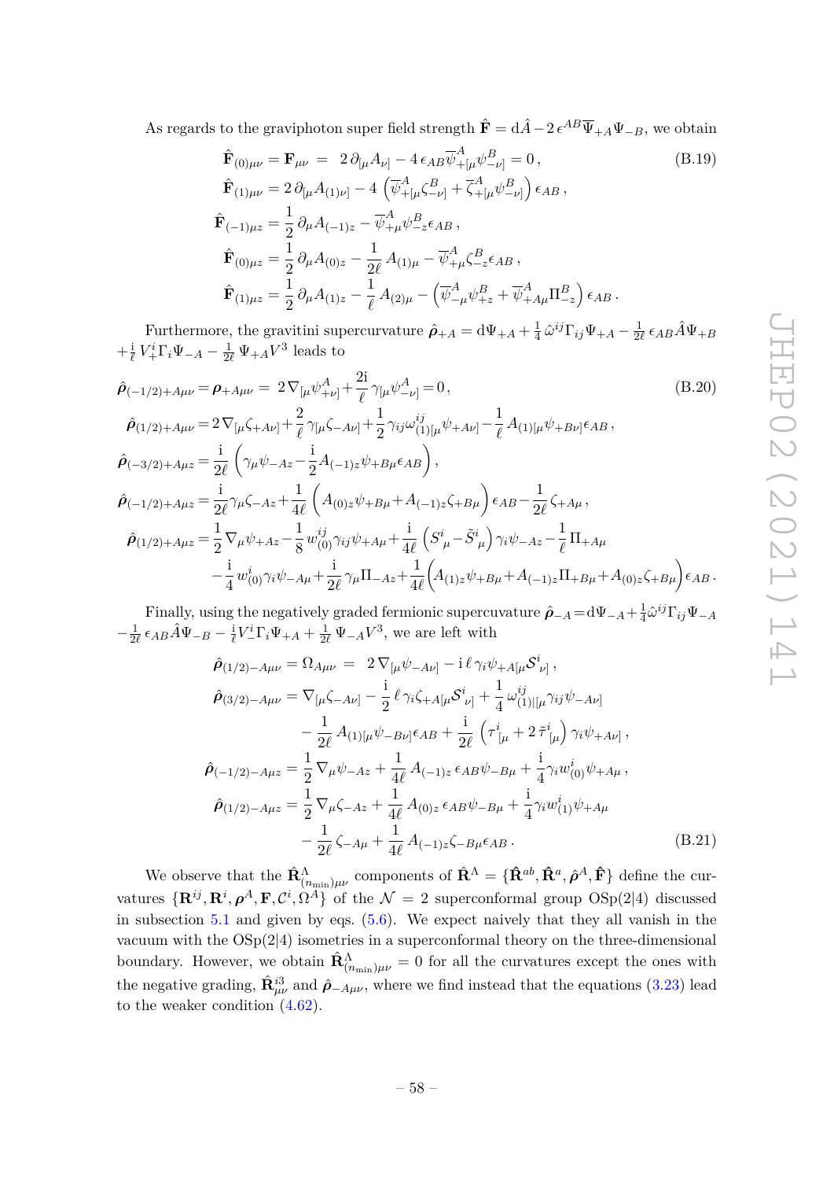As regards to the graviphoton super field strength $\hat{\mathbf{F}} = \mathrm{d}\hat{A} - 2\,\epsilon^{AB}\overline{\Psi}_{+A}\Psi_{-B}$, we obtain

$$
\begin{aligned}
\hat{\mathbf{F}}_{(0)\mu\nu} &= \mathbf{F}_{\mu\nu} \;=\; 2\,\partial_{[\mu}A_{\nu]} - 4\,\epsilon_{AB}\overline{\psi}^{A}_{+[\mu}\psi^{B}_{-\nu]} = 0\,, \\
\hat{\mathbf{F}}_{(1)\mu\nu} &= 2\,\partial_{[\mu}A_{(1)\nu]} - 4\,\left(\overline{\psi}^{A}_{+[\mu}\zeta^{B}_{-\nu]} + \overline{\zeta}^{A}_{+[\mu}\psi^{B}_{-\nu]}\right)\epsilon_{AB}\,, \\
\hat{\mathbf{F}}_{(-1)\mu z} &= \frac{1}{2}\,\partial_{\mu}A_{(-1)z} - \overline{\psi}^{A}_{+\mu}\psi^{B}_{-z}\epsilon_{AB}\,, \\
\hat{\mathbf{F}}_{(0)\mu z} &= \frac{1}{2}\,\partial_{\mu}A_{(0)z} - \frac{1}{2\ell}\,A_{(1)\mu} - \overline{\psi}^{A}_{+\mu}\zeta^{B}_{-z}\epsilon_{AB}\,, \\
\hat{\mathbf{F}}_{(1)\mu z} &= \frac{1}{2}\,\partial_{\mu}A_{(1)z} - \frac{1}{\ell}\,A_{(2)\mu} - \left(\overline{\psi}^{A}_{-\mu}\psi^{B}_{+z} + \overline{\psi}^{A}_{+A\mu}\Pi^{B}_{-z}\right)\epsilon_{AB}\,.
\end{aligned}
\tag{B.19}
$$

Furthermore, the gravitini supercurvature $\hat{\boldsymbol{\rho}}_{+A} = \mathrm{d}\Psi_{+A} + \frac{1}{4}\,\hat{\omega}^{ij}\Gamma_{ij}\Psi_{+A} - \frac{1}{2\ell}\,\epsilon_{AB}\hat{A}\Psi_{+B} + \frac{\mathrm{i}}{\ell}\,V^{i}_{+}\Gamma_{i}\Psi_{-A} - \frac{1}{2\ell}\,\Psi_{+A}V^{3}$ leads to

$$
\begin{aligned}
\hat{\boldsymbol{\rho}}_{(-1/2)+A\mu\nu} &= \boldsymbol{\rho}_{+A\mu\nu} = \;2\,\nabla_{[\mu}\psi^{A}_{+\nu]} + \frac{2\mathrm{i}}{\ell}\,\gamma_{[\mu}\psi^{A}_{-\nu]} = 0\,, \\
\hat{\boldsymbol{\rho}}_{(1/2)+A\mu\nu} &= 2\,\nabla_{[\mu}\zeta_{+A\nu]} + \frac{2}{\ell}\,\gamma_{[\mu}\zeta_{-A\nu]} + \frac{1}{2}\,\gamma_{ij}\omega^{ij}_{(1)[\mu}\psi_{+A\nu]} - \frac{1}{\ell}\,A_{(1)[\mu}\psi_{+B\nu]}\epsilon_{AB}\,, \\
\hat{\boldsymbol{\rho}}_{(-3/2)+A\mu z} &= \frac{\mathrm{i}}{2\ell}\left(\gamma_{\mu}\psi_{-Az} - \frac{\mathrm{i}}{2}A_{(-1)z}\psi_{+B\mu}\epsilon_{AB}\right), \\
\hat{\boldsymbol{\rho}}_{(-1/2)+A\mu z} &= \frac{\mathrm{i}}{2\ell}\gamma_{\mu}\zeta_{-Az} + \frac{1}{4\ell}\left(A_{(0)z}\psi_{+B\mu} + A_{(-1)z}\zeta_{+B\mu}\right)\epsilon_{AB} - \frac{1}{2\ell}\,\zeta_{+A\mu}\,, \\
\hat{\boldsymbol{\rho}}_{(1/2)+A\mu z} &= \frac{1}{2}\,\nabla_{\mu}\psi_{+Az} - \frac{1}{8}\,w^{ij}_{(0)}\gamma_{ij}\psi_{+A\mu} + \frac{\mathrm{i}}{4\ell}\left(S^{i}{}_{\mu} - \tilde{S}^{i}{}_{\mu}\right)\gamma_{i}\psi_{-Az} - \frac{1}{\ell}\,\Pi_{+A\mu} \\
&\quad - \frac{\mathrm{i}}{4}\,w^{i}_{(0)}\gamma_{i}\psi_{-A\mu} + \frac{\mathrm{i}}{2\ell}\,\gamma_{\mu}\Pi_{-Az} + \frac{1}{4\ell}\Big(A_{(1)z}\psi_{+B\mu} + A_{(-1)z}\Pi_{+B\mu} + A_{(0)z}\zeta_{+B\mu}\Big)\epsilon_{AB}\,.
\end{aligned}
\tag{B.20}
$$

Finally, using the negatively graded fermionic supercuvature $\hat{\boldsymbol{\rho}}_{-A} = \mathrm{d}\Psi_{-A} + \frac{1}{4}\hat{\omega}^{ij}\Gamma_{ij}\Psi_{-A} - \frac{1}{2\ell}\,\epsilon_{AB}\hat{A}\Psi_{-B} - \frac{\mathrm{i}}{\ell}V^{i}_{-}\Gamma_{i}\Psi_{+A} + \frac{1}{2\ell}\,\Psi_{-A}V^{3}$, we are left with

$$
\begin{aligned}
\hat{\boldsymbol{\rho}}_{(1/2)-A\mu\nu} &= \Omega_{A\mu\nu} \;=\; 2\,\nabla_{[\mu}\psi_{-A\nu]} - \mathrm{i}\,\ell\,\gamma_{i}\psi_{+A[\mu}\mathcal{S}^{i}{}_{\nu]}\,, \\
\hat{\boldsymbol{\rho}}_{(3/2)-A\mu\nu} &= \nabla_{[\mu}\zeta_{-A\nu]} - \frac{\mathrm{i}}{2}\,\ell\,\gamma_{i}\zeta_{+A[\mu}\mathcal{S}^{i}{}_{\nu]} + \frac{1}{4}\,\omega^{ij}_{(1)|[\mu}\gamma_{ij}\psi_{-A\nu]} \\
&\quad - \frac{1}{2\ell}\,A_{(1)[\mu}\psi_{-B\nu]}\epsilon_{AB} + \frac{\mathrm{i}}{2\ell}\left(\tau^{i}{}_{[\mu} + 2\,\tilde{\tau}^{i}{}_{[\mu]}\right)\gamma_{i}\psi_{+A\nu]}\,, \\
\hat{\boldsymbol{\rho}}_{(-1/2)-A\mu z} &= \frac{1}{2}\,\nabla_{\mu}\psi_{-Az} + \frac{1}{4\ell}\,A_{(-1)z}\,\epsilon_{AB}\psi_{-B\mu} + \frac{\mathrm{i}}{4}\gamma_{i}w^{i}_{(0)}\psi_{+A\mu}\,, \\
\hat{\boldsymbol{\rho}}_{(1/2)-A\mu z} &= \frac{1}{2}\,\nabla_{\mu}\zeta_{-Az} + \frac{1}{4\ell}\,A_{(0)z}\,\epsilon_{AB}\psi_{-B\mu} + \frac{\mathrm{i}}{4}\gamma_{i}w^{i}_{(1)}\psi_{+A\mu} \\
&\quad - \frac{1}{2\ell}\,\zeta_{-A\mu} + \frac{1}{4\ell}\,A_{(-1)z}\zeta_{-B\mu}\epsilon_{AB}\,.
\end{aligned}
\tag{B.21}
$$

We observe that the $\hat{\mathbf{R}}^{\Lambda}_{(n_{\min})\mu\nu}$ components of $\hat{\mathbf{R}}^{\Lambda} = \{\hat{\mathbf{R}}^{ab}, \hat{\mathbf{R}}^{a}, \hat{\boldsymbol{\rho}}^{A}, \hat{\mathbf{F}}\}$ define the curvatures $\{\mathbf{R}^{ij}, \mathbf{R}^{i}, \boldsymbol{\rho}^{A}, \mathbf{F}, \mathcal{C}^{i}, \Omega^{A}\}$ of the $\mathcal{N}=2$ superconformal group $\mathrm{OSp}(2|4)$ discussed in subsection 5.1 and given by eqs. (5.6). We expect naively that they all vanish in the vacuum with the $\mathrm{OSp}(2|4)$ isometries in a superconformal theory on the three-dimensional boundary. However, we obtain $\hat{\mathbf{R}}^{\Lambda}_{(n_{\min})\mu\nu} = 0$ for all the curvatures except the ones with the negative grading, $\hat{\mathbf{R}}^{i3}_{\mu\nu}$ and $\hat{\boldsymbol{\rho}}_{-A\mu\nu}$, where we find instead that the equations (3.23) lead to the weaker condition (4.62).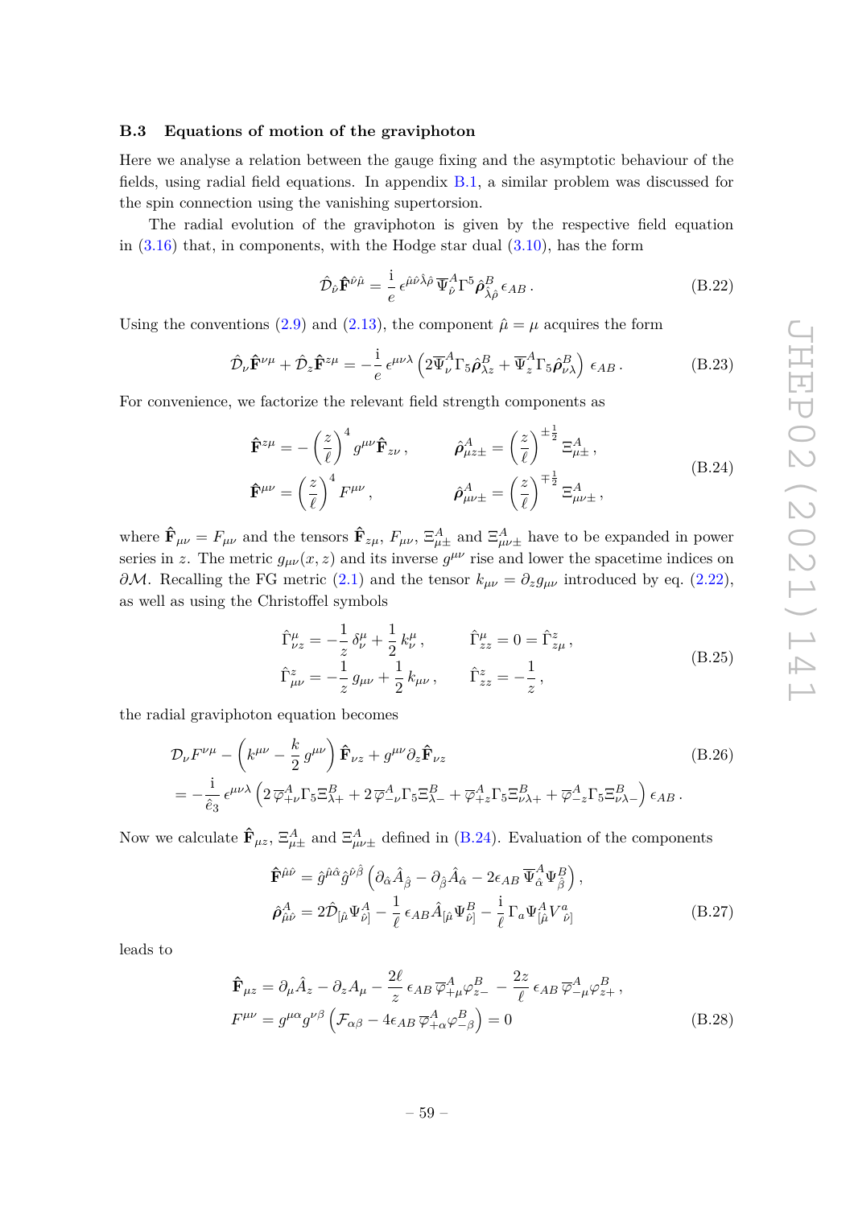### B.3 Equations of motion of the graviphoton

Here we analyse a relation between the gauge fixing and the asymptotic behaviour of the fields, using radial field equations. In appendix B.1, a similar problem was discussed for the spin connection using the vanishing supertorsion.

The radial evolution of the graviphoton is given by the respective field equation in (3.16) that, in components, with the Hodge star dual (3.10), has the form

$$
\hat{\mathcal{D}}_{\hat{\nu}} \hat{\mathbf{F}}^{\hat{\nu}\hat{\mu}} = \frac{\mathrm{i}}{e}\, \epsilon^{\hat{\mu}\hat{\nu}\hat{\lambda}\hat{\rho}}\, \overline{\Psi}^A_{\hat{\nu}} \Gamma^5 \hat{\boldsymbol{\rho}}^B_{\hat{\lambda}\hat{\rho}}\, \epsilon_{AB}\,. \tag{B.22}
$$

Using the conventions (2.9) and (2.13), the component $\hat{\mu} = \mu$ acquires the form

$$
\hat{\mathcal{D}}_{\nu} \hat{\mathbf{F}}^{\nu\mu} + \hat{\mathcal{D}}_{z} \hat{\mathbf{F}}^{z\mu} = -\frac{\mathrm{i}}{e}\, \epsilon^{\mu\nu\lambda} \left( 2\overline{\Psi}^A_{\nu} \Gamma_5 \hat{\boldsymbol{\rho}}^B_{\lambda z} + \overline{\Psi}^A_{z} \Gamma_5 \hat{\boldsymbol{\rho}}^B_{\nu\lambda} \right) \epsilon_{AB}\,. \tag{B.23}
$$

For convenience, we factorize the relevant field strength components as

$$
\begin{aligned}
\hat{\mathbf{F}}^{z\mu} &= -\left(\frac{z}{\ell}\right)^4 g^{\mu\nu} \hat{\mathbf{F}}_{z\nu}\,, \qquad & \hat{\boldsymbol{\rho}}^A_{\mu z \pm} &= \left(\frac{z}{\ell}\right)^{\pm\frac{1}{2}} \Xi^A_{\mu\pm}\,, \\
\hat{\mathbf{F}}^{\mu\nu} &= \left(\frac{z}{\ell}\right)^4 F^{\mu\nu}\,, & \hat{\boldsymbol{\rho}}^A_{\mu\nu\pm} &= \left(\frac{z}{\ell}\right)^{\mp\frac{1}{2}} \Xi^A_{\mu\nu\pm}\,,
\end{aligned} \tag{B.24}
$$

where $\hat{\mathbf{F}}_{\mu\nu} = F_{\mu\nu}$ and the tensors $\hat{\mathbf{F}}_{z\mu}$, $F_{\mu\nu}$, $\Xi^A_{\mu\pm}$ and $\Xi^A_{\mu\nu\pm}$ have to be expanded in power series in $z$. The metric $g_{\mu\nu}(x,z)$ and its inverse $g^{\mu\nu}$ rise and lower the spacetime indices on $\partial\mathcal{M}$. Recalling the FG metric (2.1) and the tensor $k_{\mu\nu} = \partial_z g_{\mu\nu}$ introduced by eq. (2.22), as well as using the Christoffel symbols

$$
\begin{aligned}
\hat{\Gamma}^{\mu}_{\nu z} &= -\frac{1}{z}\,\delta^{\mu}_{\nu} + \frac{1}{2}\,k^{\mu}_{\nu}\,, \qquad & \hat{\Gamma}^{\mu}_{zz} &= 0 = \hat{\Gamma}^{z}_{z\mu}\,, \\
\hat{\Gamma}^{z}_{\mu\nu} &= -\frac{1}{z}\,g_{\mu\nu} + \frac{1}{2}\,k_{\mu\nu}\,, & \hat{\Gamma}^{z}_{zz} &= -\frac{1}{z}\,,
\end{aligned} \tag{B.25}
$$

the radial graviphoton equation becomes

$$
\begin{aligned}
&\mathcal{D}_{\nu} F^{\nu\mu} - \left(k^{\mu\nu} - \frac{k}{2}\,g^{\mu\nu}\right) \hat{\mathbf{F}}_{\nu z} + g^{\mu\nu} \partial_z \hat{\mathbf{F}}_{\nu z} \\
&= -\frac{\mathrm{i}}{\hat{e}_3}\, \epsilon^{\mu\nu\lambda} \left( 2\,\overline{\varphi}^A_{+\nu} \Gamma_5 \Xi^B_{\lambda+} + 2\,\overline{\varphi}^A_{-\nu} \Gamma_5 \Xi^B_{\lambda-} + \overline{\varphi}^A_{+z} \Gamma_5 \Xi^B_{\nu\lambda+} + \overline{\varphi}^A_{-z} \Gamma_5 \Xi^B_{\nu\lambda-} \right) \epsilon_{AB}\,.
\end{aligned} \tag{B.26}
$$

Now we calculate $\hat{\mathbf{F}}_{\mu z}$, $\Xi^A_{\mu\pm}$ and $\Xi^A_{\mu\nu\pm}$ defined in (B.24). Evaluation of the components

$$
\begin{aligned}
\hat{\mathbf{F}}^{\hat{\mu}\hat{\nu}} &= \hat{g}^{\hat{\mu}\hat{\alpha}} \hat{g}^{\hat{\nu}\hat{\beta}} \left( \partial_{\hat{\alpha}} \hat{A}_{\hat{\beta}} - \partial_{\hat{\beta}} \hat{A}_{\hat{\alpha}} - 2\epsilon_{AB}\, \overline{\Psi}^A_{\hat{\alpha}} \Psi^B_{\hat{\beta}} \right), \\
\hat{\boldsymbol{\rho}}^A_{\hat{\mu}\hat{\nu}} &= 2\hat{\mathcal{D}}_{[\hat{\mu}} \Psi^A_{\hat{\nu}]} - \frac{1}{\ell}\, \epsilon_{AB} \hat{A}_{[\hat{\mu}} \Psi^B_{\hat{\nu}]} - \frac{\mathrm{i}}{\ell}\, \Gamma_a \Psi^A_{[\hat{\mu}} V^a_{\hat{\nu}]}
\end{aligned} \tag{B.27}
$$

leads to

$$
\begin{aligned}
\hat{\mathbf{F}}_{\mu z} &= \partial_{\mu} \hat{A}_z - \partial_z A_{\mu} - \frac{2\ell}{z}\, \epsilon_{AB}\, \overline{\varphi}^A_{+\mu} \varphi^B_{z-} - \frac{2z}{\ell}\, \epsilon_{AB}\, \overline{\varphi}^A_{-\mu} \varphi^B_{z+}\,, \\
F^{\mu\nu} &= g^{\mu\alpha} g^{\nu\beta} \left( \mathcal{F}_{\alpha\beta} - 4\epsilon_{AB}\, \overline{\varphi}^A_{+\alpha} \varphi^B_{-\beta} \right) = 0
\end{aligned} \tag{B.28}
$$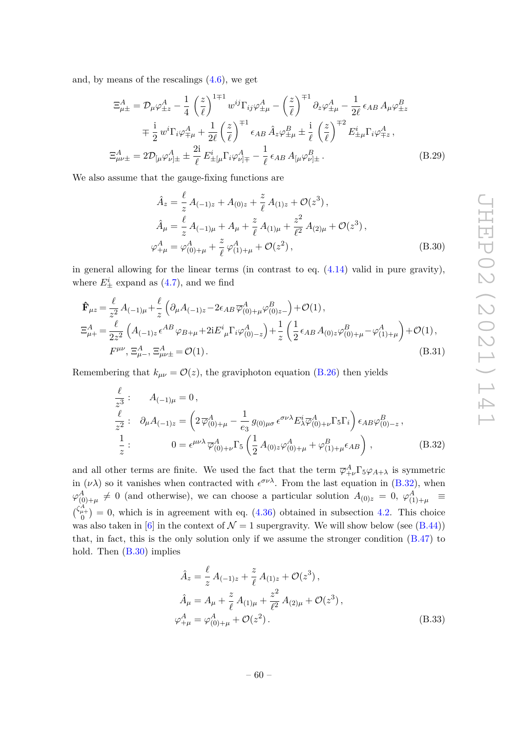and, by means of the rescalings (4.6), we get

$$
\begin{aligned}
\Xi^A_{\mu\pm} &= \mathcal{D}_\mu\varphi^A_{\pm z} - \frac{1}{4}\left(\frac{z}{\ell}\right)^{1\mp 1} w^{ij}\Gamma_{ij}\varphi^A_{\pm\mu} - \left(\frac{z}{\ell}\right)^{\mp 1}\partial_z\varphi^A_{\pm\mu} - \frac{1}{2\ell}\,\epsilon_{AB}\,A_\mu\varphi^B_{\pm z} \\
&\quad \mp\frac{\mathrm{i}}{2}\,w^i\Gamma_i\varphi^A_{\mp\mu} + \frac{1}{2\ell}\left(\frac{z}{\ell}\right)^{\mp 1}\epsilon_{AB}\,\hat{A}_z\varphi^B_{\pm\mu} \pm\frac{\mathrm{i}}{\ell}\left(\frac{z}{\ell}\right)^{\mp 2} E^i_{\pm\mu}\Gamma_i\varphi^A_{\mp z}\,, \\
\Xi^A_{\mu\nu\pm} &= 2\mathcal{D}_{[\mu}\varphi^A_{\nu]\pm} \pm\frac{2\mathrm{i}}{\ell}\,E^i_{\pm[\mu}\Gamma_i\varphi^A_{\nu]\mp} - \frac{1}{\ell}\,\epsilon_{AB}\,A_{[\mu}\varphi^B_{\nu]\pm}\,.
\end{aligned}
\tag{B.29}
$$

We also assume that the gauge-fixing functions are

$$
\begin{aligned}
\hat{A}_z &= \frac{\ell}{z}\,A_{(-1)z} + A_{(0)z} + \frac{z}{\ell}\,A_{(1)z} + \mathcal{O}(z^3)\,, \\
\hat{A}_\mu &= \frac{\ell}{z}\,A_{(-1)\mu} + A_\mu + \frac{z}{\ell}\,A_{(1)\mu} + \frac{z^2}{\ell^2}\,A_{(2)\mu} + \mathcal{O}(z^3)\,, \\
\varphi^A_{+\mu} &= \varphi^A_{(0)+\mu} + \frac{z}{\ell}\,\varphi^A_{(1)+\mu} + \mathcal{O}(z^2)\,,
\end{aligned}
\tag{B.30}
$$

in general allowing for the linear terms (in contrast to eq. (4.14) valid in pure gravity), where $E^i_\pm$ expand as (4.7), and we find

$$
\begin{aligned}
\hat{\mathbf{F}}_{\mu z} &= \frac{\ell}{z^2}\,A_{(-1)\mu} + \frac{\ell}{z}\left(\partial_\mu A_{(-1)z} - 2\epsilon_{AB}\,\overline{\varphi}^A_{(0)+\mu}\varphi^B_{(0)z-}\right) + \mathcal{O}(1)\,, \\
\Xi^A_{\mu+} &= \frac{\ell}{2z^2}\left(A_{(-1)z}\,\epsilon^{AB}\,\varphi_{B+\mu} + 2\mathrm{i}E^i{}_\mu\Gamma_i\varphi^A_{(0)-z}\right) + \frac{1}{z}\left(\frac{1}{2}\,\epsilon_{AB}\,A_{(0)z}\varphi^B_{(0)+\mu} - \varphi^A_{(1)+\mu}\right) + \mathcal{O}(1)\,, \\
F^{\mu\nu},\ \Xi^A_{\mu-},\ \Xi^A_{\mu\nu\pm} &= \mathcal{O}(1)\,.
\end{aligned}
\tag{B.31}
$$

Remembering that $k_{\mu\nu} = \mathcal{O}(z)$, the graviphoton equation (B.26) then yields

$$
\begin{aligned}
\frac{\ell}{z^3}: &\qquad A_{(-1)\mu} = 0\,, \\
\frac{\ell}{z^2}: &\quad \partial_\mu A_{(-1)z} = \left(2\,\overline{\varphi}^A_{(0)+\mu} - \frac{1}{e_3}\,g_{(0)\mu\sigma}\,\epsilon^{\sigma\nu\lambda}E^i_\lambda\overline{\varphi}^A_{(0)+\nu}\Gamma_5\Gamma_i\right)\epsilon_{AB}\varphi^B_{(0)-z}\,, \\
\frac{1}{z}: &\qquad\qquad 0 = \epsilon^{\mu\nu\lambda}\,\overline{\varphi}^A_{(0)+\nu}\Gamma_5\left(\frac{1}{2}\,A_{(0)z}\varphi^A_{(0)+\mu} + \varphi^B_{(1)+\mu}\epsilon_{AB}\right)\,,
\end{aligned}
\tag{B.32}
$$

and all other terms are finite. We used the fact that the term $\overline{\varphi}^A_{+\nu}\Gamma_5\varphi_{A+\lambda}$ is symmetric in $(\nu\lambda)$ so it vanishes when contracted with $\epsilon^{\sigma\nu\lambda}$. From the last equation in (B.32), when $\varphi^A_{(0)+\mu} \neq 0$ (and otherwise), we can choose a particular solution $A_{(0)z} = 0$, $\varphi^A_{(1)+\mu} \equiv \binom{\zeta^A_{\mu+}}{0} = 0$, which is in agreement with eq. (4.36) obtained in subsection 4.2. This choice was also taken in [6] in the context of $\mathcal{N}=1$ supergravity. We will show below (see (B.44)) that, in fact, this is the only solution only if we assume the stronger condition (B.47) to hold. Then (B.30) implies

$$
\begin{aligned}
\hat{A}_z &= \frac{\ell}{z}\,A_{(-1)z} + \frac{z}{\ell}\,A_{(1)z} + \mathcal{O}(z^3)\,, \\
\hat{A}_\mu &= A_\mu + \frac{z}{\ell}\,A_{(1)\mu} + \frac{z^2}{\ell^2}\,A_{(2)\mu} + \mathcal{O}(z^3)\,, \\
\varphi^A_{+\mu} &= \varphi^A_{(0)+\mu} + \mathcal{O}(z^2)\,.
\end{aligned}
\tag{B.33}
$$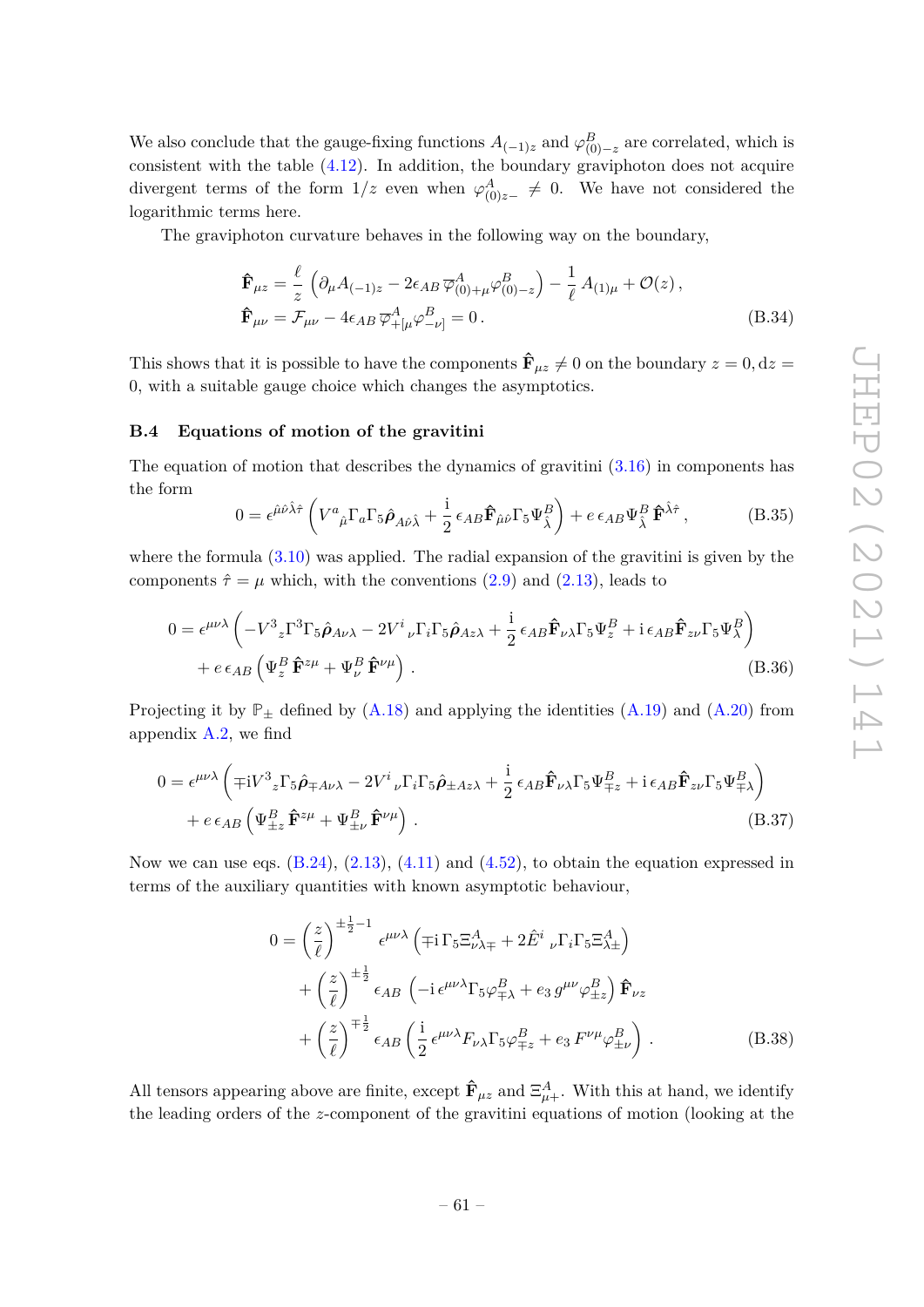We also conclude that the gauge-fixing functions $A_{(-1)z}$ and $\varphi^B_{(0)-z}$ are correlated, which is consistent with the table (4.12). In addition, the boundary graviphoton does not acquire divergent terms of the form $1/z$ even when $\varphi^A_{(0)z-} \neq 0$. We have not considered the logarithmic terms here.

The graviphoton curvature behaves in the following way on the boundary,

$$
\begin{aligned}
\hat{\mathbf{F}}_{\mu z} &= \frac{\ell}{z}\left(\partial_\mu A_{(-1)z} - 2\epsilon_{AB}\,\overline{\varphi}^A_{(0)+\mu}\varphi^B_{(0)-z}\right) - \frac{1}{\ell}\,A_{(1)\mu} + \mathcal{O}(z)\,, \\
\hat{\mathbf{F}}_{\mu\nu} &= \mathcal{F}_{\mu\nu} - 4\epsilon_{AB}\,\overline{\varphi}^A_{+[\mu}\varphi^B_{-\nu]} = 0\,.
\end{aligned}
\tag{B.34}
$$

This shows that it is possible to have the components $\hat{\mathbf{F}}_{\mu z} \neq 0$ on the boundary $z = 0, \mathrm{d}z = 0$, with a suitable gauge choice which changes the asymptotics.

### B.4 Equations of motion of the gravitini

The equation of motion that describes the dynamics of gravitini (3.16) in components has the form

$$
0 = \epsilon^{\hat{\mu}\hat{\nu}\hat{\lambda}\hat{\tau}}\left(V^a{}_{\hat{\mu}}\Gamma_a\Gamma_5\hat{\boldsymbol{\rho}}_{A\hat{\nu}\hat{\lambda}} + \frac{\mathrm{i}}{2}\,\epsilon_{AB}\hat{\mathbf{F}}_{\hat{\mu}\hat{\nu}}\Gamma_5\Psi^B_{\hat{\lambda}}\right) + e\,\epsilon_{AB}\Psi^B_{\hat{\lambda}}\,\hat{\mathbf{F}}^{\hat{\lambda}\hat{\tau}}\,,
\tag{B.35}
$$

where the formula (3.10) was applied. The radial expansion of the gravitini is given by the components $\hat{\tau} = \mu$ which, with the conventions (2.9) and (2.13), leads to

$$
\begin{aligned}
0 = \epsilon^{\mu\nu\lambda}&\left(-V^3{}_z\Gamma^3\Gamma_5\hat{\boldsymbol{\rho}}_{A\nu\lambda} - 2V^i{}_\nu\Gamma_i\Gamma_5\hat{\boldsymbol{\rho}}_{Az\lambda} + \frac{\mathrm{i}}{2}\,\epsilon_{AB}\hat{\mathbf{F}}_{\nu\lambda}\Gamma_5\Psi^B_z + \mathrm{i}\,\epsilon_{AB}\hat{\mathbf{F}}_{z\nu}\Gamma_5\Psi^B_\lambda\right) \\
&+ e\,\epsilon_{AB}\left(\Psi^B_z\,\hat{\mathbf{F}}^{z\mu} + \Psi^B_\nu\,\hat{\mathbf{F}}^{\nu\mu}\right)\,.
\end{aligned}
\tag{B.36}
$$

Projecting it by $\mathbb{P}_\pm$ defined by (A.18) and applying the identities (A.19) and (A.20) from appendix A.2, we find

$$
\begin{aligned}
0 = \epsilon^{\mu\nu\lambda}&\left(\mp\mathrm{i}V^3{}_z\Gamma_5\hat{\boldsymbol{\rho}}_{\mp A\nu\lambda} - 2V^i{}_\nu\Gamma_i\Gamma_5\hat{\boldsymbol{\rho}}_{\pm Az\lambda} + \frac{\mathrm{i}}{2}\,\epsilon_{AB}\hat{\mathbf{F}}_{\nu\lambda}\Gamma_5\Psi^B_{\mp z} + \mathrm{i}\,\epsilon_{AB}\hat{\mathbf{F}}_{z\nu}\Gamma_5\Psi^B_{\mp\lambda}\right) \\
&+ e\,\epsilon_{AB}\left(\Psi^B_{\pm z}\,\hat{\mathbf{F}}^{z\mu} + \Psi^B_{\pm\nu}\,\hat{\mathbf{F}}^{\nu\mu}\right)\,.
\end{aligned}
\tag{B.37}
$$

Now we can use eqs. (B.24), (2.13), (4.11) and (4.52), to obtain the equation expressed in terms of the auxiliary quantities with known asymptotic behaviour,

$$
\begin{aligned}
0 = &\left(\frac{z}{\ell}\right)^{\pm\frac{1}{2}-1}\,\epsilon^{\mu\nu\lambda}\left(\mp\mathrm{i}\,\Gamma_5\Xi^A_{\nu\lambda\mp} + 2\hat{E}^i{}_\nu\Gamma_i\Gamma_5\Xi^A_{\lambda\pm}\right) \\
&+ \left(\frac{z}{\ell}\right)^{\pm\frac{1}{2}}\,\epsilon_{AB}\left(-\mathrm{i}\,\epsilon^{\mu\nu\lambda}\Gamma_5\varphi^B_{\mp\lambda} + e_3\,g^{\mu\nu}\varphi^B_{\pm z}\right)\hat{\mathbf{F}}_{\nu z} \\
&+ \left(\frac{z}{\ell}\right)^{\mp\frac{1}{2}}\,\epsilon_{AB}\left(\frac{\mathrm{i}}{2}\,\epsilon^{\mu\nu\lambda}F_{\nu\lambda}\Gamma_5\varphi^B_{\mp z} + e_3\,F^{\nu\mu}\varphi^B_{\pm\nu}\right)\,.
\end{aligned}
\tag{B.38}
$$

All tensors appearing above are finite, except $\hat{\mathbf{F}}_{\mu z}$ and $\Xi^A_{\mu+}$. With this at hand, we identify the leading orders of the $z$-component of the gravitini equations of motion (looking at the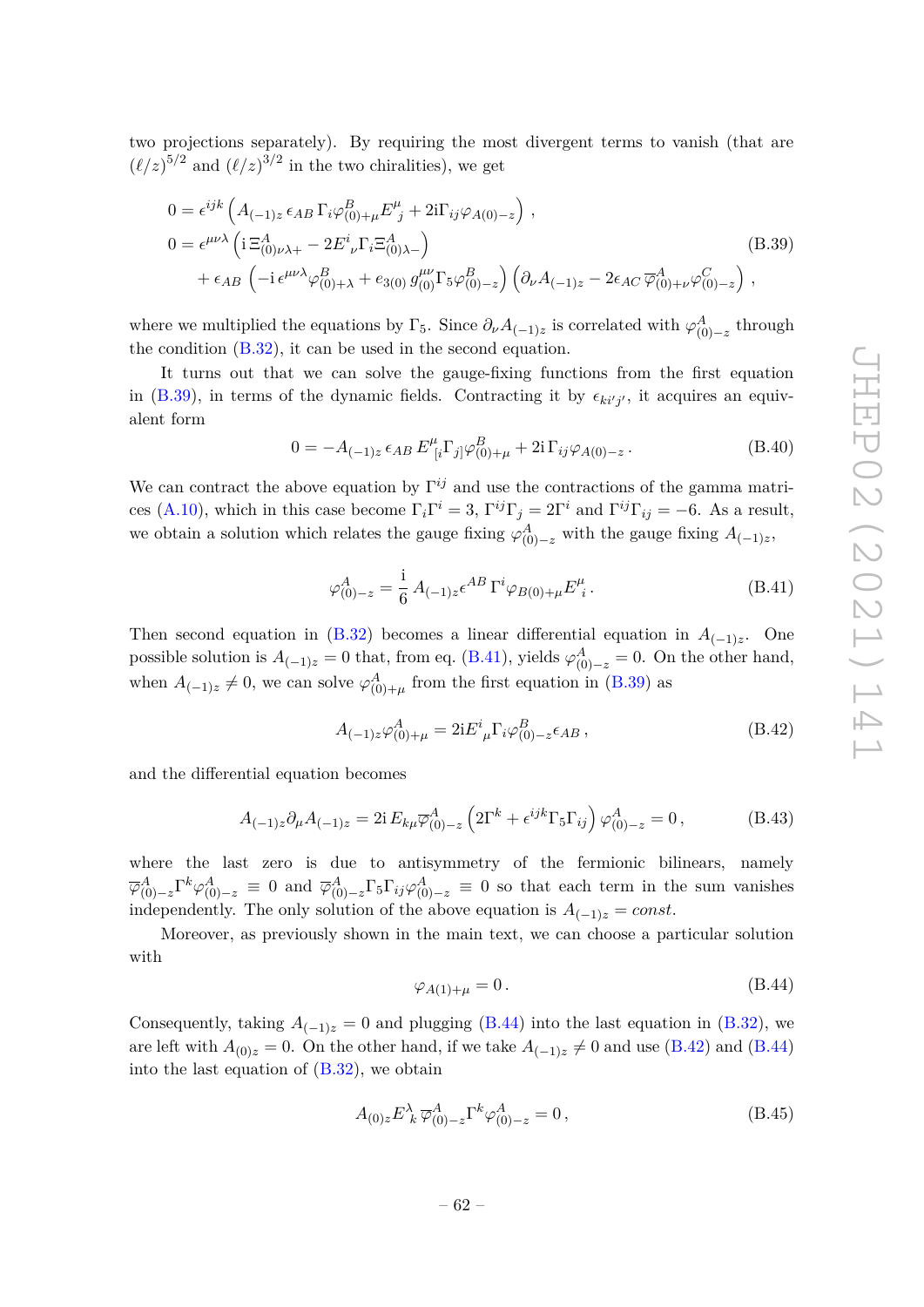two projections separately). By requiring the most divergent terms to vanish (that are $(\ell/z)^{5/2}$ and $(\ell/z)^{3/2}$ in the two chiralities), we get

$$
\begin{aligned}
0 &= \epsilon^{ijk}\left(A_{(-1)z}\,\epsilon_{AB}\,\Gamma_i\varphi^B_{(0)+\mu}E^\mu_j + 2\mathrm{i}\Gamma_{ij}\varphi_{A(0)-z}\right)\,,\\
0 &= \epsilon^{\mu\nu\lambda}\left(\mathrm{i}\,\Xi^A_{(0)\nu\lambda+} - 2E^i{}_\nu\Gamma_i\Xi^A_{(0)\lambda-}\right)\\
&\quad + \epsilon_{AB}\left(-\mathrm{i}\,\epsilon^{\mu\nu\lambda}\varphi^B_{(0)+\lambda} + e_{3(0)}\,g^{\mu\nu}_{(0)}\Gamma_5\varphi^B_{(0)-z}\right)\left(\partial_\nu A_{(-1)z} - 2\epsilon_{AC}\,\overline{\varphi}^A_{(0)+\nu}\varphi^C_{(0)-z}\right)\,,
\end{aligned}
\tag{B.39}
$$

where we multiplied the equations by $\Gamma_5$. Since $\partial_\nu A_{(-1)z}$ is correlated with $\varphi^A_{(0)-z}$ through the condition (B.32), it can be used in the second equation.

It turns out that we can solve the gauge-fixing functions from the first equation in (B.39), in terms of the dynamic fields. Contracting it by $\epsilon_{ki'j'}$, it acquires an equivalent form

$$
0 = -A_{(-1)z}\,\epsilon_{AB}\,E^\mu_{[i}\Gamma_{j]}\varphi^B_{(0)+\mu} + 2\mathrm{i}\,\Gamma_{ij}\varphi_{A(0)-z}\,. \tag{B.40}
$$

We can contract the above equation by $\Gamma^{ij}$ and use the contractions of the gamma matrices (A.10), which in this case become $\Gamma_i\Gamma^i = 3$, $\Gamma^{ij}\Gamma_j = 2\Gamma^i$ and $\Gamma^{ij}\Gamma_{ij} = -6$. As a result, we obtain a solution which relates the gauge fixing $\varphi^A_{(0)-z}$ with the gauge fixing $A_{(-1)z}$,

$$
\varphi^A_{(0)-z} = \frac{\mathrm{i}}{6}\,A_{(-1)z}\epsilon^{AB}\,\Gamma^i\varphi_{B(0)+\mu}E^\mu_i\,. \tag{B.41}
$$

Then second equation in (B.32) becomes a linear differential equation in $A_{(-1)z}$. One possible solution is $A_{(-1)z} = 0$ that, from eq. (B.41), yields $\varphi^A_{(0)-z} = 0$. On the other hand, when $A_{(-1)z} \neq 0$, we can solve $\varphi^A_{(0)+\mu}$ from the first equation in (B.39) as

$$
A_{(-1)z}\varphi^A_{(0)+\mu} = 2\mathrm{i}E^i{}_\mu\Gamma_i\varphi^B_{(0)-z}\epsilon_{AB}\,, \tag{B.42}
$$

and the differential equation becomes

$$
A_{(-1)z}\partial_\mu A_{(-1)z} = 2\mathrm{i}\,E_{k\mu}\overline{\varphi}^A_{(0)-z}\left(2\Gamma^k + \epsilon^{ijk}\Gamma_5\Gamma_{ij}\right)\varphi^A_{(0)-z} = 0\,, \tag{B.43}
$$

where the last zero is due to antisymmetry of the fermionic bilinears, namely $\overline{\varphi}^A_{(0)-z}\Gamma^k\varphi^A_{(0)-z} \equiv 0$ and $\overline{\varphi}^A_{(0)-z}\Gamma_5\Gamma_{ij}\varphi^A_{(0)-z} \equiv 0$ so that each term in the sum vanishes independently. The only solution of the above equation is $A_{(-1)z} = const.$

Moreover, as previously shown in the main text, we can choose a particular solution with

$$
\varphi_{A(1)+\mu} = 0\,. \tag{B.44}
$$

Consequently, taking $A_{(-1)z} = 0$ and plugging (B.44) into the last equation in (B.32), we are left with $A_{(0)z} = 0$. On the other hand, if we take $A_{(-1)z} \neq 0$ and use (B.42) and (B.44) into the last equation of (B.32), we obtain

$$
A_{(0)z}E^\lambda_k\,\overline{\varphi}^A_{(0)-z}\Gamma^k\varphi^A_{(0)-z} = 0\,, \tag{B.45}
$$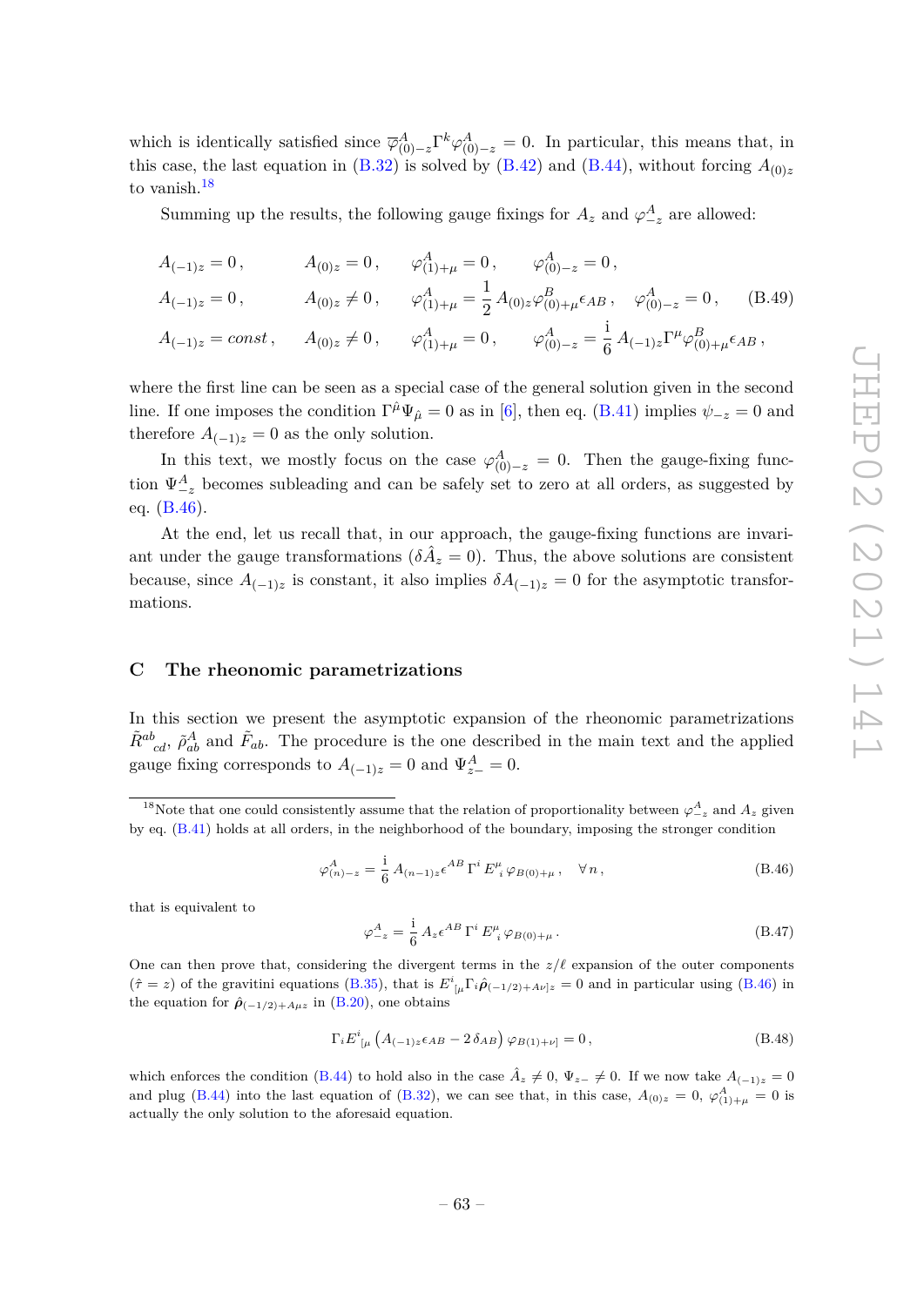which is identically satisfied since $\overline{\varphi}^A_{(0)-z}\Gamma^k\varphi^A_{(0)-z} = 0$. In particular, this means that, in this case, the last equation in (B.32) is solved by (B.42) and (B.44), without forcing $A_{(0)z}$ to vanish.[18]

Summing up the results, the following gauge fixings for $A_z$ and $\varphi^A_{-z}$ are allowed:

$$
\begin{aligned}
&A_{(-1)z} = 0\,, \qquad A_{(0)z} = 0\,, \qquad \varphi^A_{(1)+\mu} = 0\,, \qquad \varphi^A_{(0)-z} = 0\,, \\
&A_{(-1)z} = 0\,, \qquad A_{(0)z} \neq 0\,, \qquad \varphi^A_{(1)+\mu} = \frac{1}{2}\,A_{(0)z}\varphi^B_{(0)+\mu}\epsilon_{AB}\,, \quad \varphi^A_{(0)-z} = 0\,, \\
&A_{(-1)z} = const\,, \quad A_{(0)z} \neq 0\,, \qquad \varphi^A_{(1)+\mu} = 0\,, \qquad \varphi^A_{(0)-z} = \frac{\mathrm{i}}{6}\,A_{(-1)z}\Gamma^\mu\varphi^B_{(0)+\mu}\epsilon_{AB}\,,
\end{aligned}
\tag{B.49}
$$

where the first line can be seen as a special case of the general solution given in the second line. If one imposes the condition $\Gamma^{\hat\mu}\Psi_{\hat\mu} = 0$ as in [6], then eq. (B.41) implies $\psi_{-z} = 0$ and therefore $A_{(-1)z} = 0$ as the only solution.

In this text, we mostly focus on the case $\varphi^A_{(0)-z} = 0$. Then the gauge-fixing function $\Psi^A_{-z}$ becomes subleading and can be safely set to zero at all orders, as suggested by eq. (B.46).

At the end, let us recall that, in our approach, the gauge-fixing functions are invariant under the gauge transformations ($\delta\hat{A}_z = 0$). Thus, the above solutions are consistent because, since $A_{(-1)z}$ is constant, it also implies $\delta A_{(-1)z} = 0$ for the asymptotic transformations.

## C The rheonomic parametrizations

In this section we present the asymptotic expansion of the rheonomic parametrizations $\tilde{R}^{ab}{}_{cd}$, $\tilde{\rho}^A_{ab}$ and $\tilde{F}_{ab}$. The procedure is the one described in the main text and the applied gauge fixing corresponds to $A_{(-1)z} = 0$ and $\Psi^A_{z-} = 0$.

---

[18] Note that one could consistently assume that the relation of proportionality between $\varphi^A_{-z}$ and $A_z$ given by eq. (B.41) holds at all orders, in the neighborhood of the boundary, imposing the stronger condition

$$
\varphi^A_{(n)-z} = \frac{\mathrm{i}}{6}\,A_{(n-1)z}\epsilon^{AB}\,\Gamma^i\,E^\mu_{\ i}\,\varphi_{B(0)+\mu}\,, \quad \forall n\,,
\tag{B.46}
$$

that is equivalent to

$$
\varphi^A_{-z} = \frac{\mathrm{i}}{6}\,A_z\epsilon^{AB}\,\Gamma^i\,E^\mu_{\ i}\,\varphi_{B(0)+\mu}\,.
\tag{B.47}
$$

One can then prove that, considering the divergent terms in the $z/\ell$ expansion of the outer components ($\hat r = z$) of the gravitini equations (B.35), that is $E^i{}_{[\mu}\Gamma_i\hat{\boldsymbol{\rho}}_{(-1/2)+A\nu]z} = 0$ and in particular using (B.46) in the equation for $\hat{\boldsymbol{\rho}}_{(-1/2)+A\mu z}$ in (B.20), one obtains

$$
\Gamma_i E^i{}_{[\mu}\left(A_{(-1)z}\epsilon_{AB} - 2\,\delta_{AB}\right)\varphi_{B(1)+\nu]} = 0\,,
\tag{B.48}
$$

which enforces the condition (B.44) to hold also in the case $\hat{A}_z \neq 0$, $\Psi_{z-} \neq 0$. If we now take $A_{(-1)z} = 0$ and plug (B.44) into the last equation of (B.32), we can see that, in this case, $A_{(0)z} = 0$, $\varphi^A_{(1)+\mu} = 0$ is actually the only solution to the aforesaid equation.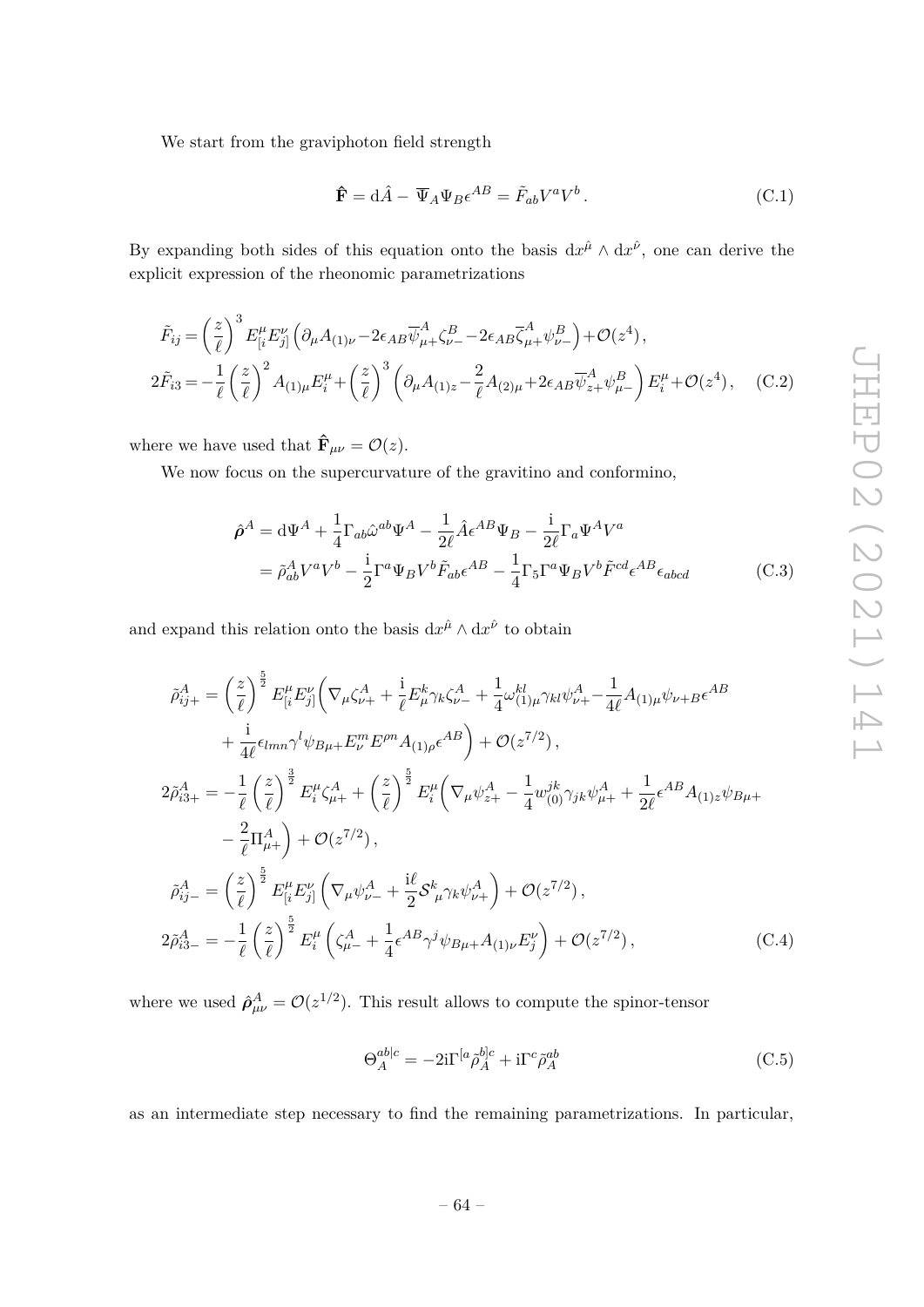We start from the graviphoton field strength

$$\hat{\mathbf{F}} = \mathrm{d}\hat{A} - \overline{\Psi}_A \Psi_B \epsilon^{AB} = \tilde{F}_{ab} V^a V^b \,. \tag{C.1}$$

By expanding both sides of this equation onto the basis $\mathrm{d}x^{\hat{\mu}} \wedge \mathrm{d}x^{\hat{\nu}}$, one can derive the explicit expression of the rheonomic parametrizations

$$\begin{aligned}
\tilde{F}_{ij} &= \left(\frac{z}{\ell}\right)^3 E^\mu_{[i} E^\nu_{j]} \left(\partial_\mu A_{(1)\nu} - 2\epsilon_{AB} \overline{\psi}^A_{\mu+} \zeta^B_{\nu-} - 2\epsilon_{AB} \overline{\zeta}^A_{\mu+} \psi^B_{\nu-}\right) + \mathcal{O}(z^4)\,, \\
2\tilde{F}_{i3} &= -\frac{1}{\ell}\left(\frac{z}{\ell}\right)^2 A_{(1)\mu} E^\mu_i + \left(\frac{z}{\ell}\right)^3 \left(\partial_\mu A_{(1)z} - \frac{2}{\ell} A_{(2)\mu} + 2\epsilon_{AB} \overline{\psi}^A_{z+} \psi^B_{\mu-}\right) E^\mu_i + \mathcal{O}(z^4)\,,
\end{aligned} \tag{C.2}$$

where we have used that $\hat{\mathbf{F}}_{\mu\nu} = \mathcal{O}(z)$.

We now focus on the supercurvature of the gravitino and conformino,

$$\begin{aligned}
\hat{\boldsymbol{\rho}}^A &= \mathrm{d}\Psi^A + \frac{1}{4}\Gamma_{ab} \hat{\omega}^{ab} \Psi^A - \frac{1}{2\ell} \hat{A} \epsilon^{AB} \Psi_B - \frac{\mathrm{i}}{2\ell} \Gamma_a \Psi^A V^a \\
&= \tilde{\rho}^A_{ab} V^a V^b - \frac{\mathrm{i}}{2} \Gamma^a \Psi_B V^b \tilde{F}_{ab} \epsilon^{AB} - \frac{1}{4} \Gamma_5 \Gamma^a \Psi_B V^b \tilde{F}^{cd} \epsilon^{AB} \epsilon_{abcd}
\end{aligned} \tag{C.3}$$

and expand this relation onto the basis $\mathrm{d}x^{\hat{\mu}} \wedge \mathrm{d}x^{\hat{\nu}}$ to obtain

$$\begin{aligned}
\tilde{\rho}^A_{ij+} &= \left(\frac{z}{\ell}\right)^{\frac{5}{2}} E^\mu_{[i} E^\nu_{j]} \Big( \nabla_\mu \zeta^A_{\nu+} + \frac{\mathrm{i}}{\ell} E^k_\mu \gamma_k \zeta^A_{\nu-} + \frac{1}{4} \omega^{kl}_{(1)\mu} \gamma_{kl} \psi^A_{\nu+} - \frac{1}{4\ell} A_{(1)\mu} \psi_{\nu+B} \epsilon^{AB} \\
&\quad + \frac{\mathrm{i}}{4\ell} \epsilon_{lmn} \gamma^l \psi_{B\mu+} E^m_\nu E^{\rho n} A_{(1)\rho} \epsilon^{AB} \Big) + \mathcal{O}(z^{7/2})\,, \\
2\tilde{\rho}^A_{i3+} &= -\frac{1}{\ell}\left(\frac{z}{\ell}\right)^{\frac{3}{2}} E^\mu_i \zeta^A_{\mu+} + \left(\frac{z}{\ell}\right)^{\frac{5}{2}} E^\mu_i \Big( \nabla_\mu \psi^A_{z+} - \frac{1}{4} w^{jk}_{(0)} \gamma_{jk} \psi^A_{\mu+} + \frac{1}{2\ell} \epsilon^{AB} A_{(1)z} \psi_{B\mu+} \\
&\quad - \frac{2}{\ell} \Pi^A_{\mu+} \Big) + \mathcal{O}(z^{7/2})\,, \\
\tilde{\rho}^A_{ij-} &= \left(\frac{z}{\ell}\right)^{\frac{5}{2}} E^\mu_{[i} E^\nu_{j]} \left( \nabla_\mu \psi^A_{\nu-} + \frac{\mathrm{i}\ell}{2} \mathcal{S}^k{}_\mu \gamma_k \psi^A_{\nu+} \right) + \mathcal{O}(z^{7/2})\,, \\
2\tilde{\rho}^A_{i3-} &= -\frac{1}{\ell}\left(\frac{z}{\ell}\right)^{\frac{5}{2}} E^\mu_i \left( \zeta^A_{\mu-} + \frac{1}{4} \epsilon^{AB} \gamma^j \psi_{B\mu+} A_{(1)\nu} E^\nu_j \right) + \mathcal{O}(z^{7/2})\,,
\end{aligned} \tag{C.4}$$

where we used $\hat{\boldsymbol{\rho}}^A_{\mu\nu} = \mathcal{O}(z^{1/2})$. This result allows to compute the spinor-tensor

$$\Theta^{ab|c}_A = -2\mathrm{i}\Gamma^{[a} \tilde{\rho}^{b]c}_A + \mathrm{i}\Gamma^c \tilde{\rho}^{ab}_A \tag{C.5}$$

as an intermediate step necessary to find the remaining parametrizations. In particular,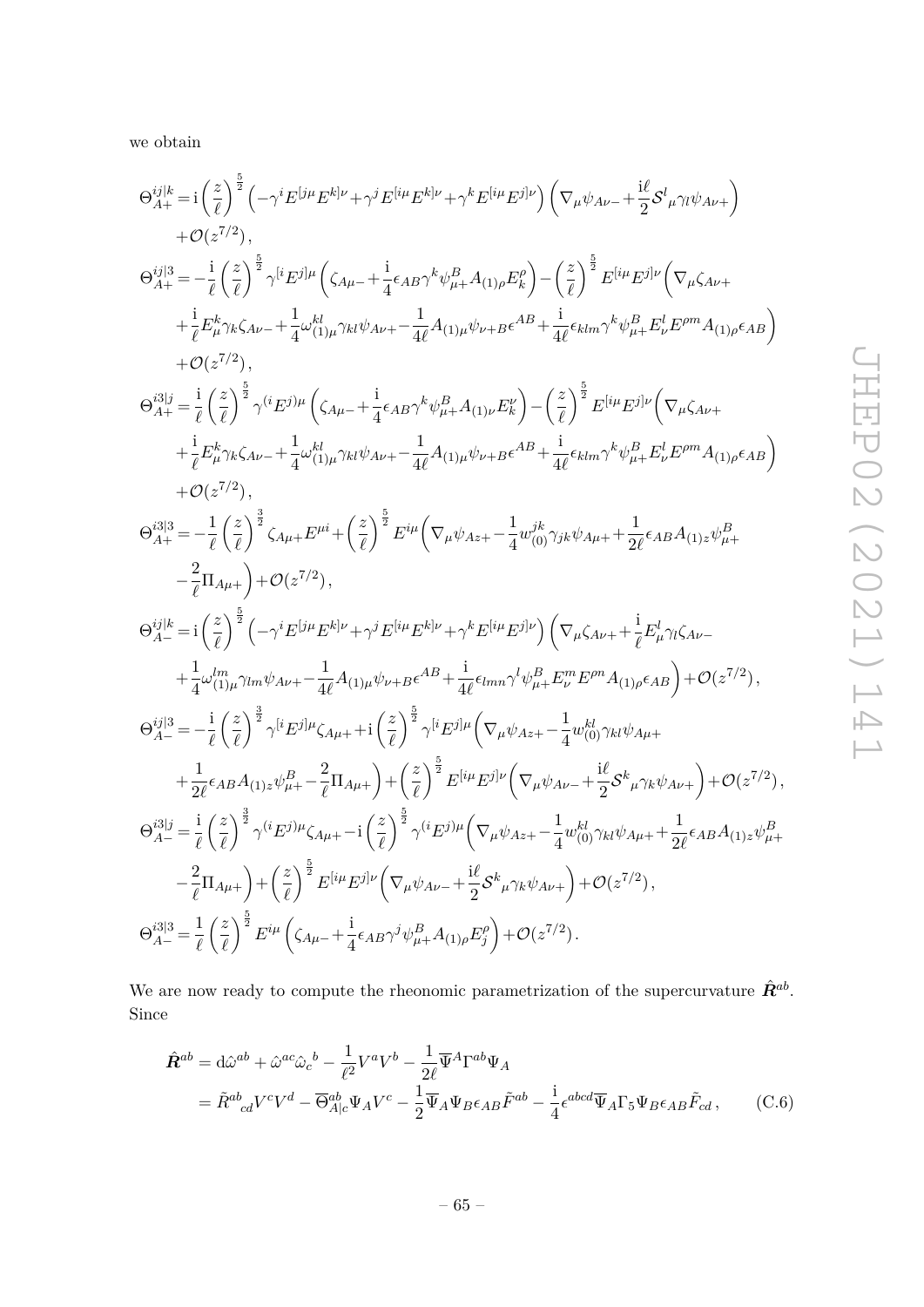we obtain

$$
\begin{aligned}
\Theta^{ij|k}_{A+} =& \,\mathrm{i}\left(\frac{z}{\ell}\right)^{\frac{5}{2}}\left(-\gamma^i E^{[j\mu}E^{k]\nu}+\gamma^j E^{[i\mu}E^{k]\nu}+\gamma^k E^{[i\mu}E^{j]\nu}\right)\left(\nabla_\mu\psi_{A\nu-}+\frac{\mathrm{i}\ell}{2}\mathcal{S}^l{}_\mu\gamma_l\psi_{A\nu+}\right)\\
&+\mathcal{O}(z^{7/2}),\\
\Theta^{ij|3}_{A+} =& -\frac{\mathrm{i}}{\ell}\left(\frac{z}{\ell}\right)^{\frac{5}{2}}\gamma^{[i}E^{j]\mu}\left(\zeta_{A\mu-}+\frac{\mathrm{i}}{4}\epsilon_{AB}\gamma^k\psi^B_{\mu+}A_{(1)\rho}E^\rho_k\right)-\left(\frac{z}{\ell}\right)^{\frac{5}{2}}E^{[i\mu}E^{j]\nu}\bigg(\nabla_\mu\zeta_{A\nu+}\\
&+\frac{\mathrm{i}}{\ell}E^k_\mu\gamma_k\zeta_{A\nu-}+\frac{1}{4}\omega^{kl}_{(1)\mu}\gamma_{kl}\psi_{A\nu+}-\frac{1}{4\ell}A_{(1)\mu}\psi_{\nu+B}\epsilon^{AB}+\frac{\mathrm{i}}{4\ell}\epsilon_{klm}\gamma^k\psi^B_{\mu+}E^l_\nu E^{\rho m}A_{(1)\rho}\epsilon_{AB}\bigg)\\
&+\mathcal{O}(z^{7/2}),\\
\Theta^{i3|j}_{A+} =& \,\frac{\mathrm{i}}{\ell}\left(\frac{z}{\ell}\right)^{\frac{5}{2}}\gamma^{(i}E^{j)\mu}\left(\zeta_{A\mu-}+\frac{\mathrm{i}}{4}\epsilon_{AB}\gamma^k\psi^B_{\mu+}A_{(1)\nu}E^\nu_k\right)-\left(\frac{z}{\ell}\right)^{\frac{5}{2}}E^{[i\mu}E^{j]\nu}\bigg(\nabla_\mu\zeta_{A\nu+}\\
&+\frac{\mathrm{i}}{\ell}E^k_\mu\gamma_k\zeta_{A\nu-}+\frac{1}{4}\omega^{kl}_{(1)\mu}\gamma_{kl}\psi_{A\nu+}-\frac{1}{4\ell}A_{(1)\mu}\psi_{\nu+B}\epsilon^{AB}+\frac{\mathrm{i}}{4\ell}\epsilon_{klm}\gamma^k\psi^B_{\mu+}E^l_\nu E^{\rho m}A_{(1)\rho}\epsilon_{AB}\bigg)\\
&+\mathcal{O}(z^{7/2}),\\
\Theta^{i3|3}_{A+} =& -\frac{1}{\ell}\left(\frac{z}{\ell}\right)^{\frac{3}{2}}\zeta_{A\mu+}E^{\mu i}+\left(\frac{z}{\ell}\right)^{\frac{5}{2}}E^{i\mu}\bigg(\nabla_\mu\psi_{Az+}-\frac{1}{4}w^{jk}_{(0)}\gamma_{jk}\psi_{A\mu+}+\frac{1}{2\ell}\epsilon_{AB}A_{(1)z}\psi^B_{\mu+}\\
&-\frac{2}{\ell}\Pi_{A\mu+}\bigg)+\mathcal{O}(z^{7/2}),\\
\Theta^{ij|k}_{A-} =& \,\mathrm{i}\left(\frac{z}{\ell}\right)^{\frac{5}{2}}\left(-\gamma^i E^{[j\mu}E^{k]\nu}+\gamma^j E^{[i\mu}E^{k]\nu}+\gamma^k E^{[i\mu}E^{j]\nu}\right)\bigg(\nabla_\mu\zeta_{A\nu+}+\frac{\mathrm{i}}{\ell}E^l_\mu\gamma_l\zeta_{A\nu-}\\
&+\frac{1}{4}\omega^{lm}_{(1)\mu}\gamma_{lm}\psi_{A\nu+}-\frac{1}{4\ell}A_{(1)\mu}\psi_{\nu+B}\epsilon^{AB}+\frac{\mathrm{i}}{4\ell}\epsilon_{lmn}\gamma^l\psi^B_{\mu+}E^m_\nu E^{\rho n}A_{(1)\rho}\epsilon_{AB}\bigg)+\mathcal{O}(z^{7/2}),\\
\Theta^{ij|3}_{A-} =& -\frac{\mathrm{i}}{\ell}\left(\frac{z}{\ell}\right)^{\frac{3}{2}}\gamma^{[i}E^{j]\mu}\zeta_{A\mu+}+\mathrm{i}\left(\frac{z}{\ell}\right)^{\frac{5}{2}}\gamma^{[i}E^{j]\mu}\bigg(\nabla_\mu\psi_{Az+}-\frac{1}{4}w^{kl}_{(0)}\gamma_{kl}\psi_{A\mu+}\\
&+\frac{1}{2\ell}\epsilon_{AB}A_{(1)z}\psi^B_{\mu+}-\frac{2}{\ell}\Pi_{A\mu+}\bigg)+\left(\frac{z}{\ell}\right)^{\frac{5}{2}}E^{[i\mu}E^{j]\nu}\bigg(\nabla_\mu\psi_{A\nu-}+\frac{\mathrm{i}\ell}{2}\mathcal{S}^k{}_\mu\gamma_k\psi_{A\nu+}\bigg)+\mathcal{O}(z^{7/2}),\\
\Theta^{i3|j}_{A-} =& \,\frac{\mathrm{i}}{\ell}\left(\frac{z}{\ell}\right)^{\frac{3}{2}}\gamma^{(i}E^{j)\mu}\zeta_{A\mu+}-\mathrm{i}\left(\frac{z}{\ell}\right)^{\frac{5}{2}}\gamma^{(i}E^{j)\mu}\bigg(\nabla_\mu\psi_{Az+}-\frac{1}{4}w^{kl}_{(0)}\gamma_{kl}\psi_{A\mu+}+\frac{1}{2\ell}\epsilon_{AB}A_{(1)z}\psi^B_{\mu+}\\
&-\frac{2}{\ell}\Pi_{A\mu+}\bigg)+\left(\frac{z}{\ell}\right)^{\frac{5}{2}}E^{[i\mu}E^{j]\nu}\bigg(\nabla_\mu\psi_{A\nu-}+\frac{\mathrm{i}\ell}{2}\mathcal{S}^k{}_\mu\gamma_k\psi_{A\nu+}\bigg)+\mathcal{O}(z^{7/2}),\\
\Theta^{i3|3}_{A-} =& \,\frac{1}{\ell}\left(\frac{z}{\ell}\right)^{\frac{5}{2}}E^{i\mu}\left(\zeta_{A\mu-}+\frac{\mathrm{i}}{4}\epsilon_{AB}\gamma^j\psi^B_{\mu+}A_{(1)\rho}E^\rho_j\right)+\mathcal{O}(z^{7/2}).
\end{aligned}
$$

We are now ready to compute the rheonomic parametrization of the supercurvature $\hat{\boldsymbol{R}}^{ab}$. Since

$$
\begin{aligned}
\hat{\boldsymbol{R}}^{ab} &= \mathrm{d}\hat{\omega}^{ab}+\hat{\omega}^{ac}\hat{\omega}_c{}^b-\frac{1}{\ell^2}V^aV^b-\frac{1}{2\ell}\overline{\Psi}^A\Gamma^{ab}\Psi_A\\
&= \tilde{R}^{ab}{}_{cd}V^cV^d-\overline{\Theta}^{ab}_{A|c}\Psi_AV^c-\frac{1}{2}\overline{\Psi}_A\Psi_B\epsilon_{AB}\tilde{F}^{ab}-\frac{\mathrm{i}}{4}\epsilon^{abcd}\overline{\Psi}_A\Gamma_5\Psi_B\epsilon_{AB}\tilde{F}_{cd}\,, \qquad \text{(C.6)}
\end{aligned}
$$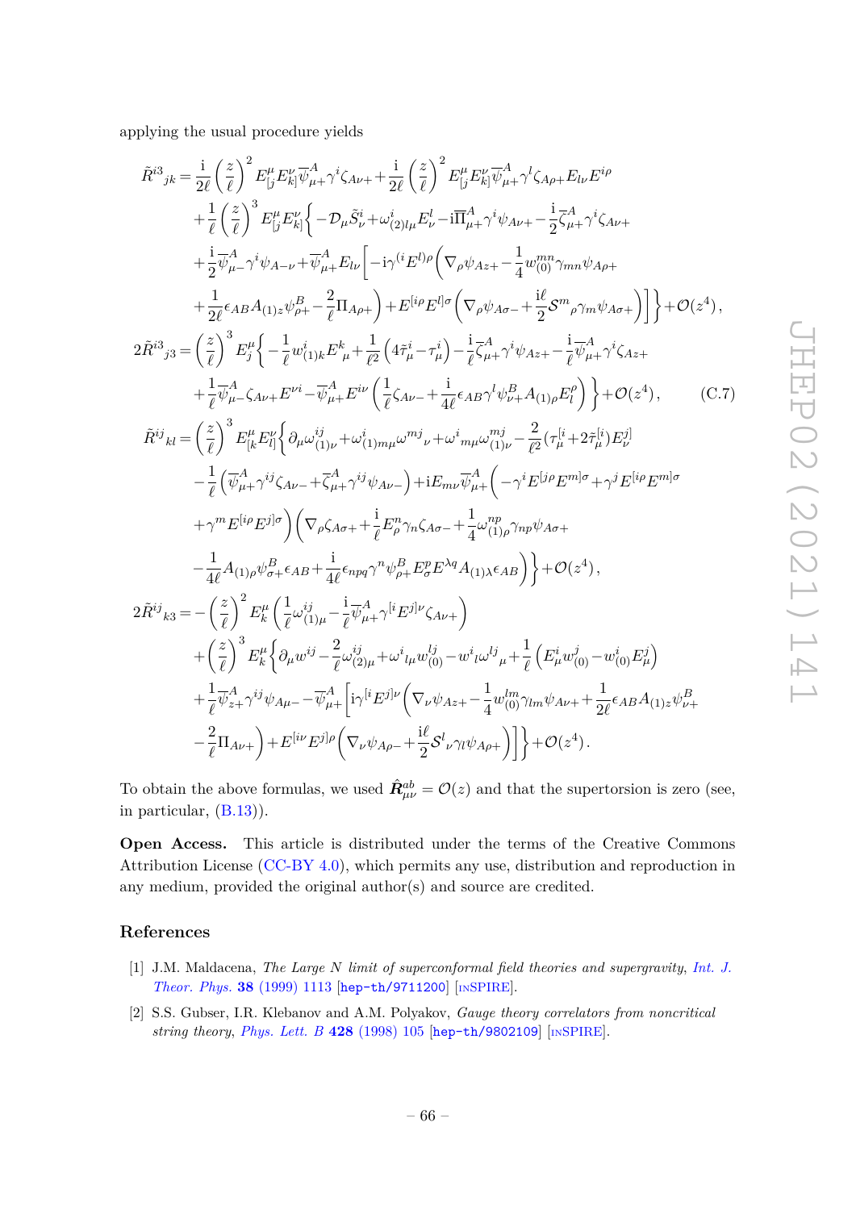applying the usual procedure yields

$$
\begin{aligned}
\tilde{R}^{i3}{}_{jk} &= \frac{\mathrm{i}}{2\ell}\left(\frac{z}{\ell}\right)^2 E^\mu_{[j}E^\nu_{k]}\overline{\psi}^A_{\mu+}\gamma^i\zeta_{A\nu+}+\frac{\mathrm{i}}{2\ell}\left(\frac{z}{\ell}\right)^2 E^\mu_{[j}E^\nu_{k]}\overline{\psi}^A_{\mu+}\gamma^l\zeta_{A\rho+}E_{l\nu}E^{i\rho}\\
&\quad+\frac{1}{\ell}\left(\frac{z}{\ell}\right)^3 E^\mu_{[j}E^\nu_{k]}\bigg\{-\mathcal{D}_\mu\tilde{S}^i_\nu+\omega^i_{(2)l\mu}E^l_\nu-\mathrm{i}\overline{\Pi}^A_{\mu+}\gamma^i\psi_{A\nu+}-\frac{\mathrm{i}}{2}\overline{\zeta}^A_{\mu+}\gamma^i\zeta_{A\nu+}\\
&\quad+\frac{\mathrm{i}}{2}\overline{\psi}^A_{\mu-}\gamma^i\psi_{A-\nu}+\overline{\psi}^A_{\mu+}E_{l\nu}\Big[-\mathrm{i}\gamma^{(i}E^{l)\rho}\Big(\nabla_\rho\psi_{Az+}-\frac{1}{4}w^{mn}_{(0)}\gamma_{mn}\psi_{A\rho+}\\
&\quad+\frac{1}{2\ell}\epsilon_{AB}A_{(1)z}\psi^B_{\rho+}-\frac{2}{\ell}\Pi_{A\rho+}\Big)+E^{[i\rho}E^{l]\sigma}\Big(\nabla_\rho\psi_{A\sigma-}+\frac{\mathrm{i}\ell}{2}\mathcal{S}^m{}_\rho\gamma_m\psi_{A\sigma+}\Big)\Big]\bigg\}+\mathcal{O}(z^4)\,,\\
2\tilde{R}^{i3}{}_{j3} &= \left(\frac{z}{\ell}\right)^3 E^\mu_j\bigg\{-\frac{1}{\ell}w^i_{(1)k}E^k{}_\mu+\frac{1}{\ell^2}\left(4\tilde{\tau}^i_\mu-\tau^i_\mu\right)-\frac{\mathrm{i}}{\ell}\overline{\zeta}^A_{\mu+}\gamma^i\psi_{Az+}-\frac{\mathrm{i}}{\ell}\overline{\psi}^A_{\mu+}\gamma^i\zeta_{Az+}\\
&\quad+\frac{1}{\ell}\overline{\psi}^A_{\mu-}\zeta_{A\nu+}E^{\nu i}-\overline{\psi}^A_{\mu+}E^{i\nu}\left(\frac{1}{\ell}\zeta_{A\nu-}+\frac{\mathrm{i}}{4\ell}\epsilon_{AB}\gamma^l\psi^B_{\nu+}A_{(1)\rho}E^\rho_l\right)\bigg\}+\mathcal{O}(z^4)\,,\qquad\text{(C.7)}\\
\tilde{R}^{ij}{}_{kl} &= \left(\frac{z}{\ell}\right)^3 E^\mu_{[k}E^\nu_{l]}\bigg\{\partial_\mu\omega^{ij}_{(1)\nu}+\omega^i_{(1)m\mu}\omega^{mj}{}_\nu+\omega^i{}_{m\mu}\omega^{mj}_{(1)\nu}-\frac{2}{\ell^2}(\tau^{[i}_\mu+2\tilde{\tau}^{[i}_\mu)E^{j]}_\nu\\
&\quad-\frac{1}{\ell}\left(\overline{\psi}^A_{\mu+}\gamma^{ij}\zeta_{A\nu-}+\overline{\zeta}^A_{\mu+}\gamma^{ij}\psi_{A\nu-}\right)+\mathrm{i}E_{m\nu}\overline{\psi}^A_{\mu+}\Big(-\gamma^iE^{[j\rho}E^{m]\sigma}+\gamma^jE^{[i\rho}E^{m]\sigma}\\
&\quad+\gamma^mE^{[i\rho}E^{j]\sigma}\Big)\Big(\nabla_\rho\zeta_{A\sigma+}+\frac{\mathrm{i}}{\ell}E^n_\rho\gamma_n\zeta_{A\sigma-}+\frac{1}{4}\omega^{np}_{(1)\rho}\gamma_{np}\psi_{A\sigma+}\\
&\quad-\frac{1}{4\ell}A_{(1)\rho}\psi^B_{\sigma+}\epsilon_{AB}+\frac{\mathrm{i}}{4\ell}\epsilon_{npq}\gamma^n\psi^B_{\rho+}E^p_\sigma E^{\lambda q}A_{(1)\lambda}\epsilon_{AB}\Big)\bigg\}+\mathcal{O}(z^4)\,,\\
2\tilde{R}^{ij}{}_{k3} &= -\left(\frac{z}{\ell}\right)^2 E^\mu_k\left(\frac{1}{\ell}\omega^{ij}_{(1)\mu}-\frac{\mathrm{i}}{\ell}\overline{\psi}^A_{\mu+}\gamma^{[i}E^{j]\nu}\zeta_{A\nu+}\right)\\
&\quad+\left(\frac{z}{\ell}\right)^3 E^\mu_k\bigg\{\partial_\mu w^{ij}-\frac{2}{\ell}\omega^{ij}_{(2)\mu}+\omega^i{}_{l\mu}w^{lj}_{(0)}-w^i{}_l\omega^{lj}{}_\mu+\frac{1}{\ell}\left(E^i_\mu w^j_{(0)}-w^i_{(0)}E^j_\mu\right)\\
&\quad+\frac{1}{\ell}\overline{\psi}^A_{z+}\gamma^{ij}\psi_{A\mu-}-\overline{\psi}^A_{\mu+}\Big[\mathrm{i}\gamma^{[i}E^{j]\nu}\Big(\nabla_\nu\psi_{Az+}-\frac{1}{4}w^{lm}_{(0)}\gamma_{lm}\psi_{A\nu+}+\frac{1}{2\ell}\epsilon_{AB}A_{(1)z}\psi^B_{\nu+}\\
&\quad-\frac{2}{\ell}\Pi_{A\nu+}\Big)+E^{[i\nu}E^{j]\rho}\Big(\nabla_\nu\psi_{A\rho-}+\frac{\mathrm{i}\ell}{2}\mathcal{S}^l{}_\nu\gamma_l\psi_{A\rho+}\Big)\Big]\bigg\}+\mathcal{O}(z^4)\,.
\end{aligned}
$$

To obtain the above formulas, we used $\hat{\boldsymbol{R}}^{ab}_{\mu\nu}=\mathcal{O}(z)$ and that the supertorsion is zero (see, in particular, (B.13)).

**Open Access.** This article is distributed under the terms of the Creative Commons Attribution License (CC-BY 4.0), which permits any use, distribution and reproduction in any medium, provided the original author(s) and source are credited.

## References

[1] J.M. Maldacena, *The Large N limit of superconformal field theories and supergravity*, *Int. J. Theor. Phys.* **38** (1999) 1113 [hep-th/9711200] [INSPIRE].

[2] S.S. Gubser, I.R. Klebanov and A.M. Polyakov, *Gauge theory correlators from noncritical string theory*, *Phys. Lett. B* **428** (1998) 105 [hep-th/9802109] [INSPIRE].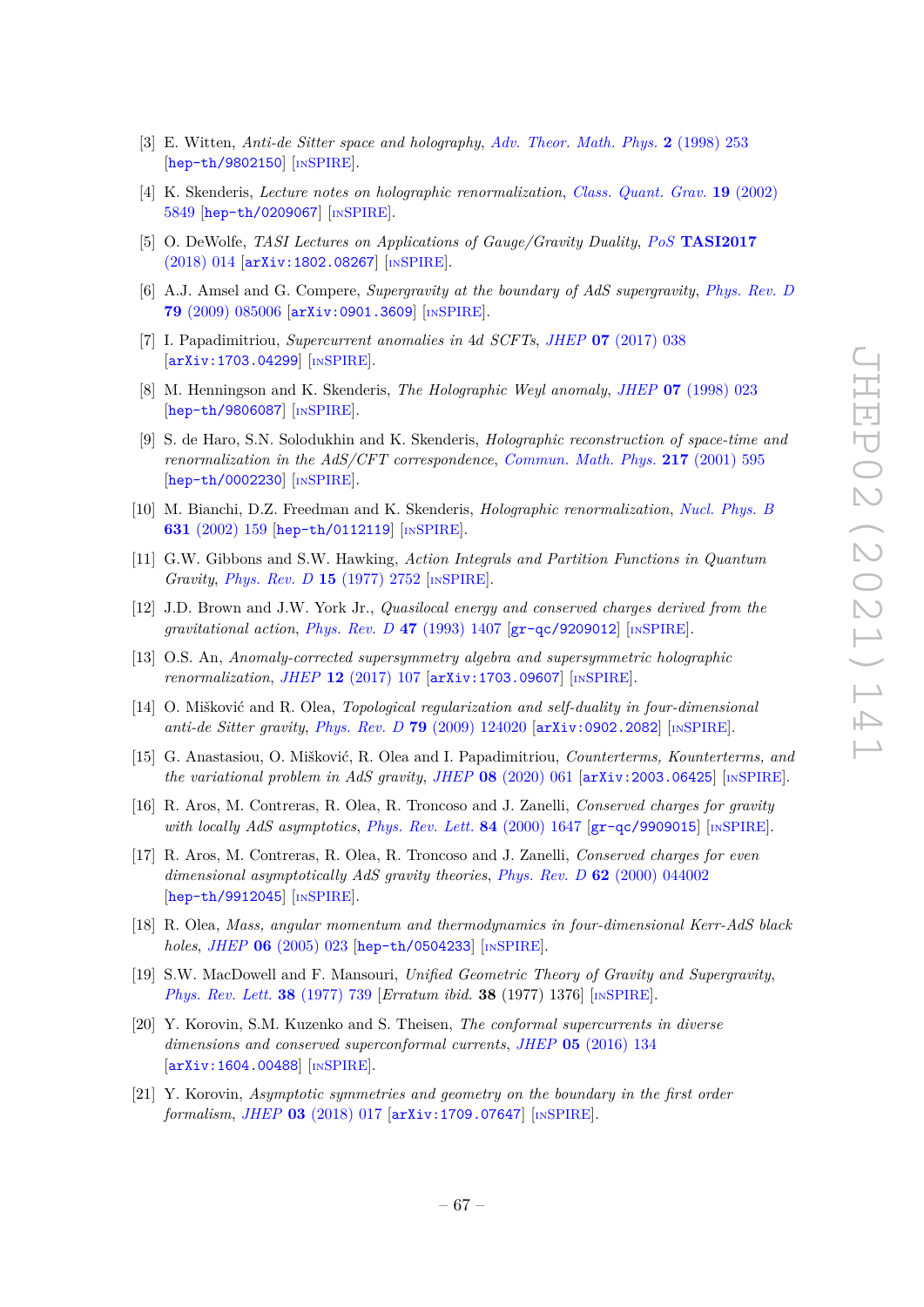[3] E. Witten, *Anti-de Sitter space and holography*, Adv. Theor. Math. Phys. **2** (1998) 253 [hep-th/9802150] [INSPIRE].

[4] K. Skenderis, *Lecture notes on holographic renormalization*, Class. Quant. Grav. **19** (2002) 5849 [hep-th/0209067] [INSPIRE].

[5] O. DeWolfe, *TASI Lectures on Applications of Gauge/Gravity Duality*, PoS **TASI2017** (2018) 014 [arXiv:1802.08267] [INSPIRE].

[6] A.J. Amsel and G. Compere, *Supergravity at the boundary of AdS supergravity*, Phys. Rev. D **79** (2009) 085006 [arXiv:0901.3609] [INSPIRE].

[7] I. Papadimitriou, *Supercurrent anomalies in 4d SCFTs*, JHEP **07** (2017) 038 [arXiv:1703.04299] [INSPIRE].

[8] M. Henningson and K. Skenderis, *The Holographic Weyl anomaly*, JHEP **07** (1998) 023 [hep-th/9806087] [INSPIRE].

[9] S. de Haro, S.N. Solodukhin and K. Skenderis, *Holographic reconstruction of space-time and renormalization in the AdS/CFT correspondence*, Commun. Math. Phys. **217** (2001) 595 [hep-th/0002230] [INSPIRE].

[10] M. Bianchi, D.Z. Freedman and K. Skenderis, *Holographic renormalization*, Nucl. Phys. B **631** (2002) 159 [hep-th/0112119] [INSPIRE].

[11] G.W. Gibbons and S.W. Hawking, *Action Integrals and Partition Functions in Quantum Gravity*, Phys. Rev. D **15** (1977) 2752 [INSPIRE].

[12] J.D. Brown and J.W. York Jr., *Quasilocal energy and conserved charges derived from the gravitational action*, Phys. Rev. D **47** (1993) 1407 [gr-qc/9209012] [INSPIRE].

[13] O.S. An, *Anomaly-corrected supersymmetry algebra and supersymmetric holographic renormalization*, JHEP **12** (2017) 107 [arXiv:1703.09607] [INSPIRE].

[14] O. Mišković and R. Olea, *Topological regularization and self-duality in four-dimensional anti-de Sitter gravity*, Phys. Rev. D **79** (2009) 124020 [arXiv:0902.2082] [INSPIRE].

[15] G. Anastasiou, O. Mišković, R. Olea and I. Papadimitriou, *Counterterms, Kounterterms, and the variational problem in AdS gravity*, JHEP **08** (2020) 061 [arXiv:2003.06425] [INSPIRE].

[16] R. Aros, M. Contreras, R. Olea, R. Troncoso and J. Zanelli, *Conserved charges for gravity with locally AdS asymptotics*, Phys. Rev. Lett. **84** (2000) 1647 [gr-qc/9909015] [INSPIRE].

[17] R. Aros, M. Contreras, R. Olea, R. Troncoso and J. Zanelli, *Conserved charges for even dimensional asymptotically AdS gravity theories*, Phys. Rev. D **62** (2000) 044002 [hep-th/9912045] [INSPIRE].

[18] R. Olea, *Mass, angular momentum and thermodynamics in four-dimensional Kerr-AdS black holes*, JHEP **06** (2005) 023 [hep-th/0504233] [INSPIRE].

[19] S.W. MacDowell and F. Mansouri, *Unified Geometric Theory of Gravity and Supergravity*, Phys. Rev. Lett. **38** (1977) 739 [*Erratum ibid.* **38** (1977) 1376] [INSPIRE].

[20] Y. Korovin, S.M. Kuzenko and S. Theisen, *The conformal supercurrents in diverse dimensions and conserved superconformal currents*, JHEP **05** (2016) 134 [arXiv:1604.00488] [INSPIRE].

[21] Y. Korovin, *Asymptotic symmetries and geometry on the boundary in the first order formalism*, JHEP **03** (2018) 017 [arXiv:1709.07647] [INSPIRE].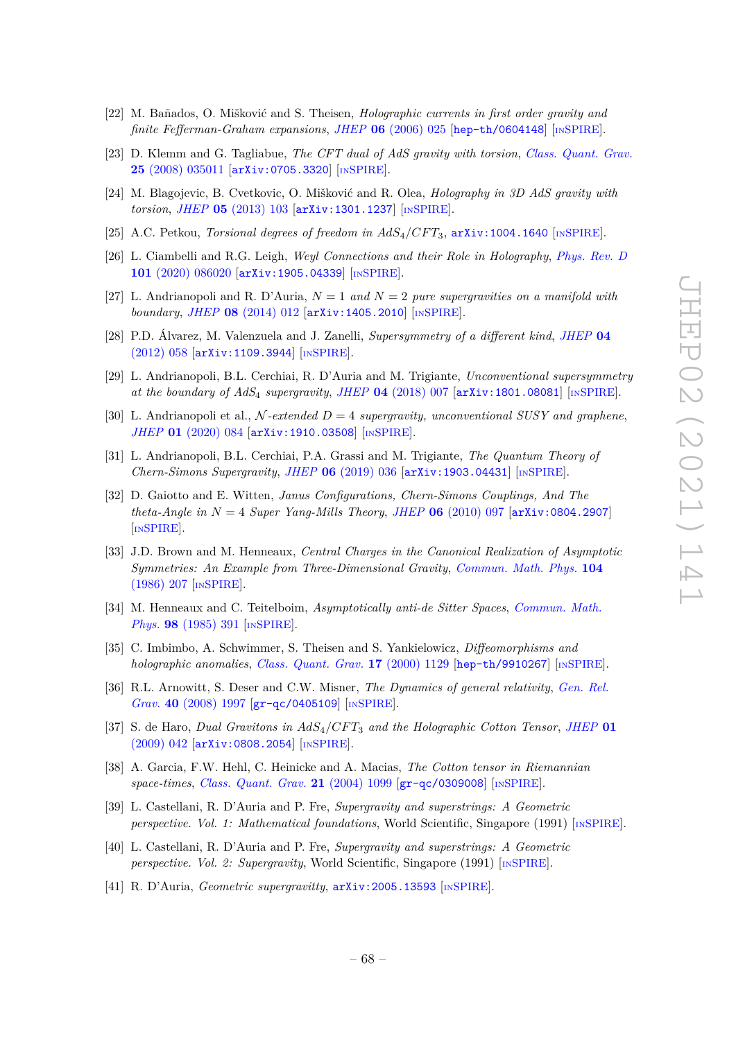[22] M. Bañados, O. Mišković and S. Theisen, *Holographic currents in first order gravity and finite Fefferman-Graham expansions*, *JHEP* **06** (2006) 025 [hep-th/0604148] [INSPIRE].

[23] D. Klemm and G. Tagliabue, *The CFT dual of AdS gravity with torsion*, *Class. Quant. Grav.* **25** (2008) 035011 [arXiv:0705.3320] [INSPIRE].

[24] M. Blagojevic, B. Cvetkovic, O. Mišković and R. Olea, *Holography in 3D AdS gravity with torsion*, *JHEP* **05** (2013) 103 [arXiv:1301.1237] [INSPIRE].

[25] A.C. Petkou, *Torsional degrees of freedom in $AdS_4/CFT_3$*, arXiv:1004.1640 [INSPIRE].

[26] L. Ciambelli and R.G. Leigh, *Weyl Connections and their Role in Holography*, *Phys. Rev. D* **101** (2020) 086020 [arXiv:1905.04339] [INSPIRE].

[27] L. Andrianopoli and R. D'Auria, *$N = 1$ and $N = 2$ pure supergravities on a manifold with boundary*, *JHEP* **08** (2014) 012 [arXiv:1405.2010] [INSPIRE].

[28] P.D. Álvarez, M. Valenzuela and J. Zanelli, *Supersymmetry of a different kind*, *JHEP* **04** (2012) 058 [arXiv:1109.3944] [INSPIRE].

[29] L. Andrianopoli, B.L. Cerchiai, R. D'Auria and M. Trigiante, *Unconventional supersymmetry at the boundary of $AdS_4$ supergravity*, *JHEP* **04** (2018) 007 [arXiv:1801.08081] [INSPIRE].

[30] L. Andrianopoli et al., *$\mathcal{N}$-extended $D = 4$ supergravity, unconventional SUSY and graphene*, *JHEP* **01** (2020) 084 [arXiv:1910.03508] [INSPIRE].

[31] L. Andrianopoli, B.L. Cerchiai, P.A. Grassi and M. Trigiante, *The Quantum Theory of Chern-Simons Supergravity*, *JHEP* **06** (2019) 036 [arXiv:1903.04431] [INSPIRE].

[32] D. Gaiotto and E. Witten, *Janus Configurations, Chern-Simons Couplings, And The theta-Angle in $N = 4$ Super Yang-Mills Theory*, *JHEP* **06** (2010) 097 [arXiv:0804.2907] [INSPIRE].

[33] J.D. Brown and M. Henneaux, *Central Charges in the Canonical Realization of Asymptotic Symmetries: An Example from Three-Dimensional Gravity*, *Commun. Math. Phys.* **104** (1986) 207 [INSPIRE].

[34] M. Henneaux and C. Teitelboim, *Asymptotically anti-de Sitter Spaces*, *Commun. Math. Phys.* **98** (1985) 391 [INSPIRE].

[35] C. Imbimbo, A. Schwimmer, S. Theisen and S. Yankielowicz, *Diffeomorphisms and holographic anomalies*, *Class. Quant. Grav.* **17** (2000) 1129 [hep-th/9910267] [INSPIRE].

[36] R.L. Arnowitt, S. Deser and C.W. Misner, *The Dynamics of general relativity*, *Gen. Rel. Grav.* **40** (2008) 1997 [gr-qc/0405109] [INSPIRE].

[37] S. de Haro, *Dual Gravitons in $AdS_4/CFT_3$ and the Holographic Cotton Tensor*, *JHEP* **01** (2009) 042 [arXiv:0808.2054] [INSPIRE].

[38] A. Garcia, F.W. Hehl, C. Heinicke and A. Macias, *The Cotton tensor in Riemannian space-times*, *Class. Quant. Grav.* **21** (2004) 1099 [gr-qc/0309008] [INSPIRE].

[39] L. Castellani, R. D'Auria and P. Fre, *Supergravity and superstrings: A Geometric perspective. Vol. 1: Mathematical foundations*, World Scientific, Singapore (1991) [INSPIRE].

[40] L. Castellani, R. D'Auria and P. Fre, *Supergravity and superstrings: A Geometric perspective. Vol. 2: Supergravity*, World Scientific, Singapore (1991) [INSPIRE].

[41] R. D'Auria, *Geometric supergravitty*, arXiv:2005.13593 [INSPIRE].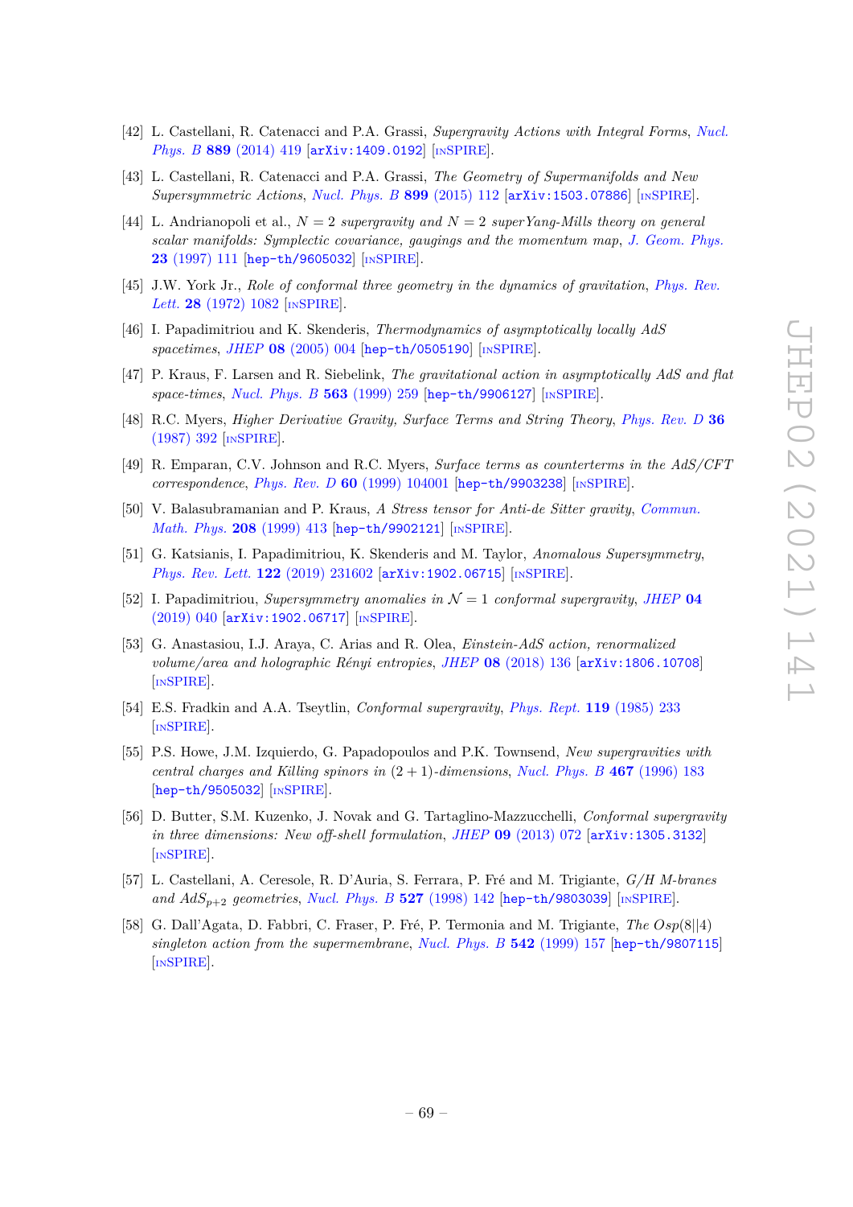[42] L. Castellani, R. Catenacci and P.A. Grassi, *Supergravity Actions with Integral Forms*, *Nucl. Phys. B* **889** (2014) 419 [arXiv:1409.0192] [INSPIRE].

[43] L. Castellani, R. Catenacci and P.A. Grassi, *The Geometry of Supermanifolds and New Supersymmetric Actions*, *Nucl. Phys. B* **899** (2015) 112 [arXiv:1503.07886] [INSPIRE].

[44] L. Andrianopoli et al., *$N = 2$ supergravity and $N = 2$ superYang-Mills theory on general scalar manifolds: Symplectic covariance, gaugings and the momentum map*, *J. Geom. Phys.* **23** (1997) 111 [hep-th/9605032] [INSPIRE].

[45] J.W. York Jr., *Role of conformal three geometry in the dynamics of gravitation*, *Phys. Rev. Lett.* **28** (1972) 1082 [INSPIRE].

[46] I. Papadimitriou and K. Skenderis, *Thermodynamics of asymptotically locally AdS spacetimes*, *JHEP* **08** (2005) 004 [hep-th/0505190] [INSPIRE].

[47] P. Kraus, F. Larsen and R. Siebelink, *The gravitational action in asymptotically AdS and flat space-times*, *Nucl. Phys. B* **563** (1999) 259 [hep-th/9906127] [INSPIRE].

[48] R.C. Myers, *Higher Derivative Gravity, Surface Terms and String Theory*, *Phys. Rev. D* **36** (1987) 392 [INSPIRE].

[49] R. Emparan, C.V. Johnson and R.C. Myers, *Surface terms as counterterms in the AdS/CFT correspondence*, *Phys. Rev. D* **60** (1999) 104001 [hep-th/9903238] [INSPIRE].

[50] V. Balasubramanian and P. Kraus, *A Stress tensor for Anti-de Sitter gravity*, *Commun. Math. Phys.* **208** (1999) 413 [hep-th/9902121] [INSPIRE].

[51] G. Katsianis, I. Papadimitriou, K. Skenderis and M. Taylor, *Anomalous Supersymmetry*, *Phys. Rev. Lett.* **122** (2019) 231602 [arXiv:1902.06715] [INSPIRE].

[52] I. Papadimitriou, *Supersymmetry anomalies in $\mathcal{N} = 1$ conformal supergravity*, *JHEP* **04** (2019) 040 [arXiv:1902.06717] [INSPIRE].

[53] G. Anastasiou, I.J. Araya, C. Arias and R. Olea, *Einstein-AdS action, renormalized volume/area and holographic Rényi entropies*, *JHEP* **08** (2018) 136 [arXiv:1806.10708] [INSPIRE].

[54] E.S. Fradkin and A.A. Tseytlin, *Conformal supergravity*, *Phys. Rept.* **119** (1985) 233 [INSPIRE].

[55] P.S. Howe, J.M. Izquierdo, G. Papadopoulos and P.K. Townsend, *New supergravities with central charges and Killing spinors in $(2 + 1)$-dimensions*, *Nucl. Phys. B* **467** (1996) 183 [hep-th/9505032] [INSPIRE].

[56] D. Butter, S.M. Kuzenko, J. Novak and G. Tartaglino-Mazzucchelli, *Conformal supergravity in three dimensions: New off-shell formulation*, *JHEP* **09** (2013) 072 [arXiv:1305.3132] [INSPIRE].

[57] L. Castellani, A. Ceresole, R. D'Auria, S. Ferrara, P. Fré and M. Trigiante, *$G/H$ M-branes and $AdS_{p+2}$ geometries*, *Nucl. Phys. B* **527** (1998) 142 [hep-th/9803039] [INSPIRE].

[58] G. Dall'Agata, D. Fabbri, C. Fraser, P. Fré, P. Termonia and M. Trigiante, *The $Osp(8||4)$ singleton action from the supermembrane*, *Nucl. Phys. B* **542** (1999) 157 [hep-th/9807115] [INSPIRE].